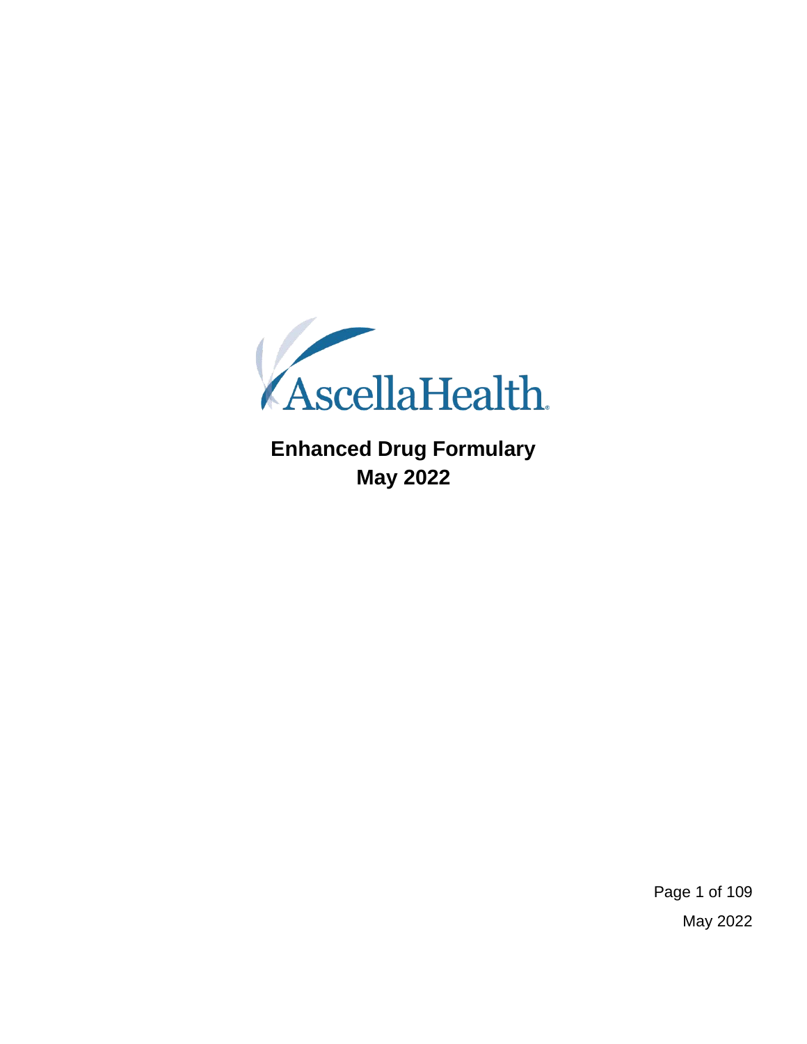AscellaHealth

# Enhanced Drug Formulary
## May 2022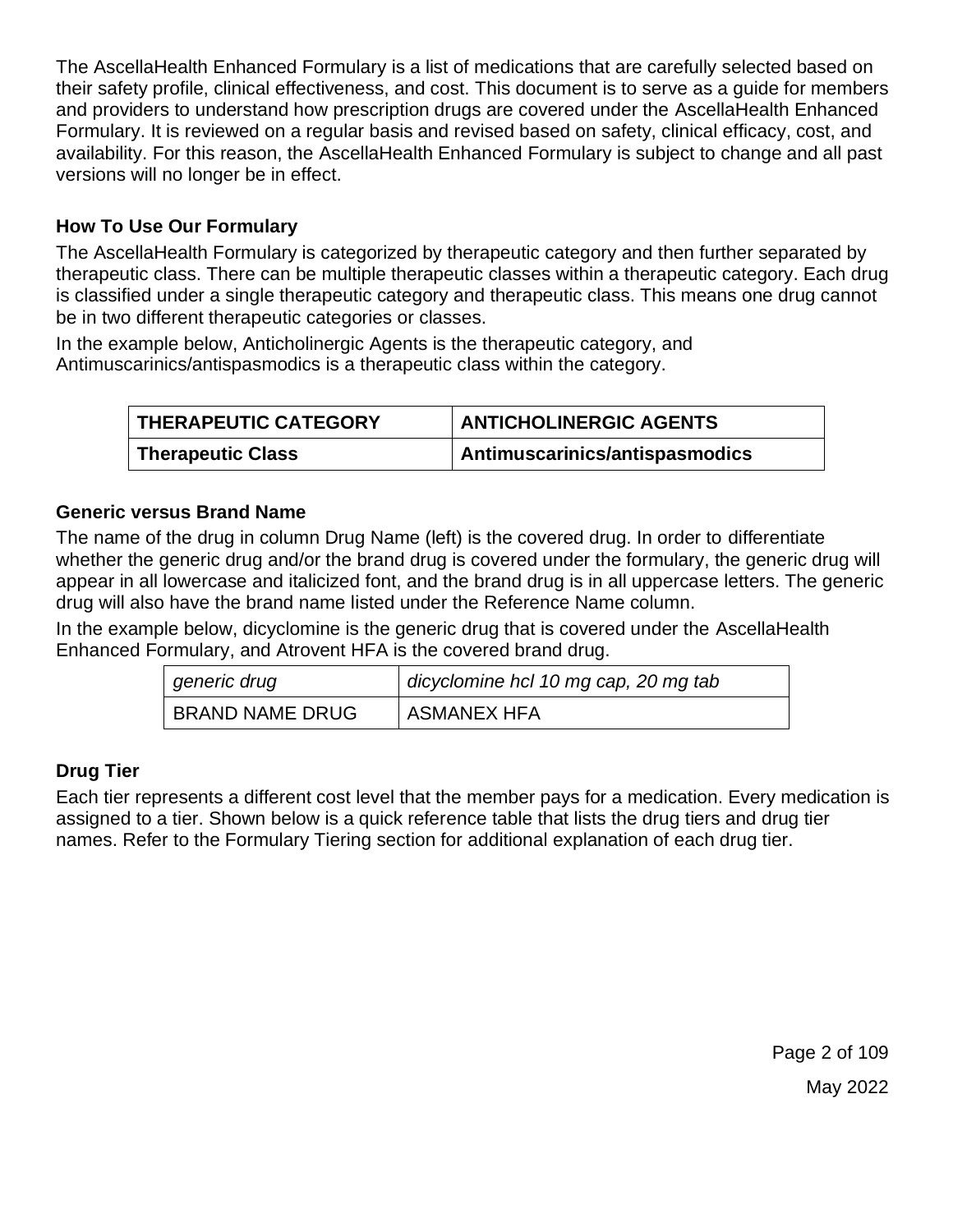The AscellaHealth Enhanced Formulary is a list of medications that are carefully selected based on their safety profile, clinical effectiveness, and cost. This document is to serve as a guide for members and providers to understand how prescription drugs are covered under the AscellaHealth Enhanced Formulary. It is reviewed on a regular basis and revised based on safety, clinical efficacy, cost, and availability. For this reason, the AscellaHealth Enhanced Formulary is subject to change and all past versions will no longer be in effect.

### How To Use Our Formulary

The AscellaHealth Formulary is categorized by therapeutic category and then further separated by therapeutic class. There can be multiple therapeutic classes within a therapeutic category. Each drug is classified under a single therapeutic category and therapeutic class. This means one drug cannot be in two different therapeutic categories or classes.

In the example below, Anticholinergic Agents is the therapeutic category, and Antimuscarinics/antispasmodics is a therapeutic class within the category.

| **THERAPEUTIC CATEGORY** | **ANTICHOLINERGIC AGENTS** |
|---|---|
| **Therapeutic Class** | **Antimuscarinics/antispasmodics** |

### Generic versus Brand Name

The name of the drug in column Drug Name (left) is the covered drug. In order to differentiate whether the generic drug and/or the brand drug is covered under the formulary, the generic drug will appear in all lowercase and italicized font, and the brand drug is in all uppercase letters. The generic drug will also have the brand name listed under the Reference Name column.

In the example below, dicyclomine is the generic drug that is covered under the AscellaHealth Enhanced Formulary, and Atrovent HFA is the covered brand drug.

| *generic drug* | *dicyclomine hcl 10 mg cap, 20 mg tab* |
|---|---|
| BRAND NAME DRUG | ASMANEX HFA |

### Drug Tier

Each tier represents a different cost level that the member pays for a medication. Every medication is assigned to a tier. Shown below is a quick reference table that lists the drug tiers and drug tier names. Refer to the Formulary Tiering section for additional explanation of each drug tier.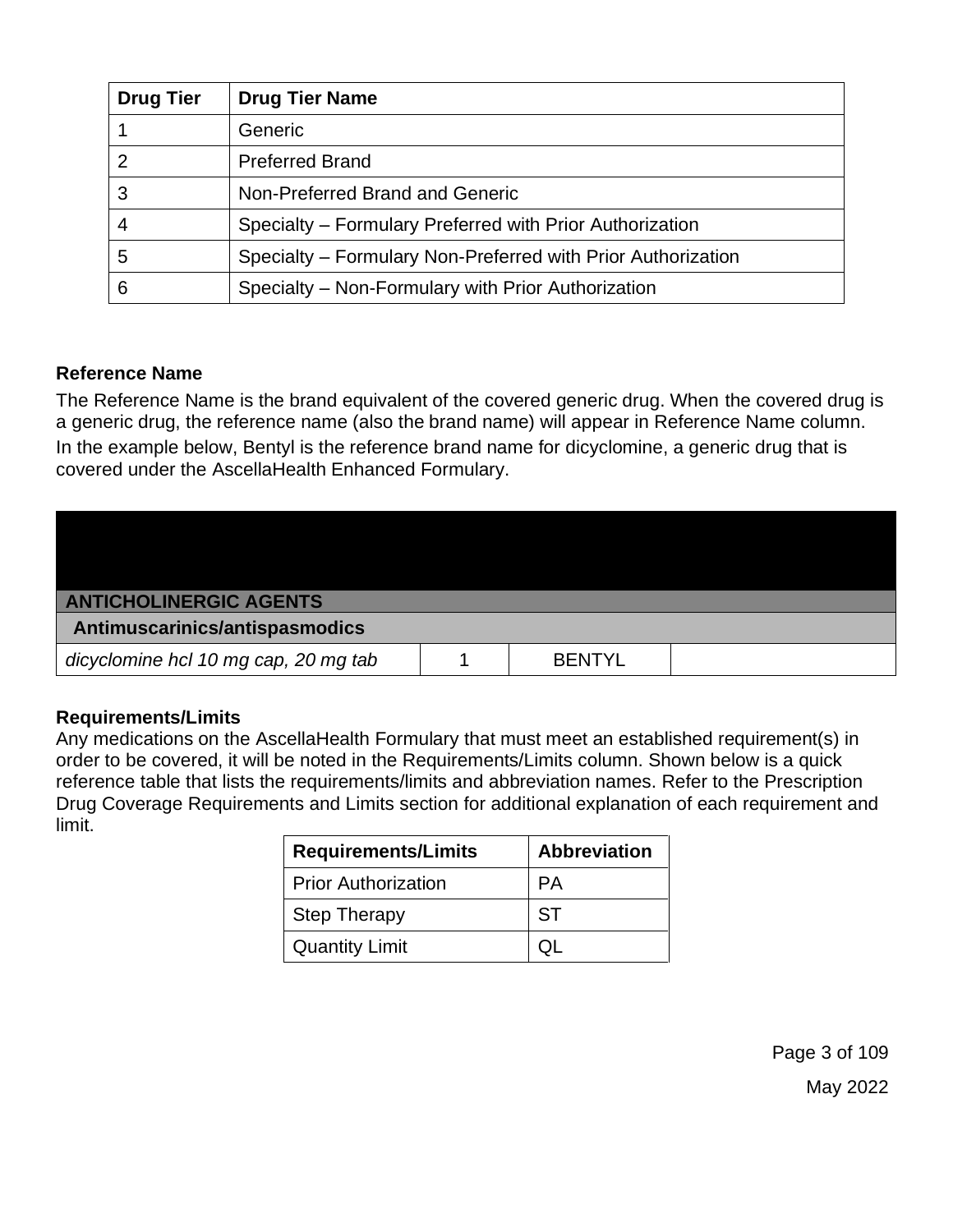| Drug Tier | Drug Tier Name |
|---|---|
| 1 | Generic |
| 2 | Preferred Brand |
| 3 | Non-Preferred Brand and Generic |
| 4 | Specialty – Formulary Preferred with Prior Authorization |
| 5 | Specialty – Formulary Non-Preferred with Prior Authorization |
| 6 | Specialty – Non-Formulary with Prior Authorization |

**Reference Name**

The Reference Name is the brand equivalent of the covered generic drug. When the covered drug is a generic drug, the reference name (also the brand name) will appear in Reference Name column. In the example below, Bentyl is the reference brand name for dicyclomine, a generic drug that is covered under the AscellaHealth Enhanced Formulary.

| | | | |
|---|---|---|---|
| **ANTICHOLINERGIC AGENTS** | | | |
| **Antimuscarinics/antispasmodics** | | | |
| *dicyclomine hcl 10 mg cap, 20 mg tab* | 1 | BENTYL | |

**Requirements/Limits**

Any medications on the AscellaHealth Formulary that must meet an established requirement(s) in order to be covered, it will be noted in the Requirements/Limits column. Shown below is a quick reference table that lists the requirements/limits and abbreviation names. Refer to the Prescription Drug Coverage Requirements and Limits section for additional explanation of each requirement and limit.

| Requirements/Limits | Abbreviation |
|---|---|
| Prior Authorization | PA |
| Step Therapy | ST |
| Quantity Limit | QL |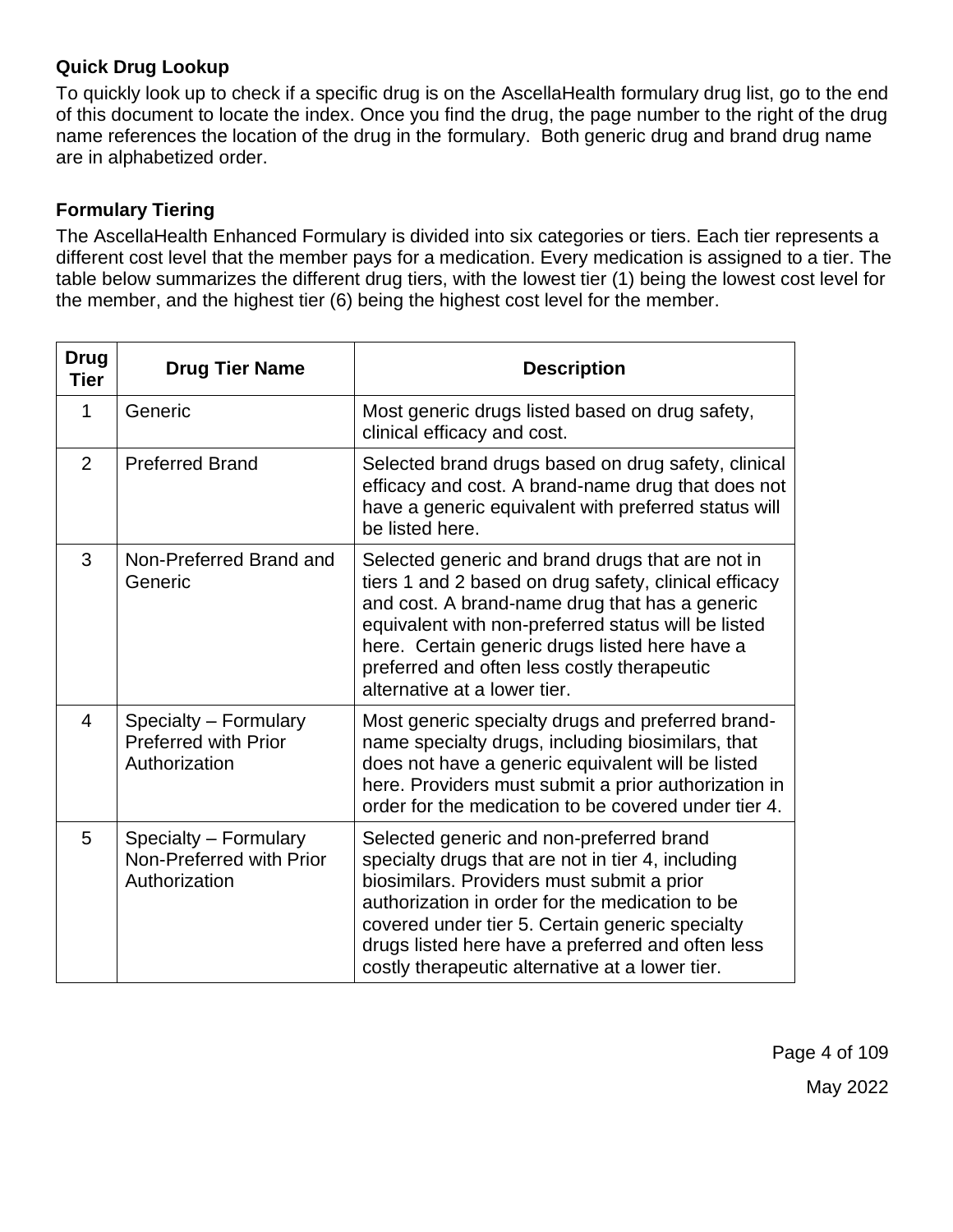### Quick Drug Lookup

To quickly look up to check if a specific drug is on the AscellaHealth formulary drug list, go to the end of this document to locate the index. Once you find the drug, the page number to the right of the drug name references the location of the drug in the formulary. Both generic drug and brand drug name are in alphabetized order.

### Formulary Tiering

The AscellaHealth Enhanced Formulary is divided into six categories or tiers. Each tier represents a different cost level that the member pays for a medication. Every medication is assigned to a tier. The table below summarizes the different drug tiers, with the lowest tier (1) being the lowest cost level for the member, and the highest tier (6) being the highest cost level for the member.

| Drug Tier | Drug Tier Name | Description |
|---|---|---|
| 1 | Generic | Most generic drugs listed based on drug safety, clinical efficacy and cost. |
| 2 | Preferred Brand | Selected brand drugs based on drug safety, clinical efficacy and cost. A brand-name drug that does not have a generic equivalent with preferred status will be listed here. |
| 3 | Non-Preferred Brand and Generic | Selected generic and brand drugs that are not in tiers 1 and 2 based on drug safety, clinical efficacy and cost. A brand-name drug that has a generic equivalent with non-preferred status will be listed here. Certain generic drugs listed here have a preferred and often less costly therapeutic alternative at a lower tier. |
| 4 | Specialty – Formulary Preferred with Prior Authorization | Most generic specialty drugs and preferred brand-name specialty drugs, including biosimilars, that does not have a generic equivalent will be listed here. Providers must submit a prior authorization in order for the medication to be covered under tier 4. |
| 5 | Specialty – Formulary Non-Preferred with Prior Authorization | Selected generic and non-preferred brand specialty drugs that are not in tier 4, including biosimilars. Providers must submit a prior authorization in order for the medication to be covered under tier 5. Certain generic specialty drugs listed here have a preferred and often less costly therapeutic alternative at a lower tier. |

May 2022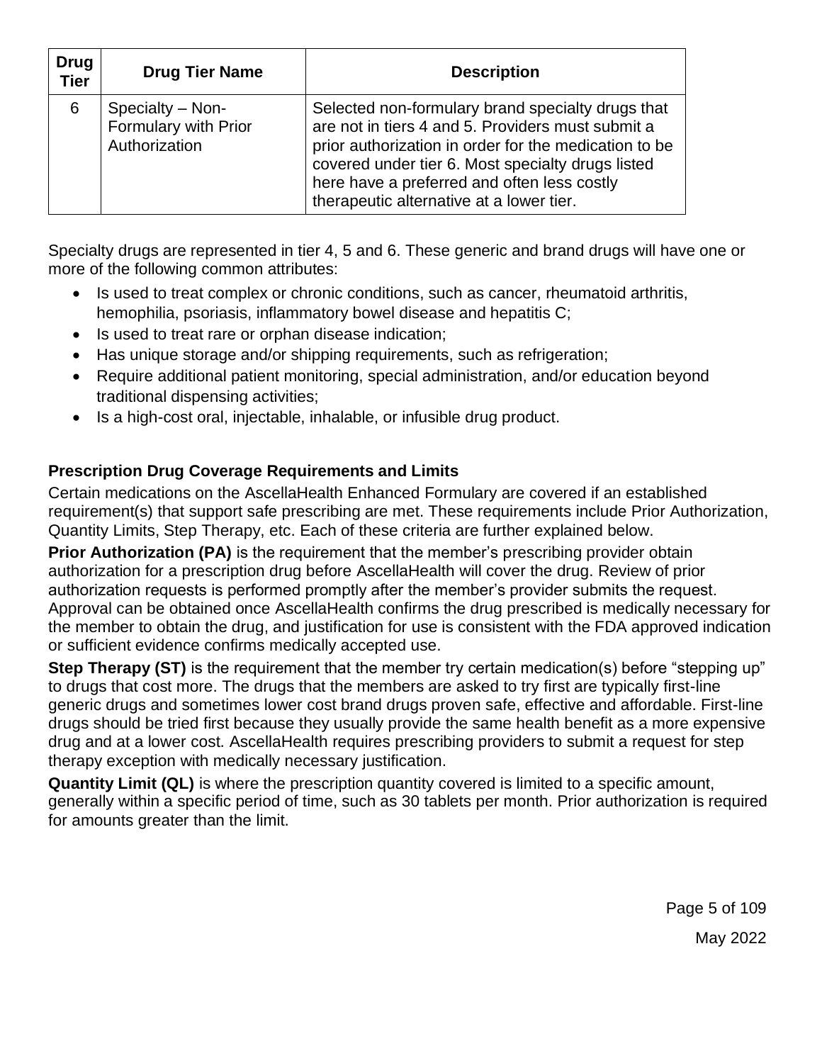| Drug Tier | Drug Tier Name | Description |
|---|---|---|
| 6 | Specialty – Non-Formulary with Prior Authorization | Selected non-formulary brand specialty drugs that are not in tiers 4 and 5. Providers must submit a prior authorization in order for the medication to be covered under tier 6. Most specialty drugs listed here have a preferred and often less costly therapeutic alternative at a lower tier. |

Specialty drugs are represented in tier 4, 5 and 6. These generic and brand drugs will have one or more of the following common attributes:

- Is used to treat complex or chronic conditions, such as cancer, rheumatoid arthritis, hemophilia, psoriasis, inflammatory bowel disease and hepatitis C;
- Is used to treat rare or orphan disease indication;
- Has unique storage and/or shipping requirements, such as refrigeration;
- Require additional patient monitoring, special administration, and/or education beyond traditional dispensing activities;
- Is a high-cost oral, injectable, inhalable, or infusible drug product.

### Prescription Drug Coverage Requirements and Limits

Certain medications on the AscellaHealth Enhanced Formulary are covered if an established requirement(s) that support safe prescribing are met. These requirements include Prior Authorization, Quantity Limits, Step Therapy, etc. Each of these criteria are further explained below.

**Prior Authorization (PA)** is the requirement that the member's prescribing provider obtain authorization for a prescription drug before AscellaHealth will cover the drug. Review of prior authorization requests is performed promptly after the member's provider submits the request. Approval can be obtained once AscellaHealth confirms the drug prescribed is medically necessary for the member to obtain the drug, and justification for use is consistent with the FDA approved indication or sufficient evidence confirms medically accepted use.

**Step Therapy (ST)** is the requirement that the member try certain medication(s) before "stepping up" to drugs that cost more. The drugs that the members are asked to try first are typically first-line generic drugs and sometimes lower cost brand drugs proven safe, effective and affordable. First-line drugs should be tried first because they usually provide the same health benefit as a more expensive drug and at a lower cost. AscellaHealth requires prescribing providers to submit a request for step therapy exception with medically necessary justification.

**Quantity Limit (QL)** is where the prescription quantity covered is limited to a specific amount, generally within a specific period of time, such as 30 tablets per month. Prior authorization is required for amounts greater than the limit.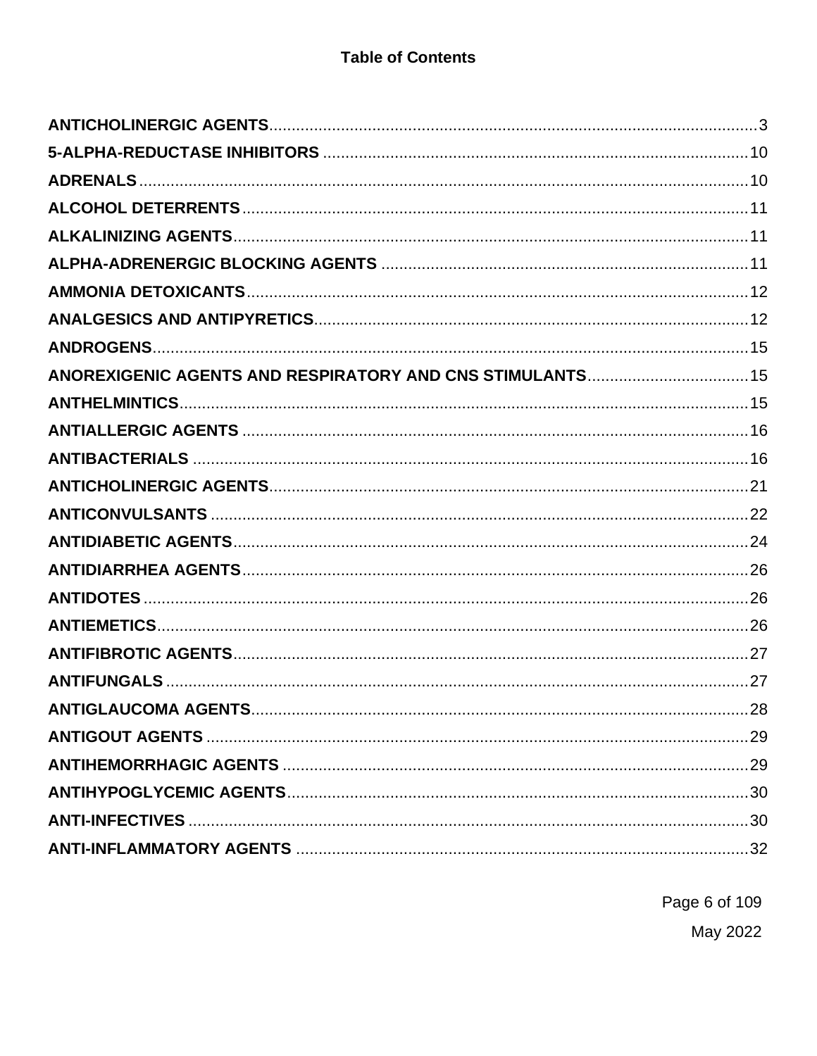# Table of Contents

**ANTICHOLINERGIC AGENTS**............................................................................................................3
**5-ALPHA-REDUCTASE INHIBITORS** ...............................................................................................10
**ADRENALS**.........................................................................................................................................10
**ALCOHOL DETERRENTS**................................................................................................................11
**ALKALINIZING AGENTS**..................................................................................................................11
**ALPHA-ADRENERGIC BLOCKING AGENTS** ..................................................................................11
**AMMONIA DETOXICANTS**................................................................................................................12
**ANALGESICS AND ANTIPYRETICS**................................................................................................12
**ANDROGENS**......................................................................................................................................15
**ANOREXIGENIC AGENTS AND RESPIRATORY AND CNS STIMULANTS**....................................15
**ANTHELMINTICS**...............................................................................................................................15
**ANTIALLERGIC AGENTS** .................................................................................................................16
**ANTIBACTERIALS** ............................................................................................................................16
**ANTICHOLINERGIC AGENTS**...........................................................................................................21
**ANTICONVULSANTS** ........................................................................................................................22
**ANTIDIABETIC AGENTS**...................................................................................................................24
**ANTIDIARRHEA AGENTS**.................................................................................................................26
**ANTIDOTES** ........................................................................................................................................26
**ANTIEMETICS**.....................................................................................................................................26
**ANTIFIBROTIC AGENTS**...................................................................................................................27
**ANTIFUNGALS** ..................................................................................................................................27
**ANTIGLAUCOMA AGENTS**...............................................................................................................28
**ANTIGOUT AGENTS** .........................................................................................................................29
**ANTIHEMORRHAGIC AGENTS** ........................................................................................................29
**ANTIHYPOGLYCEMIC AGENTS**.......................................................................................................30
**ANTI-INFECTIVES** .............................................................................................................................30
**ANTI-INFLAMMATORY AGENTS** .....................................................................................................32

May 2022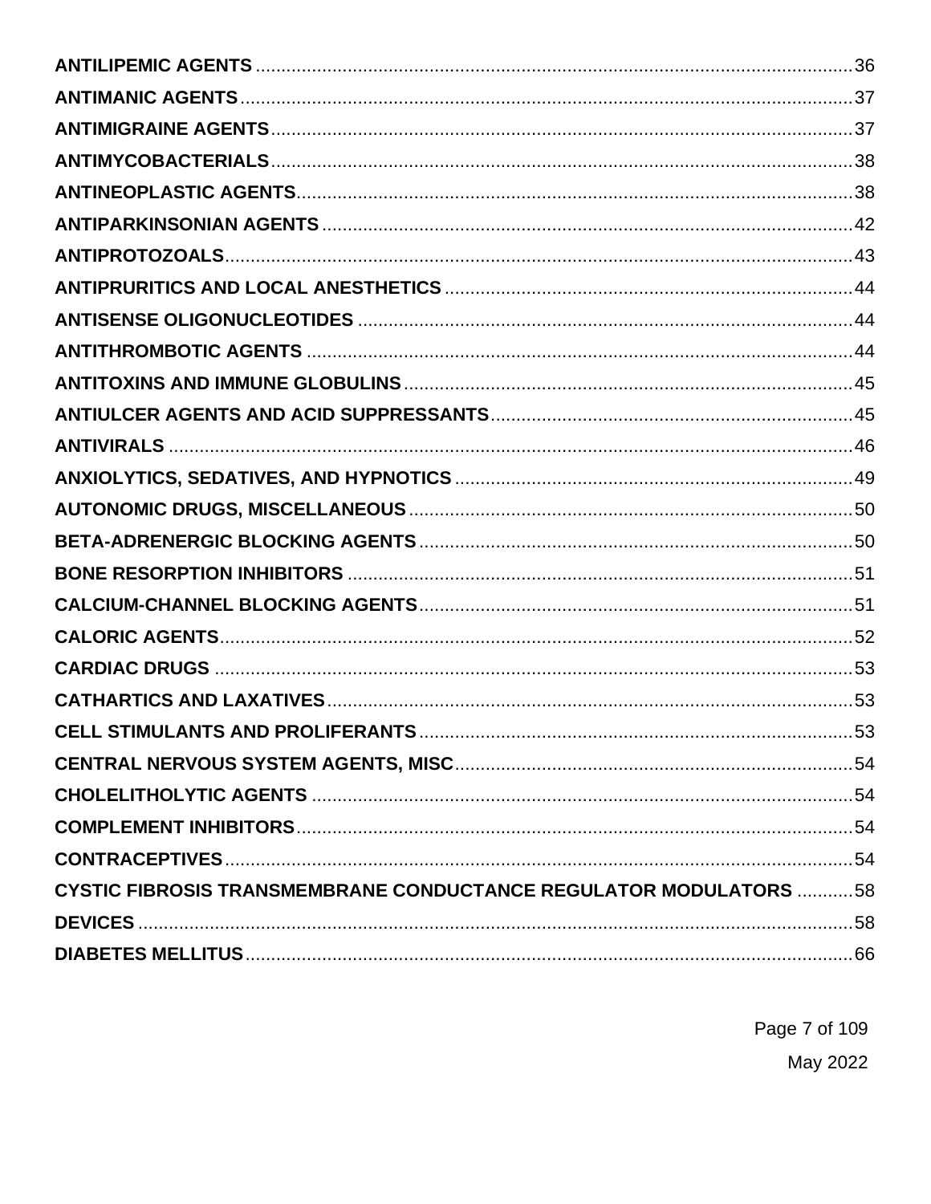**ANTILIPEMIC AGENTS** .......... 36
**ANTIMANIC AGENTS** .......... 37
**ANTIMIGRAINE AGENTS** .......... 37
**ANTIMYCOBACTERIALS** .......... 38
**ANTINEOPLASTIC AGENTS** .......... 38
**ANTIPARKINSONIAN AGENTS** .......... 42
**ANTIPROTOZOALS** .......... 43
**ANTIPRURITICS AND LOCAL ANESTHETICS** .......... 44
**ANTISENSE OLIGONUCLEOTIDES** .......... 44
**ANTITHROMBOTIC AGENTS** .......... 44
**ANTITOXINS AND IMMUNE GLOBULINS** .......... 45
**ANTIULCER AGENTS AND ACID SUPPRESSANTS** .......... 45
**ANTIVIRALS** .......... 46
**ANXIOLYTICS, SEDATIVES, AND HYPNOTICS** .......... 49
**AUTONOMIC DRUGS, MISCELLANEOUS** .......... 50
**BETA-ADRENERGIC BLOCKING AGENTS** .......... 50
**BONE RESORPTION INHIBITORS** .......... 51
**CALCIUM-CHANNEL BLOCKING AGENTS** .......... 51
**CALORIC AGENTS** .......... 52
**CARDIAC DRUGS** .......... 53
**CATHARTICS AND LAXATIVES** .......... 53
**CELL STIMULANTS AND PROLIFERANTS** .......... 53
**CENTRAL NERVOUS SYSTEM AGENTS, MISC** .......... 54
**CHOLELITHOLYTIC AGENTS** .......... 54
**COMPLEMENT INHIBITORS** .......... 54
**CONTRACEPTIVES** .......... 54
**CYSTIC FIBROSIS TRANSMEMBRANE CONDUCTANCE REGULATOR MODULATORS** .......... 58
**DEVICES** .......... 58
**DIABETES MELLITUS** .......... 66

May 2022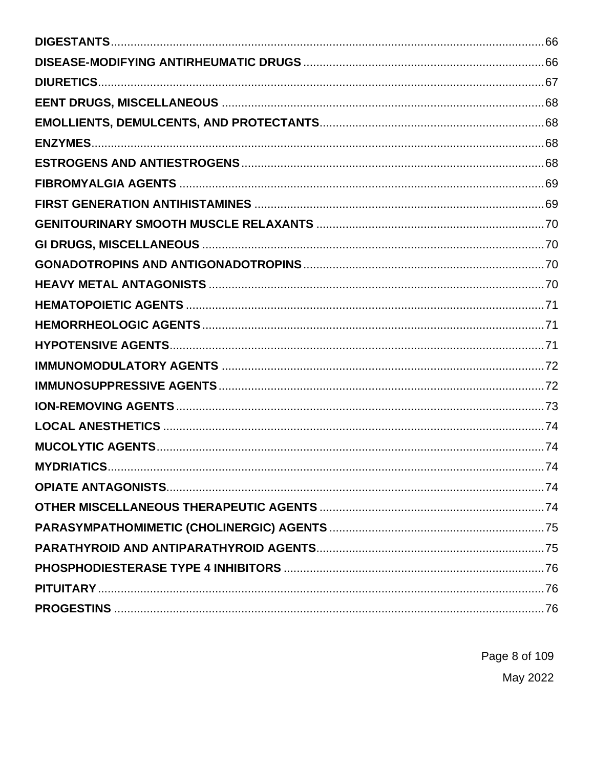**DIGESTANTS**......66
**DISEASE-MODIFYING ANTIRHEUMATIC DRUGS**......66
**DIURETICS**......67
**EENT DRUGS, MISCELLANEOUS**......68
**EMOLLIENTS, DEMULCENTS, AND PROTECTANTS**......68
**ENZYMES**......68
**ESTROGENS AND ANTIESTROGENS**......68
**FIBROMYALGIA AGENTS**......69
**FIRST GENERATION ANTIHISTAMINES**......69
**GENITOURINARY SMOOTH MUSCLE RELAXANTS**......70
**GI DRUGS, MISCELLANEOUS**......70
**GONADOTROPINS AND ANTIGONADOTROPINS**......70
**HEAVY METAL ANTAGONISTS**......70
**HEMATOPOIETIC AGENTS**......71
**HEMORRHEOLOGIC AGENTS**......71
**HYPOTENSIVE AGENTS**......71
**IMMUNOMODULATORY AGENTS**......72
**IMMUNOSUPPRESSIVE AGENTS**......72
**ION-REMOVING AGENTS**......73
**LOCAL ANESTHETICS**......74
**MUCOLYTIC AGENTS**......74
**MYDRIATICS**......74
**OPIATE ANTAGONISTS**......74
**OTHER MISCELLANEOUS THERAPEUTIC AGENTS**......74
**PARASYMPATHOMIMETIC (CHOLINERGIC) AGENTS**......75
**PARATHYROID AND ANTIPARATHYROID AGENTS**......75
**PHOSPHODIESTERASE TYPE 4 INHIBITORS**......76
**PITUITARY**......76
**PROGESTINS**......76

May 2022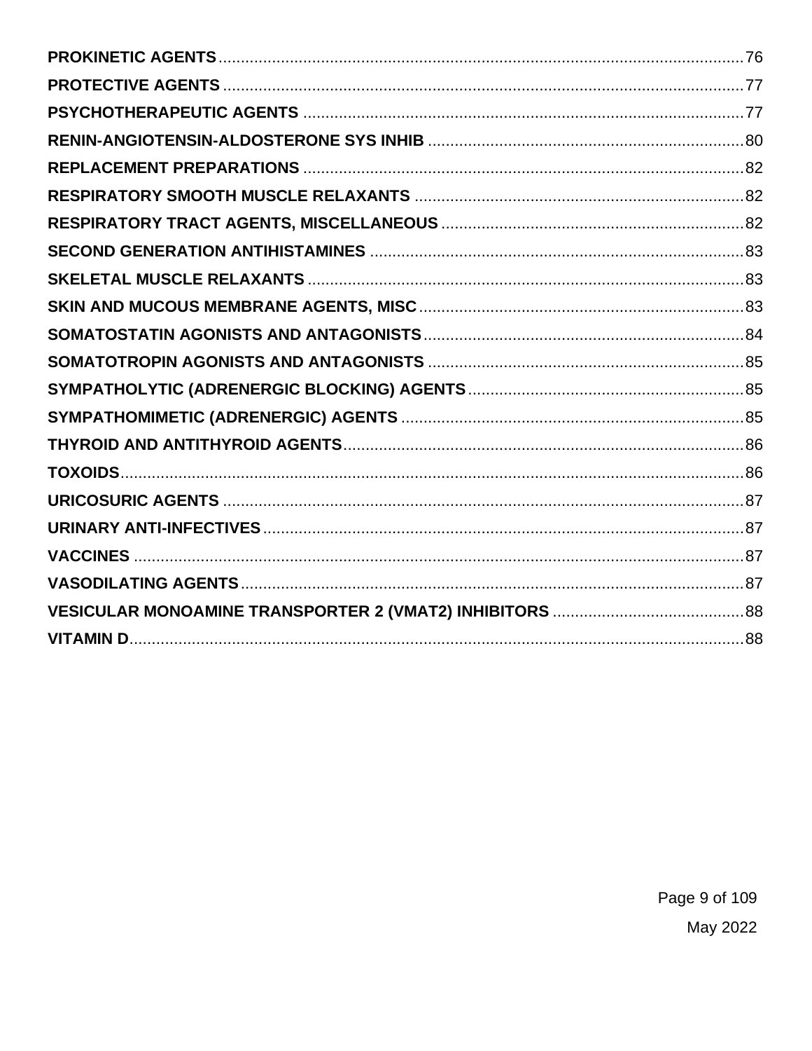**PROKINETIC AGENTS** ... 76
**PROTECTIVE AGENTS** ... 77
**PSYCHOTHERAPEUTIC AGENTS** ... 77
**RENIN-ANGIOTENSIN-ALDOSTERONE SYS INHIB** ... 80
**REPLACEMENT PREPARATIONS** ... 82
**RESPIRATORY SMOOTH MUSCLE RELAXANTS** ... 82
**RESPIRATORY TRACT AGENTS, MISCELLANEOUS** ... 82
**SECOND GENERATION ANTIHISTAMINES** ... 83
**SKELETAL MUSCLE RELAXANTS** ... 83
**SKIN AND MUCOUS MEMBRANE AGENTS, MISC** ... 83
**SOMATOSTATIN AGONISTS AND ANTAGONISTS** ... 84
**SOMATOTROPIN AGONISTS AND ANTAGONISTS** ... 85
**SYMPATHOLYTIC (ADRENERGIC BLOCKING) AGENTS** ... 85
**SYMPATHOMIMETIC (ADRENERGIC) AGENTS** ... 85
**THYROID AND ANTITHYROID AGENTS** ... 86
**TOXOIDS** ... 86
**URICOSURIC AGENTS** ... 87
**URINARY ANTI-INFECTIVES** ... 87
**VACCINES** ... 87
**VASODILATING AGENTS** ... 87
**VESICULAR MONOAMINE TRANSPORTER 2 (VMAT2) INHIBITORS** ... 88
**VITAMIN D** ... 88

May 2022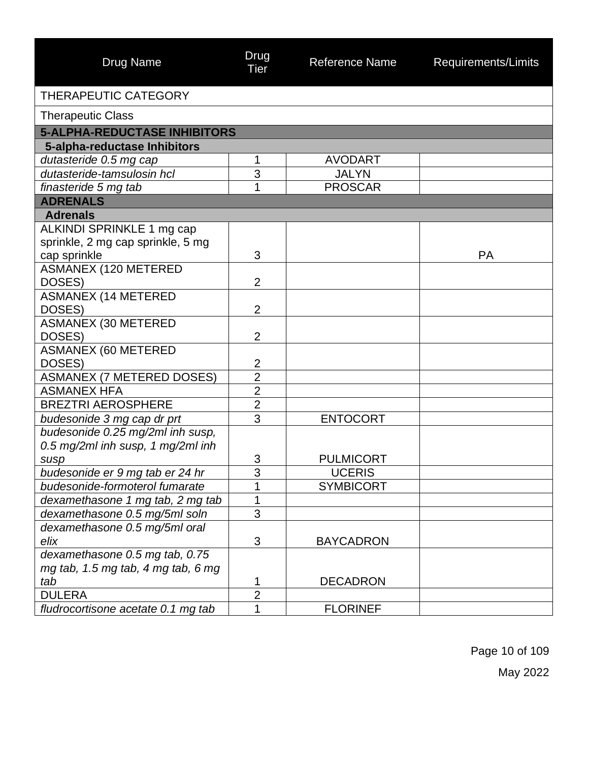| Drug Name | Drug Tier | Reference Name | Requirements/Limits |
|---|---|---|---|
| THERAPEUTIC CATEGORY | | | |
| Therapeutic Class | | | |
| **5-ALPHA-REDUCTASE INHIBITORS** | | | |
| **5-alpha-reductase Inhibitors** | | | |
| *dutasteride 0.5 mg cap* | 1 | AVODART | |
| *dutasteride-tamsulosin hcl* | 3 | JALYN | |
| *finasteride 5 mg tab* | 1 | PROSCAR | |
| **ADRENALS** | | | |
| **Adrenals** | | | |
| ALKINDI SPRINKLE 1 mg cap sprinkle, 2 mg cap sprinkle, 5 mg cap sprinkle | 3 | | PA |
| ASMANEX (120 METERED DOSES) | 2 | | |
| ASMANEX (14 METERED DOSES) | 2 | | |
| ASMANEX (30 METERED DOSES) | 2 | | |
| ASMANEX (60 METERED DOSES) | 2 | | |
| ASMANEX (7 METERED DOSES) | 2 | | |
| ASMANEX HFA | 2 | | |
| BREZTRI AEROSPHERE | 2 | | |
| *budesonide 3 mg cap dr prt* | 3 | ENTOCORT | |
| *budesonide 0.25 mg/2ml inh susp, 0.5 mg/2ml inh susp, 1 mg/2ml inh susp* | 3 | PULMICORT | |
| *budesonide er 9 mg tab er 24 hr* | 3 | UCERIS | |
| *budesonide-formoterol fumarate* | 1 | SYMBICORT | |
| *dexamethasone 1 mg tab, 2 mg tab* | 1 | | |
| *dexamethasone 0.5 mg/5ml soln* | 3 | | |
| *dexamethasone 0.5 mg/5ml oral elix* | 3 | BAYCADRON | |
| *dexamethasone 0.5 mg tab, 0.75 mg tab, 1.5 mg tab, 4 mg tab, 6 mg tab* | 1 | DECADRON | |
| DULERA | 2 | | |
| *fludrocortisone acetate 0.1 mg tab* | 1 | FLORINEF | |

May 2022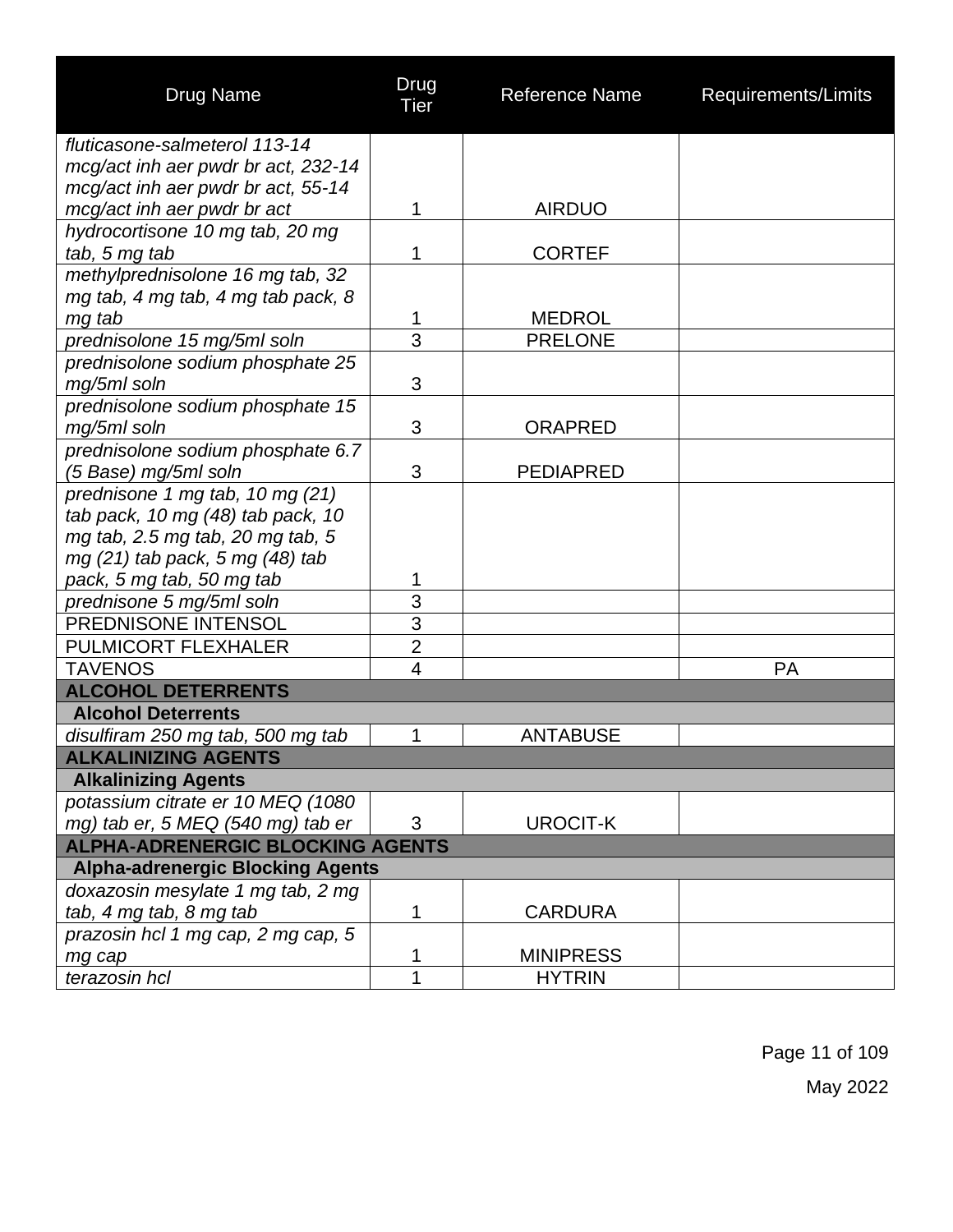| Drug Name | Drug Tier | Reference Name | Requirements/Limits |
|---|---|---|---|
| *fluticasone-salmeterol 113-14 mcg/act inh aer pwdr br act, 232-14 mcg/act inh aer pwdr br act, 55-14 mcg/act inh aer pwdr br act* | 1 | AIRDUO | |
| *hydrocortisone 10 mg tab, 20 mg tab, 5 mg tab* | 1 | CORTEF | |
| *methylprednisolone 16 mg tab, 32 mg tab, 4 mg tab, 4 mg tab pack, 8 mg tab* | 1 | MEDROL | |
| *prednisolone 15 mg/5ml soln* | 3 | PRELONE | |
| *prednisolone sodium phosphate 25 mg/5ml soln* | 3 | | |
| *prednisolone sodium phosphate 15 mg/5ml soln* | 3 | ORAPRED | |
| *prednisolone sodium phosphate 6.7 (5 Base) mg/5ml soln* | 3 | PEDIAPRED | |
| *prednisone 1 mg tab, 10 mg (21) tab pack, 10 mg (48) tab pack, 10 mg tab, 2.5 mg tab, 20 mg tab, 5 mg (21) tab pack, 5 mg (48) tab pack, 5 mg tab, 50 mg tab* | 1 | | |
| *prednisone 5 mg/5ml soln* | 3 | | |
| PREDNISONE INTENSOL | 3 | | |
| PULMICORT FLEXHALER | 2 | | |
| TAVENOS | 4 | | PA |
| **ALCOHOL DETERRENTS** | | | |
| **Alcohol Deterrents** | | | |
| *disulfiram 250 mg tab, 500 mg tab* | 1 | ANTABUSE | |
| **ALKALINIZING AGENTS** | | | |
| **Alkalinizing Agents** | | | |
| *potassium citrate er 10 MEQ (1080 mg) tab er, 5 MEQ (540 mg) tab er* | 3 | UROCIT-K | |
| **ALPHA-ADRENERGIC BLOCKING AGENTS** | | | |
| **Alpha-adrenergic Blocking Agents** | | | |
| *doxazosin mesylate 1 mg tab, 2 mg tab, 4 mg tab, 8 mg tab* | 1 | CARDURA | |
| *prazosin hcl 1 mg cap, 2 mg cap, 5 mg cap* | 1 | MINIPRESS | |
| *terazosin hcl* | 1 | HYTRIN | |

May 2022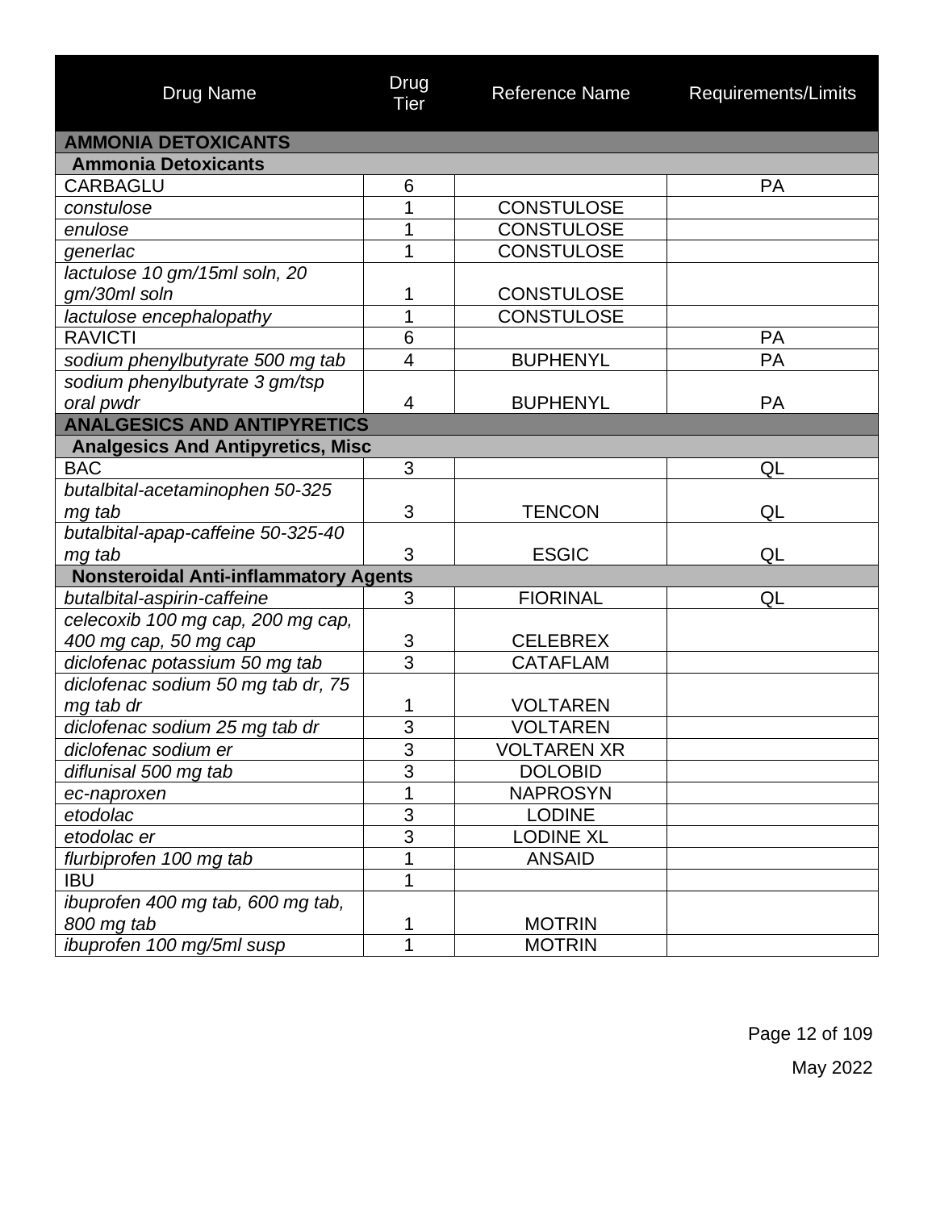| Drug Name | Drug Tier | Reference Name | Requirements/Limits |
|---|---|---|---|
| **AMMONIA DETOXICANTS** | | | |
| **Ammonia Detoxicants** | | | |
| CARBAGLU | 6 | | PA |
| *constulose* | 1 | CONSTULOSE | |
| *enulose* | 1 | CONSTULOSE | |
| *generlac* | 1 | CONSTULOSE | |
| *lactulose 10 gm/15ml soln, 20 gm/30ml soln* | 1 | CONSTULOSE | |
| *lactulose encephalopathy* | 1 | CONSTULOSE | |
| RAVICTI | 6 | | PA |
| *sodium phenylbutyrate 500 mg tab* | 4 | BUPHENYL | PA |
| *sodium phenylbutyrate 3 gm/tsp oral pwdr* | 4 | BUPHENYL | PA |
| **ANALGESICS AND ANTIPYRETICS** | | | |
| **Analgesics And Antipyretics, Misc** | | | |
| BAC | 3 | | QL |
| *butalbital-acetaminophen 50-325 mg tab* | 3 | TENCON | QL |
| *butalbital-apap-caffeine 50-325-40 mg tab* | 3 | ESGIC | QL |
| **Nonsteroidal Anti-inflammatory Agents** | | | |
| *butalbital-aspirin-caffeine* | 3 | FIORINAL | QL |
| *celecoxib 100 mg cap, 200 mg cap, 400 mg cap, 50 mg cap* | 3 | CELEBREX | |
| *diclofenac potassium 50 mg tab* | 3 | CATAFLAM | |
| *diclofenac sodium 50 mg tab dr, 75 mg tab dr* | 1 | VOLTAREN | |
| *diclofenac sodium 25 mg tab dr* | 3 | VOLTAREN | |
| *diclofenac sodium er* | 3 | VOLTAREN XR | |
| *diflunisal 500 mg tab* | 3 | DOLOBID | |
| *ec-naproxen* | 1 | NAPROSYN | |
| *etodolac* | 3 | LODINE | |
| *etodolac er* | 3 | LODINE XL | |
| *flurbiprofen 100 mg tab* | 1 | ANSAID | |
| IBU | 1 | | |
| *ibuprofen 400 mg tab, 600 mg tab, 800 mg tab* | 1 | MOTRIN | |
| *ibuprofen 100 mg/5ml susp* | 1 | MOTRIN | |

May 2022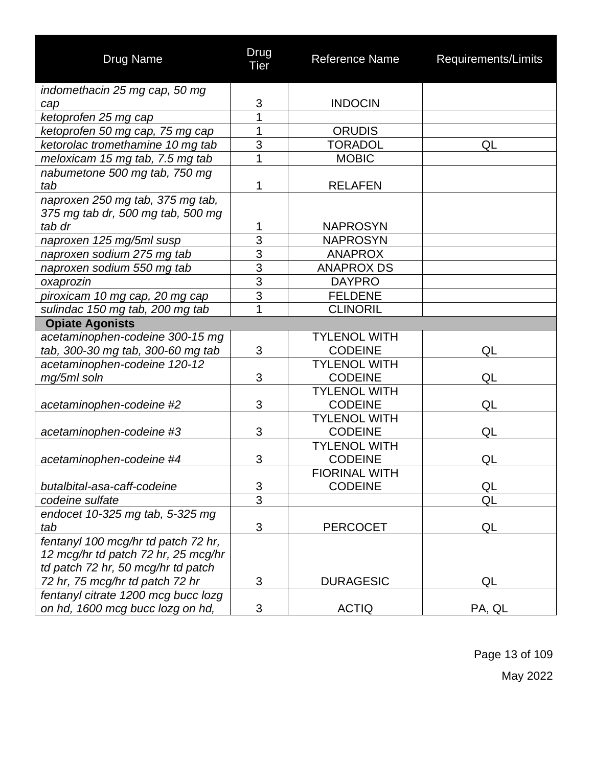| Drug Name | Drug Tier | Reference Name | Requirements/Limits |
|---|---|---|---|
| *indomethacin 25 mg cap, 50 mg cap* | 3 | INDOCIN | |
| *ketoprofen 25 mg cap* | 1 | | |
| *ketoprofen 50 mg cap, 75 mg cap* | 1 | ORUDIS | |
| *ketorolac tromethamine 10 mg tab* | 3 | TORADOL | QL |
| *meloxicam 15 mg tab, 7.5 mg tab* | 1 | MOBIC | |
| *nabumetone 500 mg tab, 750 mg tab* | 1 | RELAFEN | |
| *naproxen 250 mg tab, 375 mg tab, 375 mg tab dr, 500 mg tab, 500 mg tab dr* | 1 | NAPROSYN | |
| *naproxen 125 mg/5ml susp* | 3 | NAPROSYN | |
| *naproxen sodium 275 mg tab* | 3 | ANAPROX | |
| *naproxen sodium 550 mg tab* | 3 | ANAPROX DS | |
| *oxaprozin* | 3 | DAYPRO | |
| *piroxicam 10 mg cap, 20 mg cap* | 3 | FELDENE | |
| *sulindac 150 mg tab, 200 mg tab* | 1 | CLINORIL | |
| **Opiate Agonists** | | | |
| *acetaminophen-codeine 300-15 mg tab, 300-30 mg tab, 300-60 mg tab* | 3 | TYLENOL WITH CODEINE | QL |
| *acetaminophen-codeine 120-12 mg/5ml soln* | 3 | TYLENOL WITH CODEINE | QL |
| *acetaminophen-codeine #2* | 3 | TYLENOL WITH CODEINE | QL |
| *acetaminophen-codeine #3* | 3 | TYLENOL WITH CODEINE | QL |
| *acetaminophen-codeine #4* | 3 | TYLENOL WITH CODEINE | QL |
| *butalbital-asa-caff-codeine* | 3 | FIORINAL WITH CODEINE | QL |
| *codeine sulfate* | 3 | | QL |
| *endocet 10-325 mg tab, 5-325 mg tab* | 3 | PERCOCET | QL |
| *fentanyl 100 mcg/hr td patch 72 hr, 12 mcg/hr td patch 72 hr, 25 mcg/hr td patch 72 hr, 50 mcg/hr td patch 72 hr, 75 mcg/hr td patch 72 hr* | 3 | DURAGESIC | QL |
| *fentanyl citrate 1200 mcg bucc lozg on hd, 1600 mcg bucc lozg on hd,* | 3 | ACTIQ | PA, QL |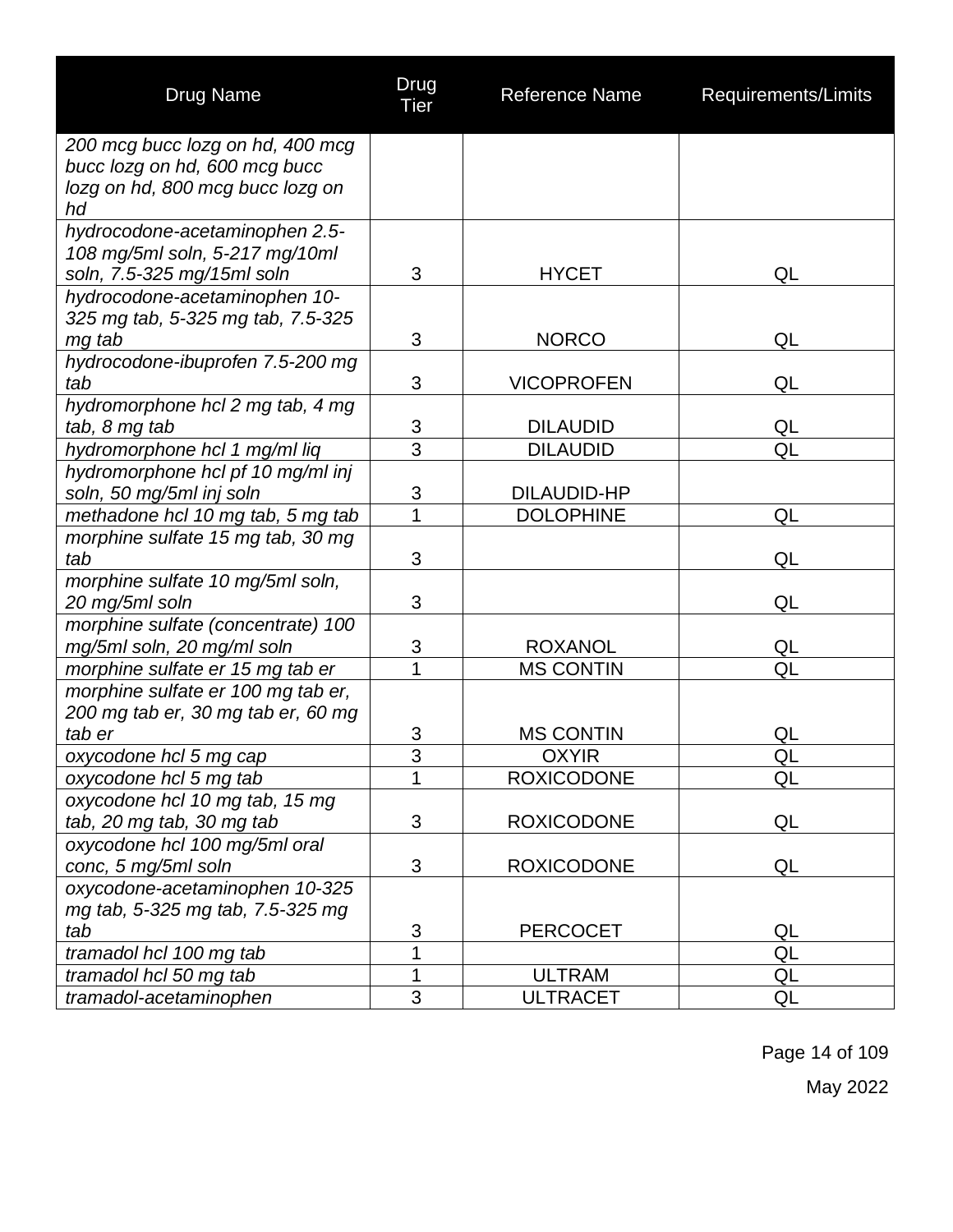| Drug Name | Drug Tier | Reference Name | Requirements/Limits |
|---|---|---|---|
| *200 mcg bucc lozg on hd, 400 mcg bucc lozg on hd, 600 mcg bucc lozg on hd, 800 mcg bucc lozg on hd* | | | |
| *hydrocodone-acetaminophen 2.5-108 mg/5ml soln, 5-217 mg/10ml soln, 7.5-325 mg/15ml soln* | 3 | HYCET | QL |
| *hydrocodone-acetaminophen 10-325 mg tab, 5-325 mg tab, 7.5-325 mg tab* | 3 | NORCO | QL |
| *hydrocodone-ibuprofen 7.5-200 mg tab* | 3 | VICOPROFEN | QL |
| *hydromorphone hcl 2 mg tab, 4 mg tab, 8 mg tab* | 3 | DILAUDID | QL |
| *hydromorphone hcl 1 mg/ml liq* | 3 | DILAUDID | QL |
| *hydromorphone hcl pf 10 mg/ml inj soln, 50 mg/5ml inj soln* | 3 | DILAUDID-HP | |
| *methadone hcl 10 mg tab, 5 mg tab* | 1 | DOLOPHINE | QL |
| *morphine sulfate 15 mg tab, 30 mg tab* | 3 | | QL |
| *morphine sulfate 10 mg/5ml soln, 20 mg/5ml soln* | 3 | | QL |
| *morphine sulfate (concentrate) 100 mg/5ml soln, 20 mg/ml soln* | 3 | ROXANOL | QL |
| *morphine sulfate er 15 mg tab er* | 1 | MS CONTIN | QL |
| *morphine sulfate er 100 mg tab er, 200 mg tab er, 30 mg tab er, 60 mg tab er* | 3 | MS CONTIN | QL |
| *oxycodone hcl 5 mg cap* | 3 | OXYIR | QL |
| *oxycodone hcl 5 mg tab* | 1 | ROXICODONE | QL |
| *oxycodone hcl 10 mg tab, 15 mg tab, 20 mg tab, 30 mg tab* | 3 | ROXICODONE | QL |
| *oxycodone hcl 100 mg/5ml oral conc, 5 mg/5ml soln* | 3 | ROXICODONE | QL |
| *oxycodone-acetaminophen 10-325 mg tab, 5-325 mg tab, 7.5-325 mg tab* | 3 | PERCOCET | QL |
| *tramadol hcl 100 mg tab* | 1 | | QL |
| *tramadol hcl 50 mg tab* | 1 | ULTRAM | QL |
| *tramadol-acetaminophen* | 3 | ULTRACET | QL |

May 2022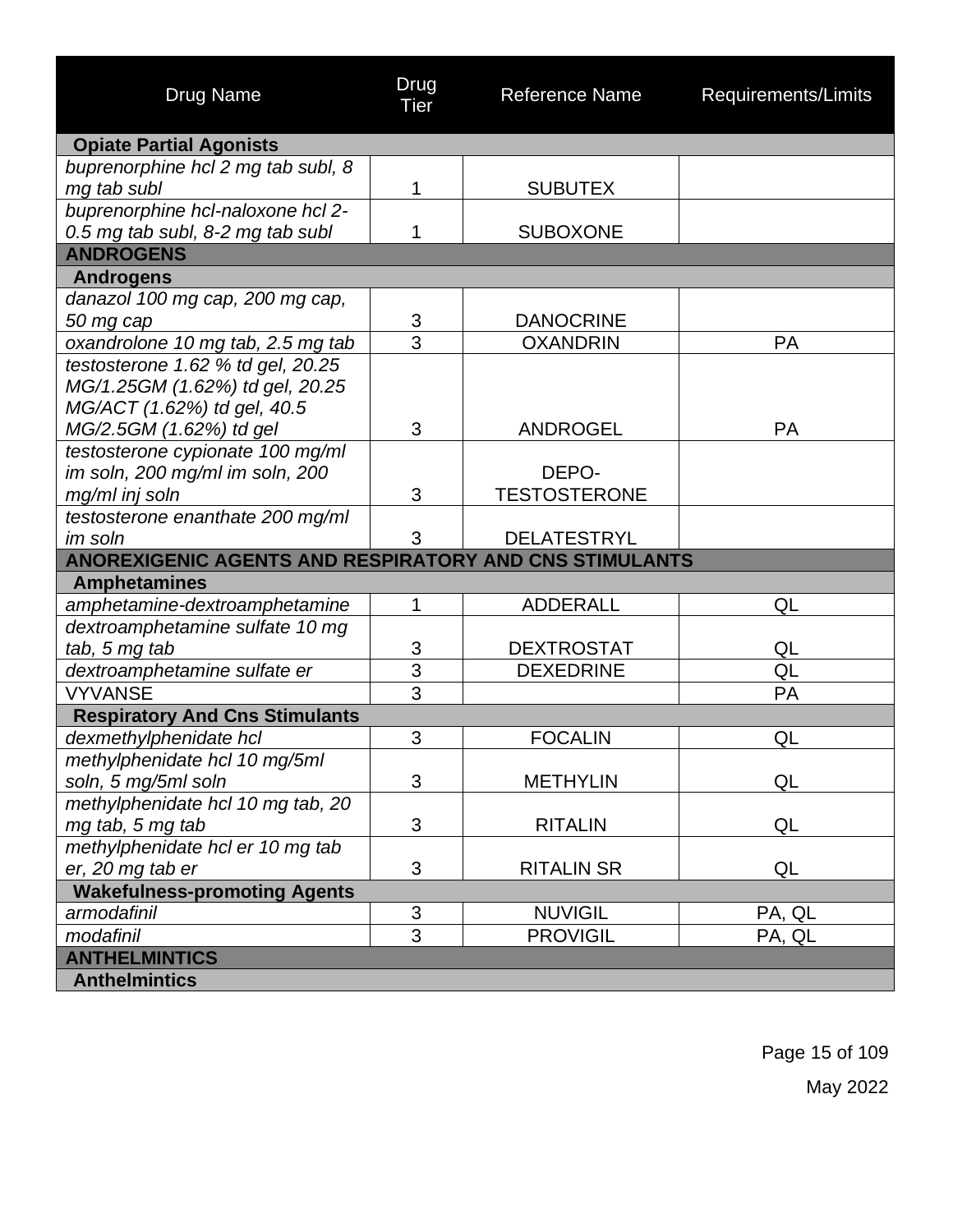| Drug Name | Drug Tier | Reference Name | Requirements/Limits |
|---|---|---|---|
| **Opiate Partial Agonists** | | | |
| *buprenorphine hcl 2 mg tab subl, 8 mg tab subl* | 1 | SUBUTEX | |
| *buprenorphine hcl-naloxone hcl 2-0.5 mg tab subl, 8-2 mg tab subl* | 1 | SUBOXONE | |
| **ANDROGENS** | | | |
| **Androgens** | | | |
| *danazol 100 mg cap, 200 mg cap, 50 mg cap* | 3 | DANOCRINE | |
| *oxandrolone 10 mg tab, 2.5 mg tab* | 3 | OXANDRIN | PA |
| *testosterone 1.62 % td gel, 20.25 MG/1.25GM (1.62%) td gel, 20.25 MG/ACT (1.62%) td gel, 40.5 MG/2.5GM (1.62%) td gel* | 3 | ANDROGEL | PA |
| *testosterone cypionate 100 mg/ml im soln, 200 mg/ml im soln, 200 mg/ml inj soln* | 3 | DEPO-TESTOSTERONE | |
| *testosterone enanthate 200 mg/ml im soln* | 3 | DELATESTRYL | |
| **ANOREXIGENIC AGENTS AND RESPIRATORY AND CNS STIMULANTS** | | | |
| **Amphetamines** | | | |
| *amphetamine-dextroamphetamine* | 1 | ADDERALL | QL |
| *dextroamphetamine sulfate 10 mg tab, 5 mg tab* | 3 | DEXTROSTAT | QL |
| *dextroamphetamine sulfate er* | 3 | DEXEDRINE | QL |
| VYVANSE | 3 | | PA |
| **Respiratory And Cns Stimulants** | | | |
| *dexmethylphenidate hcl* | 3 | FOCALIN | QL |
| *methylphenidate hcl 10 mg/5ml soln, 5 mg/5ml soln* | 3 | METHYLIN | QL |
| *methylphenidate hcl 10 mg tab, 20 mg tab, 5 mg tab* | 3 | RITALIN | QL |
| *methylphenidate hcl er 10 mg tab er, 20 mg tab er* | 3 | RITALIN SR | QL |
| **Wakefulness-promoting Agents** | | | |
| *armodafinil* | 3 | NUVIGIL | PA, QL |
| *modafinil* | 3 | PROVIGIL | PA, QL |
| **ANTHELMINTICS** | | | |
| **Anthelmintics** | | | |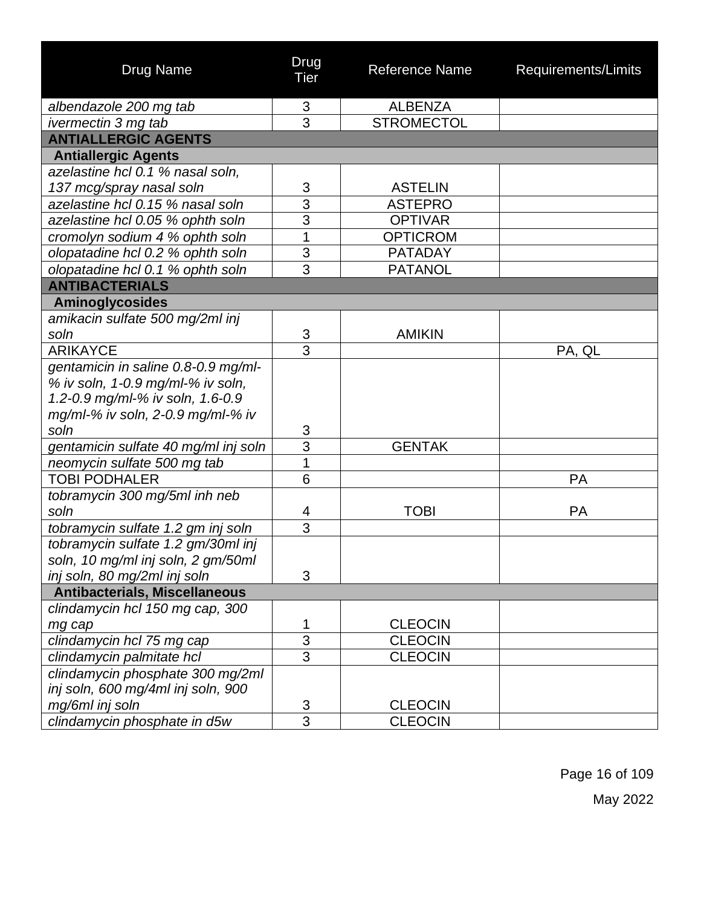| Drug Name | Drug Tier | Reference Name | Requirements/Limits |
|---|---|---|---|
| *albendazole 200 mg tab* | 3 | ALBENZA | |
| *ivermectin 3 mg tab* | 3 | STROMECTOL | |
| **ANTIALLERGIC AGENTS** | | | |
| **Antiallergic Agents** | | | |
| *azelastine hcl 0.1 % nasal soln, 137 mcg/spray nasal soln* | 3 | ASTELIN | |
| *azelastine hcl 0.15 % nasal soln* | 3 | ASTEPRO | |
| *azelastine hcl 0.05 % ophth soln* | 3 | OPTIVAR | |
| *cromolyn sodium 4 % ophth soln* | 1 | OPTICROM | |
| *olopatadine hcl 0.2 % ophth soln* | 3 | PATADAY | |
| *olopatadine hcl 0.1 % ophth soln* | 3 | PATANOL | |
| **ANTIBACTERIALS** | | | |
| **Aminoglycosides** | | | |
| *amikacin sulfate 500 mg/2ml inj soln* | 3 | AMIKIN | |
| ARIKAYCE | 3 | | PA, QL |
| *gentamicin in saline 0.8-0.9 mg/ml-% iv soln, 1-0.9 mg/ml-% iv soln, 1.2-0.9 mg/ml-% iv soln, 1.6-0.9 mg/ml-% iv soln, 2-0.9 mg/ml-% iv soln* | 3 | | |
| *gentamicin sulfate 40 mg/ml inj soln* | 3 | GENTAK | |
| *neomycin sulfate 500 mg tab* | 1 | | |
| TOBI PODHALER | 6 | | PA |
| *tobramycin 300 mg/5ml inh neb soln* | 4 | TOBI | PA |
| *tobramycin sulfate 1.2 gm inj soln* | 3 | | |
| *tobramycin sulfate 1.2 gm/30ml inj soln, 10 mg/ml inj soln, 2 gm/50ml inj soln, 80 mg/2ml inj soln* | 3 | | |
| **Antibacterials, Miscellaneous** | | | |
| *clindamycin hcl 150 mg cap, 300 mg cap* | 1 | CLEOCIN | |
| *clindamycin hcl 75 mg cap* | 3 | CLEOCIN | |
| *clindamycin palmitate hcl* | 3 | CLEOCIN | |
| *clindamycin phosphate 300 mg/2ml inj soln, 600 mg/4ml inj soln, 900 mg/6ml inj soln* | 3 | CLEOCIN | |
| *clindamycin phosphate in d5w* | 3 | CLEOCIN | |

May 2022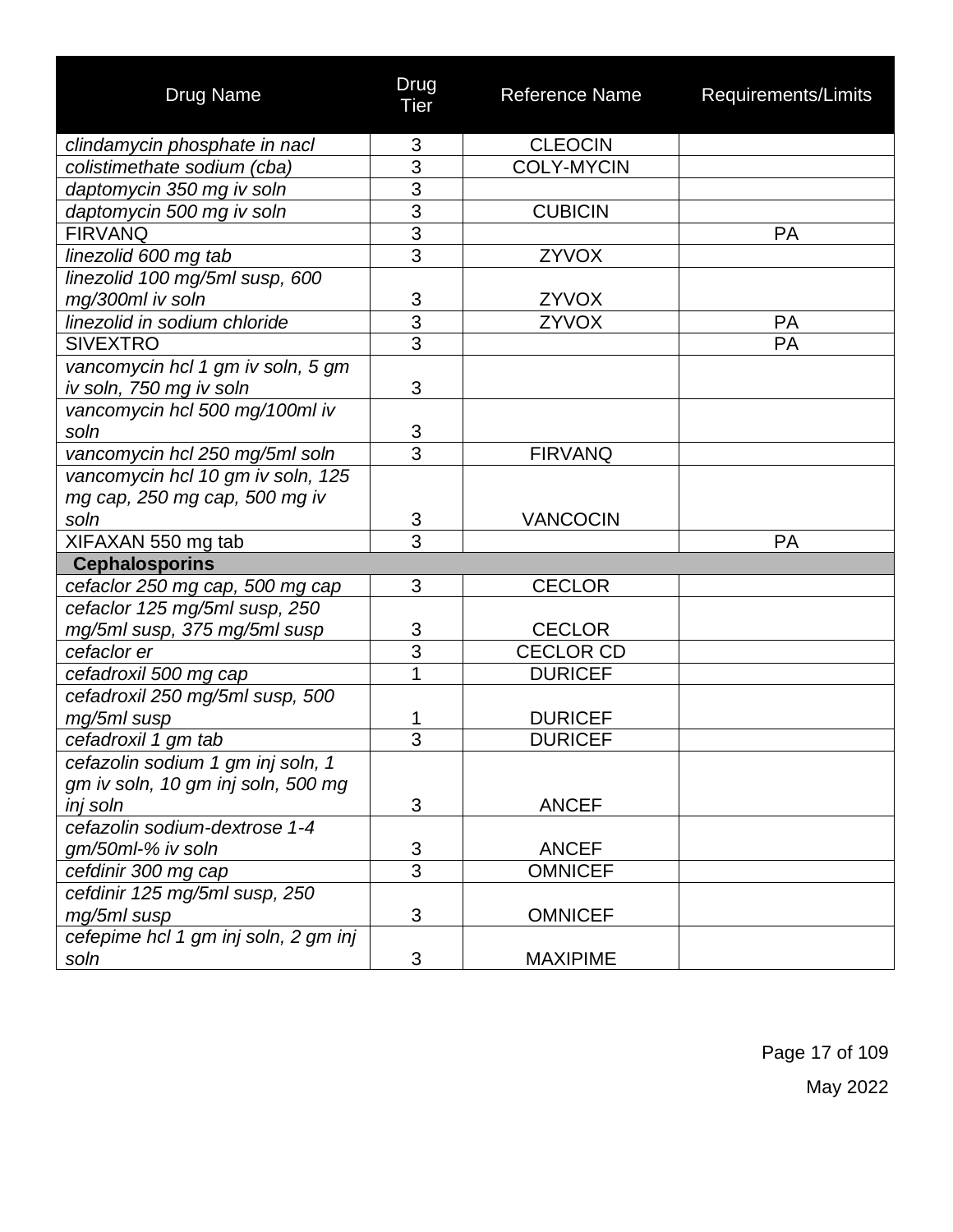| Drug Name | Drug Tier | Reference Name | Requirements/Limits |
|---|---|---|---|
| *clindamycin phosphate in nacl* | 3 | CLEOCIN | |
| *colistimethate sodium (cba)* | 3 | COLY-MYCIN | |
| *daptomycin 350 mg iv soln* | 3 | | |
| *daptomycin 500 mg iv soln* | 3 | CUBICIN | |
| FIRVANQ | 3 | | PA |
| *linezolid 600 mg tab* | 3 | ZYVOX | |
| *linezolid 100 mg/5ml susp, 600 mg/300ml iv soln* | 3 | ZYVOX | |
| *linezolid in sodium chloride* | 3 | ZYVOX | PA |
| SIVEXTRO | 3 | | PA |
| *vancomycin hcl 1 gm iv soln, 5 gm iv soln, 750 mg iv soln* | 3 | | |
| *vancomycin hcl 500 mg/100ml iv soln* | 3 | | |
| *vancomycin hcl 250 mg/5ml soln* | 3 | FIRVANQ | |
| *vancomycin hcl 10 gm iv soln, 125 mg cap, 250 mg cap, 500 mg iv soln* | 3 | VANCOCIN | |
| XIFAXAN 550 mg tab | 3 | | PA |
| **Cephalosporins** | | | |
| *cefaclor 250 mg cap, 500 mg cap* | 3 | CECLOR | |
| *cefaclor 125 mg/5ml susp, 250 mg/5ml susp, 375 mg/5ml susp* | 3 | CECLOR | |
| *cefaclor er* | 3 | CECLOR CD | |
| *cefadroxil 500 mg cap* | 1 | DURICEF | |
| *cefadroxil 250 mg/5ml susp, 500 mg/5ml susp* | 1 | DURICEF | |
| *cefadroxil 1 gm tab* | 3 | DURICEF | |
| *cefazolin sodium 1 gm inj soln, 1 gm iv soln, 10 gm inj soln, 500 mg inj soln* | 3 | ANCEF | |
| *cefazolin sodium-dextrose 1-4 gm/50ml-% iv soln* | 3 | ANCEF | |
| *cefdinir 300 mg cap* | 3 | OMNICEF | |
| *cefdinir 125 mg/5ml susp, 250 mg/5ml susp* | 3 | OMNICEF | |
| *cefepime hcl 1 gm inj soln, 2 gm inj soln* | 3 | MAXIPIME | |

May 2022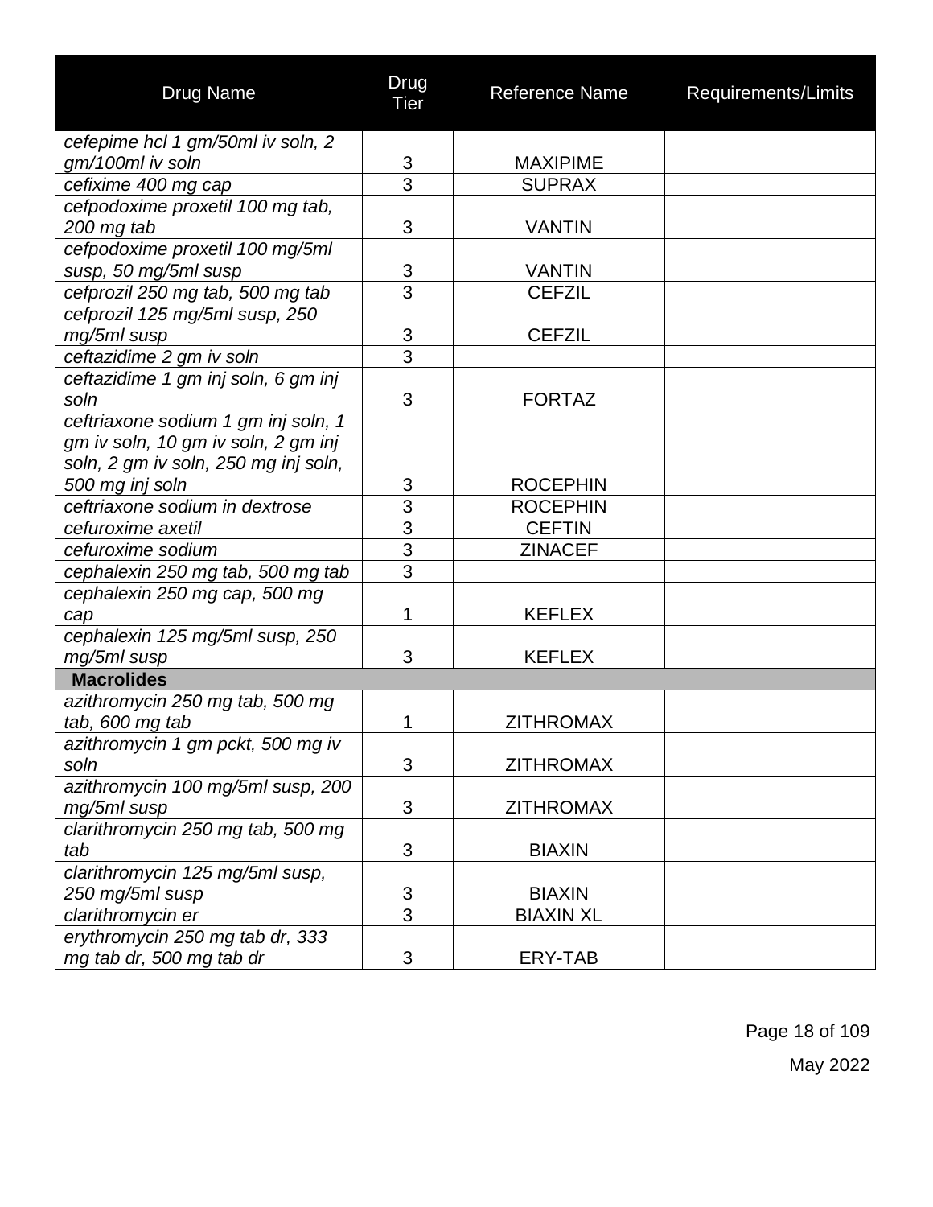| Drug Name | Drug Tier | Reference Name | Requirements/Limits |
|---|---|---|---|
| *cefepime hcl 1 gm/50ml iv soln, 2 gm/100ml iv soln* | 3 | MAXIPIME | |
| *cefixime 400 mg cap* | 3 | SUPRAX | |
| *cefpodoxime proxetil 100 mg tab, 200 mg tab* | 3 | VANTIN | |
| *cefpodoxime proxetil 100 mg/5ml susp, 50 mg/5ml susp* | 3 | VANTIN | |
| *cefprozil 250 mg tab, 500 mg tab* | 3 | CEFZIL | |
| *cefprozil 125 mg/5ml susp, 250 mg/5ml susp* | 3 | CEFZIL | |
| *ceftazidime 2 gm iv soln* | 3 | | |
| *ceftazidime 1 gm inj soln, 6 gm inj soln* | 3 | FORTAZ | |
| *ceftriaxone sodium 1 gm inj soln, 1 gm iv soln, 10 gm iv soln, 2 gm inj soln, 2 gm iv soln, 250 mg inj soln, 500 mg inj soln* | 3 | ROCEPHIN | |
| *ceftriaxone sodium in dextrose* | 3 | ROCEPHIN | |
| *cefuroxime axetil* | 3 | CEFTIN | |
| *cefuroxime sodium* | 3 | ZINACEF | |
| *cephalexin 250 mg tab, 500 mg tab* | 3 | | |
| *cephalexin 250 mg cap, 500 mg cap* | 1 | KEFLEX | |
| *cephalexin 125 mg/5ml susp, 250 mg/5ml susp* | 3 | KEFLEX | |
| **Macrolides** | | | |
| *azithromycin 250 mg tab, 500 mg tab, 600 mg tab* | 1 | ZITHROMAX | |
| *azithromycin 1 gm pckt, 500 mg iv soln* | 3 | ZITHROMAX | |
| *azithromycin 100 mg/5ml susp, 200 mg/5ml susp* | 3 | ZITHROMAX | |
| *clarithromycin 250 mg tab, 500 mg tab* | 3 | BIAXIN | |
| *clarithromycin 125 mg/5ml susp, 250 mg/5ml susp* | 3 | BIAXIN | |
| *clarithromycin er* | 3 | BIAXIN XL | |
| *erythromycin 250 mg tab dr, 333 mg tab dr, 500 mg tab dr* | 3 | ERY-TAB | |

May 2022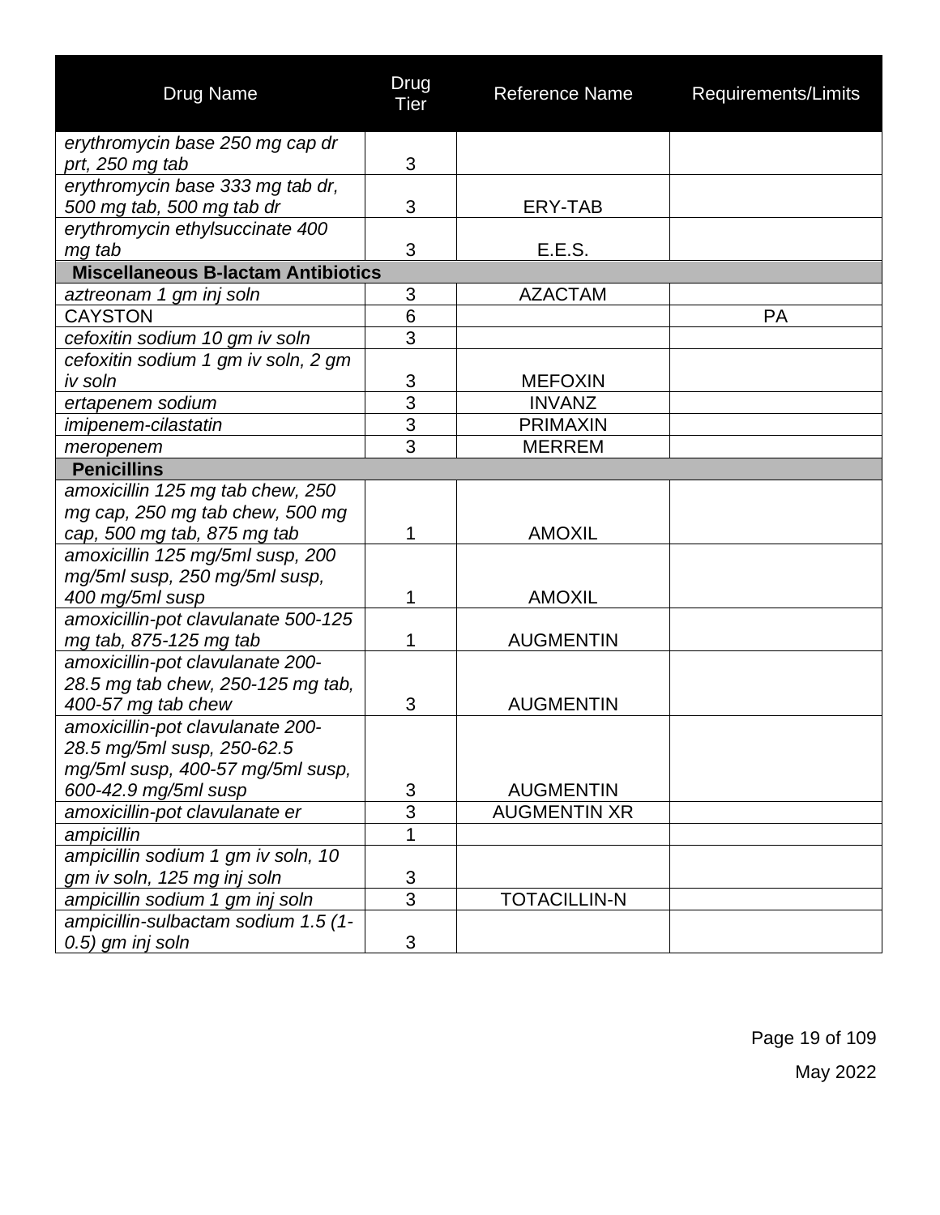| Drug Name | Drug Tier | Reference Name | Requirements/Limits |
|---|---|---|---|
| *erythromycin base 250 mg cap dr prt, 250 mg tab* | 3 | | |
| *erythromycin base 333 mg tab dr, 500 mg tab, 500 mg tab dr* | 3 | ERY-TAB | |
| *erythromycin ethylsuccinate 400 mg tab* | 3 | E.E.S. | |
| **Miscellaneous B-lactam Antibiotics** | | | |
| *aztreonam 1 gm inj soln* | 3 | AZACTAM | |
| CAYSTON | 6 | | PA |
| *cefoxitin sodium 10 gm iv soln* | 3 | | |
| *cefoxitin sodium 1 gm iv soln, 2 gm iv soln* | 3 | MEFOXIN | |
| *ertapenem sodium* | 3 | INVANZ | |
| *imipenem-cilastatin* | 3 | PRIMAXIN | |
| *meropenem* | 3 | MERREM | |
| **Penicillins** | | | |
| *amoxicillin 125 mg tab chew, 250 mg cap, 250 mg tab chew, 500 mg cap, 500 mg tab, 875 mg tab* | 1 | AMOXIL | |
| *amoxicillin 125 mg/5ml susp, 200 mg/5ml susp, 250 mg/5ml susp, 400 mg/5ml susp* | 1 | AMOXIL | |
| *amoxicillin-pot clavulanate 500-125 mg tab, 875-125 mg tab* | 1 | AUGMENTIN | |
| *amoxicillin-pot clavulanate 200-28.5 mg tab chew, 250-125 mg tab, 400-57 mg tab chew* | 3 | AUGMENTIN | |
| *amoxicillin-pot clavulanate 200-28.5 mg/5ml susp, 250-62.5 mg/5ml susp, 400-57 mg/5ml susp, 600-42.9 mg/5ml susp* | 3 | AUGMENTIN | |
| *amoxicillin-pot clavulanate er* | 3 | AUGMENTIN XR | |
| *ampicillin* | 1 | | |
| *ampicillin sodium 1 gm iv soln, 10 gm iv soln, 125 mg inj soln* | 3 | | |
| *ampicillin sodium 1 gm inj soln* | 3 | TOTACILLIN-N | |
| *ampicillin-sulbactam sodium 1.5 (1-0.5) gm inj soln* | 3 | | |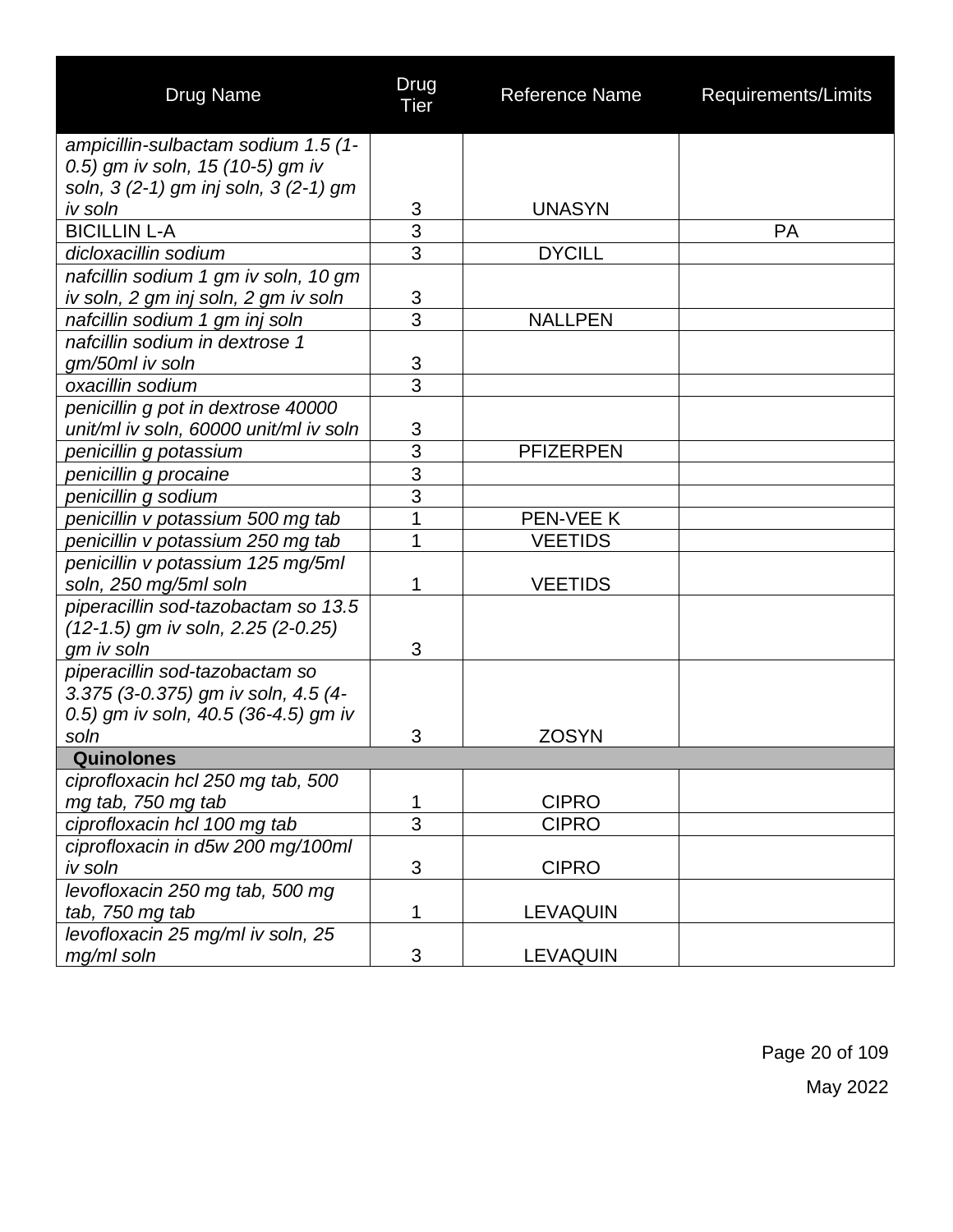| Drug Name | Drug Tier | Reference Name | Requirements/Limits |
|---|---|---|---|
| *ampicillin-sulbactam sodium 1.5 (1-0.5) gm iv soln, 15 (10-5) gm iv soln, 3 (2-1) gm inj soln, 3 (2-1) gm iv soln* | 3 | UNASYN | |
| BICILLIN L-A | 3 | | PA |
| *dicloxacillin sodium* | 3 | DYCILL | |
| *nafcillin sodium 1 gm iv soln, 10 gm iv soln, 2 gm inj soln, 2 gm iv soln* | 3 | | |
| *nafcillin sodium 1 gm inj soln* | 3 | NALLPEN | |
| *nafcillin sodium in dextrose 1 gm/50ml iv soln* | 3 | | |
| *oxacillin sodium* | 3 | | |
| *penicillin g pot in dextrose 40000 unit/ml iv soln, 60000 unit/ml iv soln* | 3 | | |
| *penicillin g potassium* | 3 | PFIZERPEN | |
| *penicillin g procaine* | 3 | | |
| *penicillin g sodium* | 3 | | |
| *penicillin v potassium 500 mg tab* | 1 | PEN-VEE K | |
| *penicillin v potassium 250 mg tab* | 1 | VEETIDS | |
| *penicillin v potassium 125 mg/5ml soln, 250 mg/5ml soln* | 1 | VEETIDS | |
| *piperacillin sod-tazobactam so 13.5 (12-1.5) gm iv soln, 2.25 (2-0.25) gm iv soln* | 3 | | |
| *piperacillin sod-tazobactam so 3.375 (3-0.375) gm iv soln, 4.5 (4-0.5) gm iv soln, 40.5 (36-4.5) gm iv soln* | 3 | ZOSYN | |
| **Quinolones** | | | |
| *ciprofloxacin hcl 250 mg tab, 500 mg tab, 750 mg tab* | 1 | CIPRO | |
| *ciprofloxacin hcl 100 mg tab* | 3 | CIPRO | |
| *ciprofloxacin in d5w 200 mg/100ml iv soln* | 3 | CIPRO | |
| *levofloxacin 250 mg tab, 500 mg tab, 750 mg tab* | 1 | LEVAQUIN | |
| *levofloxacin 25 mg/ml iv soln, 25 mg/ml soln* | 3 | LEVAQUIN | |

May 2022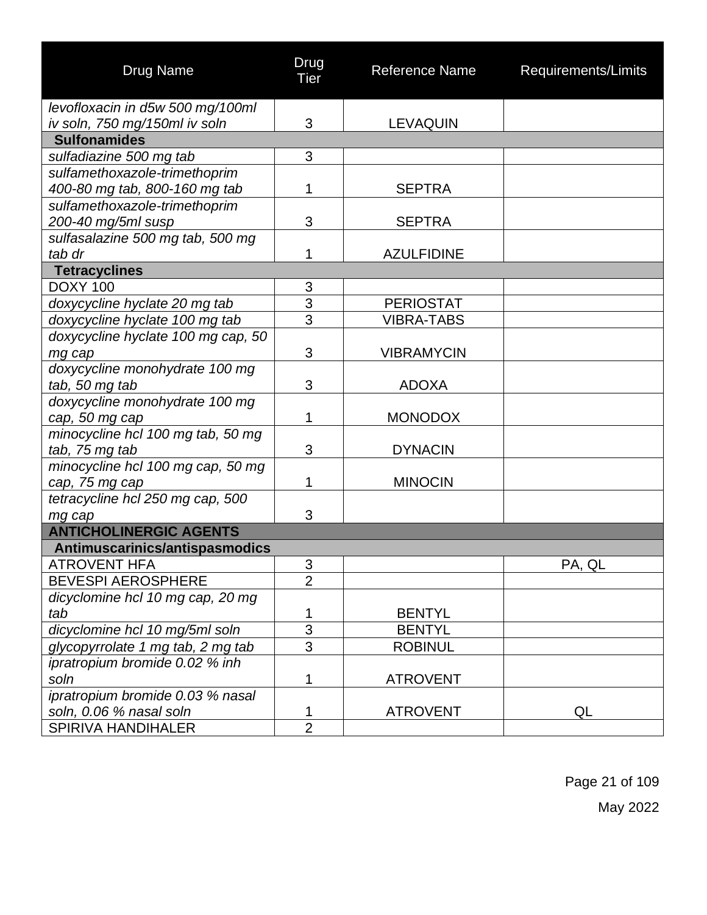| Drug Name | Drug Tier | Reference Name | Requirements/Limits |
|---|---|---|---|
| *levofloxacin in d5w 500 mg/100ml iv soln, 750 mg/150ml iv soln* | 3 | LEVAQUIN | |
| **Sulfonamides** | | | |
| *sulfadiazine 500 mg tab* | 3 | | |
| *sulfamethoxazole-trimethoprim 400-80 mg tab, 800-160 mg tab* | 1 | SEPTRA | |
| *sulfamethoxazole-trimethoprim 200-40 mg/5ml susp* | 3 | SEPTRA | |
| *sulfasalazine 500 mg tab, 500 mg tab dr* | 1 | AZULFIDINE | |
| **Tetracyclines** | | | |
| DOXY 100 | 3 | | |
| *doxycycline hyclate 20 mg tab* | 3 | PERIOSTAT | |
| *doxycycline hyclate 100 mg tab* | 3 | VIBRA-TABS | |
| *doxycycline hyclate 100 mg cap, 50 mg cap* | 3 | VIBRAMYCIN | |
| *doxycycline monohydrate 100 mg tab, 50 mg tab* | 3 | ADOXA | |
| *doxycycline monohydrate 100 mg cap, 50 mg cap* | 1 | MONODOX | |
| *minocycline hcl 100 mg tab, 50 mg tab, 75 mg tab* | 3 | DYNACIN | |
| *minocycline hcl 100 mg cap, 50 mg cap, 75 mg cap* | 1 | MINOCIN | |
| *tetracycline hcl 250 mg cap, 500 mg cap* | 3 | | |
| **ANTICHOLINERGIC AGENTS** | | | |
| **Antimuscarinics/antispasmodics** | | | |
| ATROVENT HFA | 3 | | PA, QL |
| BEVESPI AEROSPHERE | 2 | | |
| *dicyclomine hcl 10 mg cap, 20 mg tab* | 1 | BENTYL | |
| *dicyclomine hcl 10 mg/5ml soln* | 3 | BENTYL | |
| *glycopyrrolate 1 mg tab, 2 mg tab* | 3 | ROBINUL | |
| *ipratropium bromide 0.02 % inh soln* | 1 | ATROVENT | |
| *ipratropium bromide 0.03 % nasal soln, 0.06 % nasal soln* | 1 | ATROVENT | QL |
| SPIRIVA HANDIHALER | 2 | | |

May 2022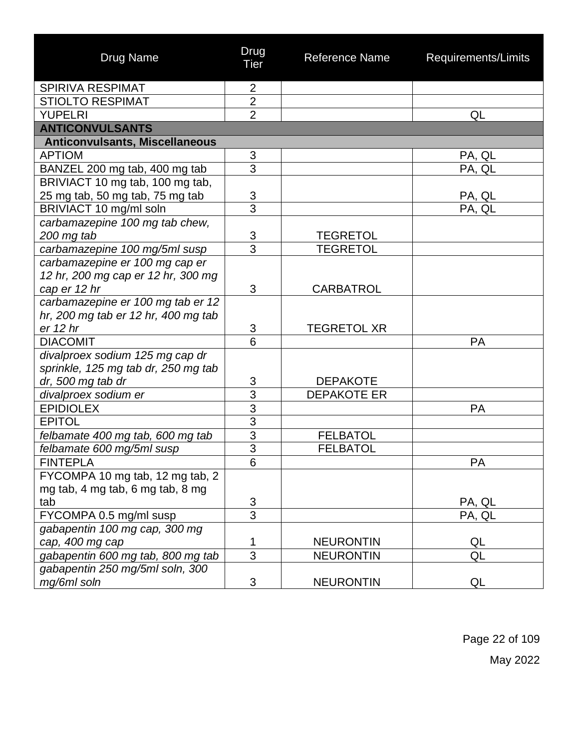| Drug Name | Drug Tier | Reference Name | Requirements/Limits |
|---|---|---|---|
| SPIRIVA RESPIMAT | 2 | | |
| STIOLTO RESPIMAT | 2 | | |
| YUPELRI | 2 | | QL |
| **ANTICONVULSANTS** | | | |
| **Anticonvulsants, Miscellaneous** | | | |
| APTIOM | 3 | | PA, QL |
| BANZEL 200 mg tab, 400 mg tab | 3 | | PA, QL |
| BRIVIACT 10 mg tab, 100 mg tab, 25 mg tab, 50 mg tab, 75 mg tab | 3 | | PA, QL |
| BRIVIACT 10 mg/ml soln | 3 | | PA, QL |
| *carbamazepine 100 mg tab chew, 200 mg tab* | 3 | TEGRETOL | |
| *carbamazepine 100 mg/5ml susp* | 3 | TEGRETOL | |
| *carbamazepine er 100 mg cap er 12 hr, 200 mg cap er 12 hr, 300 mg cap er 12 hr* | 3 | CARBATROL | |
| *carbamazepine er 100 mg tab er 12 hr, 200 mg tab er 12 hr, 400 mg tab er 12 hr* | 3 | TEGRETOL XR | |
| DIACOMIT | 6 | | PA |
| *divalproex sodium 125 mg cap dr sprinkle, 125 mg tab dr, 250 mg tab dr, 500 mg tab dr* | 3 | DEPAKOTE | |
| *divalproex sodium er* | 3 | DEPAKOTE ER | |
| EPIDIOLEX | 3 | | PA |
| EPITOL | 3 | | |
| *felbamate 400 mg tab, 600 mg tab* | 3 | FELBATOL | |
| *felbamate 600 mg/5ml susp* | 3 | FELBATOL | |
| FINTEPLA | 6 | | PA |
| FYCOMPA 10 mg tab, 12 mg tab, 2 mg tab, 4 mg tab, 6 mg tab, 8 mg tab | 3 | | PA, QL |
| FYCOMPA 0.5 mg/ml susp | 3 | | PA, QL |
| *gabapentin 100 mg cap, 300 mg cap, 400 mg cap* | 1 | NEURONTIN | QL |
| *gabapentin 600 mg tab, 800 mg tab* | 3 | NEURONTIN | QL |
| *gabapentin 250 mg/5ml soln, 300 mg/6ml soln* | 3 | NEURONTIN | QL |

May 2022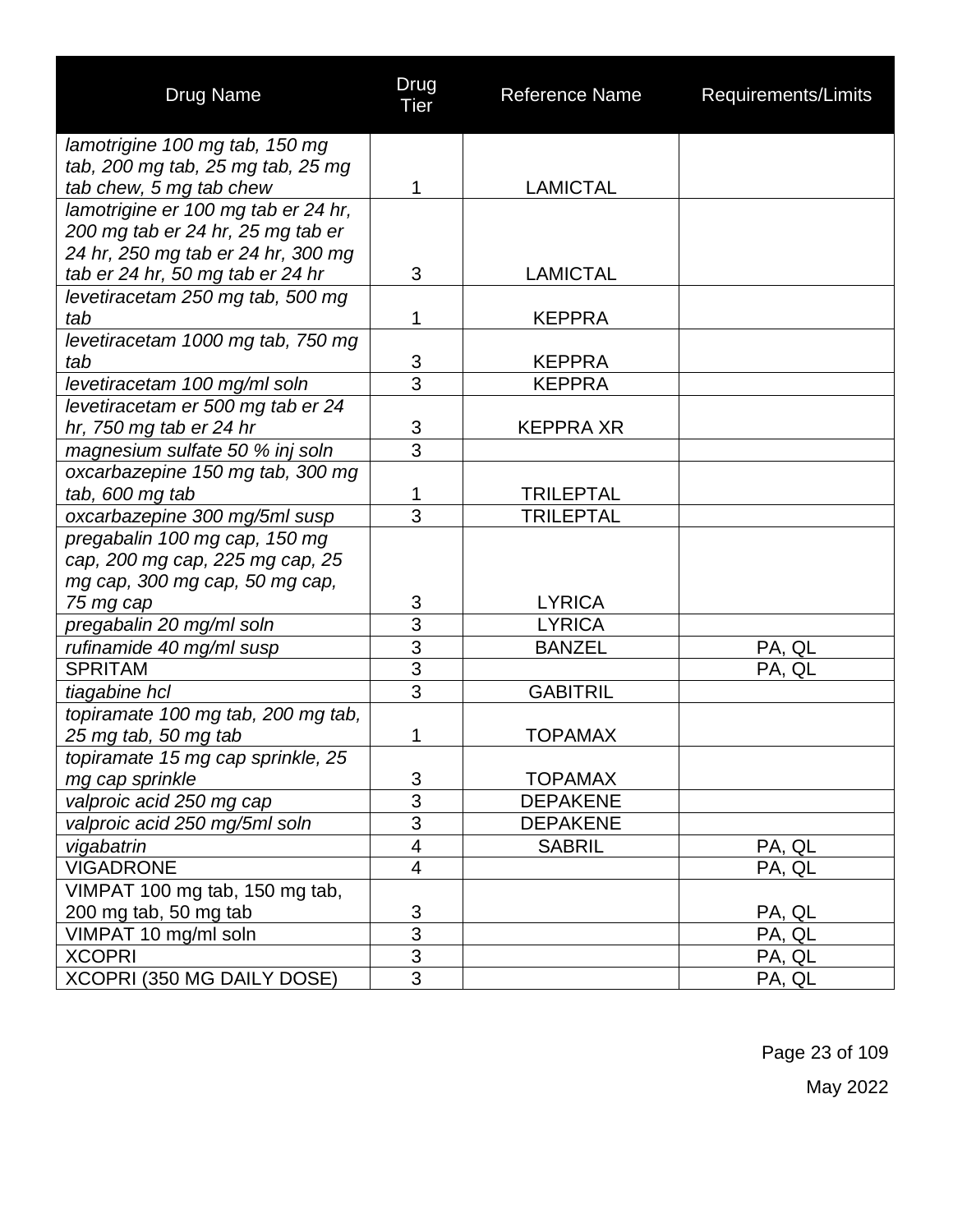| Drug Name | Drug Tier | Reference Name | Requirements/Limits |
|---|---|---|---|
| *lamotrigine 100 mg tab, 150 mg tab, 200 mg tab, 25 mg tab, 25 mg tab chew, 5 mg tab chew* | 1 | LAMICTAL | |
| *lamotrigine er 100 mg tab er 24 hr, 200 mg tab er 24 hr, 25 mg tab er 24 hr, 250 mg tab er 24 hr, 300 mg tab er 24 hr, 50 mg tab er 24 hr* | 3 | LAMICTAL | |
| *levetiracetam 250 mg tab, 500 mg tab* | 1 | KEPPRA | |
| *levetiracetam 1000 mg tab, 750 mg tab* | 3 | KEPPRA | |
| *levetiracetam 100 mg/ml soln* | 3 | KEPPRA | |
| *levetiracetam er 500 mg tab er 24 hr, 750 mg tab er 24 hr* | 3 | KEPPRA XR | |
| *magnesium sulfate 50 % inj soln* | 3 | | |
| *oxcarbazepine 150 mg tab, 300 mg tab, 600 mg tab* | 1 | TRILEPTAL | |
| *oxcarbazepine 300 mg/5ml susp* | 3 | TRILEPTAL | |
| *pregabalin 100 mg cap, 150 mg cap, 200 mg cap, 225 mg cap, 25 mg cap, 300 mg cap, 50 mg cap, 75 mg cap* | 3 | LYRICA | |
| *pregabalin 20 mg/ml soln* | 3 | LYRICA | |
| *rufinamide 40 mg/ml susp* | 3 | BANZEL | PA, QL |
| SPRITAM | 3 | | PA, QL |
| *tiagabine hcl* | 3 | GABITRIL | |
| *topiramate 100 mg tab, 200 mg tab, 25 mg tab, 50 mg tab* | 1 | TOPAMAX | |
| *topiramate 15 mg cap sprinkle, 25 mg cap sprinkle* | 3 | TOPAMAX | |
| *valproic acid 250 mg cap* | 3 | DEPAKENE | |
| *valproic acid 250 mg/5ml soln* | 3 | DEPAKENE | |
| *vigabatrin* | 4 | SABRIL | PA, QL |
| VIGADRONE | 4 | | PA, QL |
| VIMPAT 100 mg tab, 150 mg tab, 200 mg tab, 50 mg tab | 3 | | PA, QL |
| VIMPAT 10 mg/ml soln | 3 | | PA, QL |
| XCOPRI | 3 | | PA, QL |
| XCOPRI (350 MG DAILY DOSE) | 3 | | PA, QL |

May 2022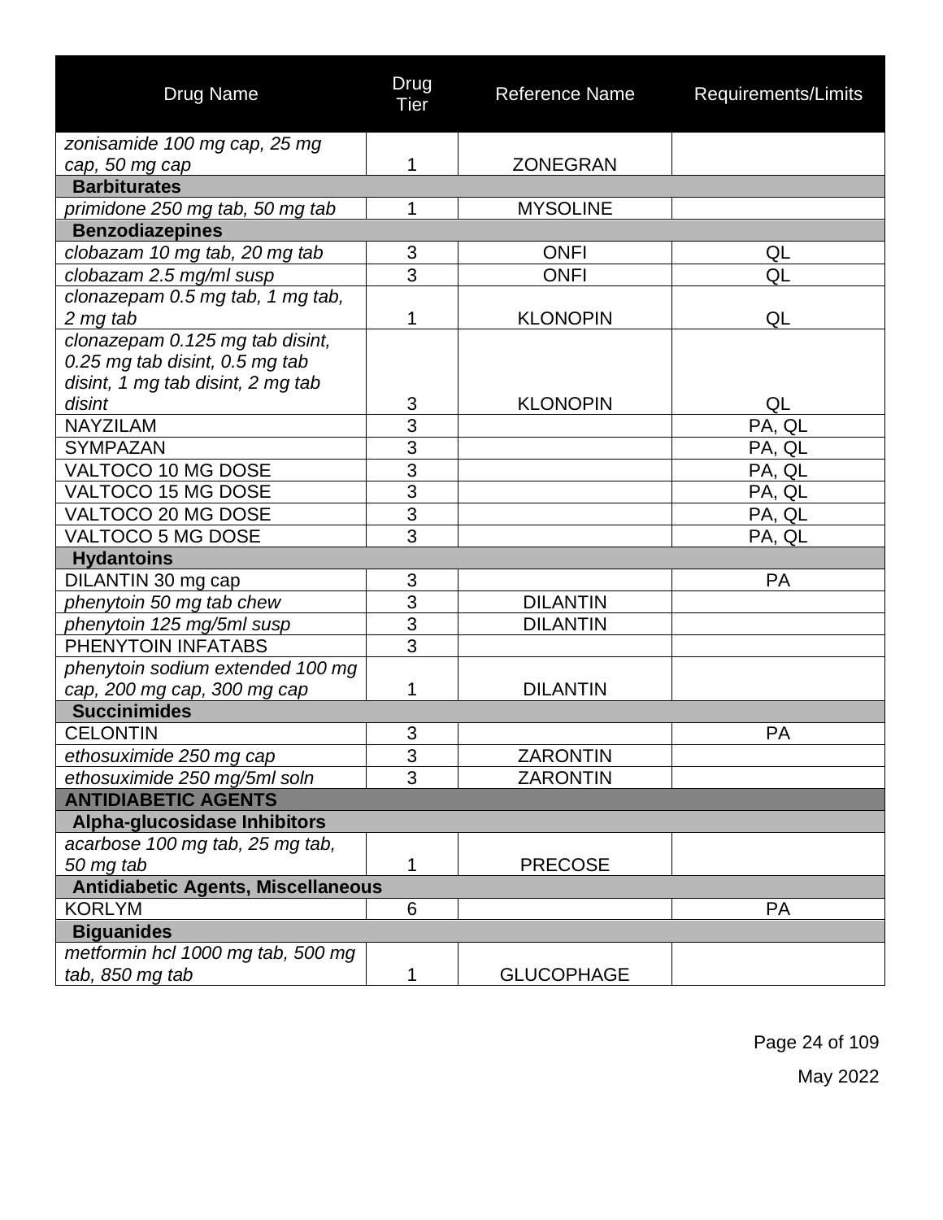| Drug Name | Drug Tier | Reference Name | Requirements/Limits |
|---|---|---|---|
| *zonisamide 100 mg cap, 25 mg cap, 50 mg cap* | 1 | ZONEGRAN | |
| **Barbiturates** | | | |
| *primidone 250 mg tab, 50 mg tab* | 1 | MYSOLINE | |
| **Benzodiazepines** | | | |
| *clobazam 10 mg tab, 20 mg tab* | 3 | ONFI | QL |
| *clobazam 2.5 mg/ml susp* | 3 | ONFI | QL |
| *clonazepam 0.5 mg tab, 1 mg tab, 2 mg tab* | 1 | KLONOPIN | QL |
| *clonazepam 0.125 mg tab disint, 0.25 mg tab disint, 0.5 mg tab disint, 1 mg tab disint, 2 mg tab disint* | 3 | KLONOPIN | QL |
| NAYZILAM | 3 | | PA, QL |
| SYMPAZAN | 3 | | PA, QL |
| VALTOCO 10 MG DOSE | 3 | | PA, QL |
| VALTOCO 15 MG DOSE | 3 | | PA, QL |
| VALTOCO 20 MG DOSE | 3 | | PA, QL |
| VALTOCO 5 MG DOSE | 3 | | PA, QL |
| **Hydantoins** | | | |
| DILANTIN 30 mg cap | 3 | | PA |
| *phenytoin 50 mg tab chew* | 3 | DILANTIN | |
| *phenytoin 125 mg/5ml susp* | 3 | DILANTIN | |
| PHENYTOIN INFATABS | 3 | | |
| *phenytoin sodium extended 100 mg cap, 200 mg cap, 300 mg cap* | 1 | DILANTIN | |
| **Succinimides** | | | |
| CELONTIN | 3 | | PA |
| *ethosuximide 250 mg cap* | 3 | ZARONTIN | |
| *ethosuximide 250 mg/5ml soln* | 3 | ZARONTIN | |
| **ANTIDIABETIC AGENTS** | | | |
| **Alpha-glucosidase Inhibitors** | | | |
| *acarbose 100 mg tab, 25 mg tab, 50 mg tab* | 1 | PRECOSE | |
| **Antidiabetic Agents, Miscellaneous** | | | |
| KORLYM | 6 | | PA |
| **Biguanides** | | | |
| *metformin hcl 1000 mg tab, 500 mg tab, 850 mg tab* | 1 | GLUCOPHAGE | |

May 2022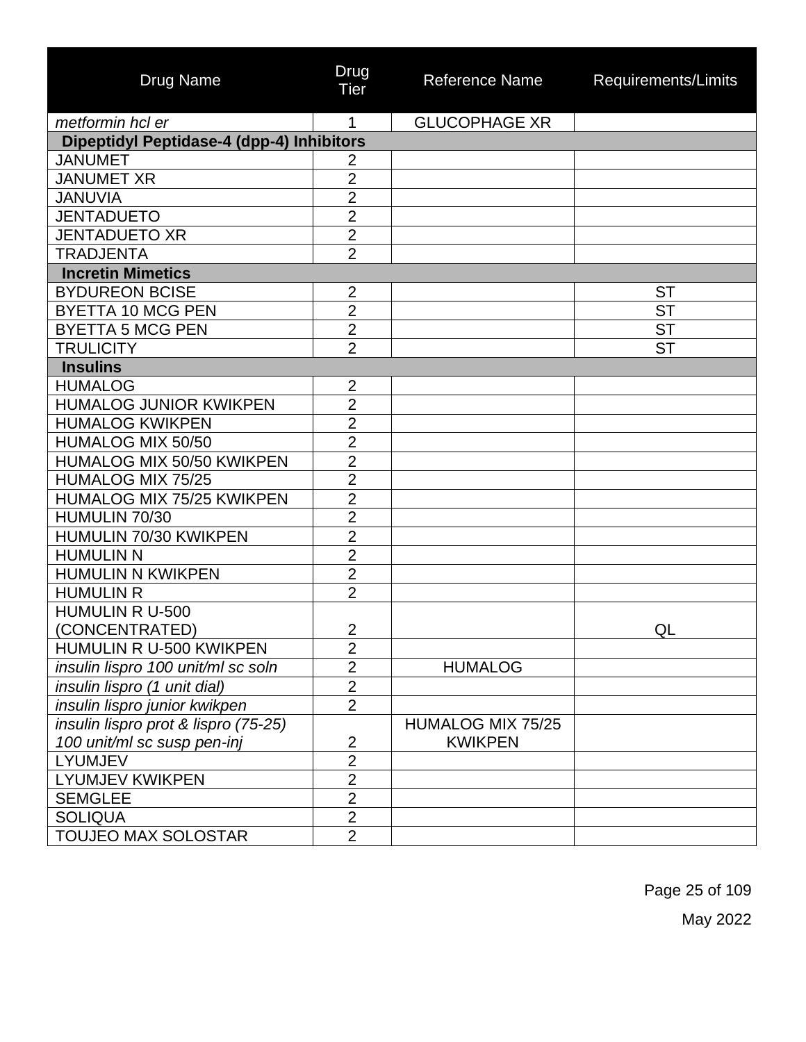| Drug Name | Drug Tier | Reference Name | Requirements/Limits |
|---|---|---|---|
| *metformin hcl er* | 1 | GLUCOPHAGE XR | |
| **Dipeptidyl Peptidase-4 (dpp-4) Inhibitors** | | | |
| JANUMET | 2 | | |
| JANUMET XR | 2 | | |
| JANUVIA | 2 | | |
| JENTADUETO | 2 | | |
| JENTADUETO XR | 2 | | |
| TRADJENTA | 2 | | |
| **Incretin Mimetics** | | | |
| BYDUREON BCISE | 2 | | ST |
| BYETTA 10 MCG PEN | 2 | | ST |
| BYETTA 5 MCG PEN | 2 | | ST |
| TRULICITY | 2 | | ST |
| **Insulins** | | | |
| HUMALOG | 2 | | |
| HUMALOG JUNIOR KWIKPEN | 2 | | |
| HUMALOG KWIKPEN | 2 | | |
| HUMALOG MIX 50/50 | 2 | | |
| HUMALOG MIX 50/50 KWIKPEN | 2 | | |
| HUMALOG MIX 75/25 | 2 | | |
| HUMALOG MIX 75/25 KWIKPEN | 2 | | |
| HUMULIN 70/30 | 2 | | |
| HUMULIN 70/30 KWIKPEN | 2 | | |
| HUMULIN N | 2 | | |
| HUMULIN N KWIKPEN | 2 | | |
| HUMULIN R | 2 | | |
| HUMULIN R U-500 (CONCENTRATED) | 2 | | QL |
| HUMULIN R U-500 KWIKPEN | 2 | | |
| *insulin lispro 100 unit/ml sc soln* | 2 | HUMALOG | |
| *insulin lispro (1 unit dial)* | 2 | | |
| *insulin lispro junior kwikpen* | 2 | | |
| *insulin lispro prot & lispro (75-25) 100 unit/ml sc susp pen-inj* | 2 | HUMALOG MIX 75/25 KWIKPEN | |
| LYUMJEV | 2 | | |
| LYUMJEV KWIKPEN | 2 | | |
| SEMGLEE | 2 | | |
| SOLIQUA | 2 | | |
| TOUJEO MAX SOLOSTAR | 2 | | |

May 2022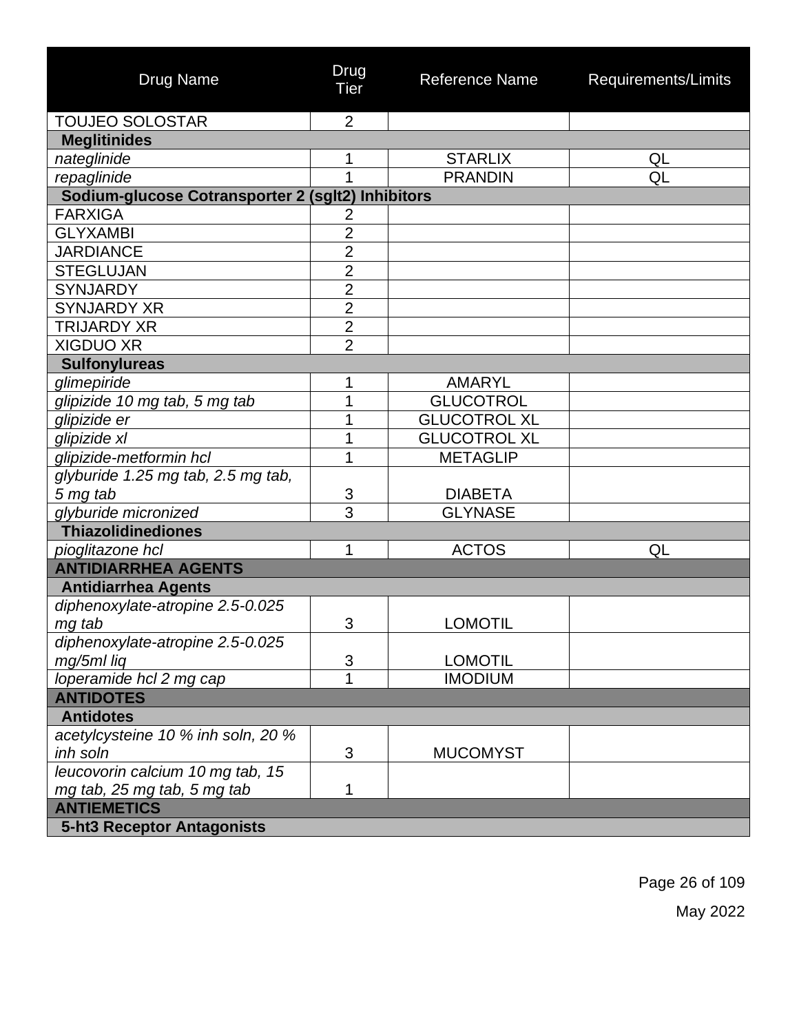| Drug Name | Drug Tier | Reference Name | Requirements/Limits |
|---|---|---|---|
| TOUJEO SOLOSTAR | 2 | | |
| **Meglitinides** | | | |
| *nateglinide* | 1 | STARLIX | QL |
| *repaglinide* | 1 | PRANDIN | QL |
| **Sodium-glucose Cotransporter 2 (sglt2) Inhibitors** | | | |
| FARXIGA | 2 | | |
| GLYXAMBI | 2 | | |
| JARDIANCE | 2 | | |
| STEGLUJAN | 2 | | |
| SYNJARDY | 2 | | |
| SYNJARDY XR | 2 | | |
| TRIJARDY XR | 2 | | |
| XIGDUO XR | 2 | | |
| **Sulfonylureas** | | | |
| *glimepiride* | 1 | AMARYL | |
| *glipizide 10 mg tab, 5 mg tab* | 1 | GLUCOTROL | |
| *glipizide er* | 1 | GLUCOTROL XL | |
| *glipizide xl* | 1 | GLUCOTROL XL | |
| *glipizide-metformin hcl* | 1 | METAGLIP | |
| *glyburide 1.25 mg tab, 2.5 mg tab, 5 mg tab* | 3 | DIABETA | |
| *glyburide micronized* | 3 | GLYNASE | |
| **Thiazolidinediones** | | | |
| *pioglitazone hcl* | 1 | ACTOS | QL |
| **ANTIDIARRHEA AGENTS** | | | |
| **Antidiarrhea Agents** | | | |
| *diphenoxylate-atropine 2.5-0.025 mg tab* | 3 | LOMOTIL | |
| *diphenoxylate-atropine 2.5-0.025 mg/5ml liq* | 3 | LOMOTIL | |
| *loperamide hcl 2 mg cap* | 1 | IMODIUM | |
| **ANTIDOTES** | | | |
| **Antidotes** | | | |
| *acetylcysteine 10 % inh soln, 20 % inh soln* | 3 | MUCOMYST | |
| *leucovorin calcium 10 mg tab, 15 mg tab, 25 mg tab, 5 mg tab* | 1 | | |
| **ANTIEMETICS** | | | |
| **5-ht3 Receptor Antagonists** | | | |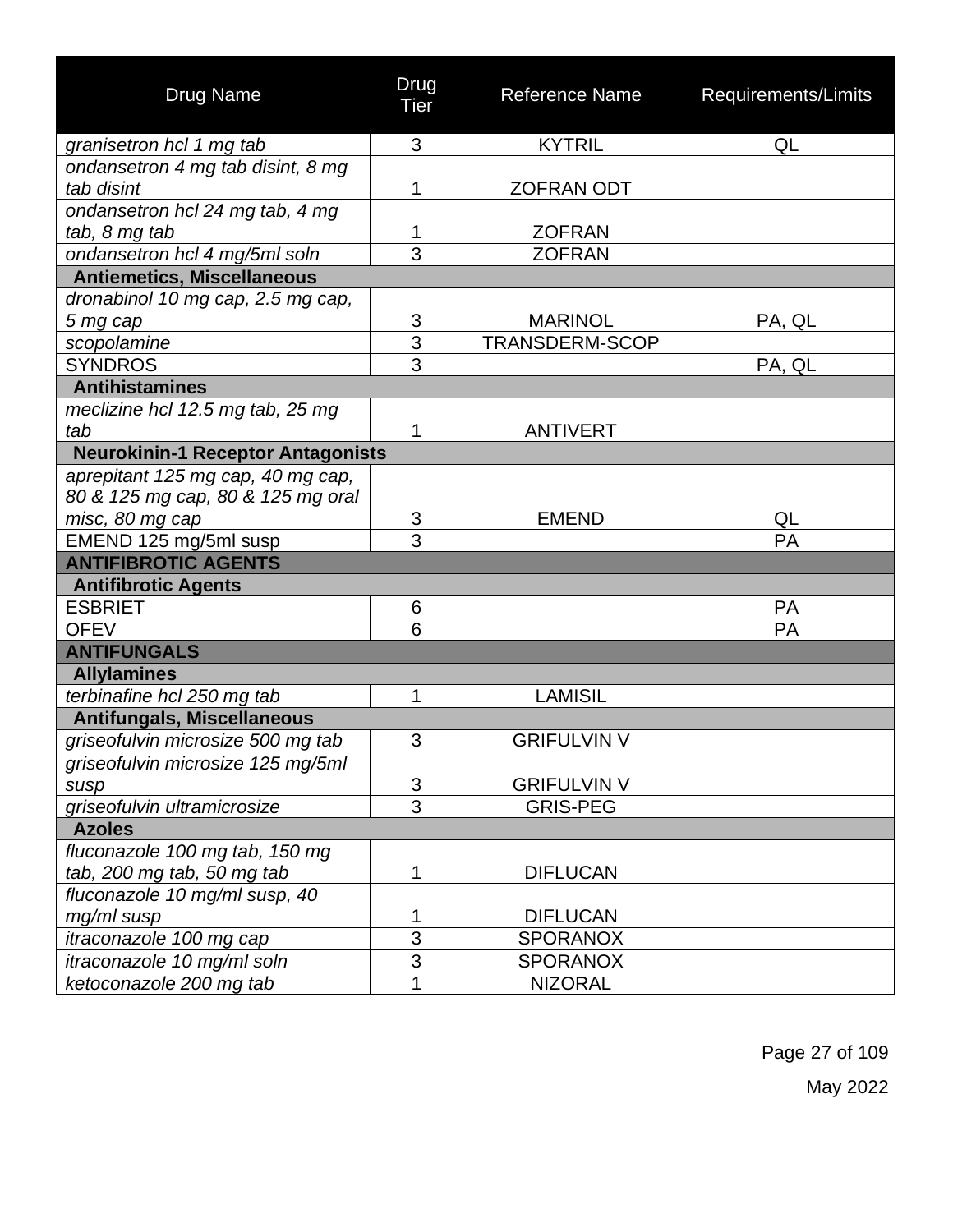| Drug Name | Drug Tier | Reference Name | Requirements/Limits |
|---|---|---|---|
| *granisetron hcl 1 mg tab* | 3 | KYTRIL | QL |
| *ondansetron 4 mg tab disint, 8 mg tab disint* | 1 | ZOFRAN ODT | |
| *ondansetron hcl 24 mg tab, 4 mg tab, 8 mg tab* | 1 | ZOFRAN | |
| *ondansetron hcl 4 mg/5ml soln* | 3 | ZOFRAN | |
| **Antiemetics, Miscellaneous** | | | |
| *dronabinol 10 mg cap, 2.5 mg cap, 5 mg cap* | 3 | MARINOL | PA, QL |
| *scopolamine* | 3 | TRANSDERM-SCOP | |
| SYNDROS | 3 | | PA, QL |
| **Antihistamines** | | | |
| *meclizine hcl 12.5 mg tab, 25 mg tab* | 1 | ANTIVERT | |
| **Neurokinin-1 Receptor Antagonists** | | | |
| *aprepitant 125 mg cap, 40 mg cap, 80 & 125 mg cap, 80 & 125 mg oral misc, 80 mg cap* | 3 | EMEND | QL |
| EMEND 125 mg/5ml susp | 3 | | PA |
| **ANTIFIBROTIC AGENTS** | | | |
| **Antifibrotic Agents** | | | |
| ESBRIET | 6 | | PA |
| OFEV | 6 | | PA |
| **ANTIFUNGALS** | | | |
| **Allylamines** | | | |
| *terbinafine hcl 250 mg tab* | 1 | LAMISIL | |
| **Antifungals, Miscellaneous** | | | |
| *griseofulvin microsize 500 mg tab* | 3 | GRIFULVIN V | |
| *griseofulvin microsize 125 mg/5ml susp* | 3 | GRIFULVIN V | |
| *griseofulvin ultramicrosize* | 3 | GRIS-PEG | |
| **Azoles** | | | |
| *fluconazole 100 mg tab, 150 mg tab, 200 mg tab, 50 mg tab* | 1 | DIFLUCAN | |
| *fluconazole 10 mg/ml susp, 40 mg/ml susp* | 1 | DIFLUCAN | |
| *itraconazole 100 mg cap* | 3 | SPORANOX | |
| *itraconazole 10 mg/ml soln* | 3 | SPORANOX | |
| *ketoconazole 200 mg tab* | 1 | NIZORAL | |

May 2022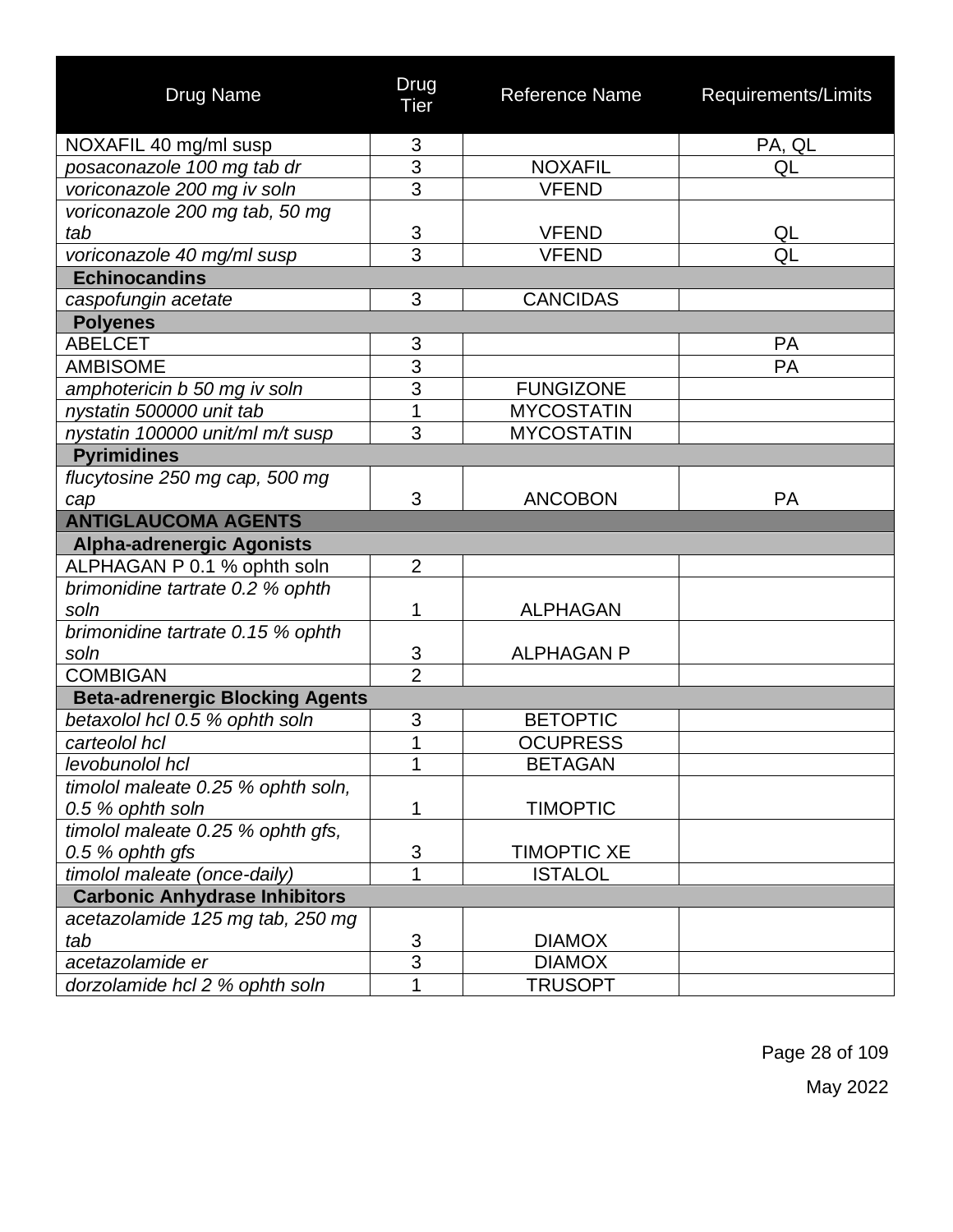| Drug Name | Drug Tier | Reference Name | Requirements/Limits |
|---|---|---|---|
| NOXAFIL 40 mg/ml susp | 3 | | PA, QL |
| *posaconazole 100 mg tab dr* | 3 | NOXAFIL | QL |
| *voriconazole 200 mg iv soln* | 3 | VFEND | |
| *voriconazole 200 mg tab, 50 mg tab* | 3 | VFEND | QL |
| *voriconazole 40 mg/ml susp* | 3 | VFEND | QL |
| **Echinocandins** | | | |
| *caspofungin acetate* | 3 | CANCIDAS | |
| **Polyenes** | | | |
| ABELCET | 3 | | PA |
| AMBISOME | 3 | | PA |
| *amphotericin b 50 mg iv soln* | 3 | FUNGIZONE | |
| *nystatin 500000 unit tab* | 1 | MYCOSTATIN | |
| *nystatin 100000 unit/ml m/t susp* | 3 | MYCOSTATIN | |
| **Pyrimidines** | | | |
| *flucytosine 250 mg cap, 500 mg cap* | 3 | ANCOBON | PA |
| **ANTIGLAUCOMA AGENTS** | | | |
| **Alpha-adrenergic Agonists** | | | |
| ALPHAGAN P 0.1 % ophth soln | 2 | | |
| *brimonidine tartrate 0.2 % ophth soln* | 1 | ALPHAGAN | |
| *brimonidine tartrate 0.15 % ophth soln* | 3 | ALPHAGAN P | |
| COMBIGAN | 2 | | |
| **Beta-adrenergic Blocking Agents** | | | |
| *betaxolol hcl 0.5 % ophth soln* | 3 | BETOPTIC | |
| *carteolol hcl* | 1 | OCUPRESS | |
| *levobunolol hcl* | 1 | BETAGAN | |
| *timolol maleate 0.25 % ophth soln, 0.5 % ophth soln* | 1 | TIMOPTIC | |
| *timolol maleate 0.25 % ophth gfs, 0.5 % ophth gfs* | 3 | TIMOPTIC XE | |
| *timolol maleate (once-daily)* | 1 | ISTALOL | |
| **Carbonic Anhydrase Inhibitors** | | | |
| *acetazolamide 125 mg tab, 250 mg tab* | 3 | DIAMOX | |
| *acetazolamide er* | 3 | DIAMOX | |
| *dorzolamide hcl 2 % ophth soln* | 1 | TRUSOPT | |

May 2022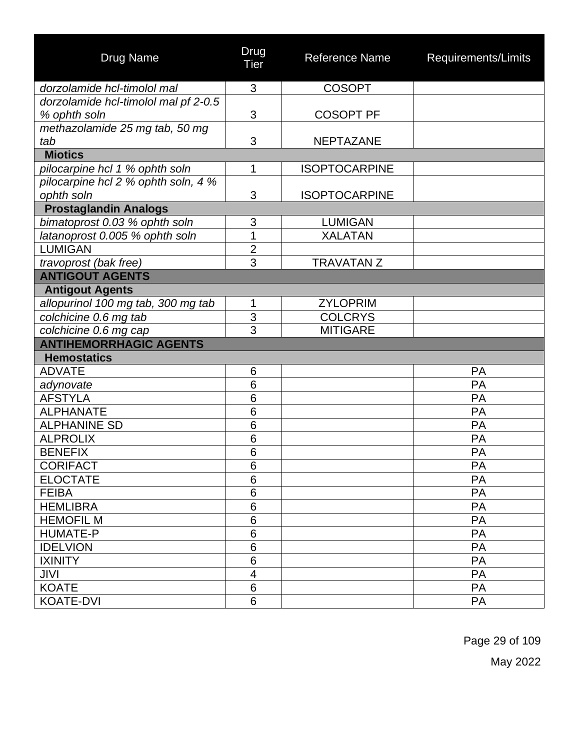| Drug Name | Drug Tier | Reference Name | Requirements/Limits |
|---|---|---|---|
| *dorzolamide hcl-timolol mal* | 3 | COSOPT | |
| *dorzolamide hcl-timolol mal pf 2-0.5 % ophth soln* | 3 | COSOPT PF | |
| *methazolamide 25 mg tab, 50 mg tab* | 3 | NEPTAZANE | |
| **Miotics** | | | |
| *pilocarpine hcl 1 % ophth soln* | 1 | ISOPTOCARPINE | |
| *pilocarpine hcl 2 % ophth soln, 4 % ophth soln* | 3 | ISOPTOCARPINE | |
| **Prostaglandin Analogs** | | | |
| *bimatoprost 0.03 % ophth soln* | 3 | LUMIGAN | |
| *latanoprost 0.005 % ophth soln* | 1 | XALATAN | |
| LUMIGAN | 2 | | |
| *travoprost (bak free)* | 3 | TRAVATAN Z | |
| **ANTIGOUT AGENTS** | | | |
| **Antigout Agents** | | | |
| *allopurinol 100 mg tab, 300 mg tab* | 1 | ZYLOPRIM | |
| *colchicine 0.6 mg tab* | 3 | COLCRYS | |
| *colchicine 0.6 mg cap* | 3 | MITIGARE | |
| **ANTIHEMORRHAGIC AGENTS** | | | |
| **Hemostatics** | | | |
| ADVATE | 6 | | PA |
| *adynovate* | 6 | | PA |
| AFSTYLA | 6 | | PA |
| ALPHANATE | 6 | | PA |
| ALPHANINE SD | 6 | | PA |
| ALPROLIX | 6 | | PA |
| BENEFIX | 6 | | PA |
| CORIFACT | 6 | | PA |
| ELOCTATE | 6 | | PA |
| FEIBA | 6 | | PA |
| HEMLIBRA | 6 | | PA |
| HEMOFIL M | 6 | | PA |
| HUMATE-P | 6 | | PA |
| IDELVION | 6 | | PA |
| IXINITY | 6 | | PA |
| JIVI | 4 | | PA |
| KOATE | 6 | | PA |
| KOATE-DVI | 6 | | PA |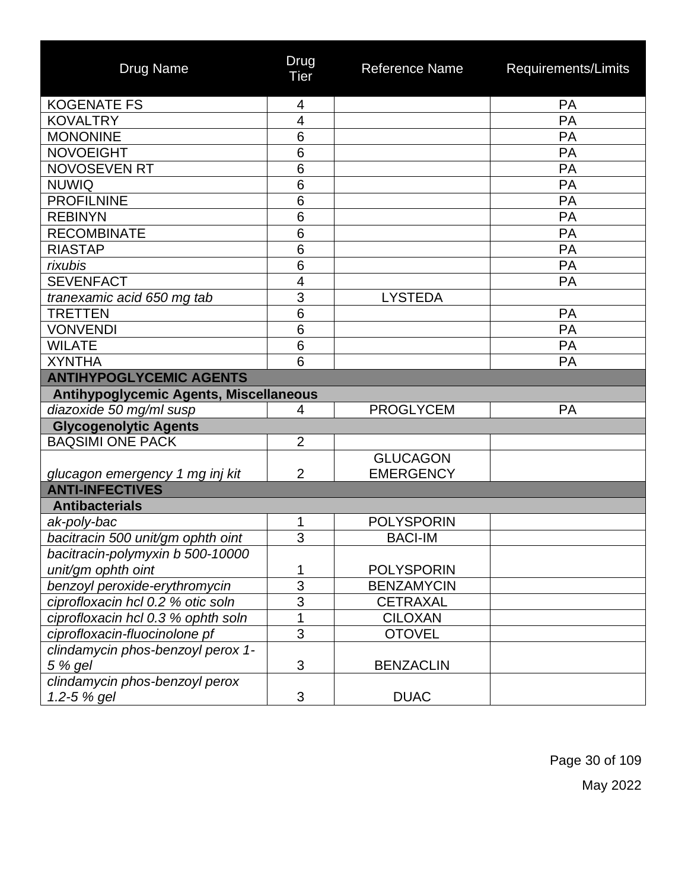| Drug Name | Drug Tier | Reference Name | Requirements/Limits |
|---|---|---|---|
| KOGENATE FS | 4 | | PA |
| KOVALTRY | 4 | | PA |
| MONONINE | 6 | | PA |
| NOVOEIGHT | 6 | | PA |
| NOVOSEVEN RT | 6 | | PA |
| NUWIQ | 6 | | PA |
| PROFILNINE | 6 | | PA |
| REBINYN | 6 | | PA |
| RECOMBINATE | 6 | | PA |
| RIASTAP | 6 | | PA |
| *rixubis* | 6 | | PA |
| SEVENFACT | 4 | | PA |
| *tranexamic acid 650 mg tab* | 3 | LYSTEDA | |
| TRETTEN | 6 | | PA |
| VONVENDI | 6 | | PA |
| WILATE | 6 | | PA |
| XYNTHA | 6 | | PA |
| **ANTIHYPOGLYCEMIC AGENTS** | | | |
| **Antihypoglycemic Agents, Miscellaneous** | | | |
| *diazoxide 50 mg/ml susp* | 4 | PROGLYCEM | PA |
| **Glycogenolytic Agents** | | | |
| BAQSIMI ONE PACK | 2 | | |
| *glucagon emergency 1 mg inj kit* | 2 | GLUCAGON EMERGENCY | |
| **ANTI-INFECTIVES** | | | |
| **Antibacterials** | | | |
| *ak-poly-bac* | 1 | POLYSPORIN | |
| *bacitracin 500 unit/gm ophth oint* | 3 | BACI-IM | |
| *bacitracin-polymyxin b 500-10000 unit/gm ophth oint* | 1 | POLYSPORIN | |
| *benzoyl peroxide-erythromycin* | 3 | BENZAMYCIN | |
| *ciprofloxacin hcl 0.2 % otic soln* | 3 | CETRAXAL | |
| *ciprofloxacin hcl 0.3 % ophth soln* | 1 | CILOXAN | |
| *ciprofloxacin-fluocinolone pf* | 3 | OTOVEL | |
| *clindamycin phos-benzoyl perox 1-5 % gel* | 3 | BENZACLIN | |
| *clindamycin phos-benzoyl perox 1.2-5 % gel* | 3 | DUAC | |

May 2022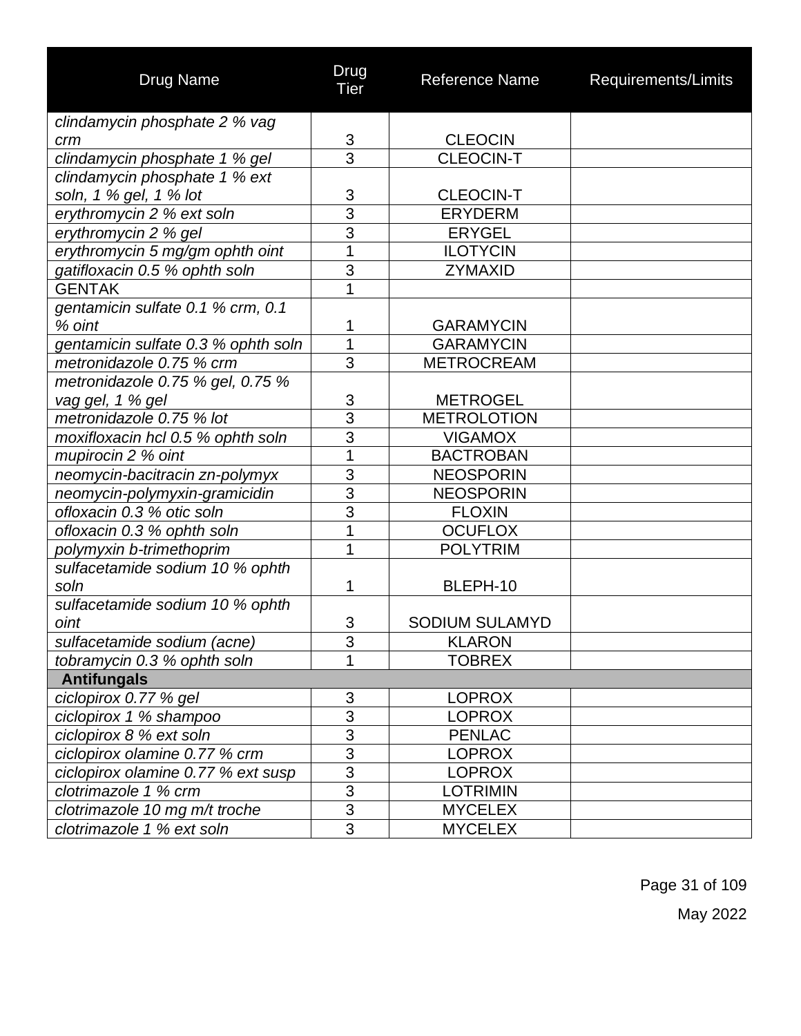| Drug Name | Drug Tier | Reference Name | Requirements/Limits |
|---|---|---|---|
| *clindamycin phosphate 2 % vag crm* | 3 | CLEOCIN | |
| *clindamycin phosphate 1 % gel* | 3 | CLEOCIN-T | |
| *clindamycin phosphate 1 % ext soln, 1 % gel, 1 % lot* | 3 | CLEOCIN-T | |
| *erythromycin 2 % ext soln* | 3 | ERYDERM | |
| *erythromycin 2 % gel* | 3 | ERYGEL | |
| *erythromycin 5 mg/gm ophth oint* | 1 | ILOTYCIN | |
| *gatifloxacin 0.5 % ophth soln* | 3 | ZYMAXID | |
| GENTAK | 1 | | |
| *gentamicin sulfate 0.1 % crm, 0.1 % oint* | 1 | GARAMYCIN | |
| *gentamicin sulfate 0.3 % ophth soln* | 1 | GARAMYCIN | |
| *metronidazole 0.75 % crm* | 3 | METROCREAM | |
| *metronidazole 0.75 % gel, 0.75 % vag gel, 1 % gel* | 3 | METROGEL | |
| *metronidazole 0.75 % lot* | 3 | METROLOTION | |
| *moxifloxacin hcl 0.5 % ophth soln* | 3 | VIGAMOX | |
| *mupirocin 2 % oint* | 1 | BACTROBAN | |
| *neomycin-bacitracin zn-polymyx* | 3 | NEOSPORIN | |
| *neomycin-polymyxin-gramicidin* | 3 | NEOSPORIN | |
| *ofloxacin 0.3 % otic soln* | 3 | FLOXIN | |
| *ofloxacin 0.3 % ophth soln* | 1 | OCUFLOX | |
| *polymyxin b-trimethoprim* | 1 | POLYTRIM | |
| *sulfacetamide sodium 10 % ophth soln* | 1 | BLEPH-10 | |
| *sulfacetamide sodium 10 % ophth oint* | 3 | SODIUM SULAMYD | |
| *sulfacetamide sodium (acne)* | 3 | KLARON | |
| *tobramycin 0.3 % ophth soln* | 1 | TOBREX | |
| **Antifungals** | | | |
| *ciclopirox 0.77 % gel* | 3 | LOPROX | |
| *ciclopirox 1 % shampoo* | 3 | LOPROX | |
| *ciclopirox 8 % ext soln* | 3 | PENLAC | |
| *ciclopirox olamine 0.77 % crm* | 3 | LOPROX | |
| *ciclopirox olamine 0.77 % ext susp* | 3 | LOPROX | |
| *clotrimazole 1 % crm* | 3 | LOTRIMIN | |
| *clotrimazole 10 mg m/t troche* | 3 | MYCELEX | |
| *clotrimazole 1 % ext soln* | 3 | MYCELEX | |

May 2022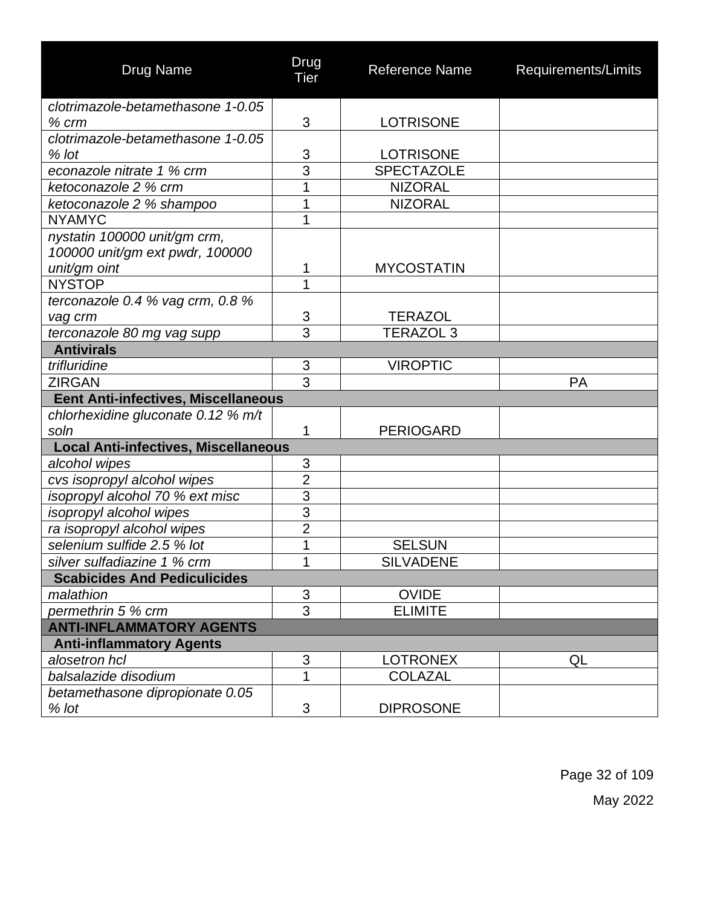| Drug Name | Drug Tier | Reference Name | Requirements/Limits |
|---|---|---|---|
| *clotrimazole-betamethasone 1-0.05 % crm* | 3 | LOTRISONE | |
| *clotrimazole-betamethasone 1-0.05 % lot* | 3 | LOTRISONE | |
| *econazole nitrate 1 % crm* | 3 | SPECTAZOLE | |
| *ketoconazole 2 % crm* | 1 | NIZORAL | |
| *ketoconazole 2 % shampoo* | 1 | NIZORAL | |
| NYAMYC | 1 | | |
| *nystatin 100000 unit/gm crm, 100000 unit/gm ext pwdr, 100000 unit/gm oint* | 1 | MYCOSTATIN | |
| NYSTOP | 1 | | |
| *terconazole 0.4 % vag crm, 0.8 % vag crm* | 3 | TERAZOL | |
| *terconazole 80 mg vag supp* | 3 | TERAZOL 3 | |
| **Antivirals** | | | |
| *trifluridine* | 3 | VIROPTIC | |
| ZIRGAN | 3 | | PA |
| **Eent Anti-infectives, Miscellaneous** | | | |
| *chlorhexidine gluconate 0.12 % m/t soln* | 1 | PERIOGARD | |
| **Local Anti-infectives, Miscellaneous** | | | |
| *alcohol wipes* | 3 | | |
| *cvs isopropyl alcohol wipes* | 2 | | |
| *isopropyl alcohol 70 % ext misc* | 3 | | |
| *isopropyl alcohol wipes* | 3 | | |
| *ra isopropyl alcohol wipes* | 2 | | |
| *selenium sulfide 2.5 % lot* | 1 | SELSUN | |
| *silver sulfadiazine 1 % crm* | 1 | SILVADENE | |
| **Scabicides And Pediculicides** | | | |
| *malathion* | 3 | OVIDE | |
| *permethrin 5 % crm* | 3 | ELIMITE | |
| **ANTI-INFLAMMATORY AGENTS** | | | |
| **Anti-inflammatory Agents** | | | |
| *alosetron hcl* | 3 | LOTRONEX | QL |
| *balsalazide disodium* | 1 | COLAZAL | |
| *betamethasone dipropionate 0.05 % lot* | 3 | DIPROSONE | |

May 2022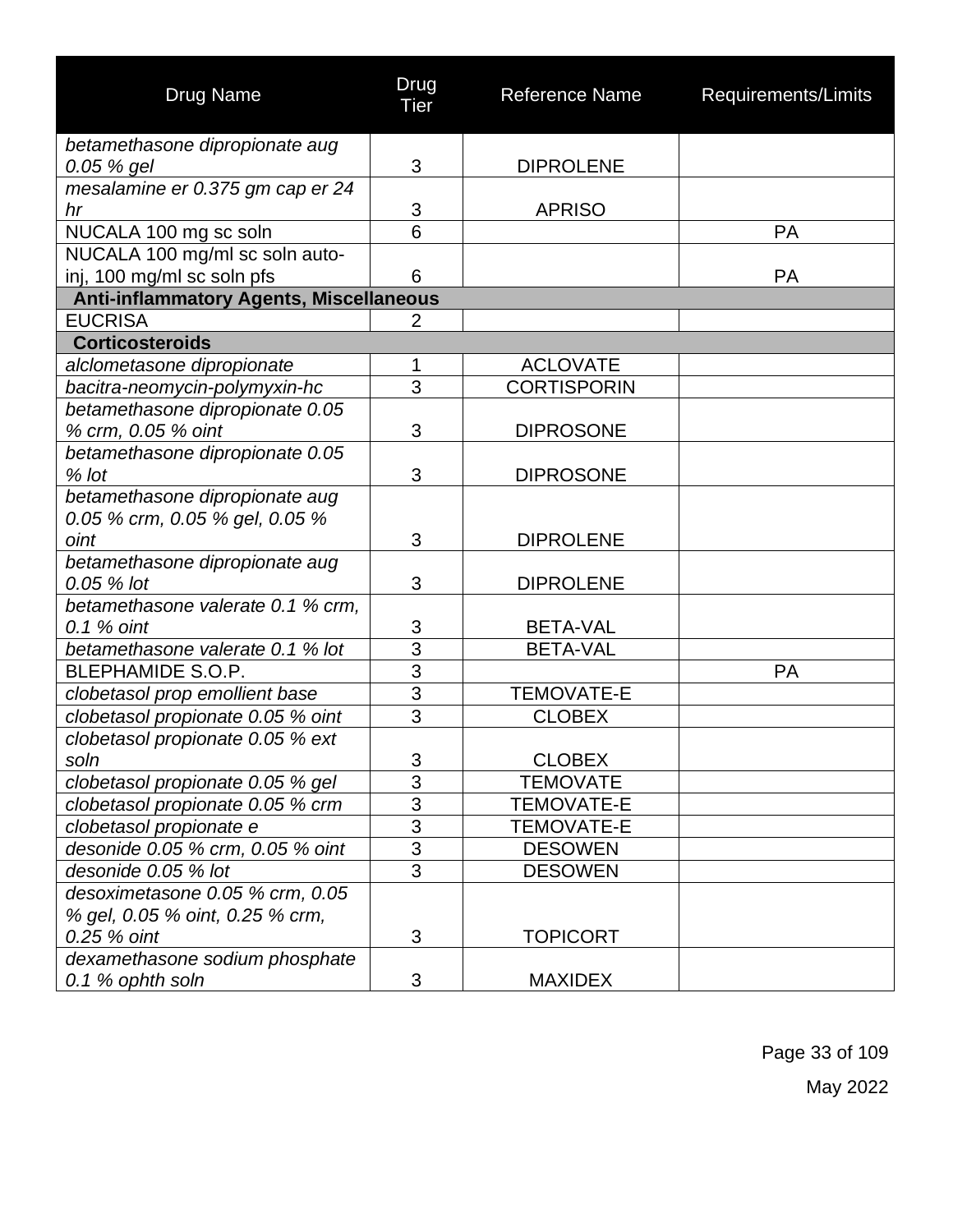| Drug Name | Drug Tier | Reference Name | Requirements/Limits |
|---|---|---|---|
| *betamethasone dipropionate aug 0.05 % gel* | 3 | DIPROLENE | |
| *mesalamine er 0.375 gm cap er 24 hr* | 3 | APRISO | |
| NUCALA 100 mg sc soln | 6 | | PA |
| NUCALA 100 mg/ml sc soln auto-inj, 100 mg/ml sc soln pfs | 6 | | PA |
| **Anti-inflammatory Agents, Miscellaneous** | | | |
| EUCRISA | 2 | | |
| **Corticosteroids** | | | |
| *alclometasone dipropionate* | 1 | ACLOVATE | |
| *bacitra-neomycin-polymyxin-hc* | 3 | CORTISPORIN | |
| *betamethasone dipropionate 0.05 % crm, 0.05 % oint* | 3 | DIPROSONE | |
| *betamethasone dipropionate 0.05 % lot* | 3 | DIPROSONE | |
| *betamethasone dipropionate aug 0.05 % crm, 0.05 % gel, 0.05 % oint* | 3 | DIPROLENE | |
| *betamethasone dipropionate aug 0.05 % lot* | 3 | DIPROLENE | |
| *betamethasone valerate 0.1 % crm, 0.1 % oint* | 3 | BETA-VAL | |
| *betamethasone valerate 0.1 % lot* | 3 | BETA-VAL | |
| BLEPHAMIDE S.O.P. | 3 | | PA |
| *clobetasol prop emollient base* | 3 | TEMOVATE-E | |
| *clobetasol propionate 0.05 % oint* | 3 | CLOBEX | |
| *clobetasol propionate 0.05 % ext soln* | 3 | CLOBEX | |
| *clobetasol propionate 0.05 % gel* | 3 | TEMOVATE | |
| *clobetasol propionate 0.05 % crm* | 3 | TEMOVATE-E | |
| *clobetasol propionate e* | 3 | TEMOVATE-E | |
| *desonide 0.05 % crm, 0.05 % oint* | 3 | DESOWEN | |
| *desonide 0.05 % lot* | 3 | DESOWEN | |
| *desoximetasone 0.05 % crm, 0.05 % gel, 0.05 % oint, 0.25 % crm, 0.25 % oint* | 3 | TOPICORT | |
| *dexamethasone sodium phosphate 0.1 % ophth soln* | 3 | MAXIDEX | |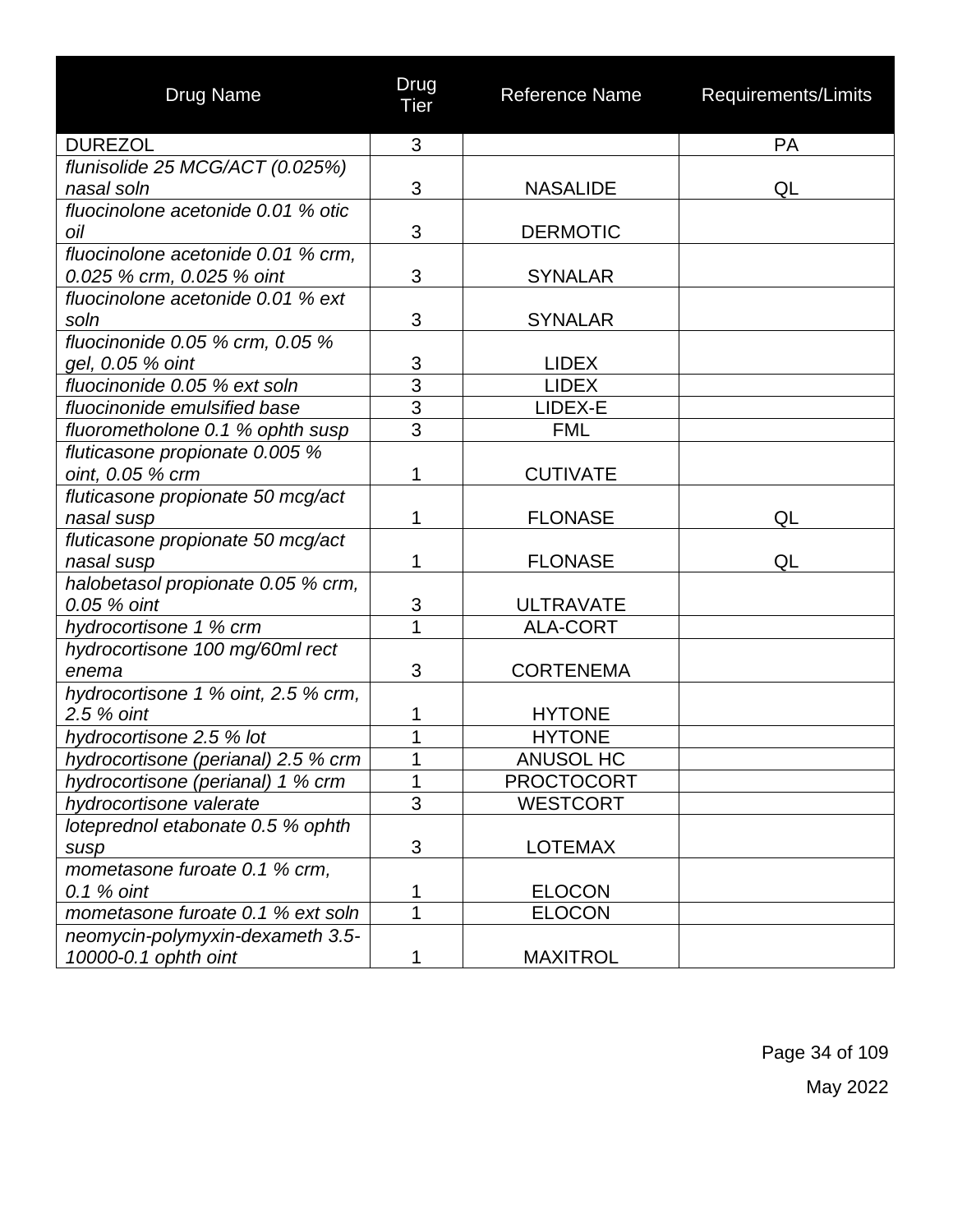| Drug Name | Drug Tier | Reference Name | Requirements/Limits |
|---|---|---|---|
| DUREZOL | 3 | | PA |
| *flunisolide 25 MCG/ACT (0.025%) nasal soln* | 3 | NASALIDE | QL |
| *fluocinolone acetonide 0.01 % otic oil* | 3 | DERMOTIC | |
| *fluocinolone acetonide 0.01 % crm, 0.025 % crm, 0.025 % oint* | 3 | SYNALAR | |
| *fluocinolone acetonide 0.01 % ext soln* | 3 | SYNALAR | |
| *fluocinonide 0.05 % crm, 0.05 % gel, 0.05 % oint* | 3 | LIDEX | |
| *fluocinonide 0.05 % ext soln* | 3 | LIDEX | |
| *fluocinonide emulsified base* | 3 | LIDEX-E | |
| *fluorometholone 0.1 % ophth susp* | 3 | FML | |
| *fluticasone propionate 0.005 % oint, 0.05 % crm* | 1 | CUTIVATE | |
| *fluticasone propionate 50 mcg/act nasal susp* | 1 | FLONASE | QL |
| *fluticasone propionate 50 mcg/act nasal susp* | 1 | FLONASE | QL |
| *halobetasol propionate 0.05 % crm, 0.05 % oint* | 3 | ULTRAVATE | |
| *hydrocortisone 1 % crm* | 1 | ALA-CORT | |
| *hydrocortisone 100 mg/60ml rect enema* | 3 | CORTENEMA | |
| *hydrocortisone 1 % oint, 2.5 % crm, 2.5 % oint* | 1 | HYTONE | |
| *hydrocortisone 2.5 % lot* | 1 | HYTONE | |
| *hydrocortisone (perianal) 2.5 % crm* | 1 | ANUSOL HC | |
| *hydrocortisone (perianal) 1 % crm* | 1 | PROCTOCORT | |
| *hydrocortisone valerate* | 3 | WESTCORT | |
| *loteprednol etabonate 0.5 % ophth susp* | 3 | LOTEMAX | |
| *mometasone furoate 0.1 % crm, 0.1 % oint* | 1 | ELOCON | |
| *mometasone furoate 0.1 % ext soln* | 1 | ELOCON | |
| *neomycin-polymyxin-dexameth 3.5-10000-0.1 ophth oint* | 1 | MAXITROL | |

May 2022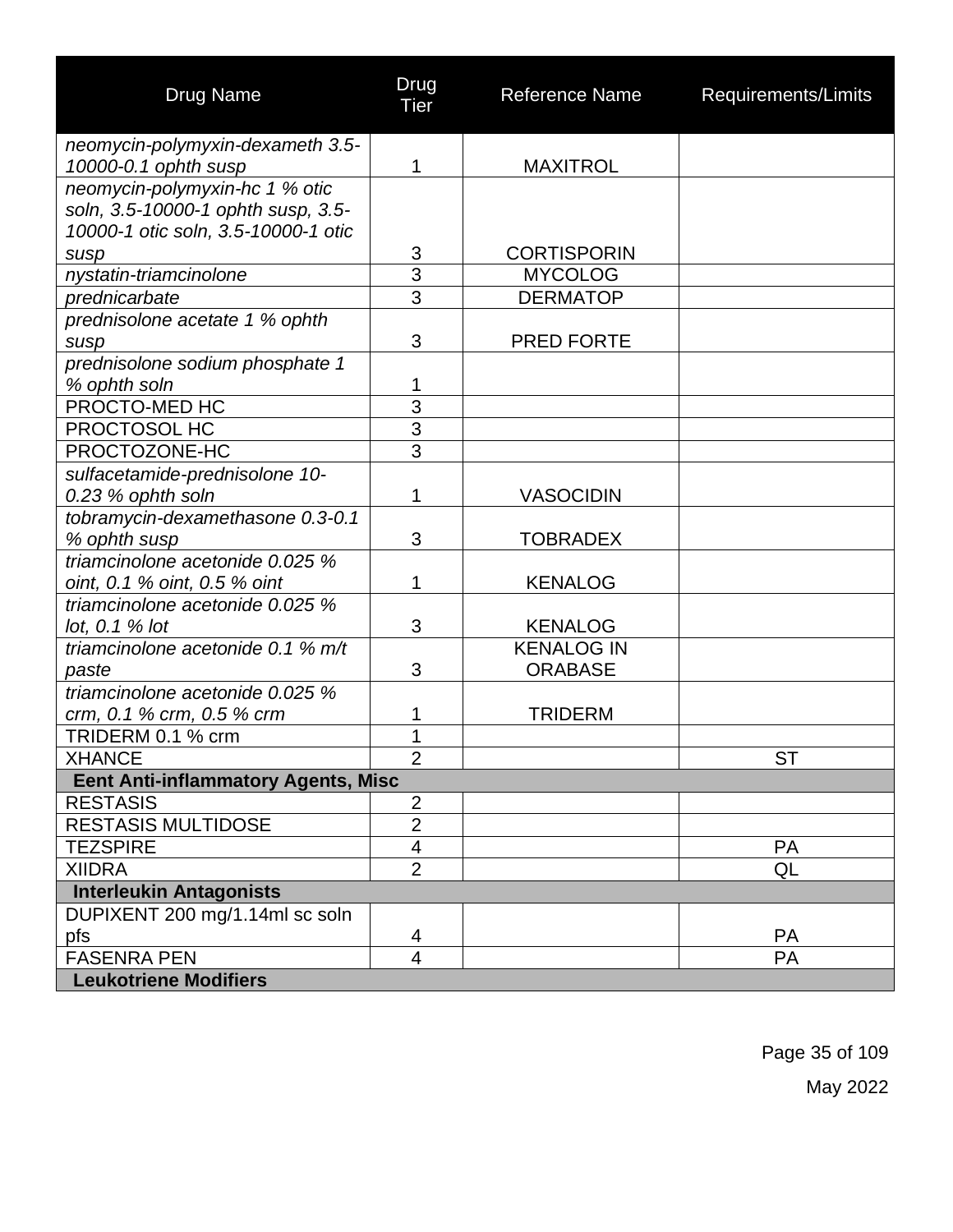| Drug Name | Drug Tier | Reference Name | Requirements/Limits |
|---|---|---|---|
| *neomycin-polymyxin-dexameth 3.5-10000-0.1 ophth susp* | 1 | MAXITROL | |
| *neomycin-polymyxin-hc 1 % otic soln, 3.5-10000-1 ophth susp, 3.5-10000-1 otic soln, 3.5-10000-1 otic susp* | 3 | CORTISPORIN | |
| *nystatin-triamcinolone* | 3 | MYCOLOG | |
| *prednicarbate* | 3 | DERMATOP | |
| *prednisolone acetate 1 % ophth susp* | 3 | PRED FORTE | |
| *prednisolone sodium phosphate 1 % ophth soln* | 1 | | |
| PROCTO-MED HC | 3 | | |
| PROCTOSOL HC | 3 | | |
| PROCTOZONE-HC | 3 | | |
| *sulfacetamide-prednisolone 10-0.23 % ophth soln* | 1 | VASOCIDIN | |
| *tobramycin-dexamethasone 0.3-0.1 % ophth susp* | 3 | TOBRADEX | |
| *triamcinolone acetonide 0.025 % oint, 0.1 % oint, 0.5 % oint* | 1 | KENALOG | |
| *triamcinolone acetonide 0.025 % lot, 0.1 % lot* | 3 | KENALOG | |
| *triamcinolone acetonide 0.1 % m/t paste* | 3 | KENALOG IN ORABASE | |
| *triamcinolone acetonide 0.025 % crm, 0.1 % crm, 0.5 % crm* | 1 | TRIDERM | |
| TRIDERM 0.1 % crm | 1 | | |
| XHANCE | 2 | | ST |
| **Eent Anti-inflammatory Agents, Misc** | | | |
| RESTASIS | 2 | | |
| RESTASIS MULTIDOSE | 2 | | |
| TEZSPIRE | 4 | | PA |
| XIIDRA | 2 | | QL |
| **Interleukin Antagonists** | | | |
| DUPIXENT 200 mg/1.14ml sc soln pfs | 4 | | PA |
| FASENRA PEN | 4 | | PA |
| **Leukotriene Modifiers** | | | |

May 2022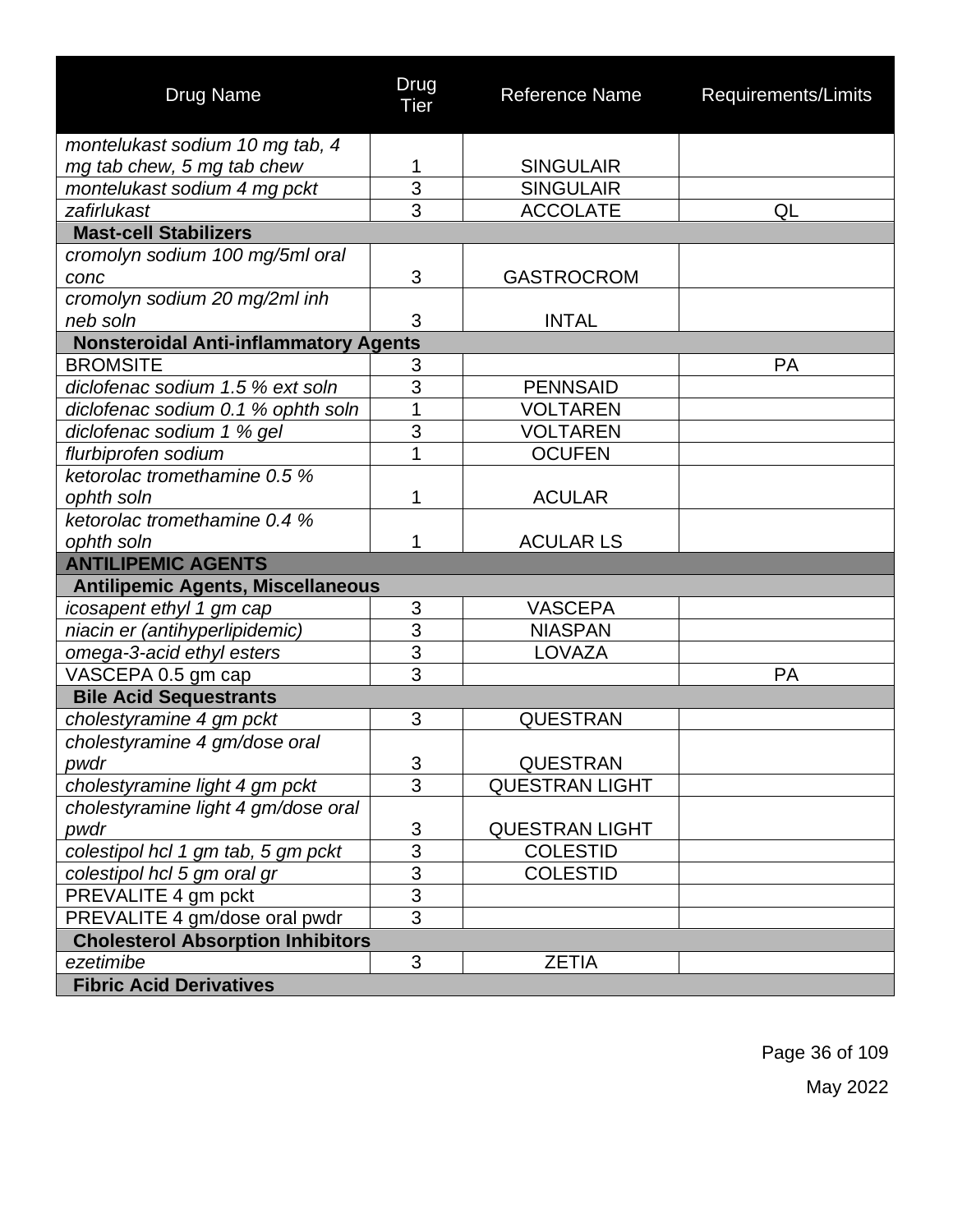| Drug Name | Drug Tier | Reference Name | Requirements/Limits |
|---|---|---|---|
| *montelukast sodium 10 mg tab, 4 mg tab chew, 5 mg tab chew* | 1 | SINGULAIR | |
| *montelukast sodium 4 mg pckt* | 3 | SINGULAIR | |
| *zafirlukast* | 3 | ACCOLATE | QL |
| **Mast-cell Stabilizers** | | | |
| *cromolyn sodium 100 mg/5ml oral conc* | 3 | GASTROCROM | |
| *cromolyn sodium 20 mg/2ml inh neb soln* | 3 | INTAL | |
| **Nonsteroidal Anti-inflammatory Agents** | | | |
| BROMSITE | 3 | | PA |
| *diclofenac sodium 1.5 % ext soln* | 3 | PENNSAID | |
| *diclofenac sodium 0.1 % ophth soln* | 1 | VOLTAREN | |
| *diclofenac sodium 1 % gel* | 3 | VOLTAREN | |
| *flurbiprofen sodium* | 1 | OCUFEN | |
| *ketorolac tromethamine 0.5 % ophth soln* | 1 | ACULAR | |
| *ketorolac tromethamine 0.4 % ophth soln* | 1 | ACULAR LS | |
| **ANTILIPEMIC AGENTS** | | | |
| **Antilipemic Agents, Miscellaneous** | | | |
| *icosapent ethyl 1 gm cap* | 3 | VASCEPA | |
| *niacin er (antihyperlipidemic)* | 3 | NIASPAN | |
| *omega-3-acid ethyl esters* | 3 | LOVAZA | |
| VASCEPA 0.5 gm cap | 3 | | PA |
| **Bile Acid Sequestrants** | | | |
| *cholestyramine 4 gm pckt* | 3 | QUESTRAN | |
| *cholestyramine 4 gm/dose oral pwdr* | 3 | QUESTRAN | |
| *cholestyramine light 4 gm pckt* | 3 | QUESTRAN LIGHT | |
| *cholestyramine light 4 gm/dose oral pwdr* | 3 | QUESTRAN LIGHT | |
| *colestipol hcl 1 gm tab, 5 gm pckt* | 3 | COLESTID | |
| *colestipol hcl 5 gm oral gr* | 3 | COLESTID | |
| PREVALITE 4 gm pckt | 3 | | |
| PREVALITE 4 gm/dose oral pwdr | 3 | | |
| **Cholesterol Absorption Inhibitors** | | | |
| *ezetimibe* | 3 | ZETIA | |
| **Fibric Acid Derivatives** | | | |

May 2022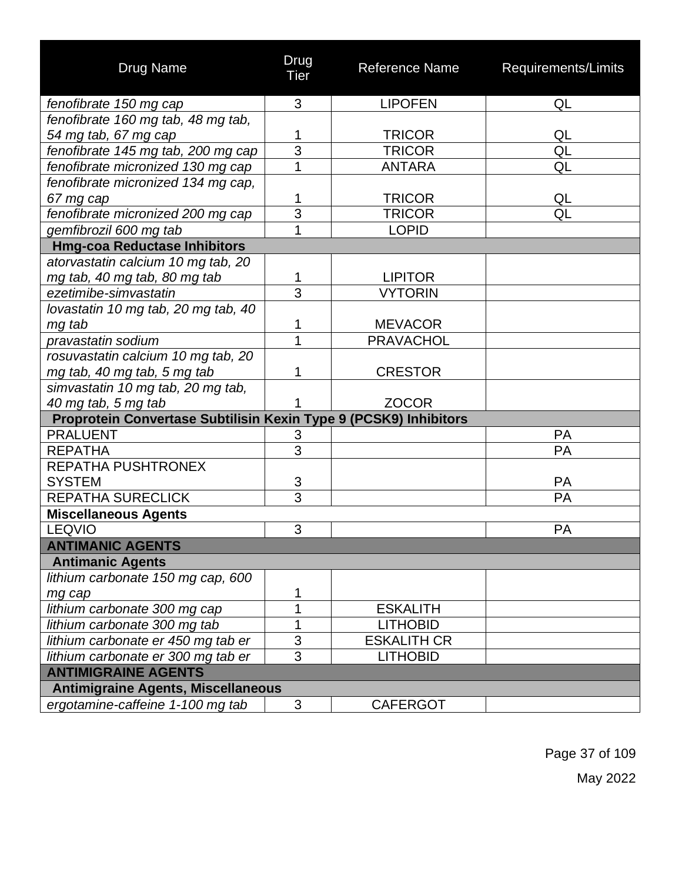| Drug Name | Drug Tier | Reference Name | Requirements/Limits |
|---|---|---|---|
| *fenofibrate 150 mg cap* | 3 | LIPOFEN | QL |
| *fenofibrate 160 mg tab, 48 mg tab, 54 mg tab, 67 mg cap* | 1 | TRICOR | QL |
| *fenofibrate 145 mg tab, 200 mg cap* | 3 | TRICOR | QL |
| *fenofibrate micronized 130 mg cap* | 1 | ANTARA | QL |
| *fenofibrate micronized 134 mg cap, 67 mg cap* | 1 | TRICOR | QL |
| *fenofibrate micronized 200 mg cap* | 3 | TRICOR | QL |
| *gemfibrozil 600 mg tab* | 1 | LOPID | |
| **Hmg-coa Reductase Inhibitors** | | | |
| *atorvastatin calcium 10 mg tab, 20 mg tab, 40 mg tab, 80 mg tab* | 1 | LIPITOR | |
| *ezetimibe-simvastatin* | 3 | VYTORIN | |
| *lovastatin 10 mg tab, 20 mg tab, 40 mg tab* | 1 | MEVACOR | |
| *pravastatin sodium* | 1 | PRAVACHOL | |
| *rosuvastatin calcium 10 mg tab, 20 mg tab, 40 mg tab, 5 mg tab* | 1 | CRESTOR | |
| *simvastatin 10 mg tab, 20 mg tab, 40 mg tab, 5 mg tab* | 1 | ZOCOR | |
| **Proprotein Convertase Subtilisin Kexin Type 9 (PCSK9) Inhibitors** | | | |
| PRALUENT | 3 | | PA |
| REPATHA | 3 | | PA |
| REPATHA PUSHTRONEX SYSTEM | 3 | | PA |
| REPATHA SURECLICK | 3 | | PA |
| **Miscellaneous Agents** | | | |
| LEQVIO | 3 | | PA |
| **ANTIMANIC AGENTS** | | | |
| **Antimanic Agents** | | | |
| *lithium carbonate 150 mg cap, 600 mg cap* | 1 | | |
| *lithium carbonate 300 mg cap* | 1 | ESKALITH | |
| *lithium carbonate 300 mg tab* | 1 | LITHOBID | |
| *lithium carbonate er 450 mg tab er* | 3 | ESKALITH CR | |
| *lithium carbonate er 300 mg tab er* | 3 | LITHOBID | |
| **ANTIMIGRAINE AGENTS** | | | |
| **Antimigraine Agents, Miscellaneous** | | | |
| *ergotamine-caffeine 1-100 mg tab* | 3 | CAFERGOT | |

May 2022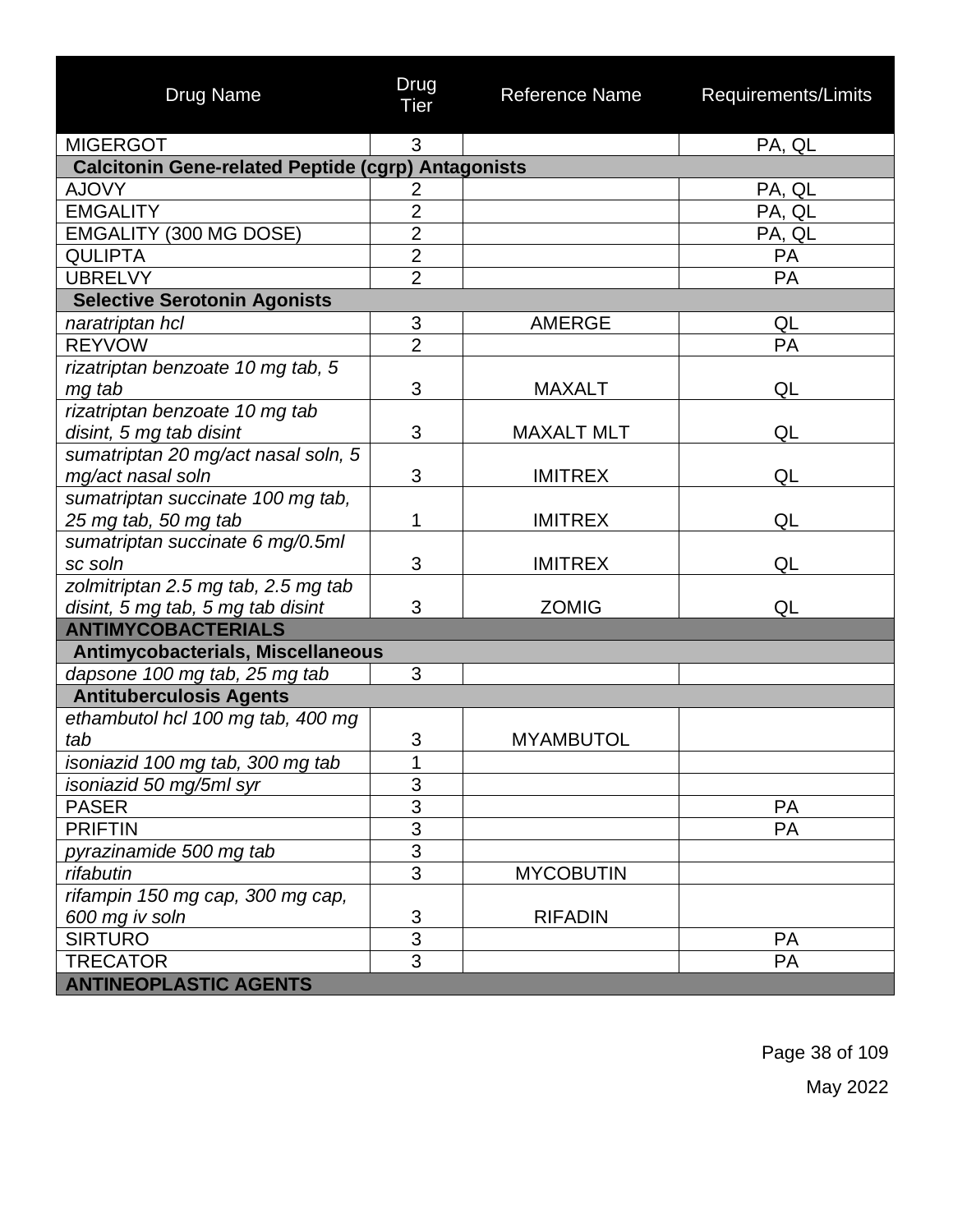| Drug Name | Drug Tier | Reference Name | Requirements/Limits |
|---|---|---|---|
| MIGERGOT | 3 | | PA, QL |
| **Calcitonin Gene-related Peptide (cgrp) Antagonists** | | | |
| AJOVY | 2 | | PA, QL |
| EMGALITY | 2 | | PA, QL |
| EMGALITY (300 MG DOSE) | 2 | | PA, QL |
| QULIPTA | 2 | | PA |
| UBRELVY | 2 | | PA |
| **Selective Serotonin Agonists** | | | |
| *naratriptan hcl* | 3 | AMERGE | QL |
| REYVOW | 2 | | PA |
| *rizatriptan benzoate 10 mg tab, 5 mg tab* | 3 | MAXALT | QL |
| *rizatriptan benzoate 10 mg tab disint, 5 mg tab disint* | 3 | MAXALT MLT | QL |
| *sumatriptan 20 mg/act nasal soln, 5 mg/act nasal soln* | 3 | IMITREX | QL |
| *sumatriptan succinate 100 mg tab, 25 mg tab, 50 mg tab* | 1 | IMITREX | QL |
| *sumatriptan succinate 6 mg/0.5ml sc soln* | 3 | IMITREX | QL |
| *zolmitriptan 2.5 mg tab, 2.5 mg tab disint, 5 mg tab, 5 mg tab disint* | 3 | ZOMIG | QL |
| **ANTIMYCOBACTERIALS** | | | |
| **Antimycobacterials, Miscellaneous** | | | |
| *dapsone 100 mg tab, 25 mg tab* | 3 | | |
| **Antituberculosis Agents** | | | |
| *ethambutol hcl 100 mg tab, 400 mg tab* | 3 | MYAMBUTOL | |
| *isoniazid 100 mg tab, 300 mg tab* | 1 | | |
| *isoniazid 50 mg/5ml syr* | 3 | | |
| PASER | 3 | | PA |
| PRIFTIN | 3 | | PA |
| *pyrazinamide 500 mg tab* | 3 | | |
| *rifabutin* | 3 | MYCOBUTIN | |
| *rifampin 150 mg cap, 300 mg cap, 600 mg iv soln* | 3 | RIFADIN | |
| SIRTURO | 3 | | PA |
| TRECATOR | 3 | | PA |
| **ANTINEOPLASTIC AGENTS** | | | |

May 2022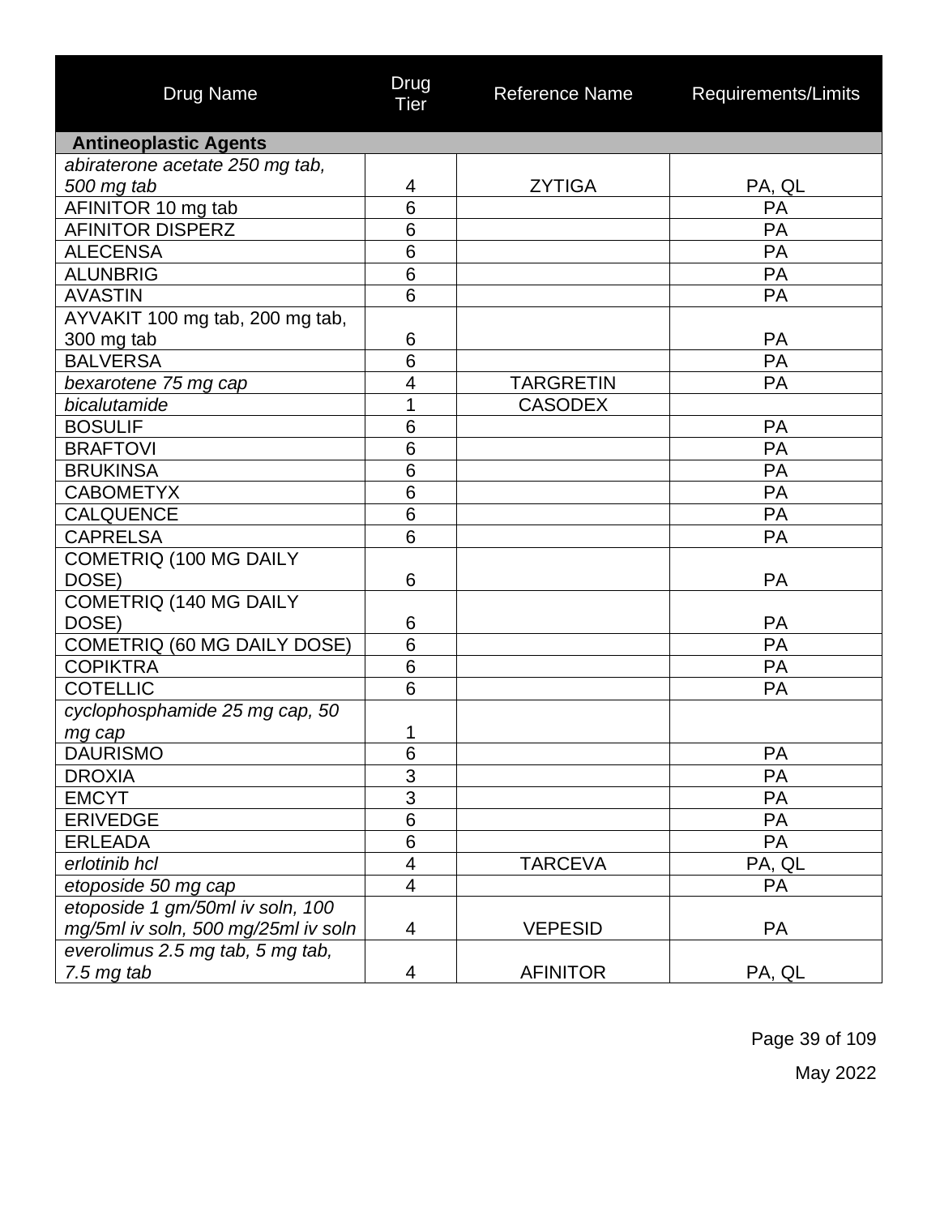| Drug Name | Drug Tier | Reference Name | Requirements/Limits |
|---|---|---|---|
| **Antineoplastic Agents** | | | |
| *abiraterone acetate 250 mg tab, 500 mg tab* | 4 | ZYTIGA | PA, QL |
| AFINITOR 10 mg tab | 6 | | PA |
| AFINITOR DISPERZ | 6 | | PA |
| ALECENSA | 6 | | PA |
| ALUNBRIG | 6 | | PA |
| AVASTIN | 6 | | PA |
| AYVAKIT 100 mg tab, 200 mg tab, 300 mg tab | 6 | | PA |
| BALVERSA | 6 | | PA |
| *bexarotene 75 mg cap* | 4 | TARGRETIN | PA |
| *bicalutamide* | 1 | CASODEX | |
| BOSULIF | 6 | | PA |
| BRAFTOVI | 6 | | PA |
| BRUKINSA | 6 | | PA |
| CABOMETYX | 6 | | PA |
| CALQUENCE | 6 | | PA |
| CAPRELSA | 6 | | PA |
| COMETRIQ (100 MG DAILY DOSE) | 6 | | PA |
| COMETRIQ (140 MG DAILY DOSE) | 6 | | PA |
| COMETRIQ (60 MG DAILY DOSE) | 6 | | PA |
| COPIKTRA | 6 | | PA |
| COTELLIC | 6 | | PA |
| *cyclophosphamide 25 mg cap, 50 mg cap* | 1 | | |
| DAURISMO | 6 | | PA |
| DROXIA | 3 | | PA |
| EMCYT | 3 | | PA |
| ERIVEDGE | 6 | | PA |
| ERLEADA | 6 | | PA |
| *erlotinib hcl* | 4 | TARCEVA | PA, QL |
| *etoposide 50 mg cap* | 4 | | PA |
| *etoposide 1 gm/50ml iv soln, 100 mg/5ml iv soln, 500 mg/25ml iv soln* | 4 | VEPESID | PA |
| *everolimus 2.5 mg tab, 5 mg tab, 7.5 mg tab* | 4 | AFINITOR | PA, QL |

May 2022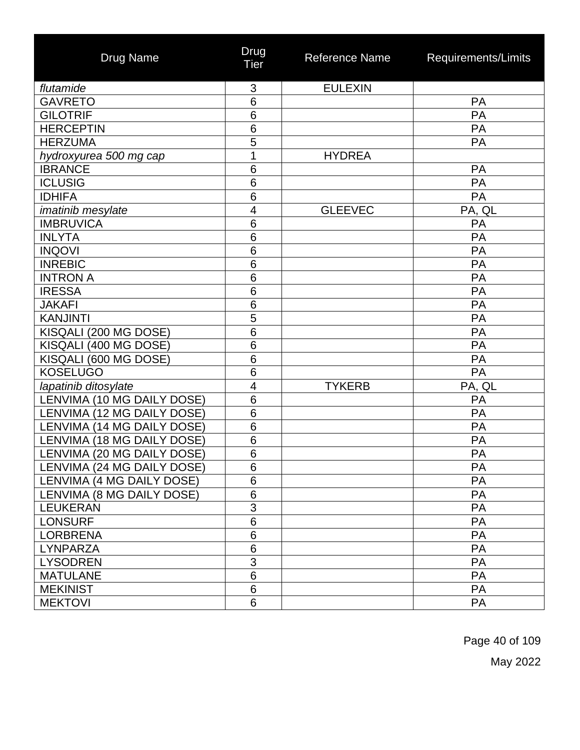| Drug Name | Drug Tier | Reference Name | Requirements/Limits |
| --- | --- | --- | --- |
| *flutamide* | 3 | EULEXIN | |
| GAVRETO | 6 | | PA |
| GILOTRIF | 6 | | PA |
| HERCEPTIN | 6 | | PA |
| HERZUMA | 5 | | PA |
| *hydroxyurea 500 mg cap* | 1 | HYDREA | |
| IBRANCE | 6 | | PA |
| ICLUSIG | 6 | | PA |
| IDHIFA | 6 | | PA |
| *imatinib mesylate* | 4 | GLEEVEC | PA, QL |
| IMBRUVICA | 6 | | PA |
| INLYTA | 6 | | PA |
| INQOVI | 6 | | PA |
| INREBIC | 6 | | PA |
| INTRON A | 6 | | PA |
| IRESSA | 6 | | PA |
| JAKAFI | 6 | | PA |
| KANJINTI | 5 | | PA |
| KISQALI (200 MG DOSE) | 6 | | PA |
| KISQALI (400 MG DOSE) | 6 | | PA |
| KISQALI (600 MG DOSE) | 6 | | PA |
| KOSELUGO | 6 | | PA |
| *lapatinib ditosylate* | 4 | TYKERB | PA, QL |
| LENVIMA (10 MG DAILY DOSE) | 6 | | PA |
| LENVIMA (12 MG DAILY DOSE) | 6 | | PA |
| LENVIMA (14 MG DAILY DOSE) | 6 | | PA |
| LENVIMA (18 MG DAILY DOSE) | 6 | | PA |
| LENVIMA (20 MG DAILY DOSE) | 6 | | PA |
| LENVIMA (24 MG DAILY DOSE) | 6 | | PA |
| LENVIMA (4 MG DAILY DOSE) | 6 | | PA |
| LENVIMA (8 MG DAILY DOSE) | 6 | | PA |
| LEUKERAN | 3 | | PA |
| LONSURF | 6 | | PA |
| LORBRENA | 6 | | PA |
| LYNPARZA | 6 | | PA |
| LYSODREN | 3 | | PA |
| MATULANE | 6 | | PA |
| MEKINIST | 6 | | PA |
| MEKTOVI | 6 | | PA |

May 2022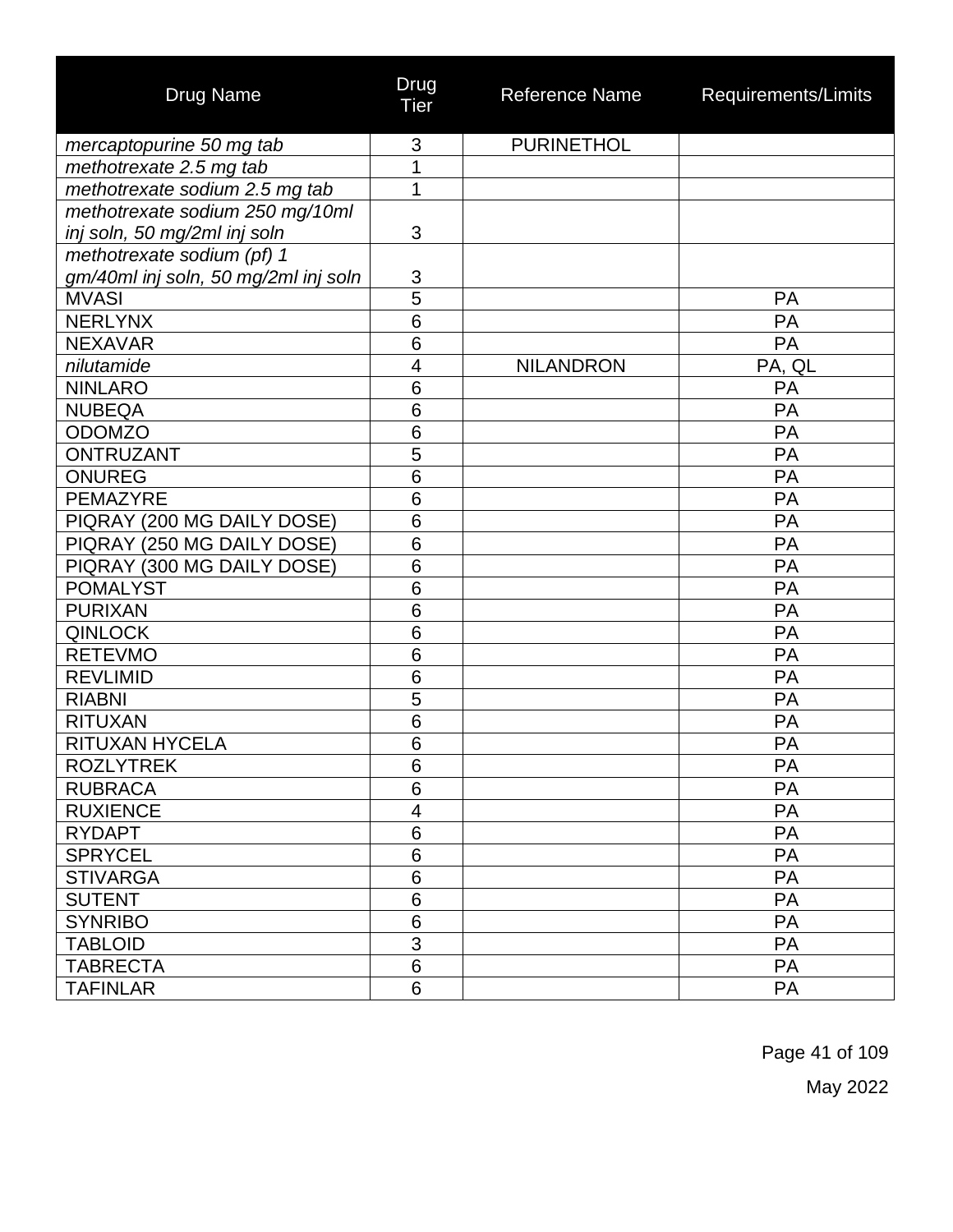| Drug Name | Drug Tier | Reference Name | Requirements/Limits |
|---|---|---|---|
| *mercaptopurine 50 mg tab* | 3 | PURINETHOL | |
| *methotrexate 2.5 mg tab* | 1 | | |
| *methotrexate sodium 2.5 mg tab* | 1 | | |
| *methotrexate sodium 250 mg/10ml inj soln, 50 mg/2ml inj soln* | 3 | | |
| *methotrexate sodium (pf) 1 gm/40ml inj soln, 50 mg/2ml inj soln* | 3 | | |
| MVASI | 5 | | PA |
| NERLYNX | 6 | | PA |
| NEXAVAR | 6 | | PA |
| *nilutamide* | 4 | NILANDRON | PA, QL |
| NINLARO | 6 | | PA |
| NUBEQA | 6 | | PA |
| ODOMZO | 6 | | PA |
| ONTRUZANT | 5 | | PA |
| ONUREG | 6 | | PA |
| PEMAZYRE | 6 | | PA |
| PIQRAY (200 MG DAILY DOSE) | 6 | | PA |
| PIQRAY (250 MG DAILY DOSE) | 6 | | PA |
| PIQRAY (300 MG DAILY DOSE) | 6 | | PA |
| POMALYST | 6 | | PA |
| PURIXAN | 6 | | PA |
| QINLOCK | 6 | | PA |
| RETEVMO | 6 | | PA |
| REVLIMID | 6 | | PA |
| RIABNI | 5 | | PA |
| RITUXAN | 6 | | PA |
| RITUXAN HYCELA | 6 | | PA |
| ROZLYTREK | 6 | | PA |
| RUBRACA | 6 | | PA |
| RUXIENCE | 4 | | PA |
| RYDAPT | 6 | | PA |
| SPRYCEL | 6 | | PA |
| STIVARGA | 6 | | PA |
| SUTENT | 6 | | PA |
| SYNRIBO | 6 | | PA |
| TABLOID | 3 | | PA |
| TABRECTA | 6 | | PA |
| TAFINLAR | 6 | | PA |

May 2022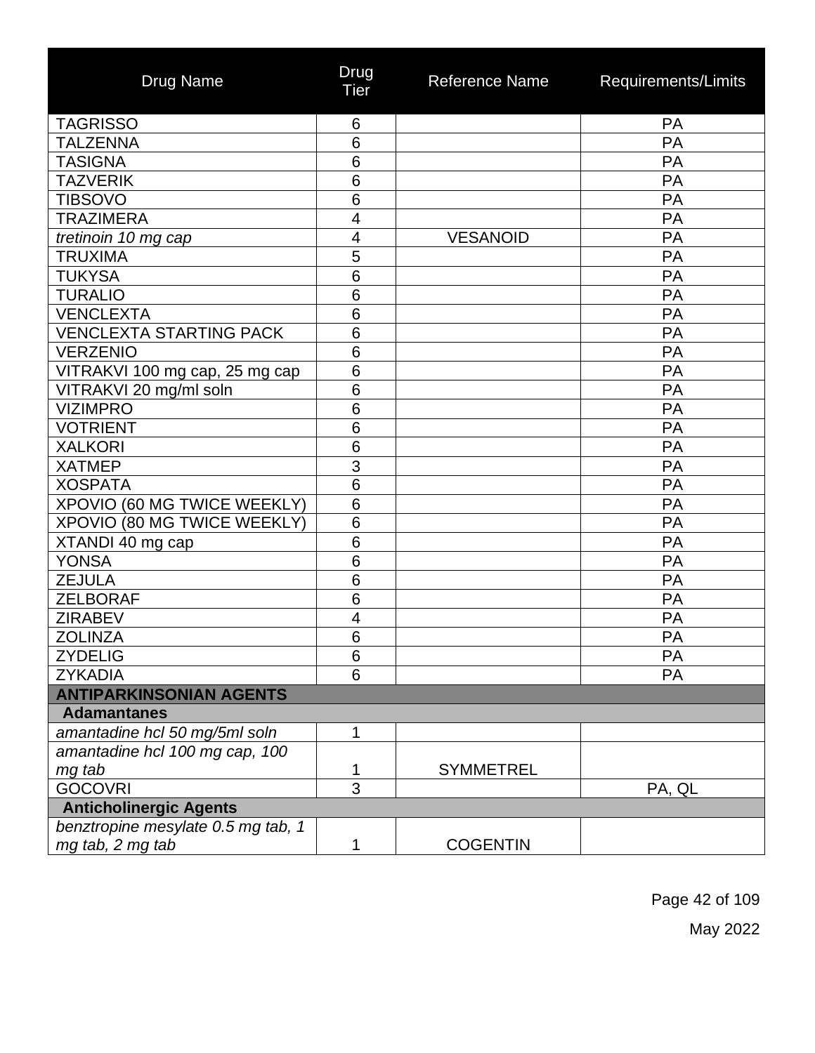| Drug Name | Drug Tier | Reference Name | Requirements/Limits |
|---|---|---|---|
| TAGRISSO | 6 | | PA |
| TALZENNA | 6 | | PA |
| TASIGNA | 6 | | PA |
| TAZVERIK | 6 | | PA |
| TIBSOVO | 6 | | PA |
| TRAZIMERA | 4 | | PA |
| *tretinoin 10 mg cap* | 4 | VESANOID | PA |
| TRUXIMA | 5 | | PA |
| TUKYSA | 6 | | PA |
| TURALIO | 6 | | PA |
| VENCLEXTA | 6 | | PA |
| VENCLEXTA STARTING PACK | 6 | | PA |
| VERZENIO | 6 | | PA |
| VITRAKVI 100 mg cap, 25 mg cap | 6 | | PA |
| VITRAKVI 20 mg/ml soln | 6 | | PA |
| VIZIMPRO | 6 | | PA |
| VOTRIENT | 6 | | PA |
| XALKORI | 6 | | PA |
| XATMEP | 3 | | PA |
| XOSPATA | 6 | | PA |
| XPOVIO (60 MG TWICE WEEKLY) | 6 | | PA |
| XPOVIO (80 MG TWICE WEEKLY) | 6 | | PA |
| XTANDI 40 mg cap | 6 | | PA |
| YONSA | 6 | | PA |
| ZEJULA | 6 | | PA |
| ZELBORAF | 6 | | PA |
| ZIRABEV | 4 | | PA |
| ZOLINZA | 6 | | PA |
| ZYDELIG | 6 | | PA |
| ZYKADIA | 6 | | PA |
| **ANTIPARKINSONIAN AGENTS** | | | |
| **Adamantanes** | | | |
| *amantadine hcl 50 mg/5ml soln* | 1 | | |
| *amantadine hcl 100 mg cap, 100 mg tab* | 1 | SYMMETREL | |
| GOCOVRI | 3 | | PA, QL |
| **Anticholinergic Agents** | | | |
| *benztropine mesylate 0.5 mg tab, 1 mg tab, 2 mg tab* | 1 | COGENTIN | |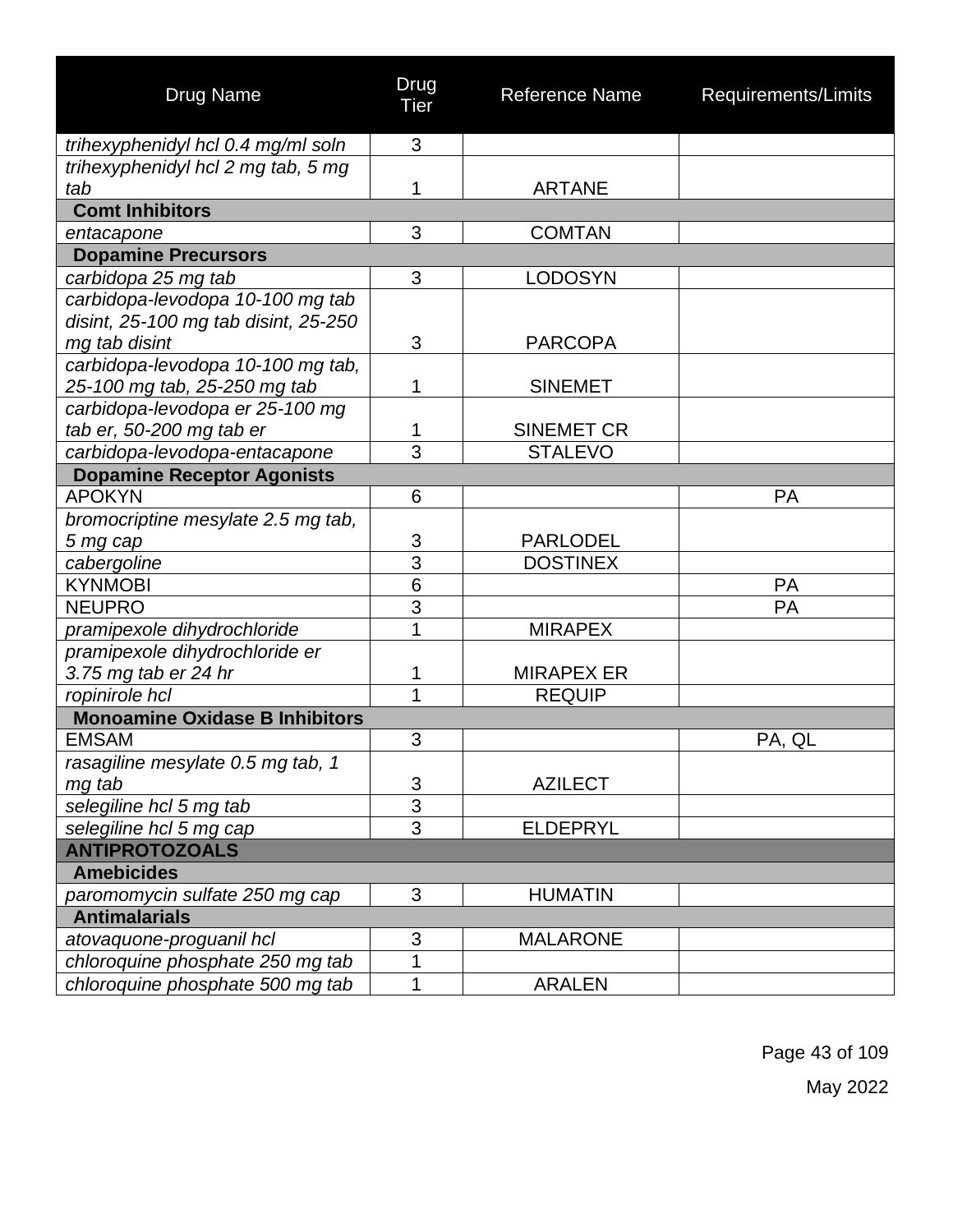| Drug Name | Drug Tier | Reference Name | Requirements/Limits |
|---|---|---|---|
| *trihexyphenidyl hcl 0.4 mg/ml soln* | 3 | | |
| *trihexyphenidyl hcl 2 mg tab, 5 mg tab* | 1 | ARTANE | |
| **Comt Inhibitors** | | | |
| *entacapone* | 3 | COMTAN | |
| **Dopamine Precursors** | | | |
| *carbidopa 25 mg tab* | 3 | LODOSYN | |
| *carbidopa-levodopa 10-100 mg tab disint, 25-100 mg tab disint, 25-250 mg tab disint* | 3 | PARCOPA | |
| *carbidopa-levodopa 10-100 mg tab, 25-100 mg tab, 25-250 mg tab* | 1 | SINEMET | |
| *carbidopa-levodopa er 25-100 mg tab er, 50-200 mg tab er* | 1 | SINEMET CR | |
| *carbidopa-levodopa-entacapone* | 3 | STALEVO | |
| **Dopamine Receptor Agonists** | | | |
| APOKYN | 6 | | PA |
| *bromocriptine mesylate 2.5 mg tab, 5 mg cap* | 3 | PARLODEL | |
| *cabergoline* | 3 | DOSTINEX | |
| KYNMOBI | 6 | | PA |
| NEUPRO | 3 | | PA |
| *pramipexole dihydrochloride* | 1 | MIRAPEX | |
| *pramipexole dihydrochloride er 3.75 mg tab er 24 hr* | 1 | MIRAPEX ER | |
| *ropinirole hcl* | 1 | REQUIP | |
| **Monoamine Oxidase B Inhibitors** | | | |
| EMSAM | 3 | | PA, QL |
| *rasagiline mesylate 0.5 mg tab, 1 mg tab* | 3 | AZILECT | |
| *selegiline hcl 5 mg tab* | 3 | | |
| *selegiline hcl 5 mg cap* | 3 | ELDEPRYL | |
| **ANTIPROTOZOALS** | | | |
| **Amebicides** | | | |
| *paromomycin sulfate 250 mg cap* | 3 | HUMATIN | |
| **Antimalarials** | | | |
| *atovaquone-proguanil hcl* | 3 | MALARONE | |
| *chloroquine phosphate 250 mg tab* | 1 | | |
| *chloroquine phosphate 500 mg tab* | 1 | ARALEN | |

May 2022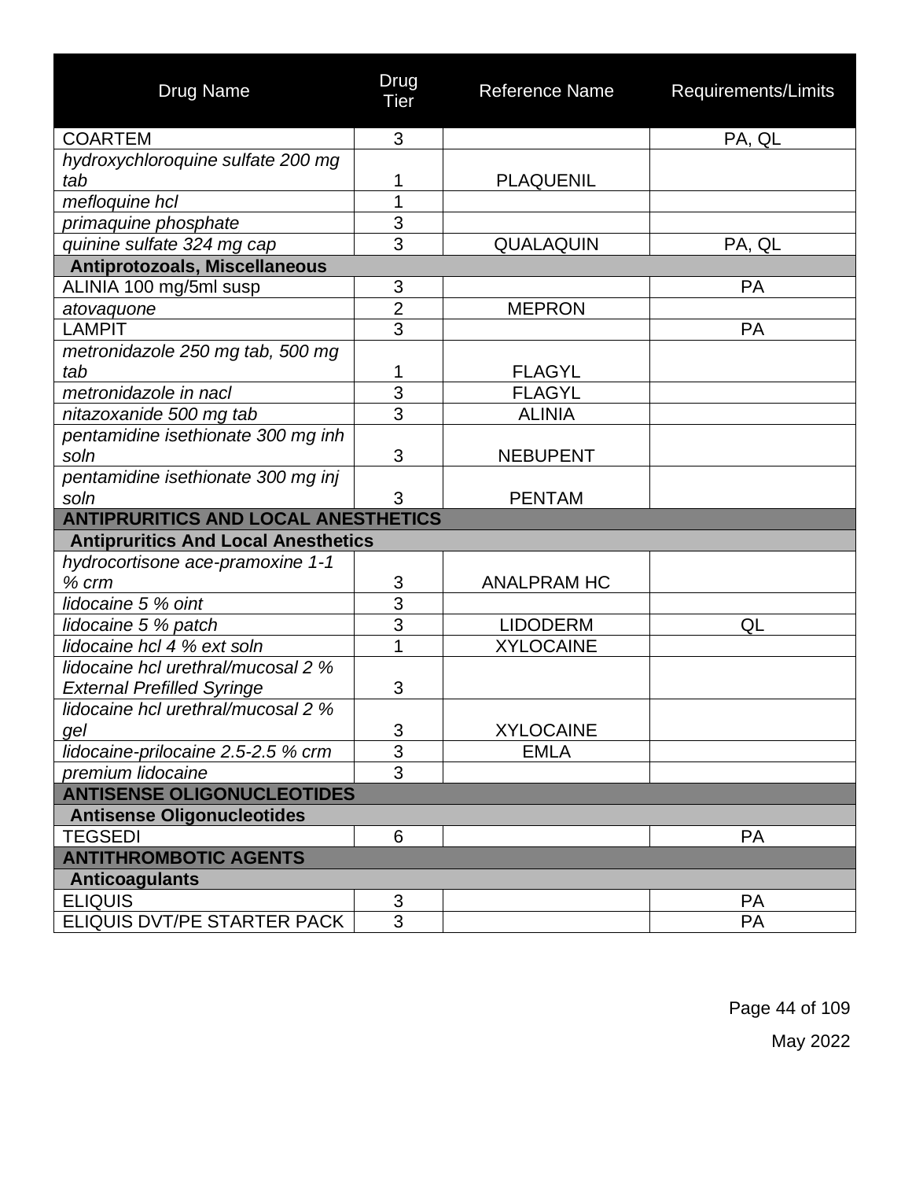| Drug Name | Drug Tier | Reference Name | Requirements/Limits |
|---|---|---|---|
| COARTEM | 3 | | PA, QL |
| *hydroxychloroquine sulfate 200 mg tab* | 1 | PLAQUENIL | |
| *mefloquine hcl* | 1 | | |
| *primaquine phosphate* | 3 | | |
| *quinine sulfate 324 mg cap* | 3 | QUALAQUIN | PA, QL |
| **Antiprotozoals, Miscellaneous** | | | |
| ALINIA 100 mg/5ml susp | 3 | | PA |
| *atovaquone* | 2 | MEPRON | |
| LAMPIT | 3 | | PA |
| *metronidazole 250 mg tab, 500 mg tab* | 1 | FLAGYL | |
| *metronidazole in nacl* | 3 | FLAGYL | |
| *nitazoxanide 500 mg tab* | 3 | ALINIA | |
| *pentamidine isethionate 300 mg inh soln* | 3 | NEBUPENT | |
| *pentamidine isethionate 300 mg inj soln* | 3 | PENTAM | |
| **ANTIPRURITICS AND LOCAL ANESTHETICS** | | | |
| **Antipruritics And Local Anesthetics** | | | |
| *hydrocortisone ace-pramoxine 1-1 % crm* | 3 | ANALPRAM HC | |
| *lidocaine 5 % oint* | 3 | | |
| *lidocaine 5 % patch* | 3 | LIDODERM | QL |
| *lidocaine hcl 4 % ext soln* | 1 | XYLOCAINE | |
| *lidocaine hcl urethral/mucosal 2 % External Prefilled Syringe* | 3 | | |
| *lidocaine hcl urethral/mucosal 2 % gel* | 3 | XYLOCAINE | |
| *lidocaine-prilocaine 2.5-2.5 % crm* | 3 | EMLA | |
| *premium lidocaine* | 3 | | |
| **ANTISENSE OLIGONUCLEOTIDES** | | | |
| **Antisense Oligonucleotides** | | | |
| TEGSEDI | 6 | | PA |
| **ANTITHROMBOTIC AGENTS** | | | |
| **Anticoagulants** | | | |
| ELIQUIS | 3 | | PA |
| ELIQUIS DVT/PE STARTER PACK | 3 | | PA |

May 2022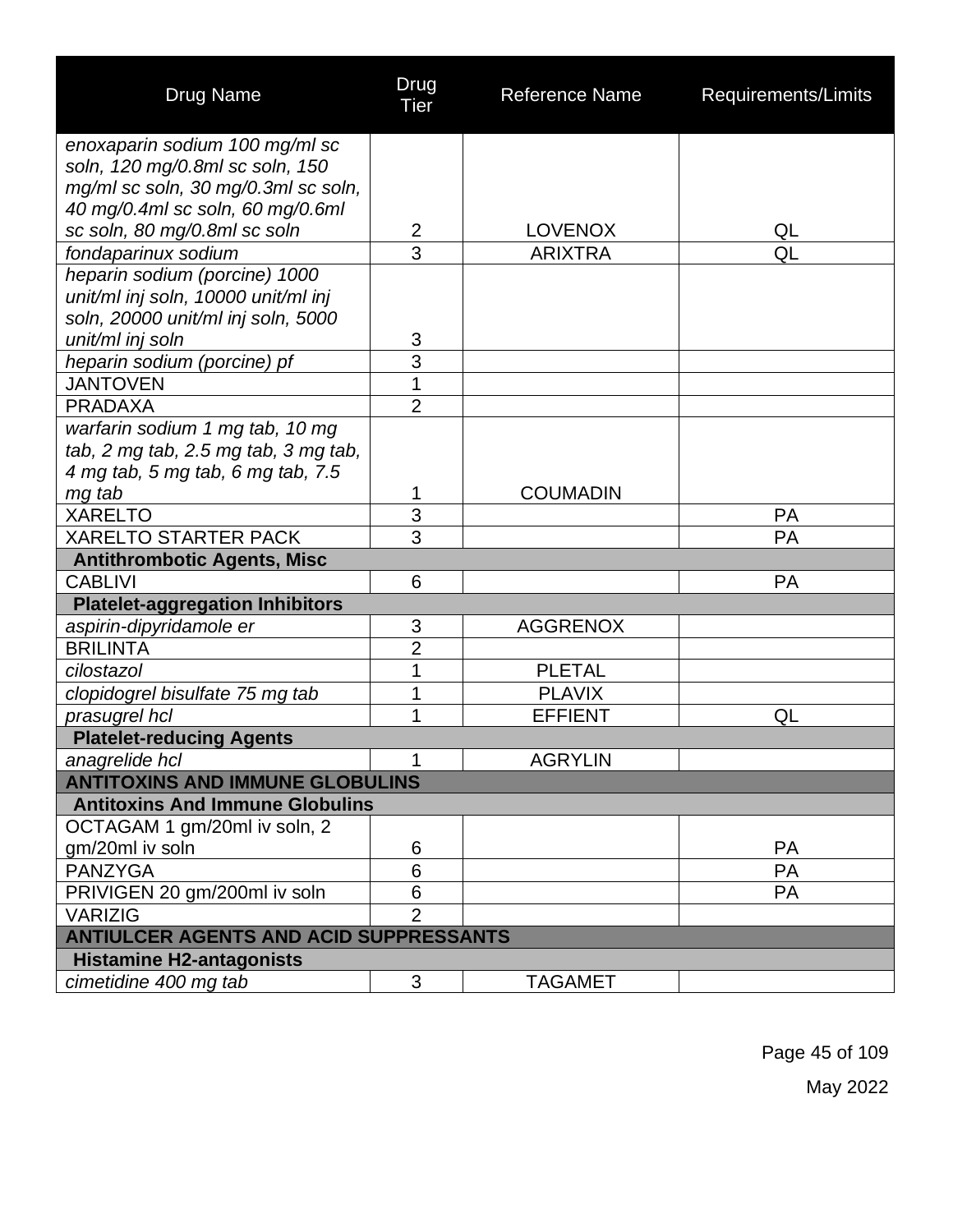| Drug Name | Drug Tier | Reference Name | Requirements/Limits |
|---|---|---|---|
| *enoxaparin sodium 100 mg/ml sc soln, 120 mg/0.8ml sc soln, 150 mg/ml sc soln, 30 mg/0.3ml sc soln, 40 mg/0.4ml sc soln, 60 mg/0.6ml sc soln, 80 mg/0.8ml sc soln* | 2 | LOVENOX | QL |
| *fondaparinux sodium* | 3 | ARIXTRA | QL |
| *heparin sodium (porcine) 1000 unit/ml inj soln, 10000 unit/ml inj soln, 20000 unit/ml inj soln, 5000 unit/ml inj soln* | 3 | | |
| *heparin sodium (porcine) pf* | 3 | | |
| JANTOVEN | 1 | | |
| PRADAXA | 2 | | |
| *warfarin sodium 1 mg tab, 10 mg tab, 2 mg tab, 2.5 mg tab, 3 mg tab, 4 mg tab, 5 mg tab, 6 mg tab, 7.5 mg tab* | 1 | COUMADIN | |
| XARELTO | 3 | | PA |
| XARELTO STARTER PACK | 3 | | PA |
| **Antithrombotic Agents, Misc** | | | |
| CABLIVI | 6 | | PA |
| **Platelet-aggregation Inhibitors** | | | |
| *aspirin-dipyridamole er* | 3 | AGGRENOX | |
| BRILINTA | 2 | | |
| *cilostazol* | 1 | PLETAL | |
| *clopidogrel bisulfate 75 mg tab* | 1 | PLAVIX | |
| *prasugrel hcl* | 1 | EFFIENT | QL |
| **Platelet-reducing Agents** | | | |
| *anagrelide hcl* | 1 | AGRYLIN | |
| **ANTITOXINS AND IMMUNE GLOBULINS** | | | |
| **Antitoxins And Immune Globulins** | | | |
| OCTAGAM 1 gm/20ml iv soln, 2 gm/20ml iv soln | 6 | | PA |
| PANZYGA | 6 | | PA |
| PRIVIGEN 20 gm/200ml iv soln | 6 | | PA |
| VARIZIG | 2 | | |
| **ANTIULCER AGENTS AND ACID SUPPRESSANTS** | | | |
| **Histamine H2-antagonists** | | | |
| *cimetidine 400 mg tab* | 3 | TAGAMET | |

May 2022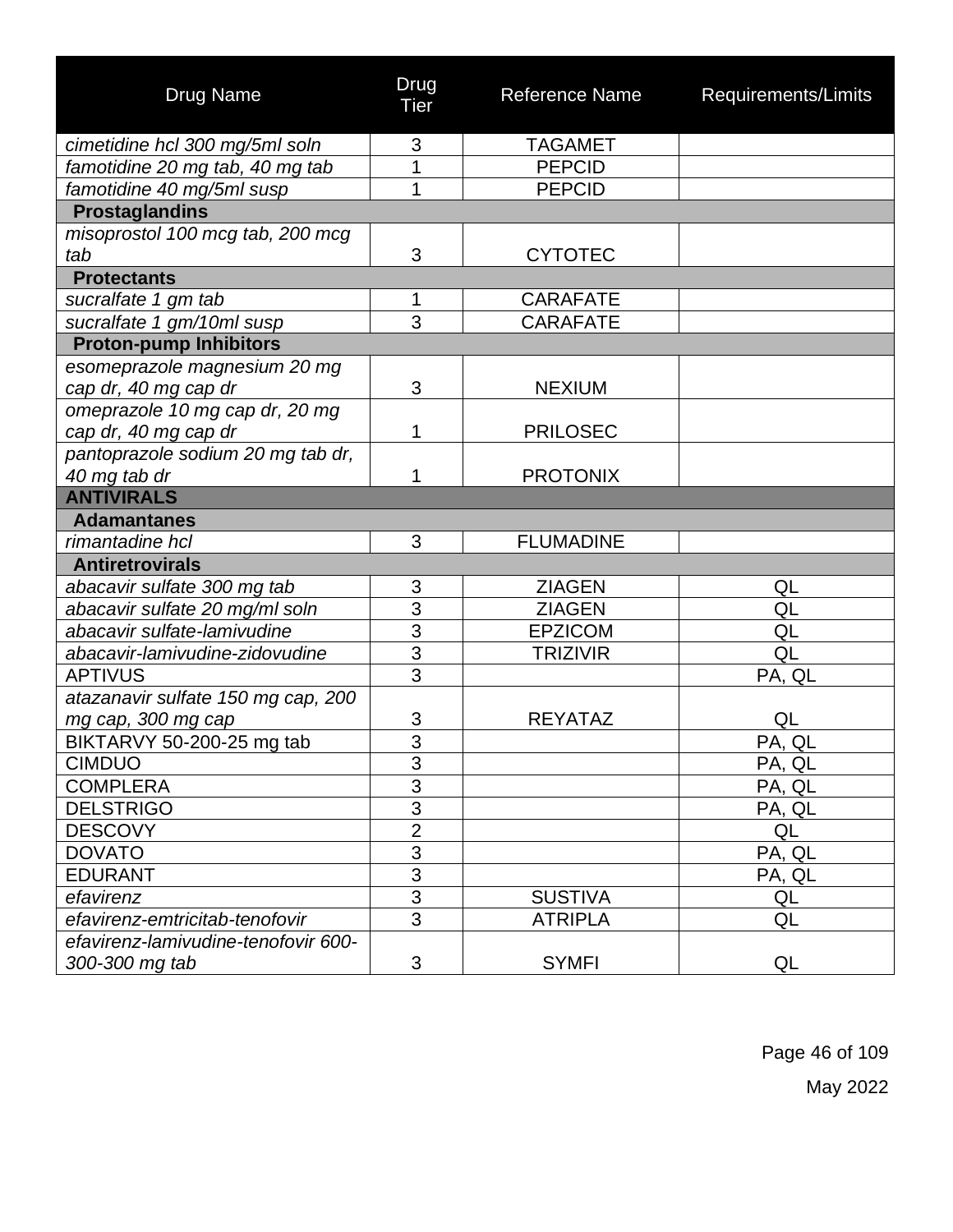| Drug Name | Drug Tier | Reference Name | Requirements/Limits |
|---|---|---|---|
| *cimetidine hcl 300 mg/5ml soln* | 3 | TAGAMET | |
| *famotidine 20 mg tab, 40 mg tab* | 1 | PEPCID | |
| *famotidine 40 mg/5ml susp* | 1 | PEPCID | |
| **Prostaglandins** | | | |
| *misoprostol 100 mcg tab, 200 mcg tab* | 3 | CYTOTEC | |
| **Protectants** | | | |
| *sucralfate 1 gm tab* | 1 | CARAFATE | |
| *sucralfate 1 gm/10ml susp* | 3 | CARAFATE | |
| **Proton-pump Inhibitors** | | | |
| *esomeprazole magnesium 20 mg cap dr, 40 mg cap dr* | 3 | NEXIUM | |
| *omeprazole 10 mg cap dr, 20 mg cap dr, 40 mg cap dr* | 1 | PRILOSEC | |
| *pantoprazole sodium 20 mg tab dr, 40 mg tab dr* | 1 | PROTONIX | |
| **ANTIVIRALS** | | | |
| **Adamantanes** | | | |
| *rimantadine hcl* | 3 | FLUMADINE | |
| **Antiretrovirals** | | | |
| *abacavir sulfate 300 mg tab* | 3 | ZIAGEN | QL |
| *abacavir sulfate 20 mg/ml soln* | 3 | ZIAGEN | QL |
| *abacavir sulfate-lamivudine* | 3 | EPZICOM | QL |
| *abacavir-lamivudine-zidovudine* | 3 | TRIZIVIR | QL |
| APTIVUS | 3 | | PA, QL |
| *atazanavir sulfate 150 mg cap, 200 mg cap, 300 mg cap* | 3 | REYATAZ | QL |
| BIKTARVY 50-200-25 mg tab | 3 | | PA, QL |
| CIMDUO | 3 | | PA, QL |
| COMPLERA | 3 | | PA, QL |
| DELSTRIGO | 3 | | PA, QL |
| DESCOVY | 2 | | QL |
| DOVATO | 3 | | PA, QL |
| EDURANT | 3 | | PA, QL |
| *efavirenz* | 3 | SUSTIVA | QL |
| *efavirenz-emtricitab-tenofovir* | 3 | ATRIPLA | QL |
| *efavirenz-lamivudine-tenofovir 600-300-300 mg tab* | 3 | SYMFI | QL |

May 2022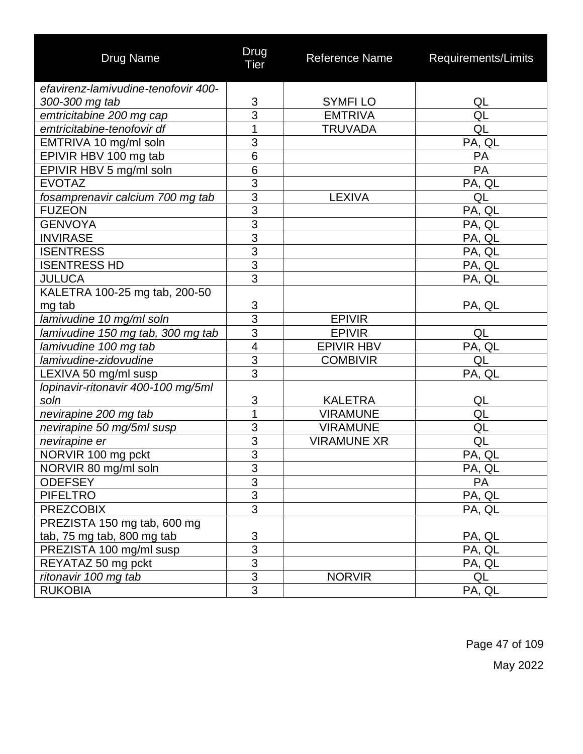| Drug Name | Drug Tier | Reference Name | Requirements/Limits |
|---|---|---|---|
| *efavirenz-lamivudine-tenofovir 400-300-300 mg tab* | 3 | SYMFI LO | QL |
| *emtricitabine 200 mg cap* | 3 | EMTRIVA | QL |
| *emtricitabine-tenofovir df* | 1 | TRUVADA | QL |
| EMTRIVA 10 mg/ml soln | 3 | | PA, QL |
| EPIVIR HBV 100 mg tab | 6 | | PA |
| EPIVIR HBV 5 mg/ml soln | 6 | | PA |
| EVOTAZ | 3 | | PA, QL |
| *fosamprenavir calcium 700 mg tab* | 3 | LEXIVA | QL |
| FUZEON | 3 | | PA, QL |
| GENVOYA | 3 | | PA, QL |
| INVIRASE | 3 | | PA, QL |
| ISENTRESS | 3 | | PA, QL |
| ISENTRESS HD | 3 | | PA, QL |
| JULUCA | 3 | | PA, QL |
| KALETRA 100-25 mg tab, 200-50 mg tab | 3 | | PA, QL |
| *lamivudine 10 mg/ml soln* | 3 | EPIVIR | |
| *lamivudine 150 mg tab, 300 mg tab* | 3 | EPIVIR | QL |
| *lamivudine 100 mg tab* | 4 | EPIVIR HBV | PA, QL |
| *lamivudine-zidovudine* | 3 | COMBIVIR | QL |
| LEXIVA 50 mg/ml susp | 3 | | PA, QL |
| *lopinavir-ritonavir 400-100 mg/5ml soln* | 3 | KALETRA | QL |
| *nevirapine 200 mg tab* | 1 | VIRAMUNE | QL |
| *nevirapine 50 mg/5ml susp* | 3 | VIRAMUNE | QL |
| *nevirapine er* | 3 | VIRAMUNE XR | QL |
| NORVIR 100 mg pckt | 3 | | PA, QL |
| NORVIR 80 mg/ml soln | 3 | | PA, QL |
| ODEFSEY | 3 | | PA |
| PIFELTRO | 3 | | PA, QL |
| PREZCOBIX | 3 | | PA, QL |
| PREZISTA 150 mg tab, 600 mg tab, 75 mg tab, 800 mg tab | 3 | | PA, QL |
| PREZISTA 100 mg/ml susp | 3 | | PA, QL |
| REYATAZ 50 mg pckt | 3 | | PA, QL |
| *ritonavir 100 mg tab* | 3 | NORVIR | QL |
| RUKOBIA | 3 | | PA, QL |

May 2022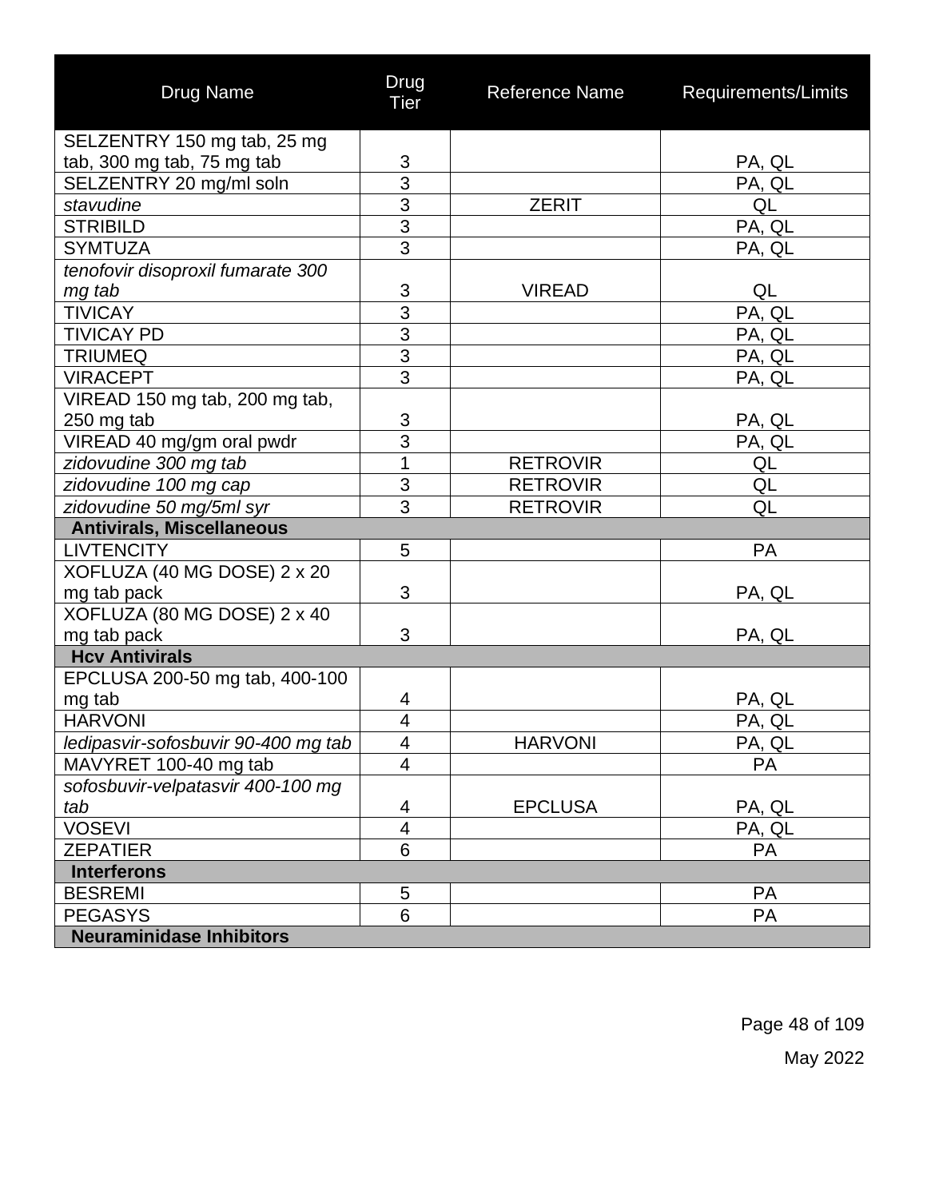| Drug Name | Drug Tier | Reference Name | Requirements/Limits |
|---|---|---|---|
| SELZENTRY 150 mg tab, 25 mg tab, 300 mg tab, 75 mg tab | 3 | | PA, QL |
| SELZENTRY 20 mg/ml soln | 3 | | PA, QL |
| *stavudine* | 3 | ZERIT | QL |
| STRIBILD | 3 | | PA, QL |
| SYMTUZA | 3 | | PA, QL |
| *tenofovir disoproxil fumarate 300 mg tab* | 3 | VIREAD | QL |
| TIVICAY | 3 | | PA, QL |
| TIVICAY PD | 3 | | PA, QL |
| TRIUMEQ | 3 | | PA, QL |
| VIRACEPT | 3 | | PA, QL |
| VIREAD 150 mg tab, 200 mg tab, 250 mg tab | 3 | | PA, QL |
| VIREAD 40 mg/gm oral pwdr | 3 | | PA, QL |
| *zidovudine 300 mg tab* | 1 | RETROVIR | QL |
| *zidovudine 100 mg cap* | 3 | RETROVIR | QL |
| *zidovudine 50 mg/5ml syr* | 3 | RETROVIR | QL |
| **Antivirals, Miscellaneous** | | | |
| LIVTENCITY | 5 | | PA |
| XOFLUZA (40 MG DOSE) 2 x 20 mg tab pack | 3 | | PA, QL |
| XOFLUZA (80 MG DOSE) 2 x 40 mg tab pack | 3 | | PA, QL |
| **Hcv Antivirals** | | | |
| EPCLUSA 200-50 mg tab, 400-100 mg tab | 4 | | PA, QL |
| HARVONI | 4 | | PA, QL |
| *ledipasvir-sofosbuvir 90-400 mg tab* | 4 | HARVONI | PA, QL |
| MAVYRET 100-40 mg tab | 4 | | PA |
| *sofosbuvir-velpatasvir 400-100 mg tab* | 4 | EPCLUSA | PA, QL |
| VOSEVI | 4 | | PA, QL |
| ZEPATIER | 6 | | PA |
| **Interferons** | | | |
| BESREMI | 5 | | PA |
| PEGASYS | 6 | | PA |
| **Neuraminidase Inhibitors** | | | |

May 2022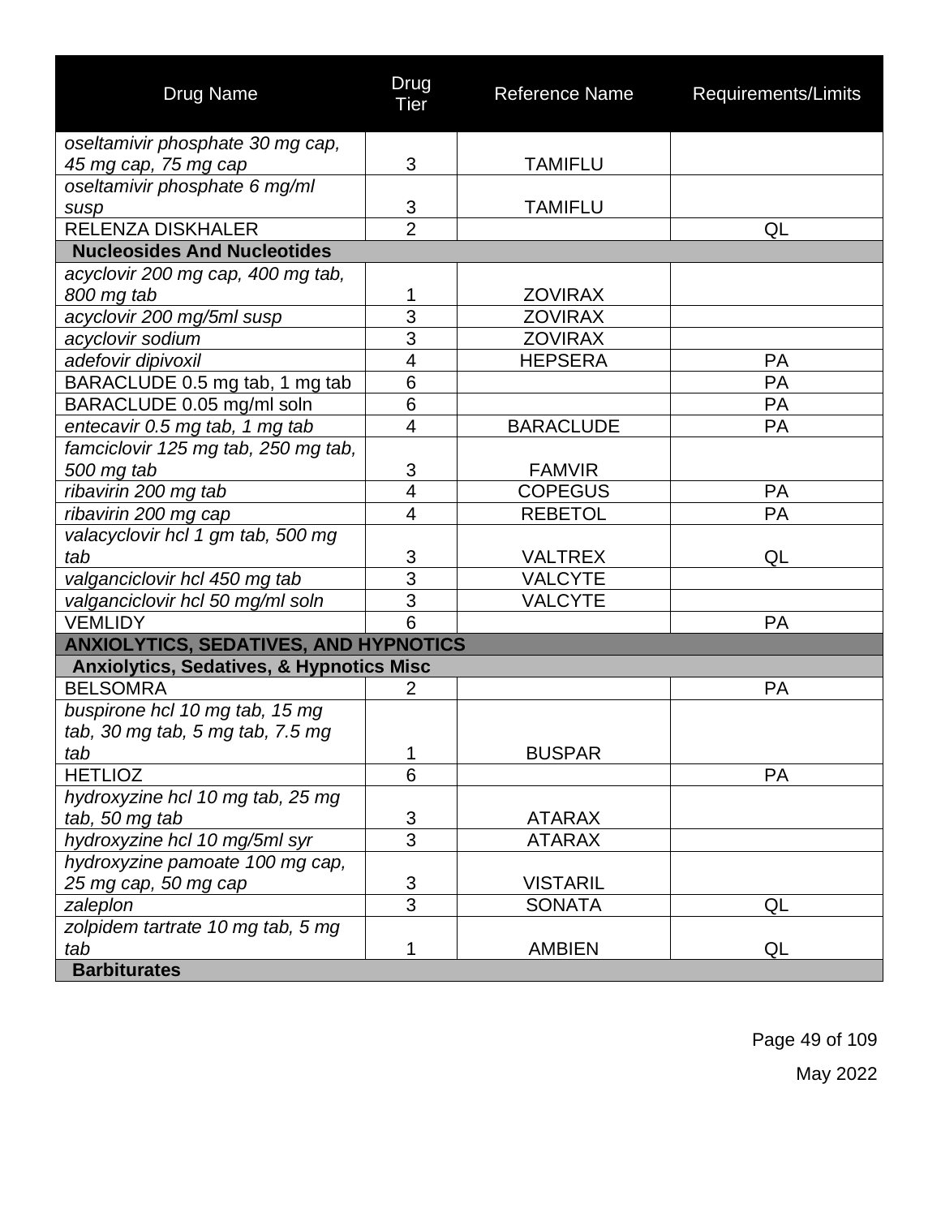| Drug Name | Drug Tier | Reference Name | Requirements/Limits |
|---|---|---|---|
| *oseltamivir phosphate 30 mg cap, 45 mg cap, 75 mg cap* | 3 | TAMIFLU | |
| *oseltamivir phosphate 6 mg/ml susp* | 3 | TAMIFLU | |
| RELENZA DISKHALER | 2 | | QL |
| **Nucleosides And Nucleotides** | | | |
| *acyclovir 200 mg cap, 400 mg tab, 800 mg tab* | 1 | ZOVIRAX | |
| *acyclovir 200 mg/5ml susp* | 3 | ZOVIRAX | |
| *acyclovir sodium* | 3 | ZOVIRAX | |
| *adefovir dipivoxil* | 4 | HEPSERA | PA |
| BARACLUDE 0.5 mg tab, 1 mg tab | 6 | | PA |
| BARACLUDE 0.05 mg/ml soln | 6 | | PA |
| *entecavir 0.5 mg tab, 1 mg tab* | 4 | BARACLUDE | PA |
| *famciclovir 125 mg tab, 250 mg tab, 500 mg tab* | 3 | FAMVIR | |
| *ribavirin 200 mg tab* | 4 | COPEGUS | PA |
| *ribavirin 200 mg cap* | 4 | REBETOL | PA |
| *valacyclovir hcl 1 gm tab, 500 mg tab* | 3 | VALTREX | QL |
| *valganciclovir hcl 450 mg tab* | 3 | VALCYTE | |
| *valganciclovir hcl 50 mg/ml soln* | 3 | VALCYTE | |
| VEMLIDY | 6 | | PA |
| **ANXIOLYTICS, SEDATIVES, AND HYPNOTICS** | | | |
| **Anxiolytics, Sedatives, & Hypnotics Misc** | | | |
| BELSOMRA | 2 | | PA |
| *buspirone hcl 10 mg tab, 15 mg tab, 30 mg tab, 5 mg tab, 7.5 mg tab* | 1 | BUSPAR | |
| HETLIOZ | 6 | | PA |
| *hydroxyzine hcl 10 mg tab, 25 mg tab, 50 mg tab* | 3 | ATARAX | |
| *hydroxyzine hcl 10 mg/5ml syr* | 3 | ATARAX | |
| *hydroxyzine pamoate 100 mg cap, 25 mg cap, 50 mg cap* | 3 | VISTARIL | |
| *zaleplon* | 3 | SONATA | QL |
| *zolpidem tartrate 10 mg tab, 5 mg tab* | 1 | AMBIEN | QL |
| **Barbiturates** | | | |

May 2022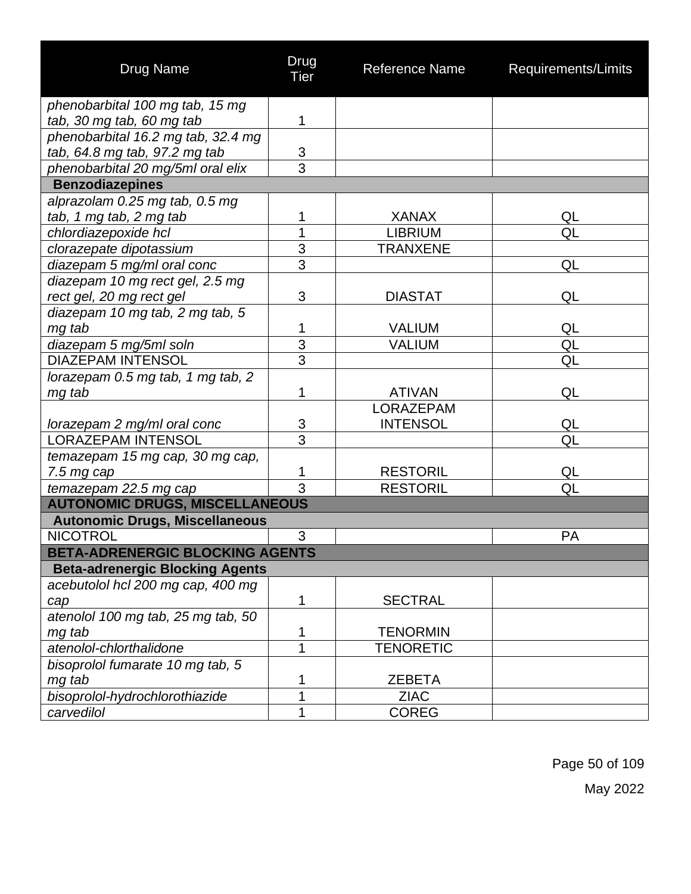| Drug Name | Drug Tier | Reference Name | Requirements/Limits |
|---|---|---|---|
| *phenobarbital 100 mg tab, 15 mg tab, 30 mg tab, 60 mg tab* | 1 | | |
| *phenobarbital 16.2 mg tab, 32.4 mg tab, 64.8 mg tab, 97.2 mg tab* | 3 | | |
| *phenobarbital 20 mg/5ml oral elix* | 3 | | |
| **Benzodiazepines** | | | |
| *alprazolam 0.25 mg tab, 0.5 mg tab, 1 mg tab, 2 mg tab* | 1 | XANAX | QL |
| *chlordiazepoxide hcl* | 1 | LIBRIUM | QL |
| *clorazepate dipotassium* | 3 | TRANXENE | |
| *diazepam 5 mg/ml oral conc* | 3 | | QL |
| *diazepam 10 mg rect gel, 2.5 mg rect gel, 20 mg rect gel* | 3 | DIASTAT | QL |
| *diazepam 10 mg tab, 2 mg tab, 5 mg tab* | 1 | VALIUM | QL |
| *diazepam 5 mg/5ml soln* | 3 | VALIUM | QL |
| DIAZEPAM INTENSOL | 3 | | QL |
| *lorazepam 0.5 mg tab, 1 mg tab, 2 mg tab* | 1 | ATIVAN | QL |
| *lorazepam 2 mg/ml oral conc* | 3 | LORAZEPAM INTENSOL | QL |
| LORAZEPAM INTENSOL | 3 | | QL |
| *temazepam 15 mg cap, 30 mg cap, 7.5 mg cap* | 1 | RESTORIL | QL |
| *temazepam 22.5 mg cap* | 3 | RESTORIL | QL |
| **AUTONOMIC DRUGS, MISCELLANEOUS** | | | |
| **Autonomic Drugs, Miscellaneous** | | | |
| NICOTROL | 3 | | PA |
| **BETA-ADRENERGIC BLOCKING AGENTS** | | | |
| **Beta-adrenergic Blocking Agents** | | | |
| *acebutolol hcl 200 mg cap, 400 mg cap* | 1 | SECTRAL | |
| *atenolol 100 mg tab, 25 mg tab, 50 mg tab* | 1 | TENORMIN | |
| *atenolol-chlorthalidone* | 1 | TENORETIC | |
| *bisoprolol fumarate 10 mg tab, 5 mg tab* | 1 | ZEBETA | |
| *bisoprolol-hydrochlorothiazide* | 1 | ZIAC | |
| *carvedilol* | 1 | COREG | |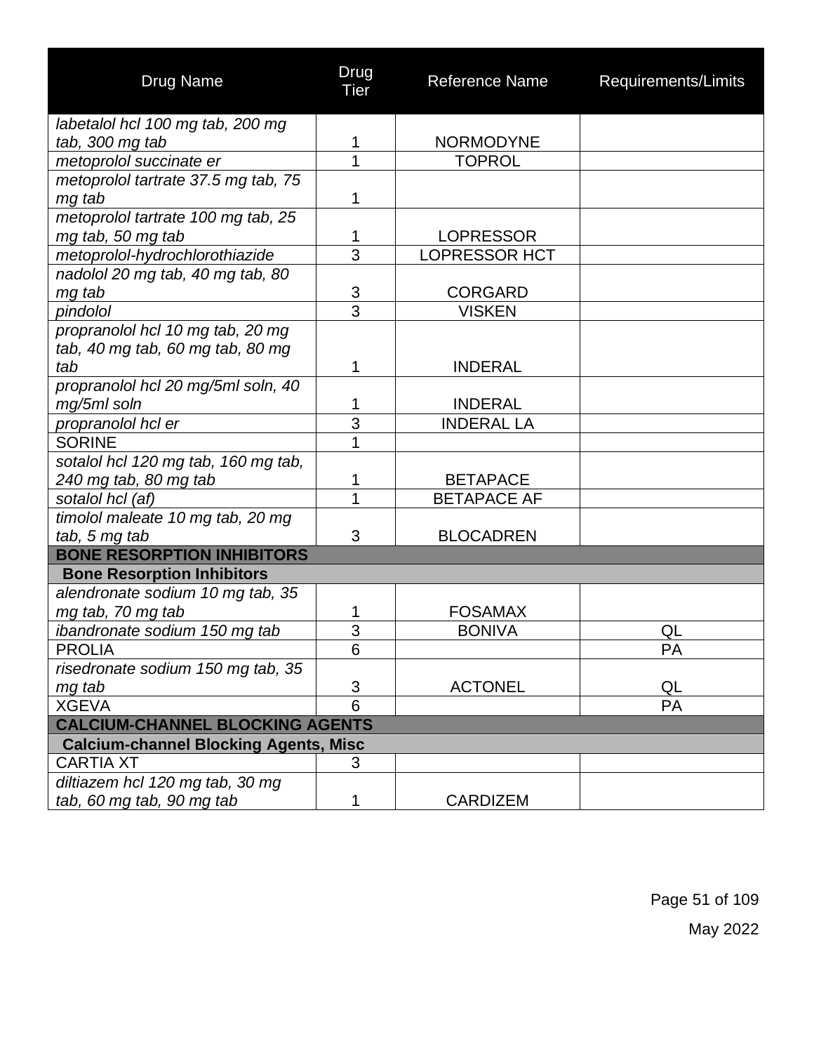| Drug Name | Drug Tier | Reference Name | Requirements/Limits |
|---|---|---|---|
| *labetalol hcl 100 mg tab, 200 mg tab, 300 mg tab* | 1 | NORMODYNE | |
| *metoprolol succinate er* | 1 | TOPROL | |
| *metoprolol tartrate 37.5 mg tab, 75 mg tab* | 1 | | |
| *metoprolol tartrate 100 mg tab, 25 mg tab, 50 mg tab* | 1 | LOPRESSOR | |
| *metoprolol-hydrochlorothiazide* | 3 | LOPRESSOR HCT | |
| *nadolol 20 mg tab, 40 mg tab, 80 mg tab* | 3 | CORGARD | |
| *pindolol* | 3 | VISKEN | |
| *propranolol hcl 10 mg tab, 20 mg tab, 40 mg tab, 60 mg tab, 80 mg tab* | 1 | INDERAL | |
| *propranolol hcl 20 mg/5ml soln, 40 mg/5ml soln* | 1 | INDERAL | |
| *propranolol hcl er* | 3 | INDERAL LA | |
| SORINE | 1 | | |
| *sotalol hcl 120 mg tab, 160 mg tab, 240 mg tab, 80 mg tab* | 1 | BETAPACE | |
| *sotalol hcl (af)* | 1 | BETAPACE AF | |
| *timolol maleate 10 mg tab, 20 mg tab, 5 mg tab* | 3 | BLOCADREN | |
| **BONE RESORPTION INHIBITORS** | | | |
| **Bone Resorption Inhibitors** | | | |
| *alendronate sodium 10 mg tab, 35 mg tab, 70 mg tab* | 1 | FOSAMAX | |
| *ibandronate sodium 150 mg tab* | 3 | BONIVA | QL |
| PROLIA | 6 | | PA |
| *risedronate sodium 150 mg tab, 35 mg tab* | 3 | ACTONEL | QL |
| XGEVA | 6 | | PA |
| **CALCIUM-CHANNEL BLOCKING AGENTS** | | | |
| **Calcium-channel Blocking Agents, Misc** | | | |
| CARTIA XT | 3 | | |
| *diltiazem hcl 120 mg tab, 30 mg tab, 60 mg tab, 90 mg tab* | 1 | CARDIZEM | |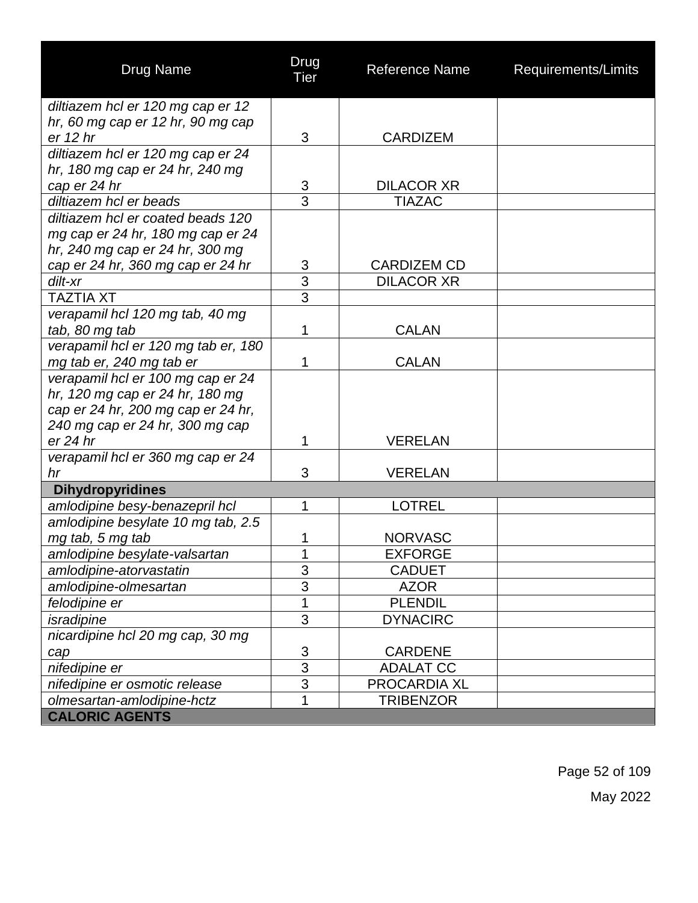| Drug Name | Drug Tier | Reference Name | Requirements/Limits |
|---|---|---|---|
| *diltiazem hcl er 120 mg cap er 12 hr, 60 mg cap er 12 hr, 90 mg cap er 12 hr* | 3 | CARDIZEM | |
| *diltiazem hcl er 120 mg cap er 24 hr, 180 mg cap er 24 hr, 240 mg cap er 24 hr* | 3 | DILACOR XR | |
| *diltiazem hcl er beads* | 3 | TIAZAC | |
| *diltiazem hcl er coated beads 120 mg cap er 24 hr, 180 mg cap er 24 hr, 240 mg cap er 24 hr, 300 mg cap er 24 hr, 360 mg cap er 24 hr* | 3 | CARDIZEM CD | |
| *dilt-xr* | 3 | DILACOR XR | |
| TAZTIA XT | 3 | | |
| *verapamil hcl 120 mg tab, 40 mg tab, 80 mg tab* | 1 | CALAN | |
| *verapamil hcl er 120 mg tab er, 180 mg tab er, 240 mg tab er* | 1 | CALAN | |
| *verapamil hcl er 100 mg cap er 24 hr, 120 mg cap er 24 hr, 180 mg cap er 24 hr, 200 mg cap er 24 hr, 240 mg cap er 24 hr, 300 mg cap er 24 hr* | 1 | VERELAN | |
| *verapamil hcl er 360 mg cap er 24 hr* | 3 | VERELAN | |
| **Dihydropyridines** | | | |
| *amlodipine besy-benazepril hcl* | 1 | LOTREL | |
| *amlodipine besylate 10 mg tab, 2.5 mg tab, 5 mg tab* | 1 | NORVASC | |
| *amlodipine besylate-valsartan* | 1 | EXFORGE | |
| *amlodipine-atorvastatin* | 3 | CADUET | |
| *amlodipine-olmesartan* | 3 | AZOR | |
| *felodipine er* | 1 | PLENDIL | |
| *isradipine* | 3 | DYNACIRC | |
| *nicardipine hcl 20 mg cap, 30 mg cap* | 3 | CARDENE | |
| *nifedipine er* | 3 | ADALAT CC | |
| *nifedipine er osmotic release* | 3 | PROCARDIA XL | |
| *olmesartan-amlodipine-hctz* | 1 | TRIBENZOR | |
| **CALORIC AGENTS** | | | |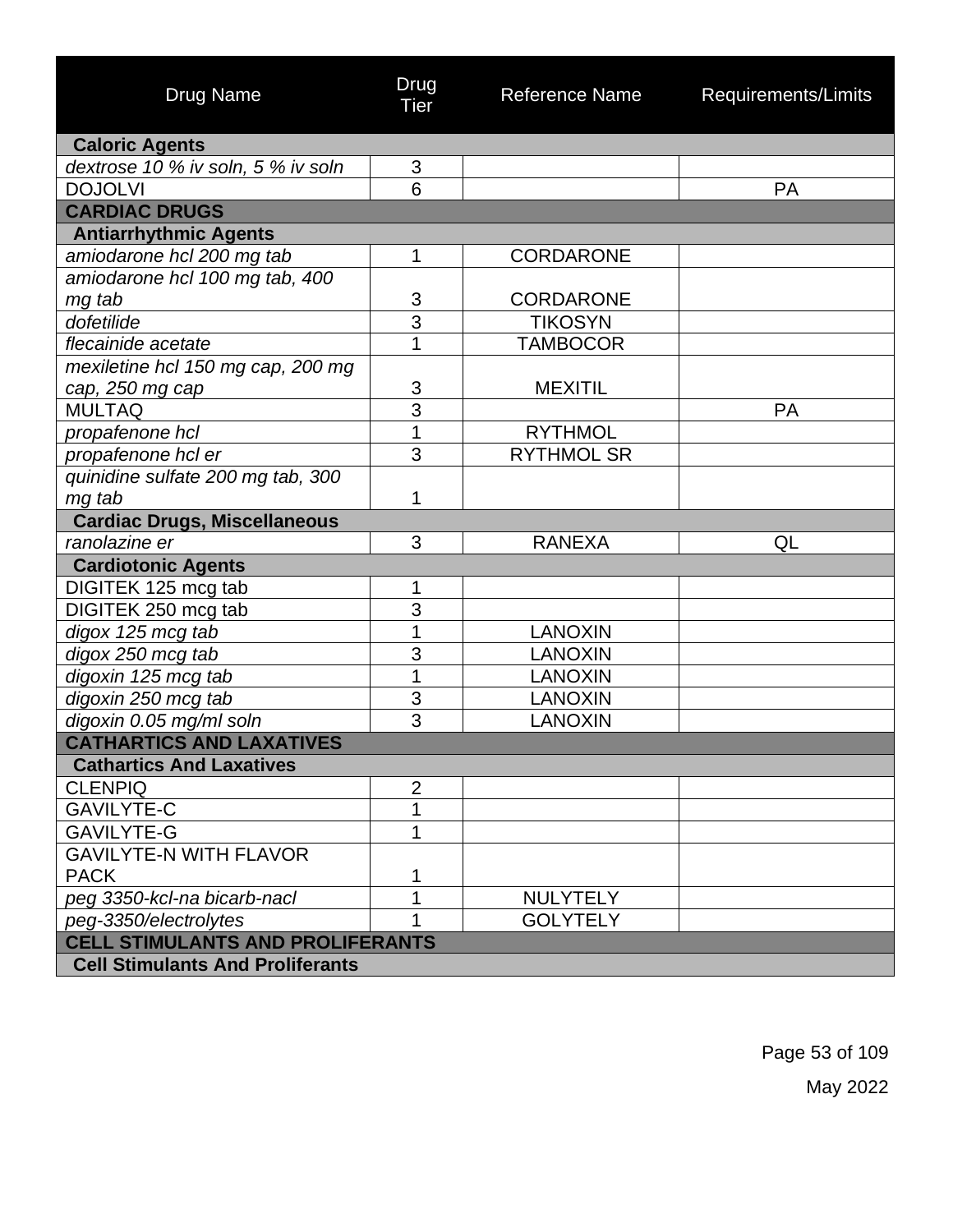| Drug Name | Drug Tier | Reference Name | Requirements/Limits |
|---|---|---|---|
| **Caloric Agents** | | | |
| *dextrose 10 % iv soln, 5 % iv soln* | 3 | | |
| DOJOLVI | 6 | | PA |
| **CARDIAC DRUGS** | | | |
| **Antiarrhythmic Agents** | | | |
| *amiodarone hcl 200 mg tab* | 1 | CORDARONE | |
| *amiodarone hcl 100 mg tab, 400 mg tab* | 3 | CORDARONE | |
| *dofetilide* | 3 | TIKOSYN | |
| *flecainide acetate* | 1 | TAMBOCOR | |
| *mexiletine hcl 150 mg cap, 200 mg cap, 250 mg cap* | 3 | MEXITIL | |
| MULTAQ | 3 | | PA |
| *propafenone hcl* | 1 | RYTHMOL | |
| *propafenone hcl er* | 3 | RYTHMOL SR | |
| *quinidine sulfate 200 mg tab, 300 mg tab* | 1 | | |
| **Cardiac Drugs, Miscellaneous** | | | |
| *ranolazine er* | 3 | RANEXA | QL |
| **Cardiotonic Agents** | | | |
| DIGITEK 125 mcg tab | 1 | | |
| DIGITEK 250 mcg tab | 3 | | |
| *digox 125 mcg tab* | 1 | LANOXIN | |
| *digox 250 mcg tab* | 3 | LANOXIN | |
| *digoxin 125 mcg tab* | 1 | LANOXIN | |
| *digoxin 250 mcg tab* | 3 | LANOXIN | |
| *digoxin 0.05 mg/ml soln* | 3 | LANOXIN | |
| **CATHARTICS AND LAXATIVES** | | | |
| **Cathartics And Laxatives** | | | |
| CLENPIQ | 2 | | |
| GAVILYTE-C | 1 | | |
| GAVILYTE-G | 1 | | |
| GAVILYTE-N WITH FLAVOR PACK | 1 | | |
| *peg 3350-kcl-na bicarb-nacl* | 1 | NULYTELY | |
| *peg-3350/electrolytes* | 1 | GOLYTELY | |
| **CELL STIMULANTS AND PROLIFERANTS** | | | |
| **Cell Stimulants And Proliferants** | | | |

May 2022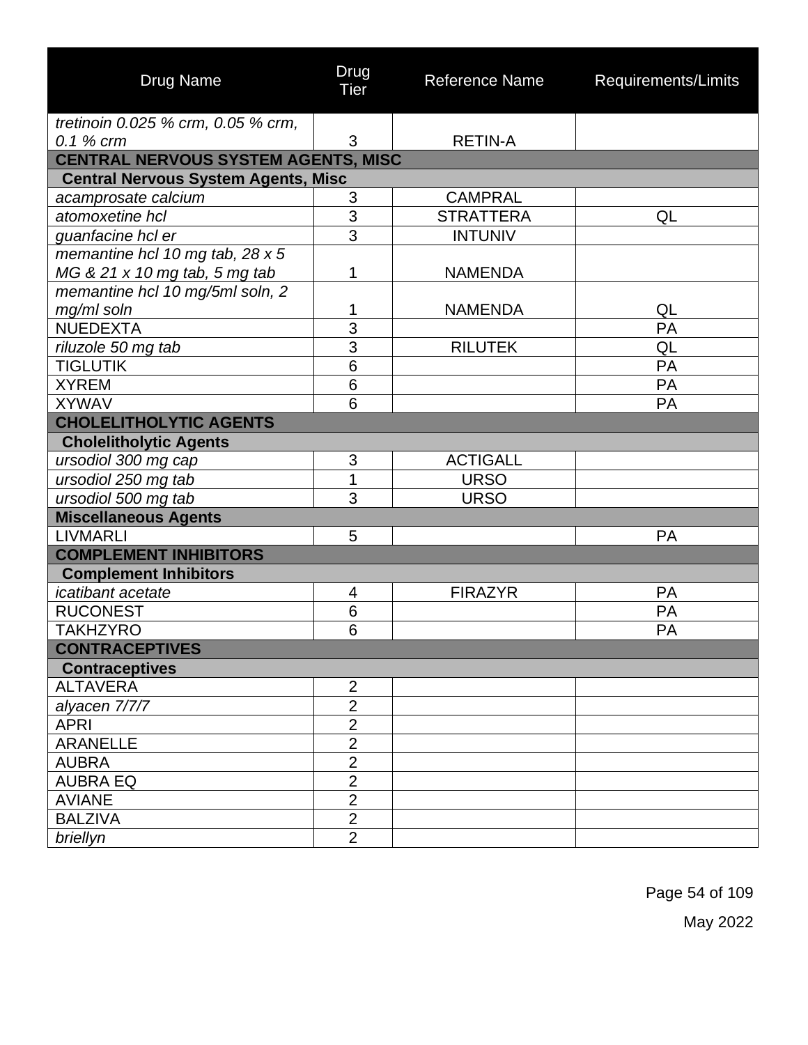| Drug Name | Drug Tier | Reference Name | Requirements/Limits |
|---|---|---|---|
| *tretinoin 0.025 % crm, 0.05 % crm, 0.1 % crm* | 3 | RETIN-A | |
| **CENTRAL NERVOUS SYSTEM AGENTS, MISC** | | | |
| **Central Nervous System Agents, Misc** | | | |
| *acamprosate calcium* | 3 | CAMPRAL | |
| *atomoxetine hcl* | 3 | STRATTERA | QL |
| *guanfacine hcl er* | 3 | INTUNIV | |
| *memantine hcl 10 mg tab, 28 x 5 MG & 21 x 10 mg tab, 5 mg tab* | 1 | NAMENDA | |
| *memantine hcl 10 mg/5ml soln, 2 mg/ml soln* | 1 | NAMENDA | QL |
| NUEDEXTA | 3 | | PA |
| *riluzole 50 mg tab* | 3 | RILUTEK | QL |
| TIGLUTIK | 6 | | PA |
| XYREM | 6 | | PA |
| XYWAV | 6 | | PA |
| **CHOLELITHOLYTIC AGENTS** | | | |
| **Cholelitholytic Agents** | | | |
| *ursodiol 300 mg cap* | 3 | ACTIGALL | |
| *ursodiol 250 mg tab* | 1 | URSO | |
| *ursodiol 500 mg tab* | 3 | URSO | |
| **Miscellaneous Agents** | | | |
| LIVMARLI | 5 | | PA |
| **COMPLEMENT INHIBITORS** | | | |
| **Complement Inhibitors** | | | |
| *icatibant acetate* | 4 | FIRAZYR | PA |
| RUCONEST | 6 | | PA |
| TAKHZYRO | 6 | | PA |
| **CONTRACEPTIVES** | | | |
| **Contraceptives** | | | |
| ALTAVERA | 2 | | |
| *alyacen 7/7/7* | 2 | | |
| APRI | 2 | | |
| ARANELLE | 2 | | |
| AUBRA | 2 | | |
| AUBRA EQ | 2 | | |
| AVIANE | 2 | | |
| BALZIVA | 2 | | |
| *briellyn* | 2 | | |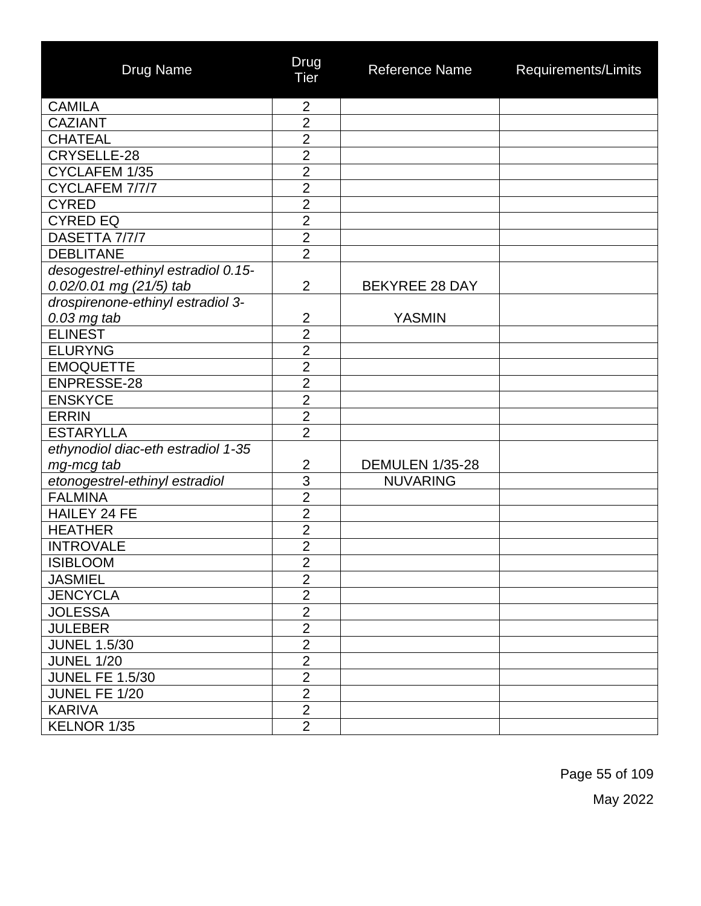| Drug Name | Drug Tier | Reference Name | Requirements/Limits |
|---|---|---|---|
| CAMILA | 2 | | |
| CAZIANT | 2 | | |
| CHATEAL | 2 | | |
| CRYSELLE-28 | 2 | | |
| CYCLAFEM 1/35 | 2 | | |
| CYCLAFEM 7/7/7 | 2 | | |
| CYRED | 2 | | |
| CYRED EQ | 2 | | |
| DASETTA 7/7/7 | 2 | | |
| DEBLITANE | 2 | | |
| *desogestrel-ethinyl estradiol 0.15-0.02/0.01 mg (21/5) tab* | 2 | BEKYREE 28 DAY | |
| *drospirenone-ethinyl estradiol 3-0.03 mg tab* | 2 | YASMIN | |
| ELINEST | 2 | | |
| ELURYNG | 2 | | |
| EMOQUETTE | 2 | | |
| ENPRESSE-28 | 2 | | |
| ENSKYCE | 2 | | |
| ERRIN | 2 | | |
| ESTARYLLA | 2 | | |
| *ethynodiol diac-eth estradiol 1-35 mg-mcg tab* | 2 | DEMULEN 1/35-28 | |
| *etonogestrel-ethinyl estradiol* | 3 | NUVARING | |
| FALMINA | 2 | | |
| HAILEY 24 FE | 2 | | |
| HEATHER | 2 | | |
| INTROVALE | 2 | | |
| ISIBLOOM | 2 | | |
| JASMIEL | 2 | | |
| JENCYCLA | 2 | | |
| JOLESSA | 2 | | |
| JULEBER | 2 | | |
| JUNEL 1.5/30 | 2 | | |
| JUNEL 1/20 | 2 | | |
| JUNEL FE 1.5/30 | 2 | | |
| JUNEL FE 1/20 | 2 | | |
| KARIVA | 2 | | |
| KELNOR 1/35 | 2 | | |

May 2022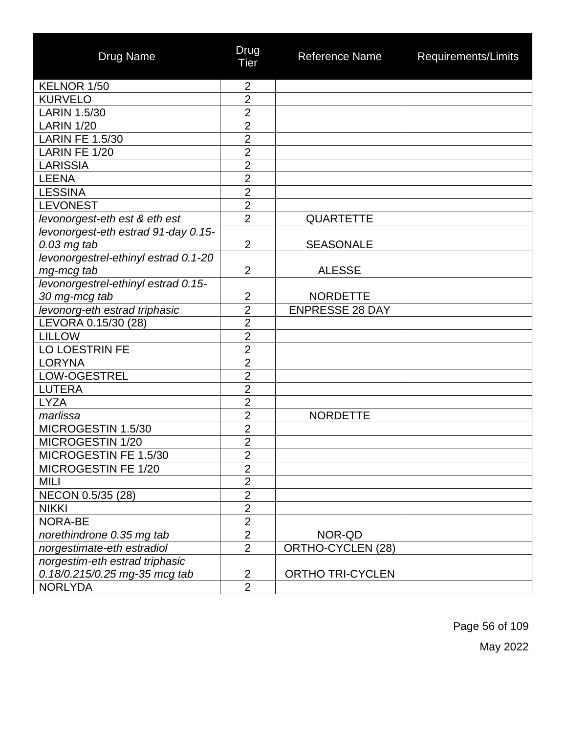| Drug Name | Drug Tier | Reference Name | Requirements/Limits |
|---|---|---|---|
| KELNOR 1/50 | 2 | | |
| KURVELO | 2 | | |
| LARIN 1.5/30 | 2 | | |
| LARIN 1/20 | 2 | | |
| LARIN FE 1.5/30 | 2 | | |
| LARIN FE 1/20 | 2 | | |
| LARISSIA | 2 | | |
| LEENA | 2 | | |
| LESSINA | 2 | | |
| LEVONEST | 2 | | |
| *levonorgest-eth est & eth est* | 2 | QUARTETTE | |
| *levonorgest-eth estrad 91-day 0.15-0.03 mg tab* | 2 | SEASONALE | |
| *levonorgestrel-ethinyl estrad 0.1-20 mg-mcg tab* | 2 | ALESSE | |
| *levonorgestrel-ethinyl estrad 0.15-30 mg-mcg tab* | 2 | NORDETTE | |
| *levonorg-eth estrad triphasic* | 2 | ENPRESSE 28 DAY | |
| LEVORA 0.15/30 (28) | 2 | | |
| LILLOW | 2 | | |
| LO LOESTRIN FE | 2 | | |
| LORYNA | 2 | | |
| LOW-OGESTREL | 2 | | |
| LUTERA | 2 | | |
| LYZA | 2 | | |
| *marlissa* | 2 | NORDETTE | |
| MICROGESTIN 1.5/30 | 2 | | |
| MICROGESTIN 1/20 | 2 | | |
| MICROGESTIN FE 1.5/30 | 2 | | |
| MICROGESTIN FE 1/20 | 2 | | |
| MILI | 2 | | |
| NECON 0.5/35 (28) | 2 | | |
| NIKKI | 2 | | |
| NORA-BE | 2 | | |
| *norethindrone 0.35 mg tab* | 2 | NOR-QD | |
| *norgestimate-eth estradiol* | 2 | ORTHO-CYCLEN (28) | |
| *norgestim-eth estrad triphasic 0.18/0.215/0.25 mg-35 mcg tab* | 2 | ORTHO TRI-CYCLEN | |
| NORLYDA | 2 | | |

May 2022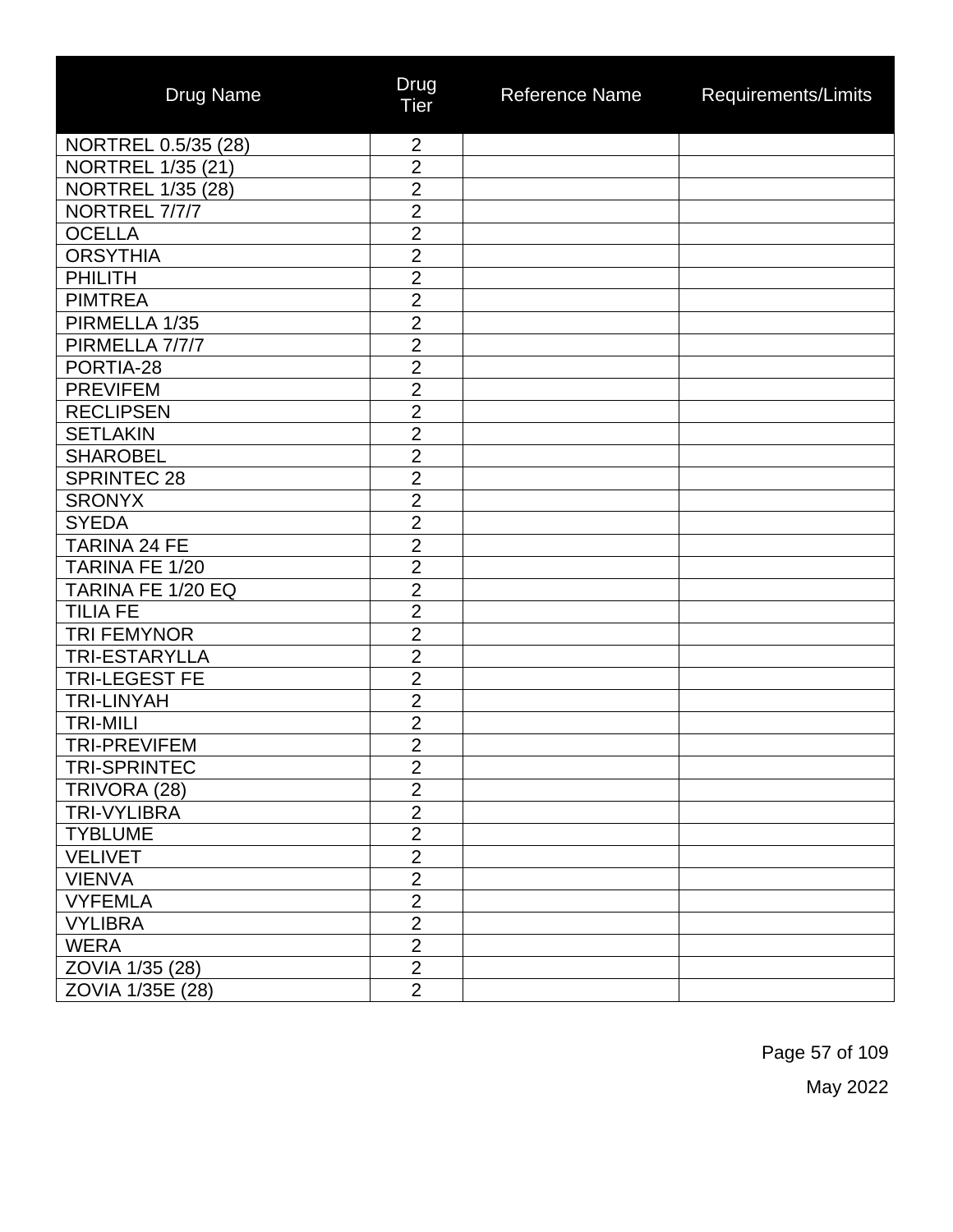| Drug Name | Drug Tier | Reference Name | Requirements/Limits |
|---|---|---|---|
| NORTREL 0.5/35 (28) | 2 | | |
| NORTREL 1/35 (21) | 2 | | |
| NORTREL 1/35 (28) | 2 | | |
| NORTREL 7/7/7 | 2 | | |
| OCELLA | 2 | | |
| ORSYTHIA | 2 | | |
| PHILITH | 2 | | |
| PIMTREA | 2 | | |
| PIRMELLA 1/35 | 2 | | |
| PIRMELLA 7/7/7 | 2 | | |
| PORTIA-28 | 2 | | |
| PREVIFEM | 2 | | |
| RECLIPSEN | 2 | | |
| SETLAKIN | 2 | | |
| SHAROBEL | 2 | | |
| SPRINTEC 28 | 2 | | |
| SRONYX | 2 | | |
| SYEDA | 2 | | |
| TARINA 24 FE | 2 | | |
| TARINA FE 1/20 | 2 | | |
| TARINA FE 1/20 EQ | 2 | | |
| TILIA FE | 2 | | |
| TRI FEMYNOR | 2 | | |
| TRI-ESTARYLLA | 2 | | |
| TRI-LEGEST FE | 2 | | |
| TRI-LINYAH | 2 | | |
| TRI-MILI | 2 | | |
| TRI-PREVIFEM | 2 | | |
| TRI-SPRINTEC | 2 | | |
| TRIVORA (28) | 2 | | |
| TRI-VYLIBRA | 2 | | |
| TYBLUME | 2 | | |
| VELIVET | 2 | | |
| VIENVA | 2 | | |
| VYFEMLA | 2 | | |
| VYLIBRA | 2 | | |
| WERA | 2 | | |
| ZOVIA 1/35 (28) | 2 | | |
| ZOVIA 1/35E (28) | 2 | | |

May 2022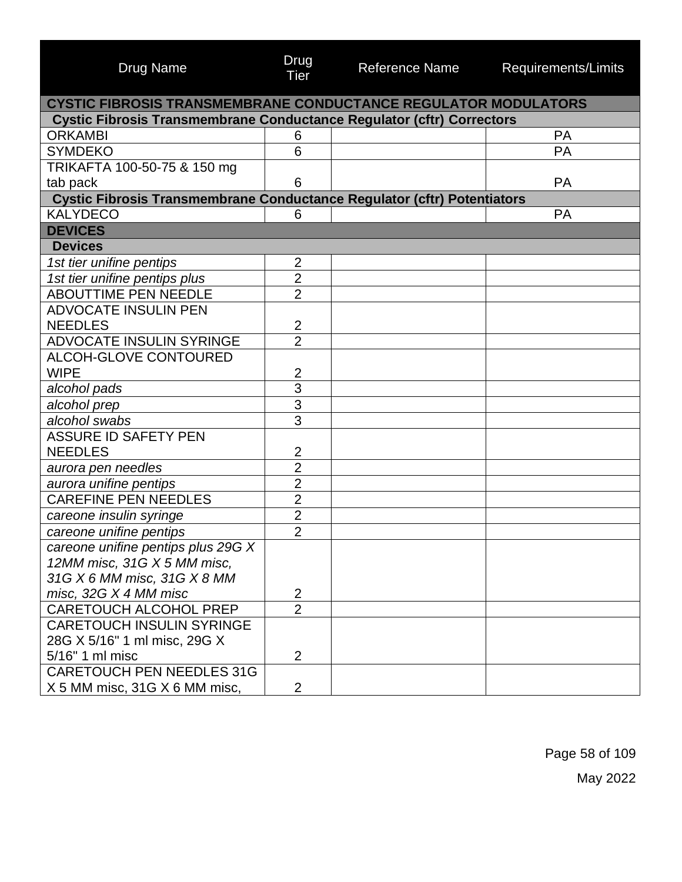| Drug Name | Drug Tier | Reference Name | Requirements/Limits |
|---|---|---|---|
| **CYSTIC FIBROSIS TRANSMEMBRANE CONDUCTANCE REGULATOR MODULATORS** | | | |
| **Cystic Fibrosis Transmembrane Conductance Regulator (cftr) Correctors** | | | |
| ORKAMBI | 6 | | PA |
| SYMDEKO | 6 | | PA |
| TRIKAFTA 100-50-75 & 150 mg tab pack | 6 | | PA |
| **Cystic Fibrosis Transmembrane Conductance Regulator (cftr) Potentiators** | | | |
| KALYDECO | 6 | | PA |
| **DEVICES** | | | |
| **Devices** | | | |
| *1st tier unifine pentips* | 2 | | |
| *1st tier unifine pentips plus* | 2 | | |
| ABOUTTIME PEN NEEDLE | 2 | | |
| ADVOCATE INSULIN PEN NEEDLES | 2 | | |
| ADVOCATE INSULIN SYRINGE | 2 | | |
| ALCOH-GLOVE CONTOURED WIPE | 2 | | |
| *alcohol pads* | 3 | | |
| *alcohol prep* | 3 | | |
| *alcohol swabs* | 3 | | |
| ASSURE ID SAFETY PEN NEEDLES | 2 | | |
| *aurora pen needles* | 2 | | |
| *aurora unifine pentips* | 2 | | |
| CAREFINE PEN NEEDLES | 2 | | |
| *careone insulin syringe* | 2 | | |
| *careone unifine pentips* | 2 | | |
| *careone unifine pentips plus 29G X 12MM misc, 31G X 5 MM misc, 31G X 6 MM misc, 31G X 8 MM misc, 32G X 4 MM misc* | 2 | | |
| CARETOUCH ALCOHOL PREP | 2 | | |
| CARETOUCH INSULIN SYRINGE 28G X 5/16" 1 ml misc, 29G X 5/16" 1 ml misc | 2 | | |
| CARETOUCH PEN NEEDLES 31G X 5 MM misc, 31G X 6 MM misc, | 2 | | |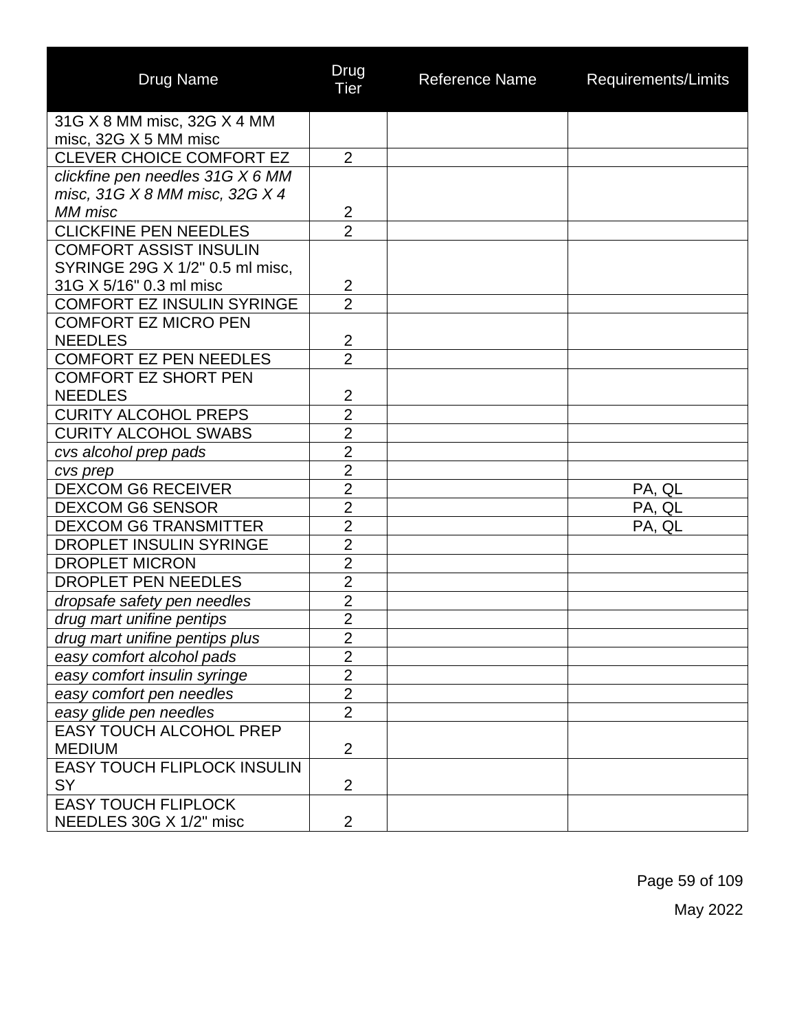| Drug Name | Drug Tier | Reference Name | Requirements/Limits |
|---|---|---|---|
| 31G X 8 MM misc, 32G X 4 MM misc, 32G X 5 MM misc | | | |
| CLEVER CHOICE COMFORT EZ | 2 | | |
| *clickfine pen needles 31G X 6 MM misc, 31G X 8 MM misc, 32G X 4 MM misc* | 2 | | |
| CLICKFINE PEN NEEDLES | 2 | | |
| COMFORT ASSIST INSULIN SYRINGE 29G X 1/2" 0.5 ml misc, 31G X 5/16" 0.3 ml misc | 2 | | |
| COMFORT EZ INSULIN SYRINGE | 2 | | |
| COMFORT EZ MICRO PEN NEEDLES | 2 | | |
| COMFORT EZ PEN NEEDLES | 2 | | |
| COMFORT EZ SHORT PEN NEEDLES | 2 | | |
| CURITY ALCOHOL PREPS | 2 | | |
| CURITY ALCOHOL SWABS | 2 | | |
| *cvs alcohol prep pads* | 2 | | |
| *cvs prep* | 2 | | |
| DEXCOM G6 RECEIVER | 2 | | PA, QL |
| DEXCOM G6 SENSOR | 2 | | PA, QL |
| DEXCOM G6 TRANSMITTER | 2 | | PA, QL |
| DROPLET INSULIN SYRINGE | 2 | | |
| DROPLET MICRON | 2 | | |
| DROPLET PEN NEEDLES | 2 | | |
| *dropsafe safety pen needles* | 2 | | |
| *drug mart unifine pentips* | 2 | | |
| *drug mart unifine pentips plus* | 2 | | |
| *easy comfort alcohol pads* | 2 | | |
| *easy comfort insulin syringe* | 2 | | |
| *easy comfort pen needles* | 2 | | |
| *easy glide pen needles* | 2 | | |
| EASY TOUCH ALCOHOL PREP MEDIUM | 2 | | |
| EASY TOUCH FLIPLOCK INSULIN SY | 2 | | |
| EASY TOUCH FLIPLOCK NEEDLES 30G X 1/2" misc | 2 | | |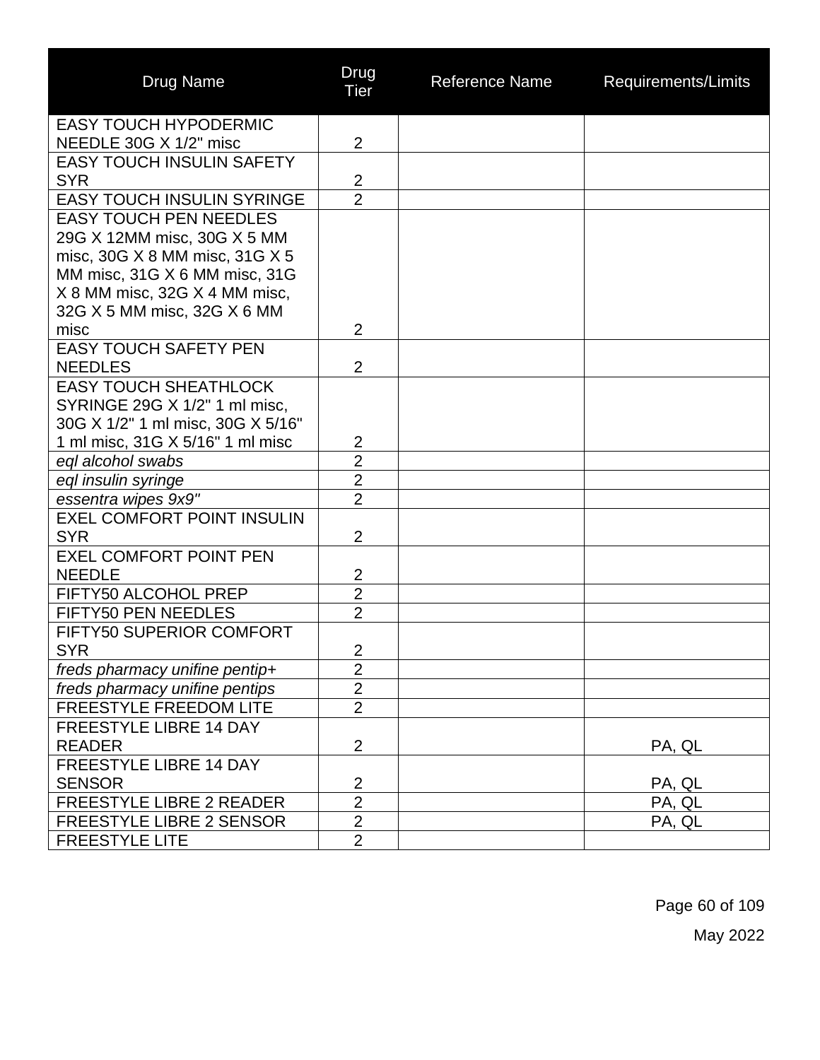| Drug Name | Drug Tier | Reference Name | Requirements/Limits |
|---|---|---|---|
| EASY TOUCH HYPODERMIC NEEDLE 30G X 1/2" misc | 2 | | |
| EASY TOUCH INSULIN SAFETY SYR | 2 | | |
| EASY TOUCH INSULIN SYRINGE | 2 | | |
| EASY TOUCH PEN NEEDLES 29G X 12MM misc, 30G X 5 MM misc, 30G X 8 MM misc, 31G X 5 MM misc, 31G X 6 MM misc, 31G X 8 MM misc, 32G X 4 MM misc, 32G X 5 MM misc, 32G X 6 MM misc | 2 | | |
| EASY TOUCH SAFETY PEN NEEDLES | 2 | | |
| EASY TOUCH SHEATHLOCK SYRINGE 29G X 1/2" 1 ml misc, 30G X 1/2" 1 ml misc, 30G X 5/16" 1 ml misc, 31G X 5/16" 1 ml misc | 2 | | |
| *eql alcohol swabs* | 2 | | |
| *eql insulin syringe* | 2 | | |
| *essentra wipes 9x9"* | 2 | | |
| EXEL COMFORT POINT INSULIN SYR | 2 | | |
| EXEL COMFORT POINT PEN NEEDLE | 2 | | |
| FIFTY50 ALCOHOL PREP | 2 | | |
| FIFTY50 PEN NEEDLES | 2 | | |
| FIFTY50 SUPERIOR COMFORT SYR | 2 | | |
| *freds pharmacy unifine pentip+* | 2 | | |
| *freds pharmacy unifine pentips* | 2 | | |
| FREESTYLE FREEDOM LITE | 2 | | |
| FREESTYLE LIBRE 14 DAY READER | 2 | | PA, QL |
| FREESTYLE LIBRE 14 DAY SENSOR | 2 | | PA, QL |
| FREESTYLE LIBRE 2 READER | 2 | | PA, QL |
| FREESTYLE LIBRE 2 SENSOR | 2 | | PA, QL |
| FREESTYLE LITE | 2 | | |

May 2022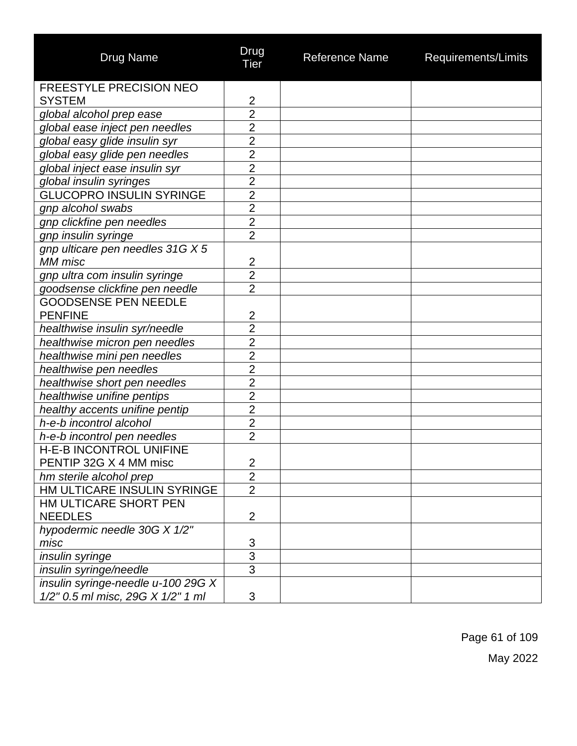| Drug Name | Drug Tier | Reference Name | Requirements/Limits |
|---|---|---|---|
| FREESTYLE PRECISION NEO SYSTEM | 2 | | |
| *global alcohol prep ease* | 2 | | |
| *global ease inject pen needles* | 2 | | |
| *global easy glide insulin syr* | 2 | | |
| *global easy glide pen needles* | 2 | | |
| *global inject ease insulin syr* | 2 | | |
| *global insulin syringes* | 2 | | |
| GLUCOPRO INSULIN SYRINGE | 2 | | |
| *gnp alcohol swabs* | 2 | | |
| *gnp clickfine pen needles* | 2 | | |
| *gnp insulin syringe* | 2 | | |
| *gnp ulticare pen needles 31G X 5 MM misc* | 2 | | |
| *gnp ultra com insulin syringe* | 2 | | |
| *goodsense clickfine pen needle* | 2 | | |
| GOODSENSE PEN NEEDLE PENFINE | 2 | | |
| *healthwise insulin syr/needle* | 2 | | |
| *healthwise micron pen needles* | 2 | | |
| *healthwise mini pen needles* | 2 | | |
| *healthwise pen needles* | 2 | | |
| *healthwise short pen needles* | 2 | | |
| *healthwise unifine pentips* | 2 | | |
| *healthy accents unifine pentip* | 2 | | |
| *h-e-b incontrol alcohol* | 2 | | |
| *h-e-b incontrol pen needles* | 2 | | |
| H-E-B INCONTROL UNIFINE PENTIP 32G X 4 MM misc | 2 | | |
| *hm sterile alcohol prep* | 2 | | |
| HM ULTICARE INSULIN SYRINGE | 2 | | |
| HM ULTICARE SHORT PEN NEEDLES | 2 | | |
| *hypodermic needle 30G X 1/2" misc* | 3 | | |
| *insulin syringe* | 3 | | |
| *insulin syringe/needle* | 3 | | |
| *insulin syringe-needle u-100 29G X 1/2" 0.5 ml misc, 29G X 1/2" 1 ml* | 3 | | |

May 2022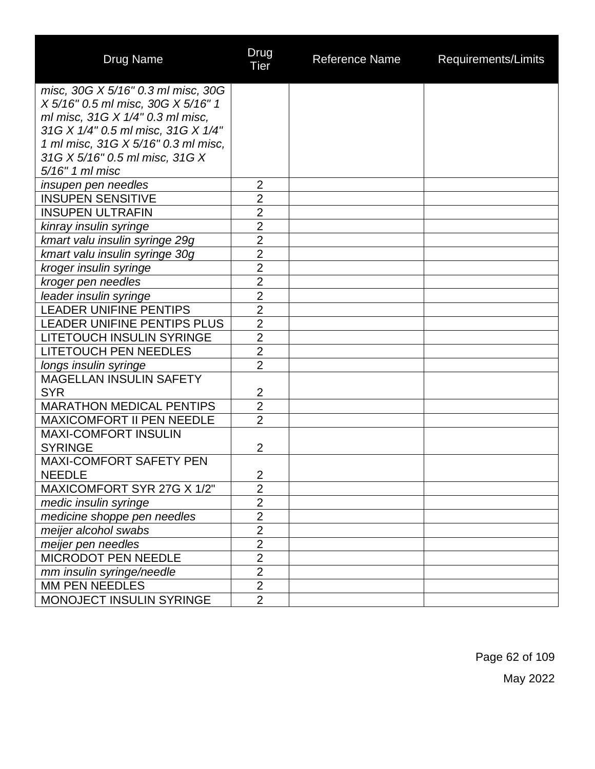| Drug Name | Drug Tier | Reference Name | Requirements/Limits |
|---|---|---|---|
| *misc, 30G X 5/16" 0.3 ml misc, 30G X 5/16" 0.5 ml misc, 30G X 5/16" 1 ml misc, 31G X 1/4" 0.3 ml misc, 31G X 1/4" 0.5 ml misc, 31G X 1/4" 1 ml misc, 31G X 5/16" 0.3 ml misc, 31G X 5/16" 0.5 ml misc, 31G X 5/16" 1 ml misc* | | | |
| *insupen pen needles* | 2 | | |
| INSUPEN SENSITIVE | 2 | | |
| INSUPEN ULTRAFIN | 2 | | |
| *kinray insulin syringe* | 2 | | |
| *kmart valu insulin syringe 29g* | 2 | | |
| *kmart valu insulin syringe 30g* | 2 | | |
| *kroger insulin syringe* | 2 | | |
| *kroger pen needles* | 2 | | |
| *leader insulin syringe* | 2 | | |
| LEADER UNIFINE PENTIPS | 2 | | |
| LEADER UNIFINE PENTIPS PLUS | 2 | | |
| LITETOUCH INSULIN SYRINGE | 2 | | |
| LITETOUCH PEN NEEDLES | 2 | | |
| *longs insulin syringe* | 2 | | |
| MAGELLAN INSULIN SAFETY SYR | 2 | | |
| MARATHON MEDICAL PENTIPS | 2 | | |
| MAXICOMFORT II PEN NEEDLE | 2 | | |
| MAXI-COMFORT INSULIN SYRINGE | 2 | | |
| MAXI-COMFORT SAFETY PEN NEEDLE | 2 | | |
| MAXICOMFORT SYR 27G X 1/2" | 2 | | |
| *medic insulin syringe* | 2 | | |
| *medicine shoppe pen needles* | 2 | | |
| *meijer alcohol swabs* | 2 | | |
| *meijer pen needles* | 2 | | |
| MICRODOT PEN NEEDLE | 2 | | |
| *mm insulin syringe/needle* | 2 | | |
| MM PEN NEEDLES | 2 | | |
| MONOJECT INSULIN SYRINGE | 2 | | |

May 2022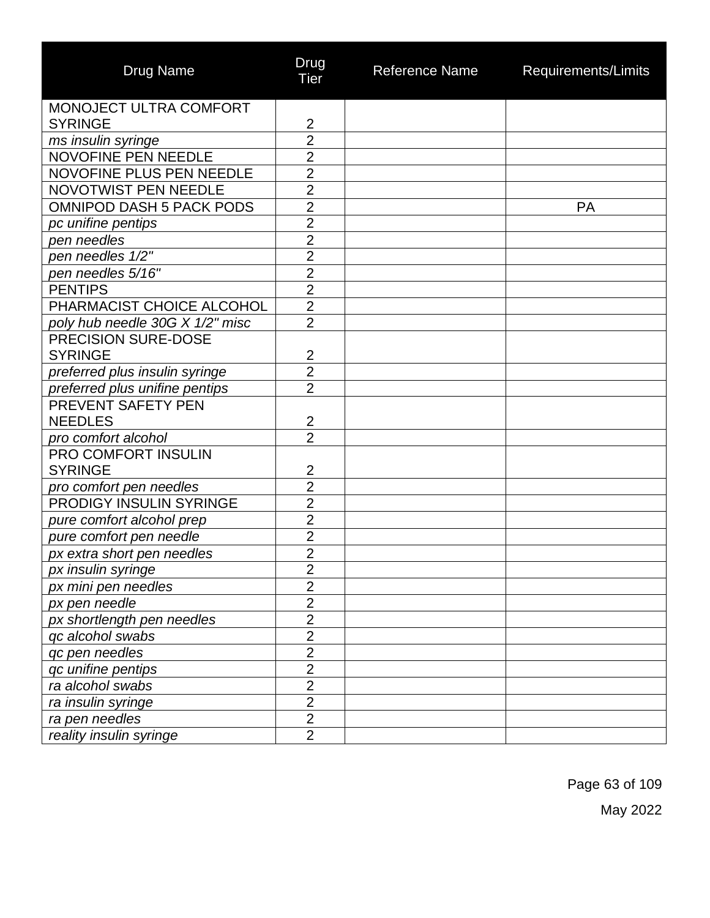| Drug Name | Drug Tier | Reference Name | Requirements/Limits |
|---|---|---|---|
| MONOJECT ULTRA COMFORT SYRINGE | 2 | | |
| *ms insulin syringe* | 2 | | |
| NOVOFINE PEN NEEDLE | 2 | | |
| NOVOFINE PLUS PEN NEEDLE | 2 | | |
| NOVOTWIST PEN NEEDLE | 2 | | |
| OMNIPOD DASH 5 PACK PODS | 2 | | PA |
| *pc unifine pentips* | 2 | | |
| *pen needles* | 2 | | |
| *pen needles 1/2"* | 2 | | |
| *pen needles 5/16"* | 2 | | |
| PENTIPS | 2 | | |
| PHARMACIST CHOICE ALCOHOL | 2 | | |
| *poly hub needle 30G X 1/2" misc* | 2 | | |
| PRECISION SURE-DOSE SYRINGE | 2 | | |
| *preferred plus insulin syringe* | 2 | | |
| *preferred plus unifine pentips* | 2 | | |
| PREVENT SAFETY PEN NEEDLES | 2 | | |
| *pro comfort alcohol* | 2 | | |
| PRO COMFORT INSULIN SYRINGE | 2 | | |
| *pro comfort pen needles* | 2 | | |
| PRODIGY INSULIN SYRINGE | 2 | | |
| *pure comfort alcohol prep* | 2 | | |
| *pure comfort pen needle* | 2 | | |
| *px extra short pen needles* | 2 | | |
| *px insulin syringe* | 2 | | |
| *px mini pen needles* | 2 | | |
| *px pen needle* | 2 | | |
| *px shortlength pen needles* | 2 | | |
| *qc alcohol swabs* | 2 | | |
| *qc pen needles* | 2 | | |
| *qc unifine pentips* | 2 | | |
| *ra alcohol swabs* | 2 | | |
| *ra insulin syringe* | 2 | | |
| *ra pen needles* | 2 | | |
| *reality insulin syringe* | 2 | | |

May 2022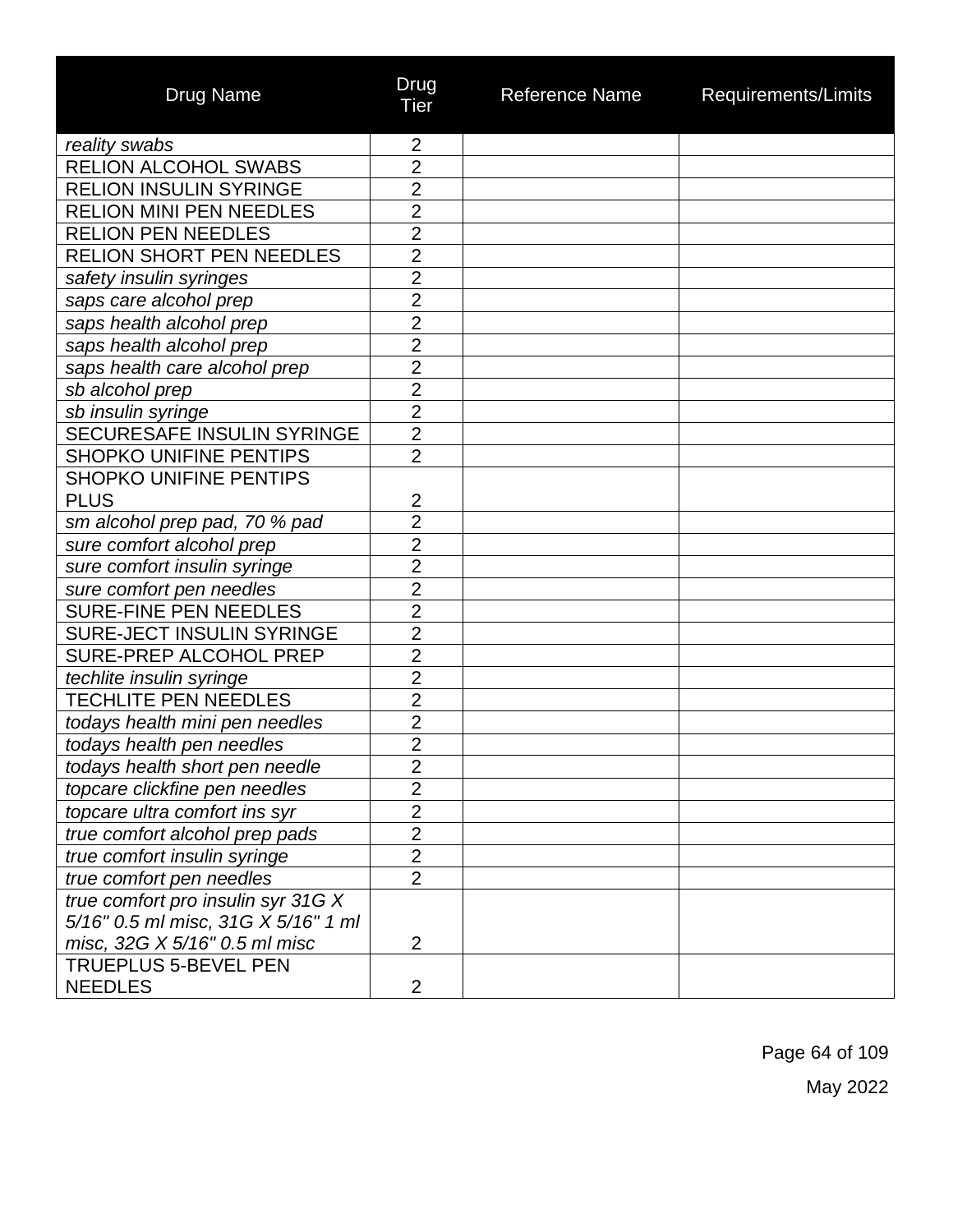| Drug Name | Drug Tier | Reference Name | Requirements/Limits |
|---|---|---|---|
| *reality swabs* | 2 | | |
| RELION ALCOHOL SWABS | 2 | | |
| RELION INSULIN SYRINGE | 2 | | |
| RELION MINI PEN NEEDLES | 2 | | |
| RELION PEN NEEDLES | 2 | | |
| RELION SHORT PEN NEEDLES | 2 | | |
| *safety insulin syringes* | 2 | | |
| *saps care alcohol prep* | 2 | | |
| *saps health alcohol prep* | 2 | | |
| *saps health alcohol prep* | 2 | | |
| *saps health care alcohol prep* | 2 | | |
| *sb alcohol prep* | 2 | | |
| *sb insulin syringe* | 2 | | |
| SECURESAFE INSULIN SYRINGE | 2 | | |
| SHOPKO UNIFINE PENTIPS | 2 | | |
| SHOPKO UNIFINE PENTIPS PLUS | 2 | | |
| *sm alcohol prep pad, 70 % pad* | 2 | | |
| *sure comfort alcohol prep* | 2 | | |
| *sure comfort insulin syringe* | 2 | | |
| *sure comfort pen needles* | 2 | | |
| SURE-FINE PEN NEEDLES | 2 | | |
| SURE-JECT INSULIN SYRINGE | 2 | | |
| SURE-PREP ALCOHOL PREP | 2 | | |
| *techlite insulin syringe* | 2 | | |
| TECHLITE PEN NEEDLES | 2 | | |
| *todays health mini pen needles* | 2 | | |
| *todays health pen needles* | 2 | | |
| *todays health short pen needle* | 2 | | |
| *topcare clickfine pen needles* | 2 | | |
| *topcare ultra comfort ins syr* | 2 | | |
| *true comfort alcohol prep pads* | 2 | | |
| *true comfort insulin syringe* | 2 | | |
| *true comfort pen needles* | 2 | | |
| *true comfort pro insulin syr 31G X 5/16" 0.5 ml misc, 31G X 5/16" 1 ml misc, 32G X 5/16" 0.5 ml misc* | 2 | | |
| TRUEPLUS 5-BEVEL PEN NEEDLES | 2 | | |

May 2022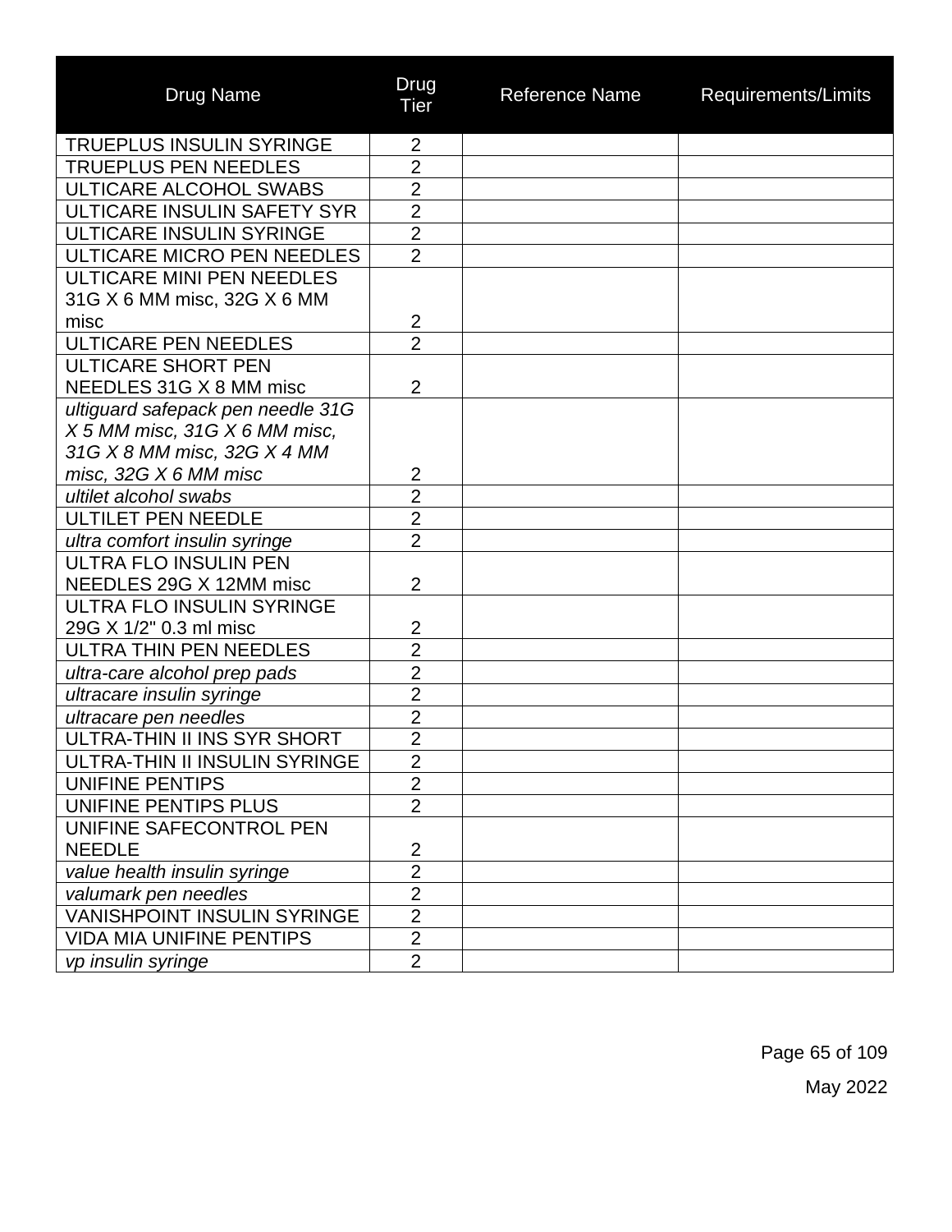| Drug Name | Drug Tier | Reference Name | Requirements/Limits |
|---|---|---|---|
| TRUEPLUS INSULIN SYRINGE | 2 | | |
| TRUEPLUS PEN NEEDLES | 2 | | |
| ULTICARE ALCOHOL SWABS | 2 | | |
| ULTICARE INSULIN SAFETY SYR | 2 | | |
| ULTICARE INSULIN SYRINGE | 2 | | |
| ULTICARE MICRO PEN NEEDLES | 2 | | |
| ULTICARE MINI PEN NEEDLES 31G X 6 MM misc, 32G X 6 MM misc | 2 | | |
| ULTICARE PEN NEEDLES | 2 | | |
| ULTICARE SHORT PEN NEEDLES 31G X 8 MM misc | 2 | | |
| *ultiguard safepack pen needle 31G X 5 MM misc, 31G X 6 MM misc, 31G X 8 MM misc, 32G X 4 MM misc, 32G X 6 MM misc* | 2 | | |
| *ultilet alcohol swabs* | 2 | | |
| ULTILET PEN NEEDLE | 2 | | |
| *ultra comfort insulin syringe* | 2 | | |
| ULTRA FLO INSULIN PEN NEEDLES 29G X 12MM misc | 2 | | |
| ULTRA FLO INSULIN SYRINGE 29G X 1/2" 0.3 ml misc | 2 | | |
| ULTRA THIN PEN NEEDLES | 2 | | |
| *ultra-care alcohol prep pads* | 2 | | |
| *ultracare insulin syringe* | 2 | | |
| *ultracare pen needles* | 2 | | |
| ULTRA-THIN II INS SYR SHORT | 2 | | |
| ULTRA-THIN II INSULIN SYRINGE | 2 | | |
| UNIFINE PENTIPS | 2 | | |
| UNIFINE PENTIPS PLUS | 2 | | |
| UNIFINE SAFECONTROL PEN NEEDLE | 2 | | |
| *value health insulin syringe* | 2 | | |
| *valumark pen needles* | 2 | | |
| VANISHPOINT INSULIN SYRINGE | 2 | | |
| VIDA MIA UNIFINE PENTIPS | 2 | | |
| *vp insulin syringe* | 2 | | |

May 2022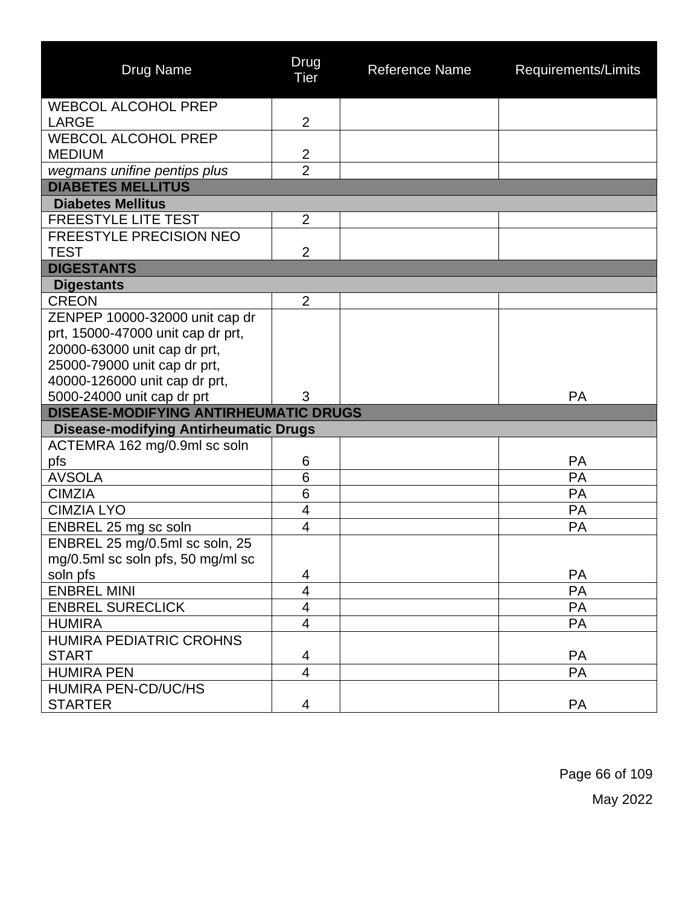| Drug Name | Drug Tier | Reference Name | Requirements/Limits |
|---|---|---|---|
| WEBCOL ALCOHOL PREP LARGE | 2 | | |
| WEBCOL ALCOHOL PREP MEDIUM | 2 | | |
| *wegmans unifine pentips plus* | 2 | | |
| **DIABETES MELLITUS** | | | |
| **Diabetes Mellitus** | | | |
| FREESTYLE LITE TEST | 2 | | |
| FREESTYLE PRECISION NEO TEST | 2 | | |
| **DIGESTANTS** | | | |
| **Digestants** | | | |
| CREON | 2 | | |
| ZENPEP 10000-32000 unit cap dr prt, 15000-47000 unit cap dr prt, 20000-63000 unit cap dr prt, 25000-79000 unit cap dr prt, 40000-126000 unit cap dr prt, 5000-24000 unit cap dr prt | 3 | | PA |
| **DISEASE-MODIFYING ANTIRHEUMATIC DRUGS** | | | |
| **Disease-modifying Antirheumatic Drugs** | | | |
| ACTEMRA 162 mg/0.9ml sc soln pfs | 6 | | PA |
| AVSOLA | 6 | | PA |
| CIMZIA | 6 | | PA |
| CIMZIA LYO | 4 | | PA |
| ENBREL 25 mg sc soln | 4 | | PA |
| ENBREL 25 mg/0.5ml sc soln, 25 mg/0.5ml sc soln pfs, 50 mg/ml sc soln pfs | 4 | | PA |
| ENBREL MINI | 4 | | PA |
| ENBREL SURECLICK | 4 | | PA |
| HUMIRA | 4 | | PA |
| HUMIRA PEDIATRIC CROHNS START | 4 | | PA |
| HUMIRA PEN | 4 | | PA |
| HUMIRA PEN-CD/UC/HS STARTER | 4 | | PA |

May 2022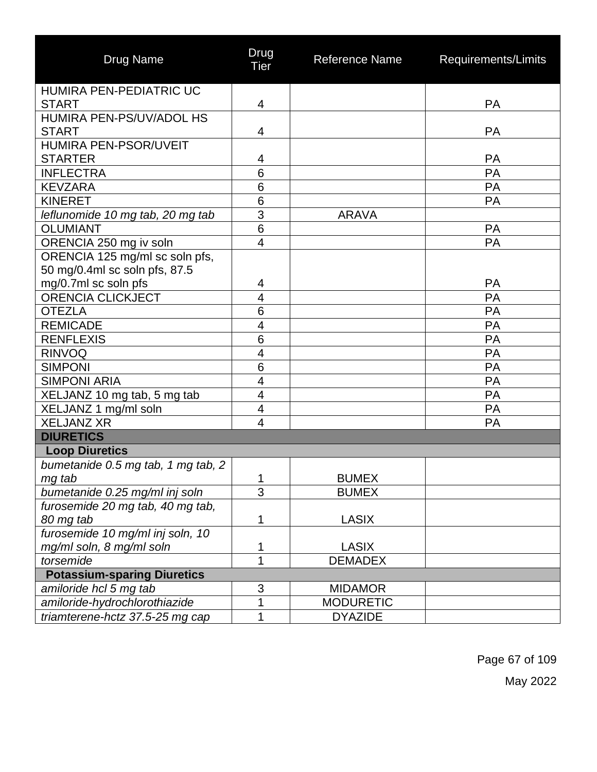| Drug Name | Drug Tier | Reference Name | Requirements/Limits |
|---|---|---|---|
| HUMIRA PEN-PEDIATRIC UC START | 4 | | PA |
| HUMIRA PEN-PS/UV/ADOL HS START | 4 | | PA |
| HUMIRA PEN-PSOR/UVEIT STARTER | 4 | | PA |
| INFLECTRA | 6 | | PA |
| KEVZARA | 6 | | PA |
| KINERET | 6 | | PA |
| *leflunomide 10 mg tab, 20 mg tab* | 3 | ARAVA | |
| OLUMIANT | 6 | | PA |
| ORENCIA 250 mg iv soln | 4 | | PA |
| ORENCIA 125 mg/ml sc soln pfs, 50 mg/0.4ml sc soln pfs, 87.5 mg/0.7ml sc soln pfs | 4 | | PA |
| ORENCIA CLICKJECT | 4 | | PA |
| OTEZLA | 6 | | PA |
| REMICADE | 4 | | PA |
| RENFLEXIS | 6 | | PA |
| RINVOQ | 4 | | PA |
| SIMPONI | 6 | | PA |
| SIMPONI ARIA | 4 | | PA |
| XELJANZ 10 mg tab, 5 mg tab | 4 | | PA |
| XELJANZ 1 mg/ml soln | 4 | | PA |
| XELJANZ XR | 4 | | PA |
| **DIURETICS** | | | |
| **Loop Diuretics** | | | |
| *bumetanide 0.5 mg tab, 1 mg tab, 2 mg tab* | 1 | BUMEX | |
| *bumetanide 0.25 mg/ml inj soln* | 3 | BUMEX | |
| *furosemide 20 mg tab, 40 mg tab, 80 mg tab* | 1 | LASIX | |
| *furosemide 10 mg/ml inj soln, 10 mg/ml soln, 8 mg/ml soln* | 1 | LASIX | |
| *torsemide* | 1 | DEMADEX | |
| **Potassium-sparing Diuretics** | | | |
| *amiloride hcl 5 mg tab* | 3 | MIDAMOR | |
| *amiloride-hydrochlorothiazide* | 1 | MODURETIC | |
| *triamterene-hctz 37.5-25 mg cap* | 1 | DYAZIDE | |

May 2022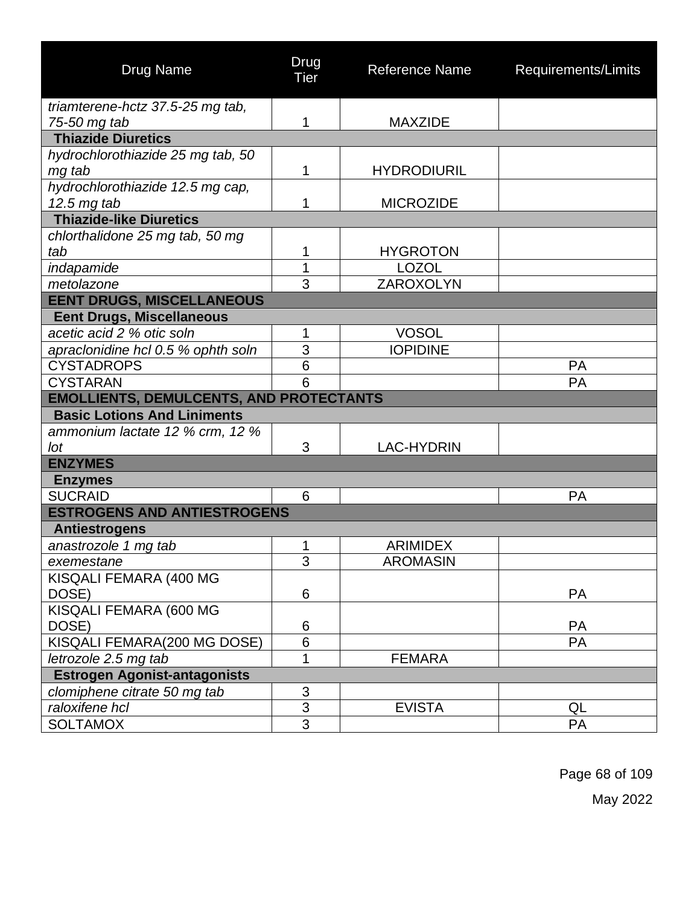| Drug Name | Drug Tier | Reference Name | Requirements/Limits |
|---|---|---|---|
| *triamterene-hctz 37.5-25 mg tab, 75-50 mg tab* | 1 | MAXZIDE | |
| **Thiazide Diuretics** | | | |
| *hydrochlorothiazide 25 mg tab, 50 mg tab* | 1 | HYDRODIURIL | |
| *hydrochlorothiazide 12.5 mg cap, 12.5 mg tab* | 1 | MICROZIDE | |
| **Thiazide-like Diuretics** | | | |
| *chlorthalidone 25 mg tab, 50 mg tab* | 1 | HYGROTON | |
| *indapamide* | 1 | LOZOL | |
| *metolazone* | 3 | ZAROXOLYN | |
| **EENT DRUGS, MISCELLANEOUS** | | | |
| **Eent Drugs, Miscellaneous** | | | |
| *acetic acid 2 % otic soln* | 1 | VOSOL | |
| *apraclonidine hcl 0.5 % ophth soln* | 3 | IOPIDINE | |
| CYSTADROPS | 6 | | PA |
| CYSTARAN | 6 | | PA |
| **EMOLLIENTS, DEMULCENTS, AND PROTECTANTS** | | | |
| **Basic Lotions And Liniments** | | | |
| *ammonium lactate 12 % crm, 12 % lot* | 3 | LAC-HYDRIN | |
| **ENZYMES** | | | |
| **Enzymes** | | | |
| SUCRAID | 6 | | PA |
| **ESTROGENS AND ANTIESTROGENS** | | | |
| **Antiestrogens** | | | |
| *anastrozole 1 mg tab* | 1 | ARIMIDEX | |
| *exemestane* | 3 | AROMASIN | |
| KISQALI FEMARA (400 MG DOSE) | 6 | | PA |
| KISQALI FEMARA (600 MG DOSE) | 6 | | PA |
| KISQALI FEMARA(200 MG DOSE) | 6 | | PA |
| *letrozole 2.5 mg tab* | 1 | FEMARA | |
| **Estrogen Agonist-antagonists** | | | |
| *clomiphene citrate 50 mg tab* | 3 | | |
| *raloxifene hcl* | 3 | EVISTA | QL |
| SOLTAMOX | 3 | | PA |

May 2022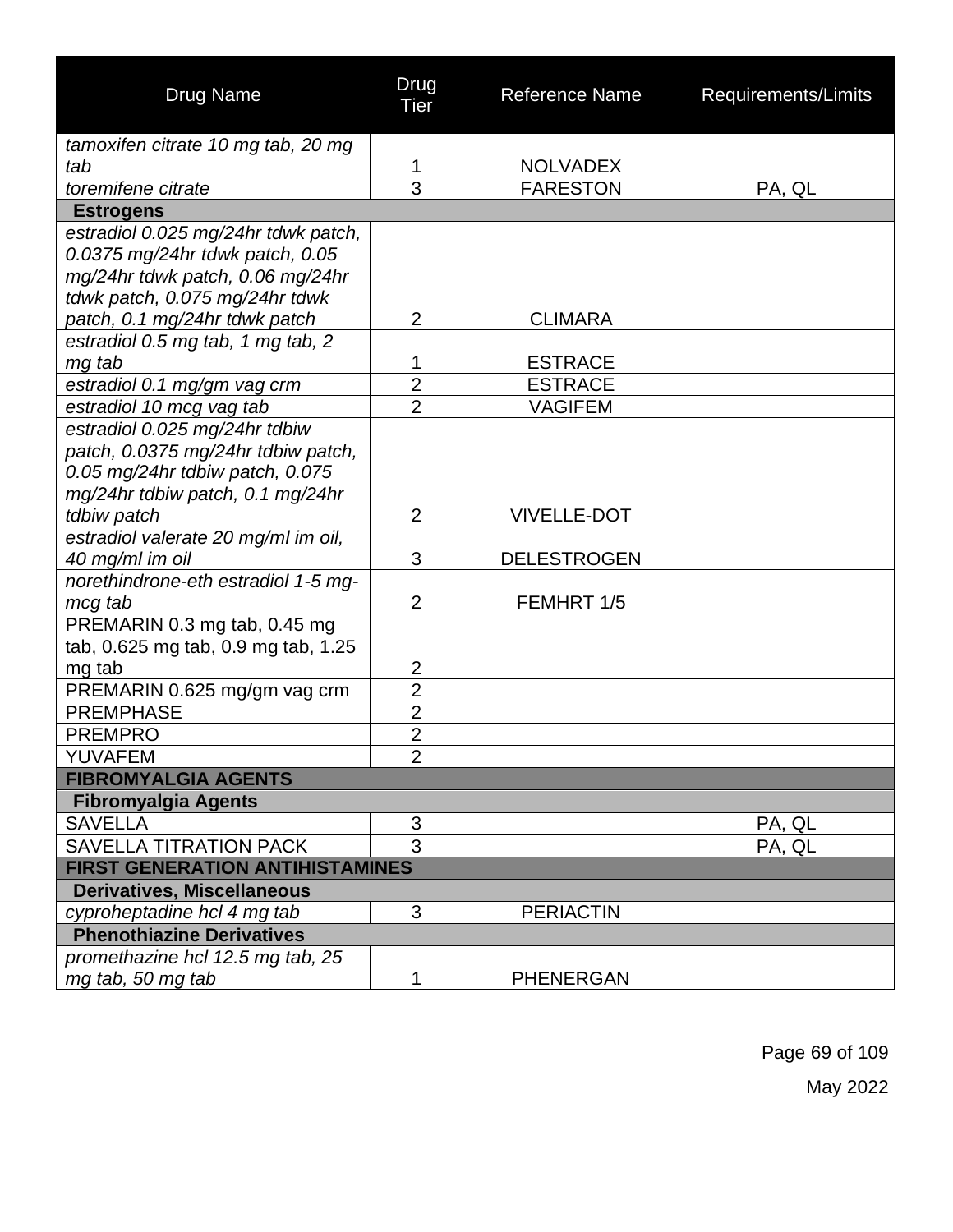| Drug Name | Drug Tier | Reference Name | Requirements/Limits |
|---|---|---|---|
| *tamoxifen citrate 10 mg tab, 20 mg tab* | 1 | NOLVADEX | |
| *toremifene citrate* | 3 | FARESTON | PA, QL |
| **Estrogens** | | | |
| *estradiol 0.025 mg/24hr tdwk patch, 0.0375 mg/24hr tdwk patch, 0.05 mg/24hr tdwk patch, 0.06 mg/24hr tdwk patch, 0.075 mg/24hr tdwk patch, 0.1 mg/24hr tdwk patch* | 2 | CLIMARA | |
| *estradiol 0.5 mg tab, 1 mg tab, 2 mg tab* | 1 | ESTRACE | |
| *estradiol 0.1 mg/gm vag crm* | 2 | ESTRACE | |
| *estradiol 10 mcg vag tab* | 2 | VAGIFEM | |
| *estradiol 0.025 mg/24hr tdbiw patch, 0.0375 mg/24hr tdbiw patch, 0.05 mg/24hr tdbiw patch, 0.075 mg/24hr tdbiw patch, 0.1 mg/24hr tdbiw patch* | 2 | VIVELLE-DOT | |
| *estradiol valerate 20 mg/ml im oil, 40 mg/ml im oil* | 3 | DELESTROGEN | |
| *norethindrone-eth estradiol 1-5 mg-mcg tab* | 2 | FEMHRT 1/5 | |
| PREMARIN 0.3 mg tab, 0.45 mg tab, 0.625 mg tab, 0.9 mg tab, 1.25 mg tab | 2 | | |
| PREMARIN 0.625 mg/gm vag crm | 2 | | |
| PREMPHASE | 2 | | |
| PREMPRO | 2 | | |
| YUVAFEM | 2 | | |
| **FIBROMYALGIA AGENTS** | | | |
| **Fibromyalgia Agents** | | | |
| SAVELLA | 3 | | PA, QL |
| SAVELLA TITRATION PACK | 3 | | PA, QL |
| **FIRST GENERATION ANTIHISTAMINES** | | | |
| **Derivatives, Miscellaneous** | | | |
| *cyproheptadine hcl 4 mg tab* | 3 | PERIACTIN | |
| **Phenothiazine Derivatives** | | | |
| *promethazine hcl 12.5 mg tab, 25 mg tab, 50 mg tab* | 1 | PHENERGAN | |

May 2022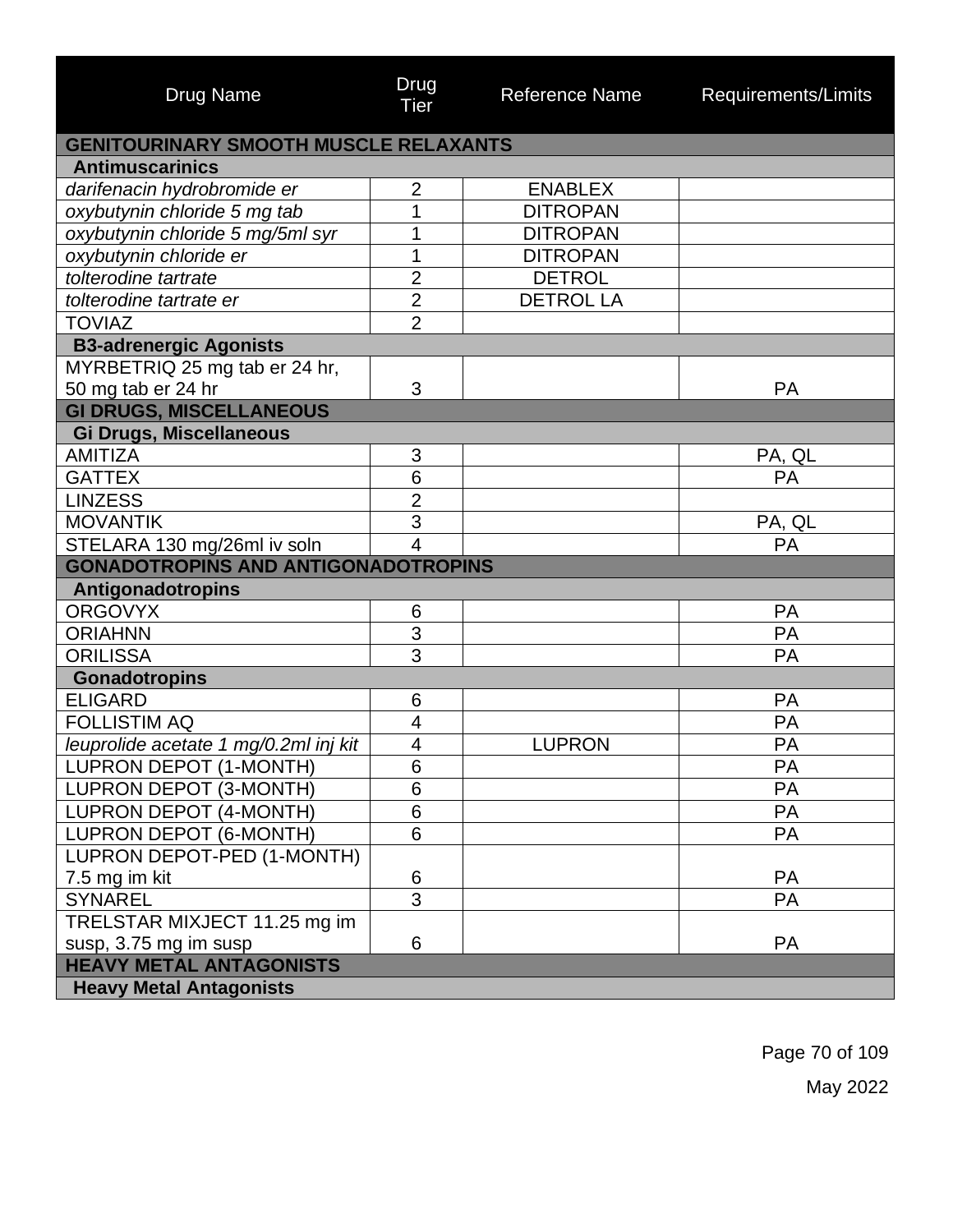| Drug Name | Drug Tier | Reference Name | Requirements/Limits |
|---|---|---|---|
| **GENITOURINARY SMOOTH MUSCLE RELAXANTS** | | | |
| **Antimuscarinics** | | | |
| *darifenacin hydrobromide er* | 2 | ENABLEX | |
| *oxybutynin chloride 5 mg tab* | 1 | DITROPAN | |
| *oxybutynin chloride 5 mg/5ml syr* | 1 | DITROPAN | |
| *oxybutynin chloride er* | 1 | DITROPAN | |
| *tolterodine tartrate* | 2 | DETROL | |
| *tolterodine tartrate er* | 2 | DETROL LA | |
| TOVIAZ | 2 | | |
| **B3-adrenergic Agonists** | | | |
| MYRBETRIQ 25 mg tab er 24 hr, 50 mg tab er 24 hr | 3 | | PA |
| **GI DRUGS, MISCELLANEOUS** | | | |
| **Gi Drugs, Miscellaneous** | | | |
| AMITIZA | 3 | | PA, QL |
| GATTEX | 6 | | PA |
| LINZESS | 2 | | |
| MOVANTIK | 3 | | PA, QL |
| STELARA 130 mg/26ml iv soln | 4 | | PA |
| **GONADOTROPINS AND ANTIGONADOTROPINS** | | | |
| **Antigonadotropins** | | | |
| ORGOVYX | 6 | | PA |
| ORIAHNN | 3 | | PA |
| ORILISSA | 3 | | PA |
| **Gonadotropins** | | | |
| ELIGARD | 6 | | PA |
| FOLLISTIM AQ | 4 | | PA |
| *leuprolide acetate 1 mg/0.2ml inj kit* | 4 | LUPRON | PA |
| LUPRON DEPOT (1-MONTH) | 6 | | PA |
| LUPRON DEPOT (3-MONTH) | 6 | | PA |
| LUPRON DEPOT (4-MONTH) | 6 | | PA |
| LUPRON DEPOT (6-MONTH) | 6 | | PA |
| LUPRON DEPOT-PED (1-MONTH) 7.5 mg im kit | 6 | | PA |
| SYNAREL | 3 | | PA |
| TRELSTAR MIXJECT 11.25 mg im susp, 3.75 mg im susp | 6 | | PA |
| **HEAVY METAL ANTAGONISTS** | | | |
| **Heavy Metal Antagonists** | | | |

May 2022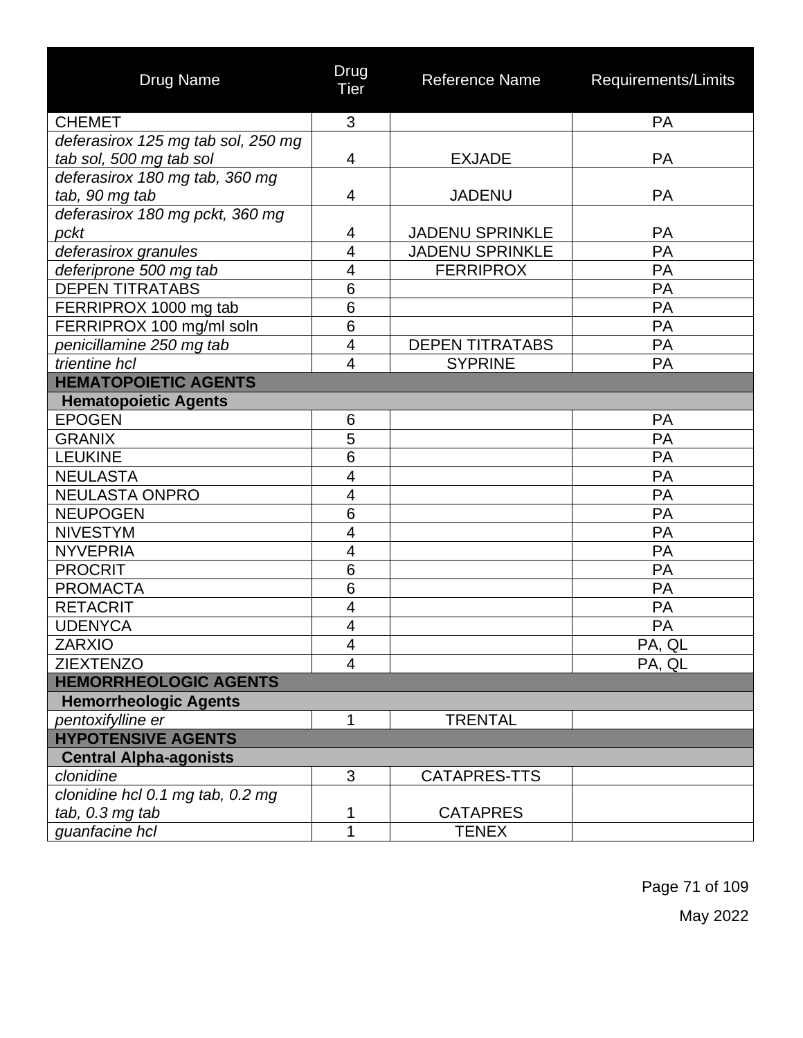| Drug Name | Drug Tier | Reference Name | Requirements/Limits |
|---|---|---|---|
| CHEMET | 3 | | PA |
| *deferasirox 125 mg tab sol, 250 mg tab sol, 500 mg tab sol* | 4 | EXJADE | PA |
| *deferasirox 180 mg tab, 360 mg tab, 90 mg tab* | 4 | JADENU | PA |
| *deferasirox 180 mg pckt, 360 mg pckt* | 4 | JADENU SPRINKLE | PA |
| *deferasirox granules* | 4 | JADENU SPRINKLE | PA |
| *deferiprone 500 mg tab* | 4 | FERRIPROX | PA |
| DEPEN TITRATABS | 6 | | PA |
| FERRIPROX 1000 mg tab | 6 | | PA |
| FERRIPROX 100 mg/ml soln | 6 | | PA |
| *penicillamine 250 mg tab* | 4 | DEPEN TITRATABS | PA |
| *trientine hcl* | 4 | SYPRINE | PA |
| **HEMATOPOIETIC AGENTS** | | | |
| **Hematopoietic Agents** | | | |
| EPOGEN | 6 | | PA |
| GRANIX | 5 | | PA |
| LEUKINE | 6 | | PA |
| NEULASTA | 4 | | PA |
| NEULASTA ONPRO | 4 | | PA |
| NEUPOGEN | 6 | | PA |
| NIVESTYM | 4 | | PA |
| NYVEPRIA | 4 | | PA |
| PROCRIT | 6 | | PA |
| PROMACTA | 6 | | PA |
| RETACRIT | 4 | | PA |
| UDENYCA | 4 | | PA |
| ZARXIO | 4 | | PA, QL |
| ZIEXTENZO | 4 | | PA, QL |
| **HEMORRHEOLOGIC AGENTS** | | | |
| **Hemorrheologic Agents** | | | |
| *pentoxifylline er* | 1 | TRENTAL | |
| **HYPOTENSIVE AGENTS** | | | |
| **Central Alpha-agonists** | | | |
| *clonidine* | 3 | CATAPRES-TTS | |
| *clonidine hcl 0.1 mg tab, 0.2 mg tab, 0.3 mg tab* | 1 | CATAPRES | |
| *guanfacine hcl* | 1 | TENEX | |

May 2022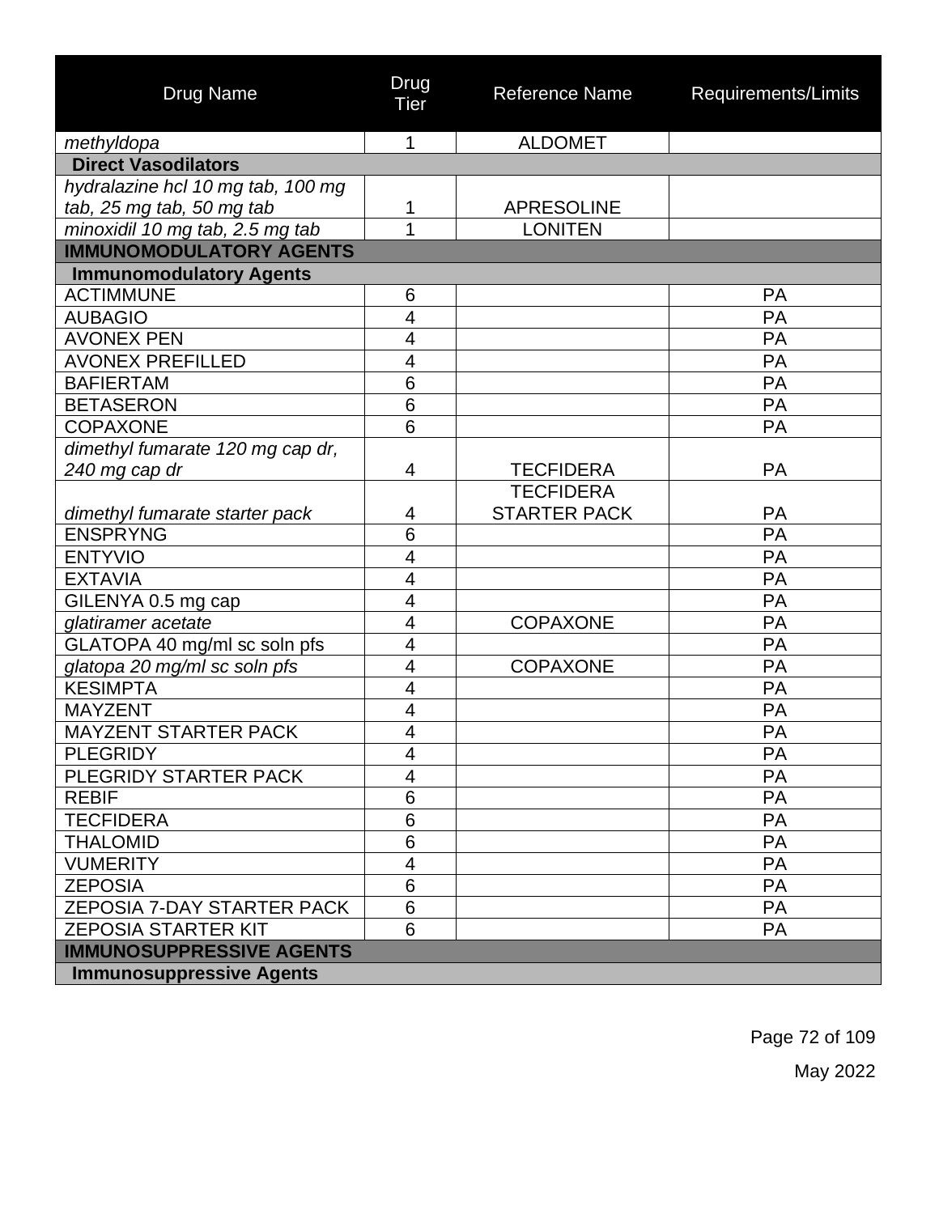| Drug Name | Drug Tier | Reference Name | Requirements/Limits |
|---|---|---|---|
| *methyldopa* | 1 | ALDOMET | |
| **Direct Vasodilators** | | | |
| *hydralazine hcl 10 mg tab, 100 mg tab, 25 mg tab, 50 mg tab* | 1 | APRESOLINE | |
| *minoxidil 10 mg tab, 2.5 mg tab* | 1 | LONITEN | |
| **IMMUNOMODULATORY AGENTS** | | | |
| **Immunomodulatory Agents** | | | |
| ACTIMMUNE | 6 | | PA |
| AUBAGIO | 4 | | PA |
| AVONEX PEN | 4 | | PA |
| AVONEX PREFILLED | 4 | | PA |
| BAFIERTAM | 6 | | PA |
| BETASERON | 6 | | PA |
| COPAXONE | 6 | | PA |
| *dimethyl fumarate 120 mg cap dr, 240 mg cap dr* | 4 | TECFIDERA | PA |
| *dimethyl fumarate starter pack* | 4 | TECFIDERA STARTER PACK | PA |
| ENSPRYNG | 6 | | PA |
| ENTYVIO | 4 | | PA |
| EXTAVIA | 4 | | PA |
| GILENYA 0.5 mg cap | 4 | | PA |
| *glatiramer acetate* | 4 | COPAXONE | PA |
| GLATOPA 40 mg/ml sc soln pfs | 4 | | PA |
| *glatopa 20 mg/ml sc soln pfs* | 4 | COPAXONE | PA |
| KESIMPTA | 4 | | PA |
| MAYZENT | 4 | | PA |
| MAYZENT STARTER PACK | 4 | | PA |
| PLEGRIDY | 4 | | PA |
| PLEGRIDY STARTER PACK | 4 | | PA |
| REBIF | 6 | | PA |
| TECFIDERA | 6 | | PA |
| THALOMID | 6 | | PA |
| VUMERITY | 4 | | PA |
| ZEPOSIA | 6 | | PA |
| ZEPOSIA 7-DAY STARTER PACK | 6 | | PA |
| ZEPOSIA STARTER KIT | 6 | | PA |
| **IMMUNOSUPPRESSIVE AGENTS** | | | |
| **Immunosuppressive Agents** | | | |

May 2022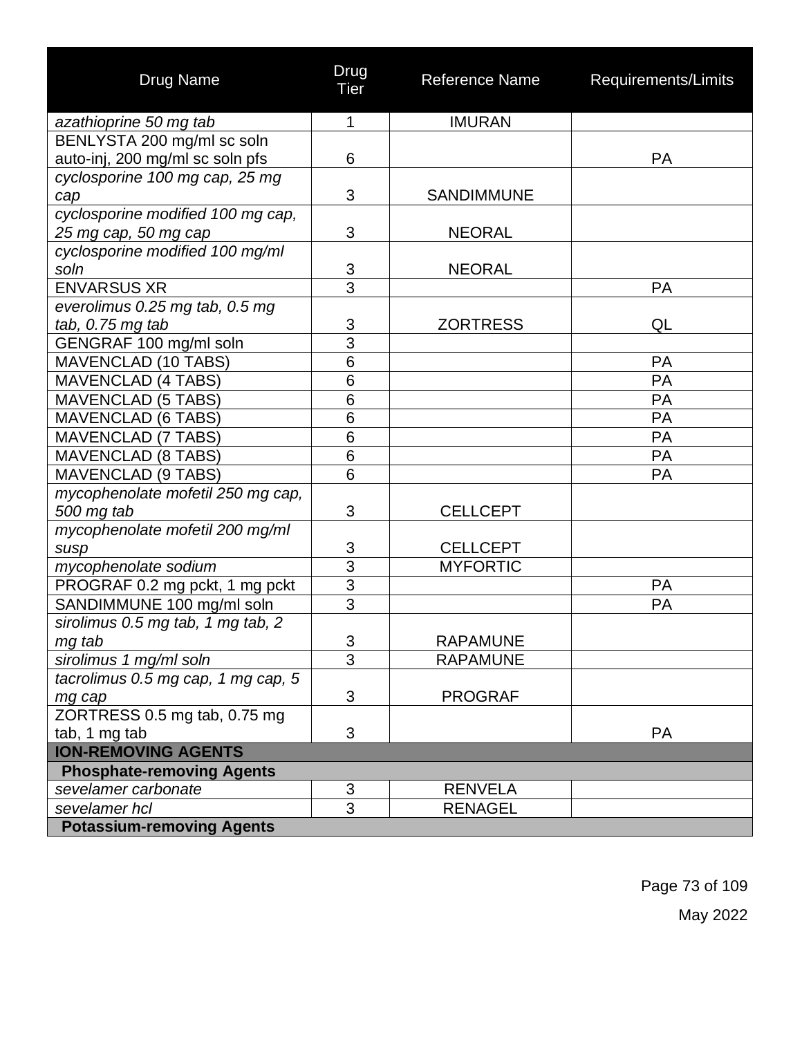| Drug Name | Drug Tier | Reference Name | Requirements/Limits |
|---|---|---|---|
| *azathioprine 50 mg tab* | 1 | IMURAN | |
| BENLYSTA 200 mg/ml sc soln auto-inj, 200 mg/ml sc soln pfs | 6 | | PA |
| *cyclosporine 100 mg cap, 25 mg cap* | 3 | SANDIMMUNE | |
| *cyclosporine modified 100 mg cap, 25 mg cap, 50 mg cap* | 3 | NEORAL | |
| *cyclosporine modified 100 mg/ml soln* | 3 | NEORAL | |
| ENVARSUS XR | 3 | | PA |
| *everolimus 0.25 mg tab, 0.5 mg tab, 0.75 mg tab* | 3 | ZORTRESS | QL |
| GENGRAF 100 mg/ml soln | 3 | | |
| MAVENCLAD (10 TABS) | 6 | | PA |
| MAVENCLAD (4 TABS) | 6 | | PA |
| MAVENCLAD (5 TABS) | 6 | | PA |
| MAVENCLAD (6 TABS) | 6 | | PA |
| MAVENCLAD (7 TABS) | 6 | | PA |
| MAVENCLAD (8 TABS) | 6 | | PA |
| MAVENCLAD (9 TABS) | 6 | | PA |
| *mycophenolate mofetil 250 mg cap, 500 mg tab* | 3 | CELLCEPT | |
| *mycophenolate mofetil 200 mg/ml susp* | 3 | CELLCEPT | |
| *mycophenolate sodium* | 3 | MYFORTIC | |
| PROGRAF 0.2 mg pckt, 1 mg pckt | 3 | | PA |
| SANDIMMUNE 100 mg/ml soln | 3 | | PA |
| *sirolimus 0.5 mg tab, 1 mg tab, 2 mg tab* | 3 | RAPAMUNE | |
| *sirolimus 1 mg/ml soln* | 3 | RAPAMUNE | |
| *tacrolimus 0.5 mg cap, 1 mg cap, 5 mg cap* | 3 | PROGRAF | |
| ZORTRESS 0.5 mg tab, 0.75 mg tab, 1 mg tab | 3 | | PA |
| **ION-REMOVING AGENTS** | | | |
| **Phosphate-removing Agents** | | | |
| *sevelamer carbonate* | 3 | RENVELA | |
| *sevelamer hcl* | 3 | RENAGEL | |
| **Potassium-removing Agents** | | | |

May 2022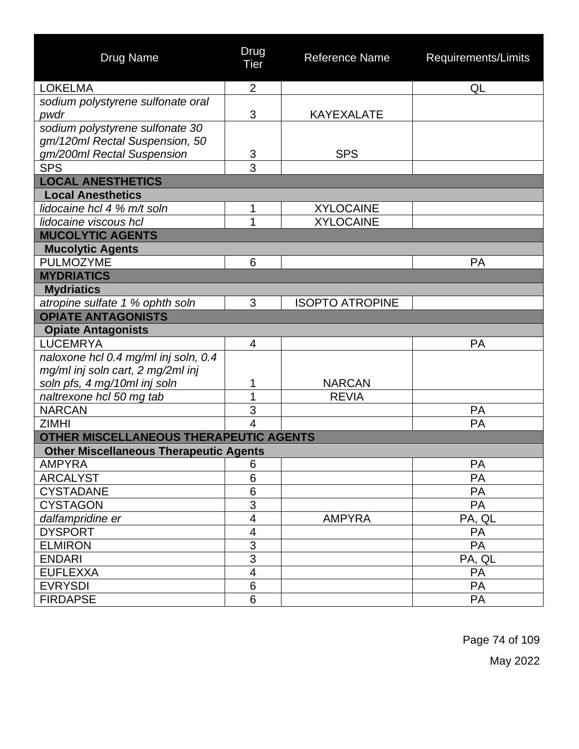| Drug Name | Drug Tier | Reference Name | Requirements/Limits |
|---|---|---|---|
| LOKELMA | 2 | | QL |
| *sodium polystyrene sulfonate oral pwdr* | 3 | KAYEXALATE | |
| *sodium polystyrene sulfonate 30 gm/120ml Rectal Suspension, 50 gm/200ml Rectal Suspension* | 3 | SPS | |
| SPS | 3 | | |
| **LOCAL ANESTHETICS** | | | |
| **Local Anesthetics** | | | |
| *lidocaine hcl 4 % m/t soln* | 1 | XYLOCAINE | |
| *lidocaine viscous hcl* | 1 | XYLOCAINE | |
| **MUCOLYTIC AGENTS** | | | |
| **Mucolytic Agents** | | | |
| PULMOZYME | 6 | | PA |
| **MYDRIATICS** | | | |
| **Mydriatics** | | | |
| *atropine sulfate 1 % ophth soln* | 3 | ISOPTO ATROPINE | |
| **OPIATE ANTAGONISTS** | | | |
| **Opiate Antagonists** | | | |
| LUCEMRYA | 4 | | PA |
| *naloxone hcl 0.4 mg/ml inj soln, 0.4 mg/ml inj soln cart, 2 mg/2ml inj soln pfs, 4 mg/10ml inj soln* | 1 | NARCAN | |
| *naltrexone hcl 50 mg tab* | 1 | REVIA | |
| NARCAN | 3 | | PA |
| ZIMHI | 4 | | PA |
| **OTHER MISCELLANEOUS THERAPEUTIC AGENTS** | | | |
| **Other Miscellaneous Therapeutic Agents** | | | |
| AMPYRA | 6 | | PA |
| ARCALYST | 6 | | PA |
| CYSTADANE | 6 | | PA |
| CYSTAGON | 3 | | PA |
| *dalfampridine er* | 4 | AMPYRA | PA, QL |
| DYSPORT | 4 | | PA |
| ELMIRON | 3 | | PA |
| ENDARI | 3 | | PA, QL |
| EUFLEXXA | 4 | | PA |
| EVRYSDI | 6 | | PA |
| FIRDAPSE | 6 | | PA |

May 2022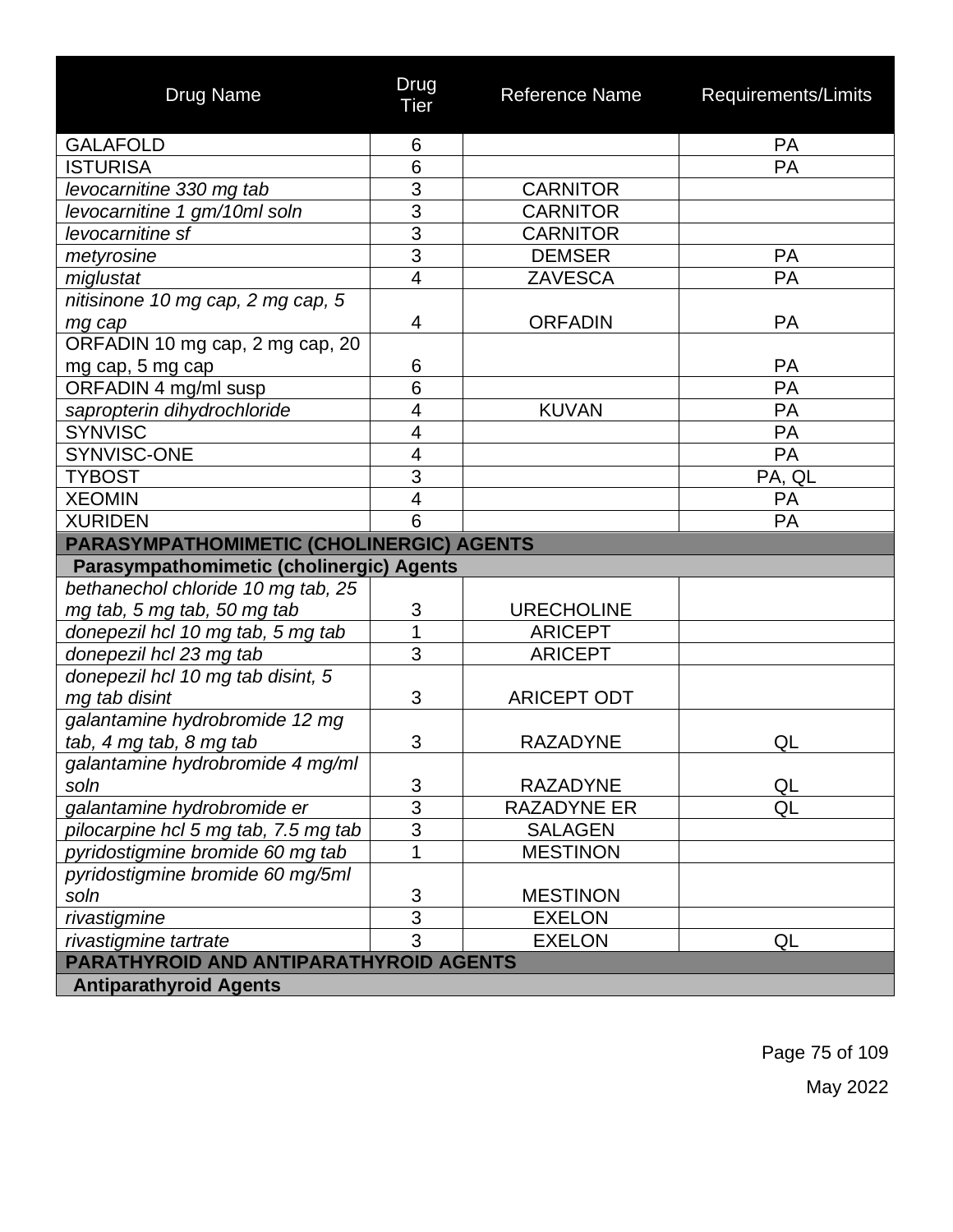| Drug Name | Drug Tier | Reference Name | Requirements/Limits |
|---|---|---|---|
| GALAFOLD | 6 | | PA |
| ISTURISA | 6 | | PA |
| *levocarnitine 330 mg tab* | 3 | CARNITOR | |
| *levocarnitine 1 gm/10ml soln* | 3 | CARNITOR | |
| *levocarnitine sf* | 3 | CARNITOR | |
| *metyrosine* | 3 | DEMSER | PA |
| *miglustat* | 4 | ZAVESCA | PA |
| *nitisinone 10 mg cap, 2 mg cap, 5 mg cap* | 4 | ORFADIN | PA |
| ORFADIN 10 mg cap, 2 mg cap, 20 mg cap, 5 mg cap | 6 | | PA |
| ORFADIN 4 mg/ml susp | 6 | | PA |
| *sapropterin dihydrochloride* | 4 | KUVAN | PA |
| SYNVISC | 4 | | PA |
| SYNVISC-ONE | 4 | | PA |
| TYBOST | 3 | | PA, QL |
| XEOMIN | 4 | | PA |
| XURIDEN | 6 | | PA |
| **PARASYMPATHOMIMETIC (CHOLINERGIC) AGENTS** | | | |
| **Parasympathomimetic (cholinergic) Agents** | | | |
| *bethanechol chloride 10 mg tab, 25 mg tab, 5 mg tab, 50 mg tab* | 3 | URECHOLINE | |
| *donepezil hcl 10 mg tab, 5 mg tab* | 1 | ARICEPT | |
| *donepezil hcl 23 mg tab* | 3 | ARICEPT | |
| *donepezil hcl 10 mg tab disint, 5 mg tab disint* | 3 | ARICEPT ODT | |
| *galantamine hydrobromide 12 mg tab, 4 mg tab, 8 mg tab* | 3 | RAZADYNE | QL |
| *galantamine hydrobromide 4 mg/ml soln* | 3 | RAZADYNE | QL |
| *galantamine hydrobromide er* | 3 | RAZADYNE ER | QL |
| *pilocarpine hcl 5 mg tab, 7.5 mg tab* | 3 | SALAGEN | |
| *pyridostigmine bromide 60 mg tab* | 1 | MESTINON | |
| *pyridostigmine bromide 60 mg/5ml soln* | 3 | MESTINON | |
| *rivastigmine* | 3 | EXELON | |
| *rivastigmine tartrate* | 3 | EXELON | QL |
| **PARATHYROID AND ANTIPARATHYROID AGENTS** | | | |
| **Antiparathyroid Agents** | | | |

May 2022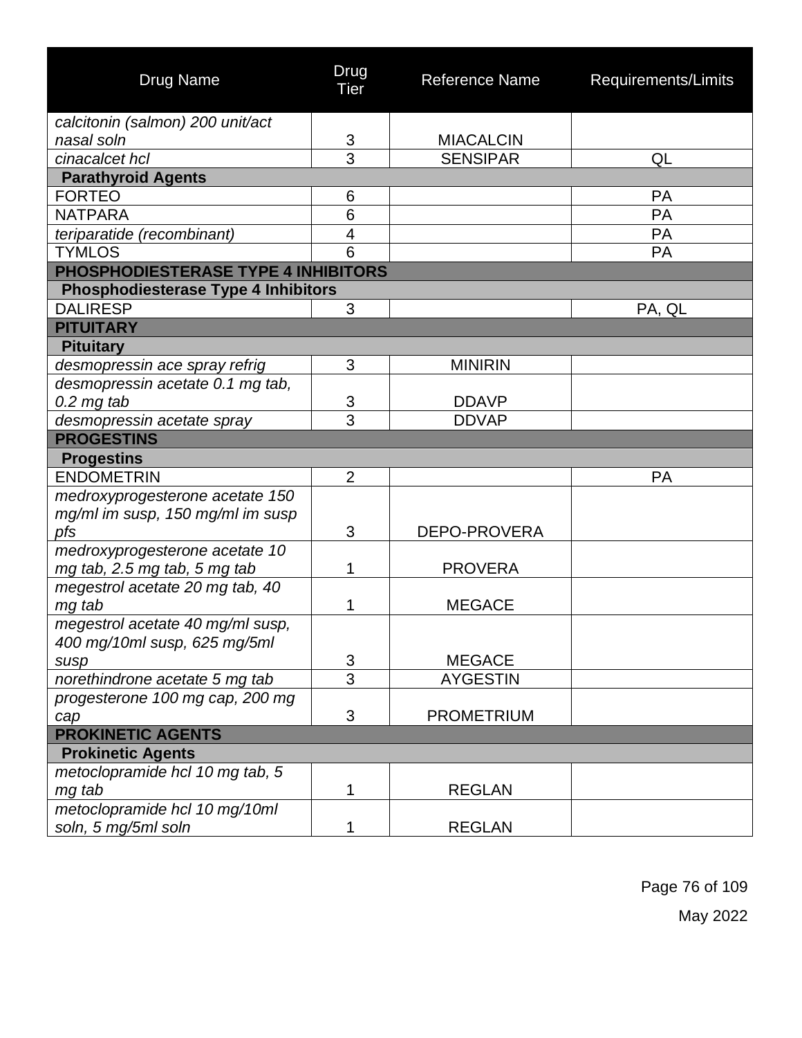| Drug Name | Drug Tier | Reference Name | Requirements/Limits |
|---|---|---|---|
| *calcitonin (salmon) 200 unit/act nasal soln* | 3 | MIACALCIN | |
| *cinacalcet hcl* | 3 | SENSIPAR | QL |
| **Parathyroid Agents** | | | |
| FORTEO | 6 | | PA |
| NATPARA | 6 | | PA |
| *teriparatide (recombinant)* | 4 | | PA |
| TYMLOS | 6 | | PA |
| **PHOSPHODIESTERASE TYPE 4 INHIBITORS** | | | |
| **Phosphodiesterase Type 4 Inhibitors** | | | |
| DALIRESP | 3 | | PA, QL |
| **PITUITARY** | | | |
| **Pituitary** | | | |
| *desmopressin ace spray refrig* | 3 | MINIRIN | |
| *desmopressin acetate 0.1 mg tab, 0.2 mg tab* | 3 | DDAVP | |
| *desmopressin acetate spray* | 3 | DDVAP | |
| **PROGESTINS** | | | |
| **Progestins** | | | |
| ENDOMETRIN | 2 | | PA |
| *medroxyprogesterone acetate 150 mg/ml im susp, 150 mg/ml im susp pfs* | 3 | DEPO-PROVERA | |
| *medroxyprogesterone acetate 10 mg tab, 2.5 mg tab, 5 mg tab* | 1 | PROVERA | |
| *megestrol acetate 20 mg tab, 40 mg tab* | 1 | MEGACE | |
| *megestrol acetate 40 mg/ml susp, 400 mg/10ml susp, 625 mg/5ml susp* | 3 | MEGACE | |
| *norethindrone acetate 5 mg tab* | 3 | AYGESTIN | |
| *progesterone 100 mg cap, 200 mg cap* | 3 | PROMETRIUM | |
| **PROKINETIC AGENTS** | | | |
| **Prokinetic Agents** | | | |
| *metoclopramide hcl 10 mg tab, 5 mg tab* | 1 | REGLAN | |
| *metoclopramide hcl 10 mg/10ml soln, 5 mg/5ml soln* | 1 | REGLAN | |

May 2022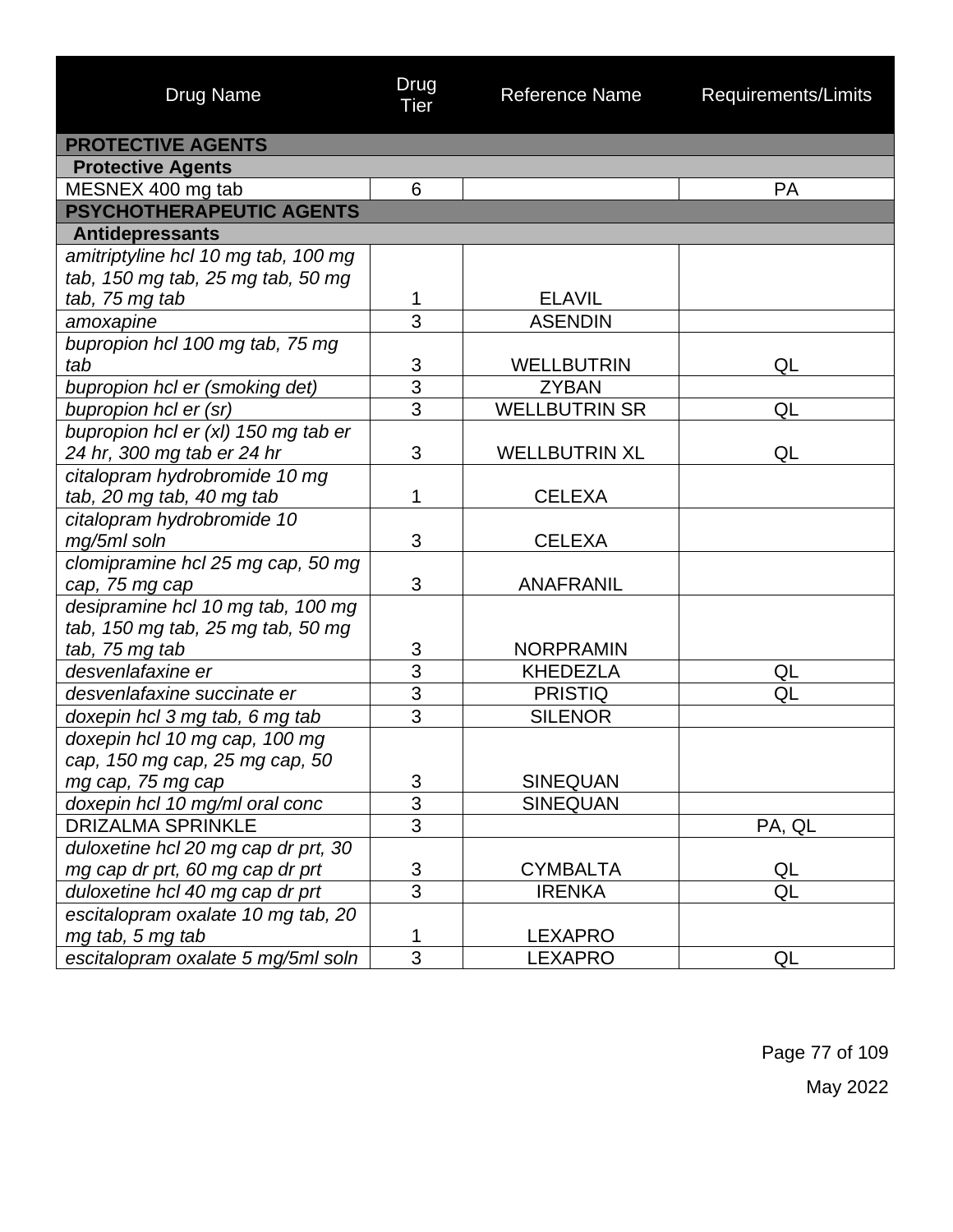| Drug Name | Drug Tier | Reference Name | Requirements/Limits |
|---|---|---|---|
| **PROTECTIVE AGENTS** | | | |
| **Protective Agents** | | | |
| MESNEX 400 mg tab | 6 | | PA |
| **PSYCHOTHERAPEUTIC AGENTS** | | | |
| **Antidepressants** | | | |
| *amitriptyline hcl 10 mg tab, 100 mg tab, 150 mg tab, 25 mg tab, 50 mg tab, 75 mg tab* | 1 | ELAVIL | |
| *amoxapine* | 3 | ASENDIN | |
| *bupropion hcl 100 mg tab, 75 mg tab* | 3 | WELLBUTRIN | QL |
| *bupropion hcl er (smoking det)* | 3 | ZYBAN | |
| *bupropion hcl er (sr)* | 3 | WELLBUTRIN SR | QL |
| *bupropion hcl er (xl) 150 mg tab er 24 hr, 300 mg tab er 24 hr* | 3 | WELLBUTRIN XL | QL |
| *citalopram hydrobromide 10 mg tab, 20 mg tab, 40 mg tab* | 1 | CELEXA | |
| *citalopram hydrobromide 10 mg/5ml soln* | 3 | CELEXA | |
| *clomipramine hcl 25 mg cap, 50 mg cap, 75 mg cap* | 3 | ANAFRANIL | |
| *desipramine hcl 10 mg tab, 100 mg tab, 150 mg tab, 25 mg tab, 50 mg tab, 75 mg tab* | 3 | NORPRAMIN | |
| *desvenlafaxine er* | 3 | KHEDEZLA | QL |
| *desvenlafaxine succinate er* | 3 | PRISTIQ | QL |
| *doxepin hcl 3 mg tab, 6 mg tab* | 3 | SILENOR | |
| *doxepin hcl 10 mg cap, 100 mg cap, 150 mg cap, 25 mg cap, 50 mg cap, 75 mg cap* | 3 | SINEQUAN | |
| *doxepin hcl 10 mg/ml oral conc* | 3 | SINEQUAN | |
| DRIZALMA SPRINKLE | 3 | | PA, QL |
| *duloxetine hcl 20 mg cap dr prt, 30 mg cap dr prt, 60 mg cap dr prt* | 3 | CYMBALTA | QL |
| *duloxetine hcl 40 mg cap dr prt* | 3 | IRENKA | QL |
| *escitalopram oxalate 10 mg tab, 20 mg tab, 5 mg tab* | 1 | LEXAPRO | |
| *escitalopram oxalate 5 mg/5ml soln* | 3 | LEXAPRO | QL |

May 2022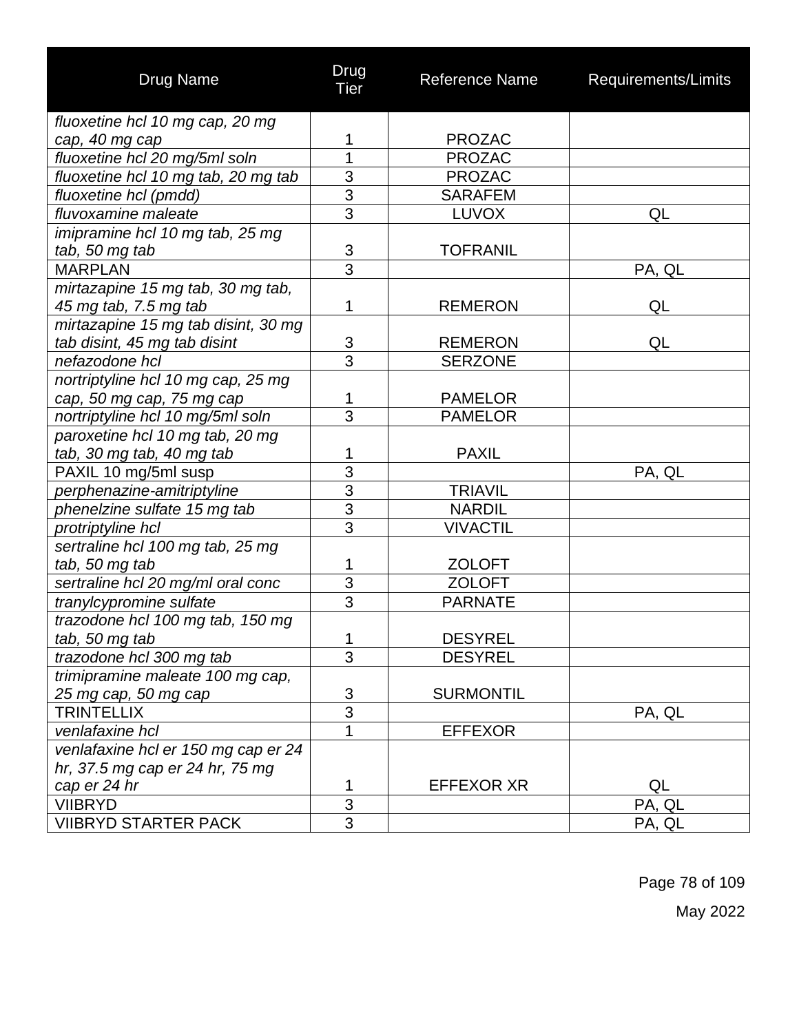| Drug Name | Drug Tier | Reference Name | Requirements/Limits |
|---|---|---|---|
| *fluoxetine hcl 10 mg cap, 20 mg cap, 40 mg cap* | 1 | PROZAC | |
| *fluoxetine hcl 20 mg/5ml soln* | 1 | PROZAC | |
| *fluoxetine hcl 10 mg tab, 20 mg tab* | 3 | PROZAC | |
| *fluoxetine hcl (pmdd)* | 3 | SARAFEM | |
| *fluvoxamine maleate* | 3 | LUVOX | QL |
| *imipramine hcl 10 mg tab, 25 mg tab, 50 mg tab* | 3 | TOFRANIL | |
| MARPLAN | 3 | | PA, QL |
| *mirtazapine 15 mg tab, 30 mg tab, 45 mg tab, 7.5 mg tab* | 1 | REMERON | QL |
| *mirtazapine 15 mg tab disint, 30 mg tab disint, 45 mg tab disint* | 3 | REMERON | QL |
| *nefazodone hcl* | 3 | SERZONE | |
| *nortriptyline hcl 10 mg cap, 25 mg cap, 50 mg cap, 75 mg cap* | 1 | PAMELOR | |
| *nortriptyline hcl 10 mg/5ml soln* | 3 | PAMELOR | |
| *paroxetine hcl 10 mg tab, 20 mg tab, 30 mg tab, 40 mg tab* | 1 | PAXIL | |
| PAXIL 10 mg/5ml susp | 3 | | PA, QL |
| *perphenazine-amitriptyline* | 3 | TRIAVIL | |
| *phenelzine sulfate 15 mg tab* | 3 | NARDIL | |
| *protriptyline hcl* | 3 | VIVACTIL | |
| *sertraline hcl 100 mg tab, 25 mg tab, 50 mg tab* | 1 | ZOLOFT | |
| *sertraline hcl 20 mg/ml oral conc* | 3 | ZOLOFT | |
| *tranylcypromine sulfate* | 3 | PARNATE | |
| *trazodone hcl 100 mg tab, 150 mg tab, 50 mg tab* | 1 | DESYREL | |
| *trazodone hcl 300 mg tab* | 3 | DESYREL | |
| *trimipramine maleate 100 mg cap, 25 mg cap, 50 mg cap* | 3 | SURMONTIL | |
| TRINTELLIX | 3 | | PA, QL |
| *venlafaxine hcl* | 1 | EFFEXOR | |
| *venlafaxine hcl er 150 mg cap er 24 hr, 37.5 mg cap er 24 hr, 75 mg cap er 24 hr* | 1 | EFFEXOR XR | QL |
| VIIBRYD | 3 | | PA, QL |
| VIIBRYD STARTER PACK | 3 | | PA, QL |

May 2022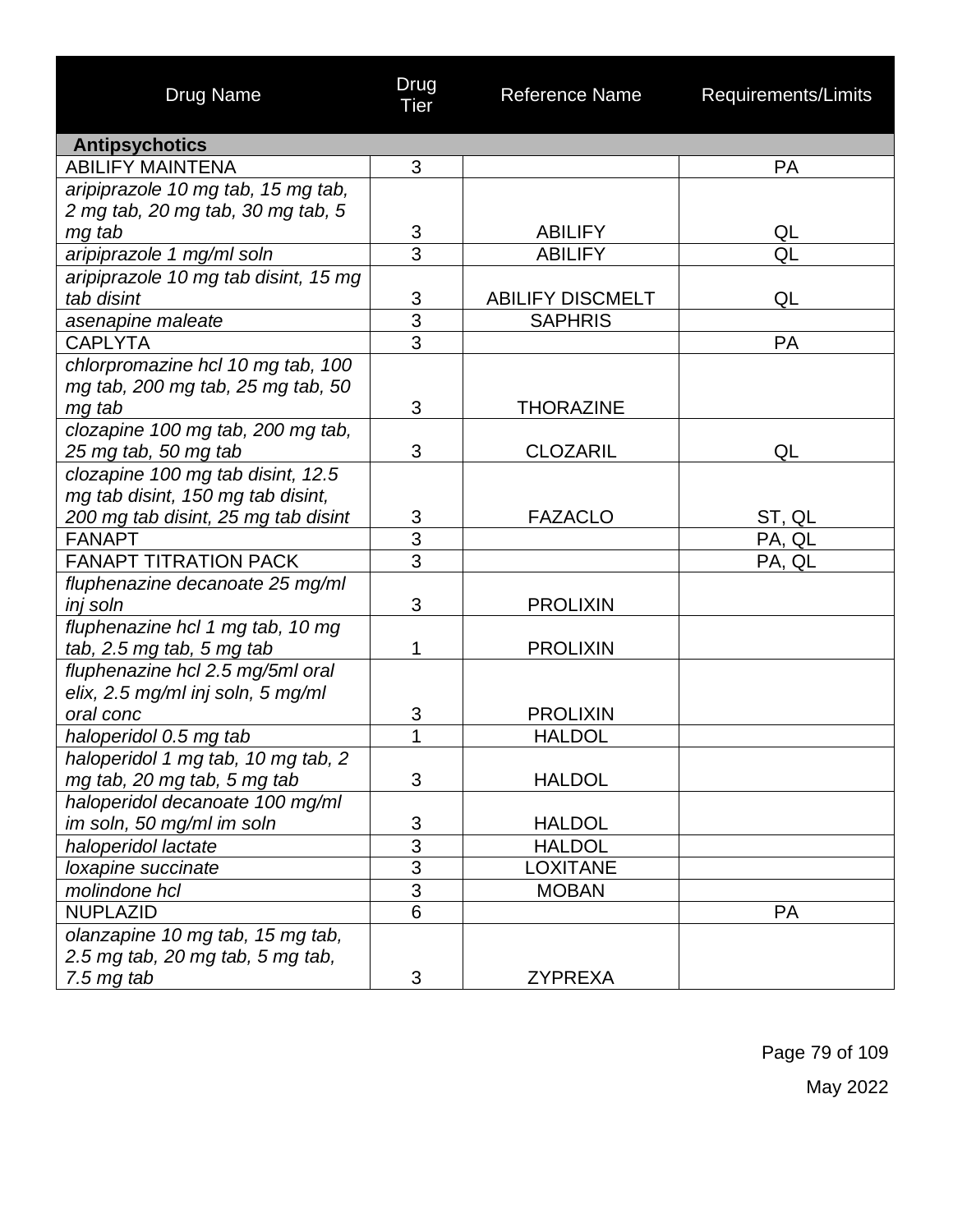| Drug Name | Drug Tier | Reference Name | Requirements/Limits |
|---|---|---|---|
| **Antipsychotics** | | | |
| ABILIFY MAINTENA | 3 | | PA |
| *aripiprazole 10 mg tab, 15 mg tab, 2 mg tab, 20 mg tab, 30 mg tab, 5 mg tab* | 3 | ABILIFY | QL |
| *aripiprazole 1 mg/ml soln* | 3 | ABILIFY | QL |
| *aripiprazole 10 mg tab disint, 15 mg tab disint* | 3 | ABILIFY DISCMELT | QL |
| *asenapine maleate* | 3 | SAPHRIS | |
| CAPLYTA | 3 | | PA |
| *chlorpromazine hcl 10 mg tab, 100 mg tab, 200 mg tab, 25 mg tab, 50 mg tab* | 3 | THORAZINE | |
| *clozapine 100 mg tab, 200 mg tab, 25 mg tab, 50 mg tab* | 3 | CLOZARIL | QL |
| *clozapine 100 mg tab disint, 12.5 mg tab disint, 150 mg tab disint, 200 mg tab disint, 25 mg tab disint* | 3 | FAZACLO | ST, QL |
| FANAPT | 3 | | PA, QL |
| FANAPT TITRATION PACK | 3 | | PA, QL |
| *fluphenazine decanoate 25 mg/ml inj soln* | 3 | PROLIXIN | |
| *fluphenazine hcl 1 mg tab, 10 mg tab, 2.5 mg tab, 5 mg tab* | 1 | PROLIXIN | |
| *fluphenazine hcl 2.5 mg/5ml oral elix, 2.5 mg/ml inj soln, 5 mg/ml oral conc* | 3 | PROLIXIN | |
| *haloperidol 0.5 mg tab* | 1 | HALDOL | |
| *haloperidol 1 mg tab, 10 mg tab, 2 mg tab, 20 mg tab, 5 mg tab* | 3 | HALDOL | |
| *haloperidol decanoate 100 mg/ml im soln, 50 mg/ml im soln* | 3 | HALDOL | |
| *haloperidol lactate* | 3 | HALDOL | |
| *loxapine succinate* | 3 | LOXITANE | |
| *molindone hcl* | 3 | MOBAN | |
| NUPLAZID | 6 | | PA |
| *olanzapine 10 mg tab, 15 mg tab, 2.5 mg tab, 20 mg tab, 5 mg tab, 7.5 mg tab* | 3 | ZYPREXA | |

May 2022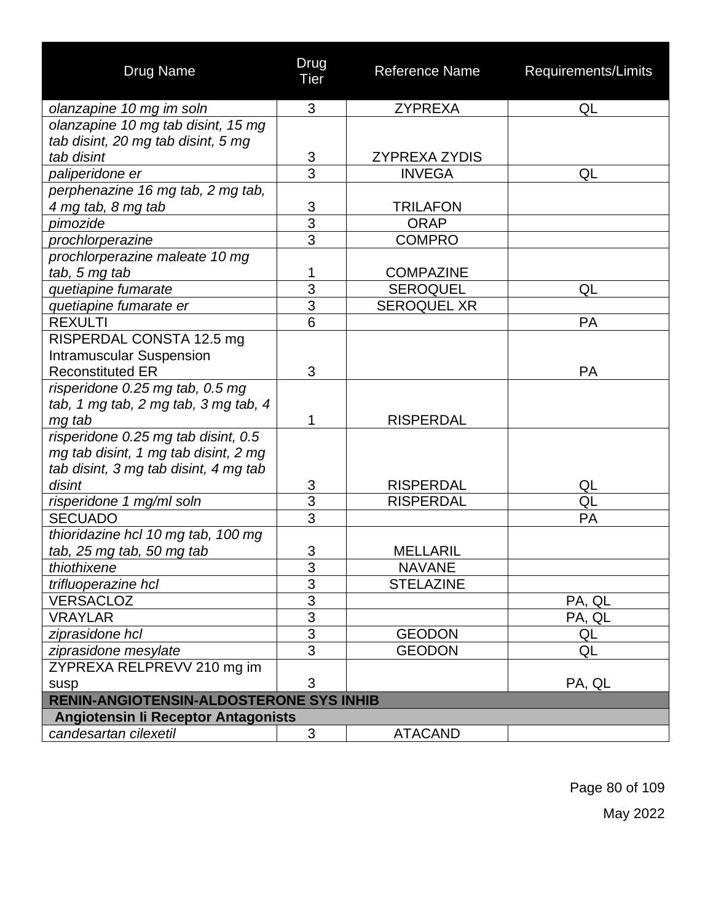| Drug Name | Drug Tier | Reference Name | Requirements/Limits |
|---|---|---|---|
| *olanzapine 10 mg im soln* | 3 | ZYPREXA | QL |
| *olanzapine 10 mg tab disint, 15 mg tab disint, 20 mg tab disint, 5 mg tab disint* | 3 | ZYPREXA ZYDIS | |
| *paliperidone er* | 3 | INVEGA | QL |
| *perphenazine 16 mg tab, 2 mg tab, 4 mg tab, 8 mg tab* | 3 | TRILAFON | |
| *pimozide* | 3 | ORAP | |
| *prochlorperazine* | 3 | COMPRO | |
| *prochlorperazine maleate 10 mg tab, 5 mg tab* | 1 | COMPAZINE | |
| *quetiapine fumarate* | 3 | SEROQUEL | QL |
| *quetiapine fumarate er* | 3 | SEROQUEL XR | |
| REXULTI | 6 | | PA |
| RISPERDAL CONSTA 12.5 mg Intramuscular Suspension Reconstituted ER | 3 | | PA |
| *risperidone 0.25 mg tab, 0.5 mg tab, 1 mg tab, 2 mg tab, 3 mg tab, 4 mg tab* | 1 | RISPERDAL | |
| *risperidone 0.25 mg tab disint, 0.5 mg tab disint, 1 mg tab disint, 2 mg tab disint, 3 mg tab disint, 4 mg tab disint* | 3 | RISPERDAL | QL |
| *risperidone 1 mg/ml soln* | 3 | RISPERDAL | QL |
| SECUADO | 3 | | PA |
| *thioridazine hcl 10 mg tab, 100 mg tab, 25 mg tab, 50 mg tab* | 3 | MELLARIL | |
| *thiothixene* | 3 | NAVANE | |
| *trifluoperazine hcl* | 3 | STELAZINE | |
| VERSACLOZ | 3 | | PA, QL |
| VRAYLAR | 3 | | PA, QL |
| *ziprasidone hcl* | 3 | GEODON | QL |
| *ziprasidone mesylate* | 3 | GEODON | QL |
| ZYPREXA RELPREVV 210 mg im susp | 3 | | PA, QL |
| **RENIN-ANGIOTENSIN-ALDOSTERONE SYS INHIB** | | | |
| **Angiotensin Ii Receptor Antagonists** | | | |
| *candesartan cilexetil* | 3 | ATACAND | |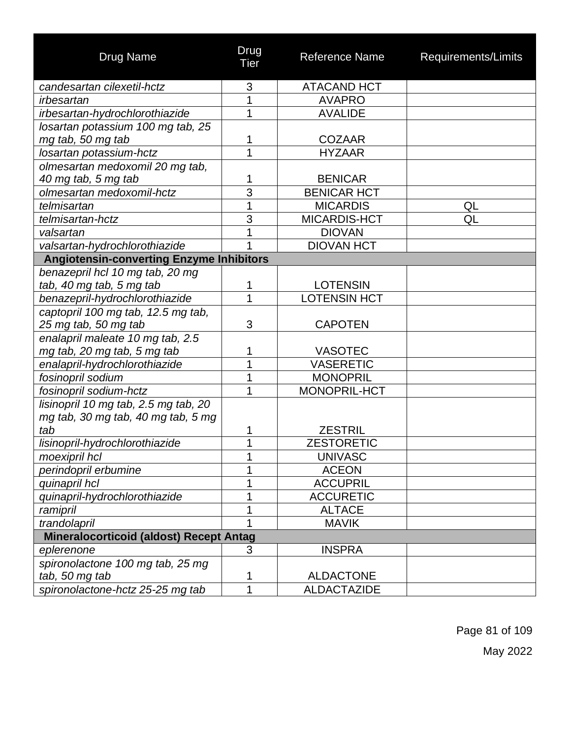| Drug Name | Drug Tier | Reference Name | Requirements/Limits |
|---|---|---|---|
| *candesartan cilexetil-hctz* | 3 | ATACAND HCT | |
| *irbesartan* | 1 | AVAPRO | |
| *irbesartan-hydrochlorothiazide* | 1 | AVALIDE | |
| *losartan potassium 100 mg tab, 25 mg tab, 50 mg tab* | 1 | COZAAR | |
| *losartan potassium-hctz* | 1 | HYZAAR | |
| *olmesartan medoxomil 20 mg tab, 40 mg tab, 5 mg tab* | 1 | BENICAR | |
| *olmesartan medoxomil-hctz* | 3 | BENICAR HCT | |
| *telmisartan* | 1 | MICARDIS | QL |
| *telmisartan-hctz* | 3 | MICARDIS-HCT | QL |
| *valsartan* | 1 | DIOVAN | |
| *valsartan-hydrochlorothiazide* | 1 | DIOVAN HCT | |
| **Angiotensin-converting Enzyme Inhibitors** | | | |
| *benazepril hcl 10 mg tab, 20 mg tab, 40 mg tab, 5 mg tab* | 1 | LOTENSIN | |
| *benazepril-hydrochlorothiazide* | 1 | LOTENSIN HCT | |
| *captopril 100 mg tab, 12.5 mg tab, 25 mg tab, 50 mg tab* | 3 | CAPOTEN | |
| *enalapril maleate 10 mg tab, 2.5 mg tab, 20 mg tab, 5 mg tab* | 1 | VASOTEC | |
| *enalapril-hydrochlorothiazide* | 1 | VASERETIC | |
| *fosinopril sodium* | 1 | MONOPRIL | |
| *fosinopril sodium-hctz* | 1 | MONOPRIL-HCT | |
| *lisinopril 10 mg tab, 2.5 mg tab, 20 mg tab, 30 mg tab, 40 mg tab, 5 mg tab* | 1 | ZESTRIL | |
| *lisinopril-hydrochlorothiazide* | 1 | ZESTORETIC | |
| *moexipril hcl* | 1 | UNIVASC | |
| *perindopril erbumine* | 1 | ACEON | |
| *quinapril hcl* | 1 | ACCUPRIL | |
| *quinapril-hydrochlorothiazide* | 1 | ACCURETIC | |
| *ramipril* | 1 | ALTACE | |
| *trandolapril* | 1 | MAVIK | |
| **Mineralocorticoid (aldost) Recept Antag** | | | |
| *eplerenone* | 3 | INSPRA | |
| *spironolactone 100 mg tab, 25 mg tab, 50 mg tab* | 1 | ALDACTONE | |
| *spironolactone-hctz 25-25 mg tab* | 1 | ALDACTAZIDE | |

May 2022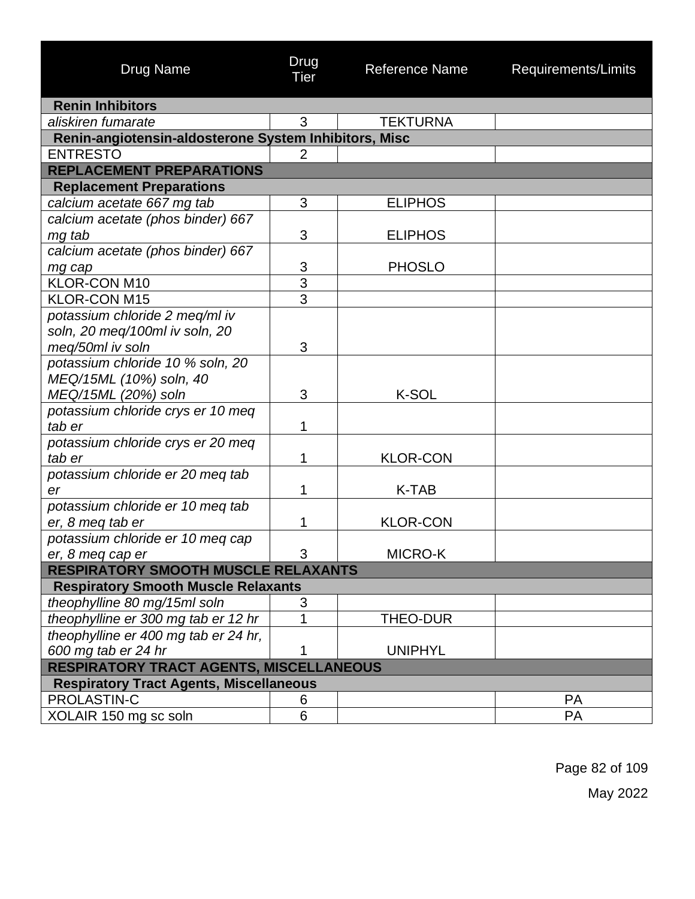| Drug Name | Drug Tier | Reference Name | Requirements/Limits |
|---|---|---|---|
| **Renin Inhibitors** | | | |
| *aliskiren fumarate* | 3 | TEKTURNA | |
| **Renin-angiotensin-aldosterone System Inhibitors, Misc** | | | |
| ENTRESTO | 2 | | |
| **REPLACEMENT PREPARATIONS** | | | |
| **Replacement Preparations** | | | |
| *calcium acetate 667 mg tab* | 3 | ELIPHOS | |
| *calcium acetate (phos binder) 667 mg tab* | 3 | ELIPHOS | |
| *calcium acetate (phos binder) 667 mg cap* | 3 | PHOSLO | |
| KLOR-CON M10 | 3 | | |
| KLOR-CON M15 | 3 | | |
| *potassium chloride 2 meq/ml iv soln, 20 meq/100ml iv soln, 20 meq/50ml iv soln* | 3 | | |
| *potassium chloride 10 % soln, 20 MEQ/15ML (10%) soln, 40 MEQ/15ML (20%) soln* | 3 | K-SOL | |
| *potassium chloride crys er 10 meq tab er* | 1 | | |
| *potassium chloride crys er 20 meq tab er* | 1 | KLOR-CON | |
| *potassium chloride er 20 meq tab er* | 1 | K-TAB | |
| *potassium chloride er 10 meq tab er, 8 meq tab er* | 1 | KLOR-CON | |
| *potassium chloride er 10 meq cap er, 8 meq cap er* | 3 | MICRO-K | |
| **RESPIRATORY SMOOTH MUSCLE RELAXANTS** | | | |
| **Respiratory Smooth Muscle Relaxants** | | | |
| *theophylline 80 mg/15ml soln* | 3 | | |
| *theophylline er 300 mg tab er 12 hr* | 1 | THEO-DUR | |
| *theophylline er 400 mg tab er 24 hr, 600 mg tab er 24 hr* | 1 | UNIPHYL | |
| **RESPIRATORY TRACT AGENTS, MISCELLANEOUS** | | | |
| **Respiratory Tract Agents, Miscellaneous** | | | |
| PROLASTIN-C | 6 | | PA |
| XOLAIR 150 mg sc soln | 6 | | PA |

May 2022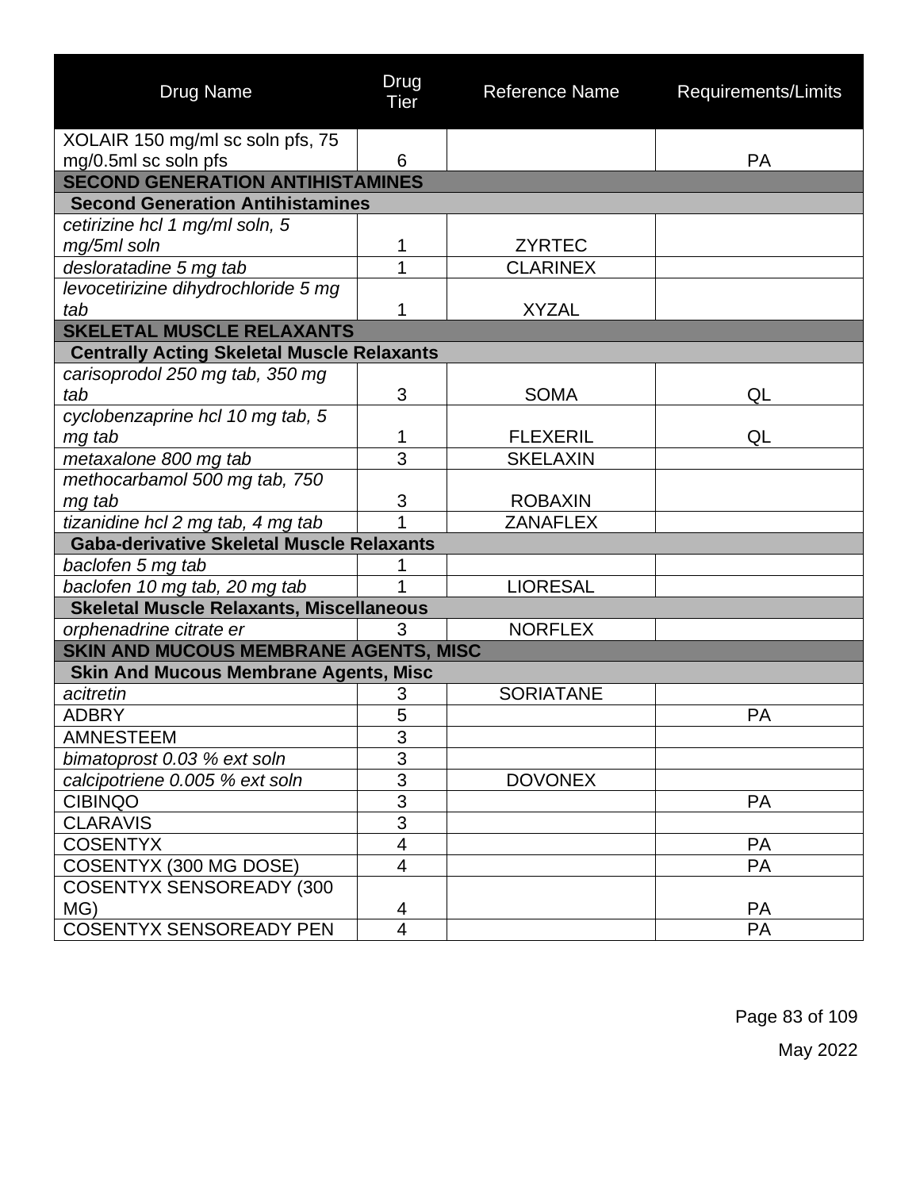| Drug Name | Drug Tier | Reference Name | Requirements/Limits |
|---|---|---|---|
| XOLAIR 150 mg/ml sc soln pfs, 75 mg/0.5ml sc soln pfs | 6 | | PA |
| **SECOND GENERATION ANTIHISTAMINES** | | | |
| **Second Generation Antihistamines** | | | |
| *cetirizine hcl 1 mg/ml soln, 5 mg/5ml soln* | 1 | ZYRTEC | |
| *desloratadine 5 mg tab* | 1 | CLARINEX | |
| *levocetirizine dihydrochloride 5 mg tab* | 1 | XYZAL | |
| **SKELETAL MUSCLE RELAXANTS** | | | |
| **Centrally Acting Skeletal Muscle Relaxants** | | | |
| *carisoprodol 250 mg tab, 350 mg tab* | 3 | SOMA | QL |
| *cyclobenzaprine hcl 10 mg tab, 5 mg tab* | 1 | FLEXERIL | QL |
| *metaxalone 800 mg tab* | 3 | SKELAXIN | |
| *methocarbamol 500 mg tab, 750 mg tab* | 3 | ROBAXIN | |
| *tizanidine hcl 2 mg tab, 4 mg tab* | 1 | ZANAFLEX | |
| **Gaba-derivative Skeletal Muscle Relaxants** | | | |
| *baclofen 5 mg tab* | 1 | | |
| *baclofen 10 mg tab, 20 mg tab* | 1 | LIORESAL | |
| **Skeletal Muscle Relaxants, Miscellaneous** | | | |
| *orphenadrine citrate er* | 3 | NORFLEX | |
| **SKIN AND MUCOUS MEMBRANE AGENTS, MISC** | | | |
| **Skin And Mucous Membrane Agents, Misc** | | | |
| *acitretin* | 3 | SORIATANE | |
| ADBRY | 5 | | PA |
| AMNESTEEM | 3 | | |
| *bimatoprost 0.03 % ext soln* | 3 | | |
| *calcipotriene 0.005 % ext soln* | 3 | DOVONEX | |
| CIBINQO | 3 | | PA |
| CLARAVIS | 3 | | |
| COSENTYX | 4 | | PA |
| COSENTYX (300 MG DOSE) | 4 | | PA |
| COSENTYX SENSOREADY (300 MG) | 4 | | PA |
| COSENTYX SENSOREADY PEN | 4 | | PA |

May 2022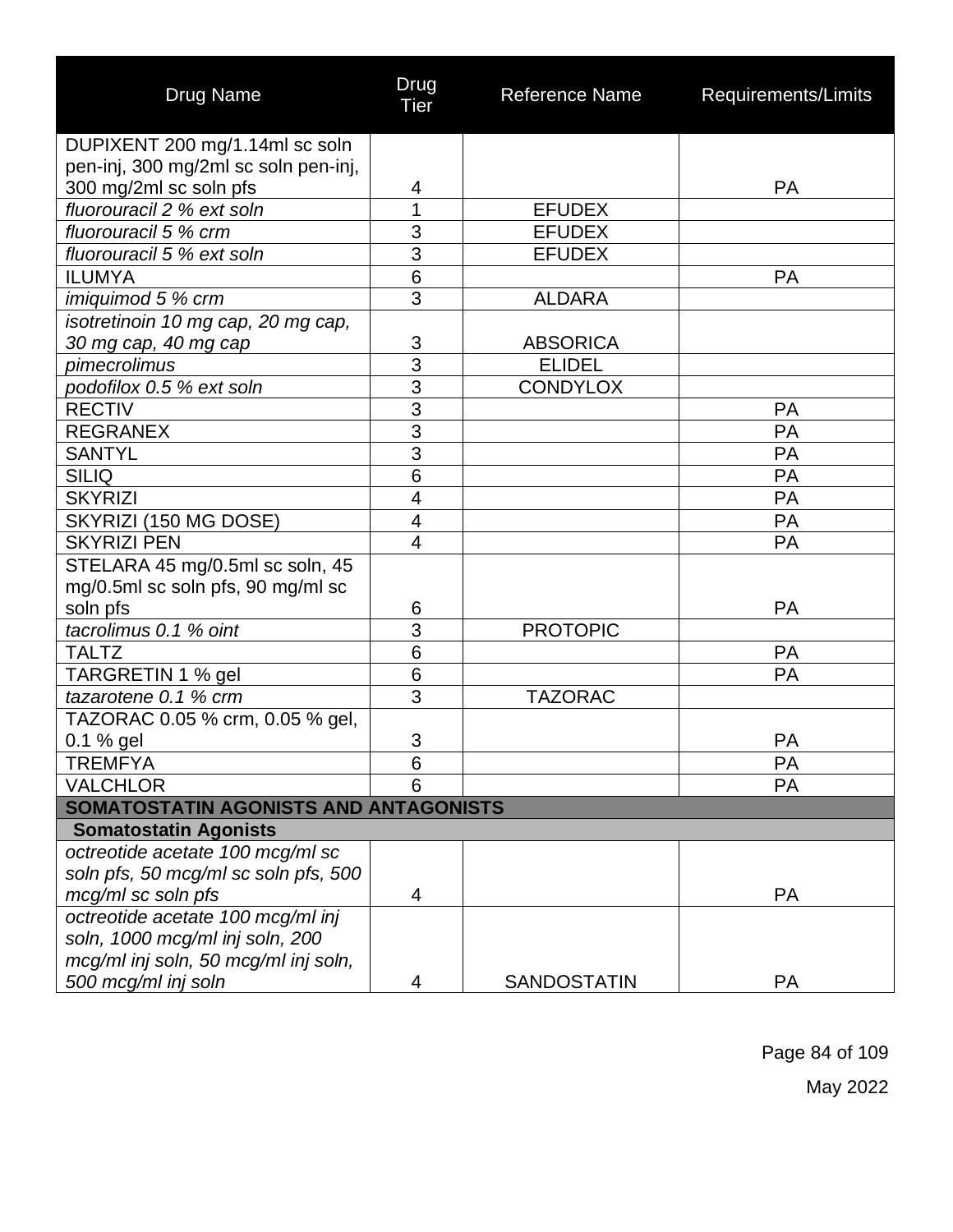| Drug Name | Drug Tier | Reference Name | Requirements/Limits |
|---|---|---|---|
| DUPIXENT 200 mg/1.14ml sc soln pen-inj, 300 mg/2ml sc soln pen-inj, 300 mg/2ml sc soln pfs | 4 | | PA |
| *fluorouracil 2 % ext soln* | 1 | EFUDEX | |
| *fluorouracil 5 % crm* | 3 | EFUDEX | |
| *fluorouracil 5 % ext soln* | 3 | EFUDEX | |
| ILUMYA | 6 | | PA |
| *imiquimod 5 % crm* | 3 | ALDARA | |
| *isotretinoin 10 mg cap, 20 mg cap, 30 mg cap, 40 mg cap* | 3 | ABSORICA | |
| *pimecrolimus* | 3 | ELIDEL | |
| *podofilox 0.5 % ext soln* | 3 | CONDYLOX | |
| RECTIV | 3 | | PA |
| REGRANEX | 3 | | PA |
| SANTYL | 3 | | PA |
| SILIQ | 6 | | PA |
| SKYRIZI | 4 | | PA |
| SKYRIZI (150 MG DOSE) | 4 | | PA |
| SKYRIZI PEN | 4 | | PA |
| STELARA 45 mg/0.5ml sc soln, 45 mg/0.5ml sc soln pfs, 90 mg/ml sc soln pfs | 6 | | PA |
| *tacrolimus 0.1 % oint* | 3 | PROTOPIC | |
| TALTZ | 6 | | PA |
| TARGRETIN 1 % gel | 6 | | PA |
| *tazarotene 0.1 % crm* | 3 | TAZORAC | |
| TAZORAC 0.05 % crm, 0.05 % gel, 0.1 % gel | 3 | | PA |
| TREMFYA | 6 | | PA |
| VALCHLOR | 6 | | PA |
| **SOMATOSTATIN AGONISTS AND ANTAGONISTS** | | | |
| **Somatostatin Agonists** | | | |
| *octreotide acetate 100 mcg/ml sc soln pfs, 50 mcg/ml sc soln pfs, 500 mcg/ml sc soln pfs* | 4 | | PA |
| *octreotide acetate 100 mcg/ml inj soln, 1000 mcg/ml inj soln, 200 mcg/ml inj soln, 50 mcg/ml inj soln, 500 mcg/ml inj soln* | 4 | SANDOSTATIN | PA |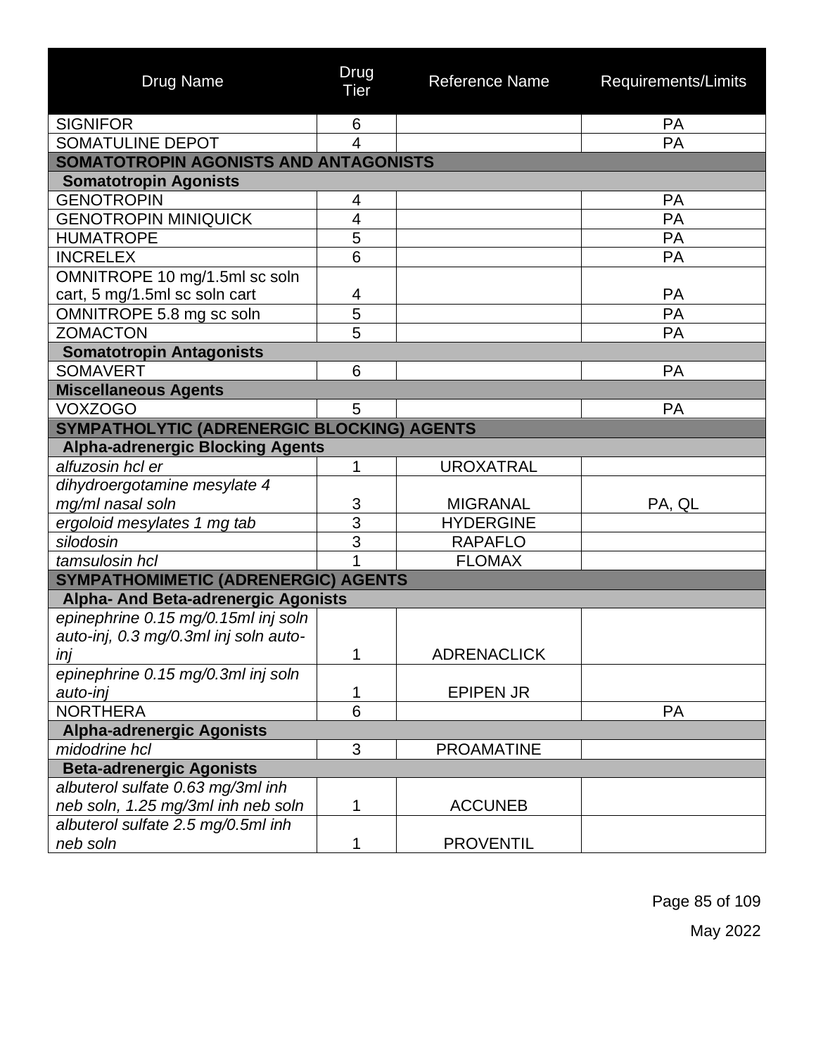| Drug Name | Drug Tier | Reference Name | Requirements/Limits |
|---|---|---|---|
| SIGNIFOR | 6 | | PA |
| SOMATULINE DEPOT | 4 | | PA |
| **SOMATOTROPIN AGONISTS AND ANTAGONISTS** | | | |
| **Somatotropin Agonists** | | | |
| GENOTROPIN | 4 | | PA |
| GENOTROPIN MINIQUICK | 4 | | PA |
| HUMATROPE | 5 | | PA |
| INCRELEX | 6 | | PA |
| OMNITROPE 10 mg/1.5ml sc soln cart, 5 mg/1.5ml sc soln cart | 4 | | PA |
| OMNITROPE 5.8 mg sc soln | 5 | | PA |
| ZOMACTON | 5 | | PA |
| **Somatotropin Antagonists** | | | |
| SOMAVERT | 6 | | PA |
| **Miscellaneous Agents** | | | |
| VOXZOGO | 5 | | PA |
| **SYMPATHOLYTIC (ADRENERGIC BLOCKING) AGENTS** | | | |
| **Alpha-adrenergic Blocking Agents** | | | |
| *alfuzosin hcl er* | 1 | UROXATRAL | |
| *dihydroergotamine mesylate 4 mg/ml nasal soln* | 3 | MIGRANAL | PA, QL |
| *ergoloid mesylates 1 mg tab* | 3 | HYDERGINE | |
| *silodosin* | 3 | RAPAFLO | |
| *tamsulosin hcl* | 1 | FLOMAX | |
| **SYMPATHOMIMETIC (ADRENERGIC) AGENTS** | | | |
| **Alpha- And Beta-adrenergic Agonists** | | | |
| *epinephrine 0.15 mg/0.15ml inj soln auto-inj, 0.3 mg/0.3ml inj soln auto-inj* | 1 | ADRENACLICK | |
| *epinephrine 0.15 mg/0.3ml inj soln auto-inj* | 1 | EPIPEN JR | |
| NORTHERA | 6 | | PA |
| **Alpha-adrenergic Agonists** | | | |
| *midodrine hcl* | 3 | PROAMATINE | |
| **Beta-adrenergic Agonists** | | | |
| *albuterol sulfate 0.63 mg/3ml inh neb soln, 1.25 mg/3ml inh neb soln* | 1 | ACCUNEB | |
| *albuterol sulfate 2.5 mg/0.5ml inh neb soln* | 1 | PROVENTIL | |

May 2022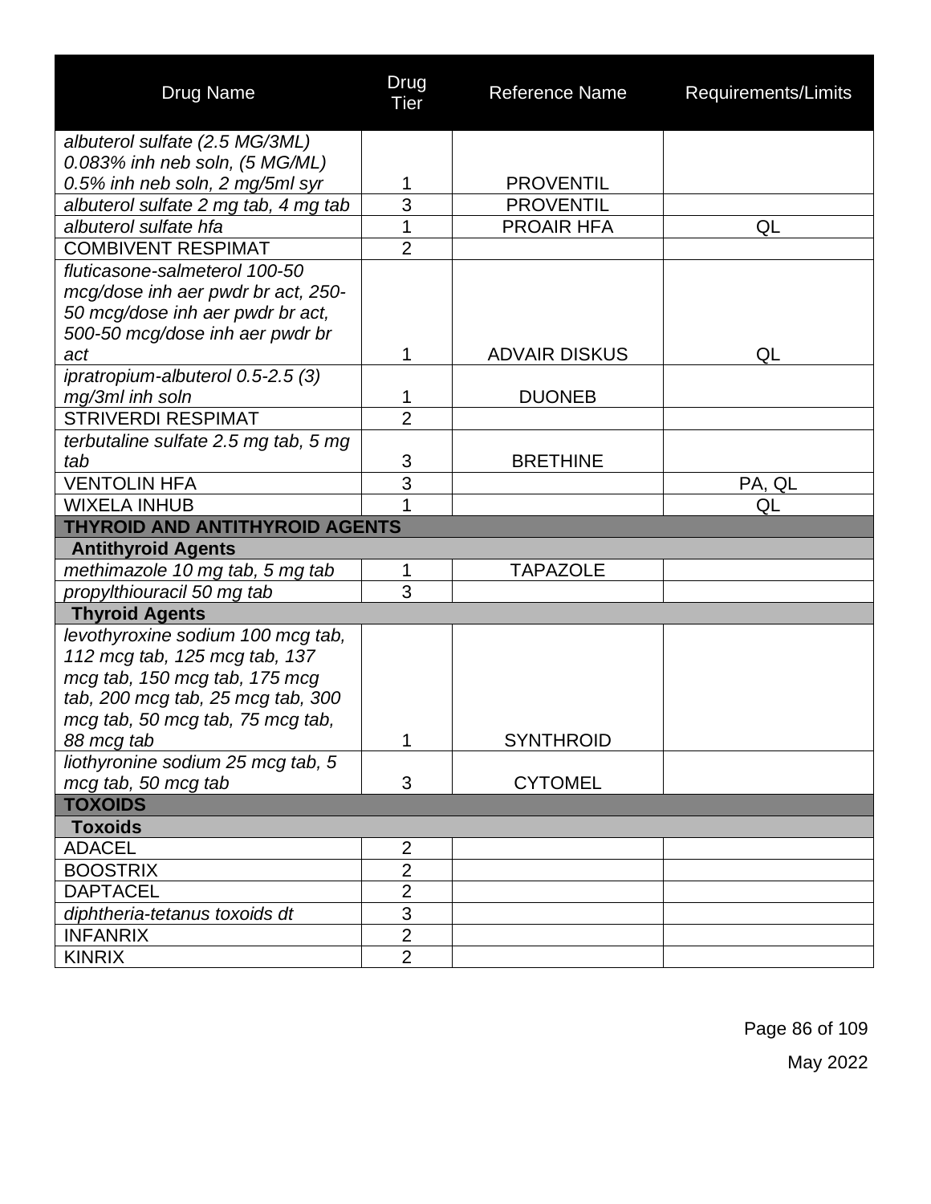| Drug Name | Drug Tier | Reference Name | Requirements/Limits |
|---|---|---|---|
| *albuterol sulfate (2.5 MG/3ML) 0.083% inh neb soln, (5 MG/ML) 0.5% inh neb soln, 2 mg/5ml syr* | 1 | PROVENTIL | |
| *albuterol sulfate 2 mg tab, 4 mg tab* | 3 | PROVENTIL | |
| *albuterol sulfate hfa* | 1 | PROAIR HFA | QL |
| COMBIVENT RESPIMAT | 2 | | |
| *fluticasone-salmeterol 100-50 mcg/dose inh aer pwdr br act, 250-50 mcg/dose inh aer pwdr br act, 500-50 mcg/dose inh aer pwdr br act* | 1 | ADVAIR DISKUS | QL |
| *ipratropium-albuterol 0.5-2.5 (3) mg/3ml inh soln* | 1 | DUONEB | |
| STRIVERDI RESPIMAT | 2 | | |
| *terbutaline sulfate 2.5 mg tab, 5 mg tab* | 3 | BRETHINE | |
| VENTOLIN HFA | 3 | | PA, QL |
| WIXELA INHUB | 1 | | QL |
| **THYROID AND ANTITHYROID AGENTS** | | | |
| **Antithyroid Agents** | | | |
| *methimazole 10 mg tab, 5 mg tab* | 1 | TAPAZOLE | |
| *propylthiouracil 50 mg tab* | 3 | | |
| **Thyroid Agents** | | | |
| *levothyroxine sodium 100 mcg tab, 112 mcg tab, 125 mcg tab, 137 mcg tab, 150 mcg tab, 175 mcg tab, 200 mcg tab, 25 mcg tab, 300 mcg tab, 50 mcg tab, 75 mcg tab, 88 mcg tab* | 1 | SYNTHROID | |
| *liothyronine sodium 25 mcg tab, 5 mcg tab, 50 mcg tab* | 3 | CYTOMEL | |
| **TOXOIDS** | | | |
| **Toxoids** | | | |
| ADACEL | 2 | | |
| BOOSTRIX | 2 | | |
| DAPTACEL | 2 | | |
| *diphtheria-tetanus toxoids dt* | 3 | | |
| INFANRIX | 2 | | |
| KINRIX | 2 | | |

May 2022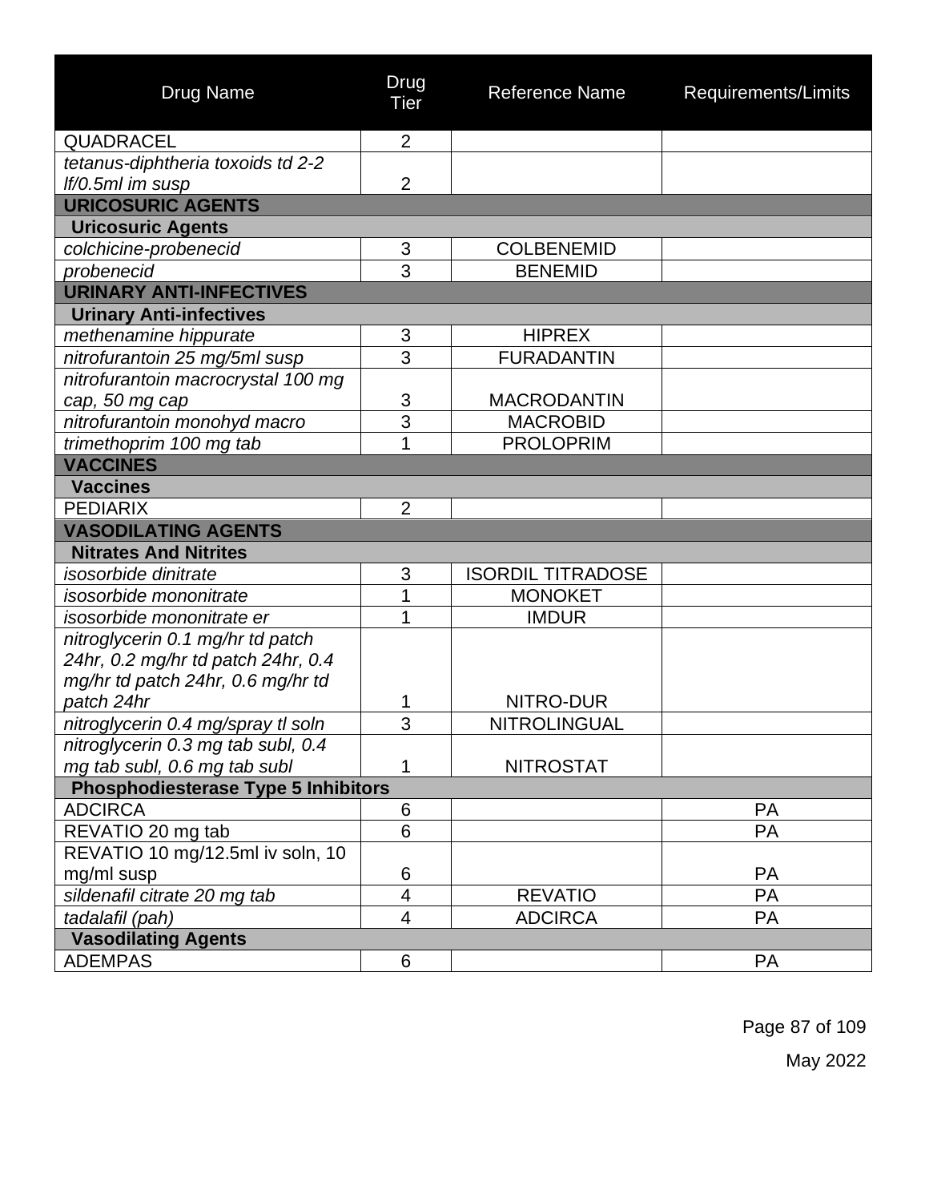| Drug Name | Drug Tier | Reference Name | Requirements/Limits |
|---|---|---|---|
| QUADRACEL | 2 | | |
| *tetanus-diphtheria toxoids td 2-2 lf/0.5ml im susp* | 2 | | |
| **URICOSURIC AGENTS** | | | |
| **Uricosuric Agents** | | | |
| *colchicine-probenecid* | 3 | COLBENEMID | |
| *probenecid* | 3 | BENEMID | |
| **URINARY ANTI-INFECTIVES** | | | |
| **Urinary Anti-infectives** | | | |
| *methenamine hippurate* | 3 | HIPREX | |
| *nitrofurantoin 25 mg/5ml susp* | 3 | FURADANTIN | |
| *nitrofurantoin macrocrystal 100 mg cap, 50 mg cap* | 3 | MACRODANTIN | |
| *nitrofurantoin monohyd macro* | 3 | MACROBID | |
| *trimethoprim 100 mg tab* | 1 | PROLOPRIM | |
| **VACCINES** | | | |
| **Vaccines** | | | |
| PEDIARIX | 2 | | |
| **VASODILATING AGENTS** | | | |
| **Nitrates And Nitrites** | | | |
| *isosorbide dinitrate* | 3 | ISORDIL TITRADOSE | |
| *isosorbide mononitrate* | 1 | MONOKET | |
| *isosorbide mononitrate er* | 1 | IMDUR | |
| *nitroglycerin 0.1 mg/hr td patch 24hr, 0.2 mg/hr td patch 24hr, 0.4 mg/hr td patch 24hr, 0.6 mg/hr td patch 24hr* | 1 | NITRO-DUR | |
| *nitroglycerin 0.4 mg/spray tl soln* | 3 | NITROLINGUAL | |
| *nitroglycerin 0.3 mg tab subl, 0.4 mg tab subl, 0.6 mg tab subl* | 1 | NITROSTAT | |
| **Phosphodiesterase Type 5 Inhibitors** | | | |
| ADCIRCA | 6 | | PA |
| REVATIO 20 mg tab | 6 | | PA |
| REVATIO 10 mg/12.5ml iv soln, 10 mg/ml susp | 6 | | PA |
| *sildenafil citrate 20 mg tab* | 4 | REVATIO | PA |
| *tadalafil (pah)* | 4 | ADCIRCA | PA |
| **Vasodilating Agents** | | | |
| ADEMPAS | 6 | | PA |

May 2022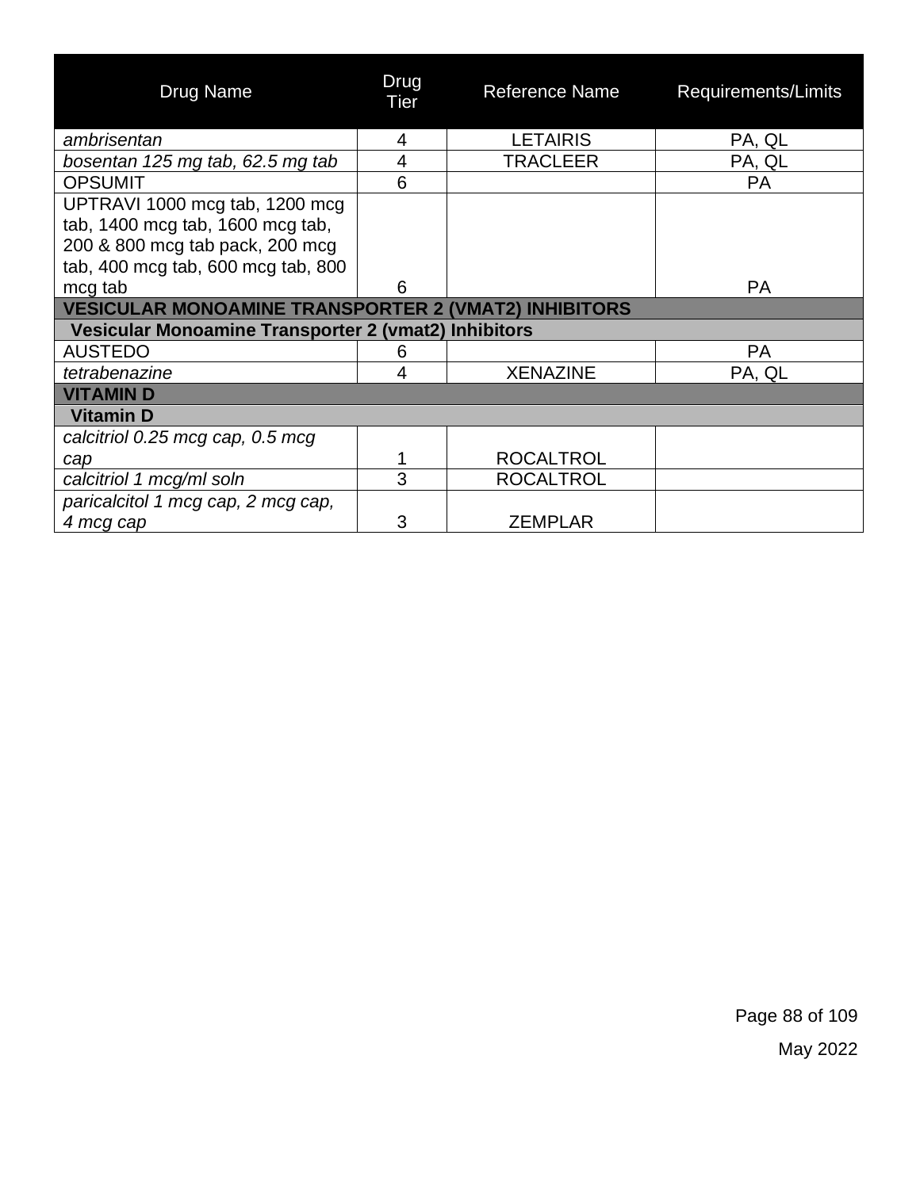| Drug Name | Drug Tier | Reference Name | Requirements/Limits |
|---|---|---|---|
| *ambrisentan* | 4 | LETAIRIS | PA, QL |
| *bosentan 125 mg tab, 62.5 mg tab* | 4 | TRACLEER | PA, QL |
| OPSUMIT | 6 | | PA |
| UPTRAVI 1000 mcg tab, 1200 mcg tab, 1400 mcg tab, 1600 mcg tab, 200 & 800 mcg tab pack, 200 mcg tab, 400 mcg tab, 600 mcg tab, 800 mcg tab | 6 | | PA |
| **VESICULAR MONOAMINE TRANSPORTER 2 (VMAT2) INHIBITORS** | | | |
| **Vesicular Monoamine Transporter 2 (vmat2) Inhibitors** | | | |
| AUSTEDO | 6 | | PA |
| *tetrabenazine* | 4 | XENAZINE | PA, QL |
| **VITAMIN D** | | | |
| **Vitamin D** | | | |
| *calcitriol 0.25 mcg cap, 0.5 mcg cap* | 1 | ROCALTROL | |
| *calcitriol 1 mcg/ml soln* | 3 | ROCALTROL | |
| *paricalcitol 1 mcg cap, 2 mcg cap, 4 mcg cap* | 3 | ZEMPLAR | |

May 2022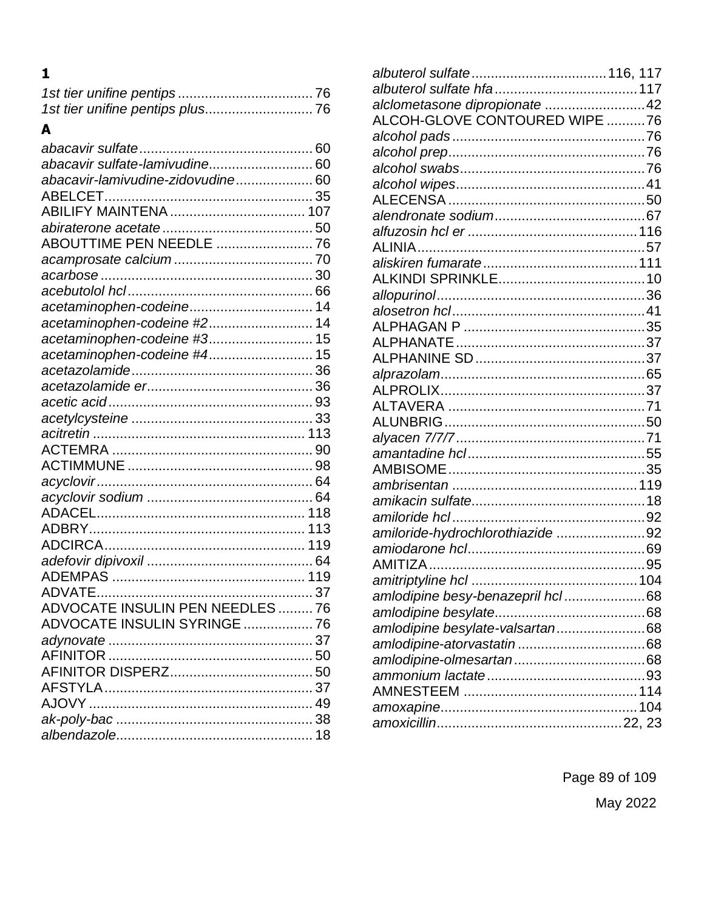## 1

*1st tier unifine pentips* ................................... 76
*1st tier unifine pentips plus*............................ 76

## A

*abacavir sulfate*............................................. 60
*abacavir sulfate-lamivudine*........................... 60
*abacavir-lamivudine-zidovudine*.................... 60
ABELCET...................................................... 35
ABILIFY MAINTENA ................................... 107
*abiraterone acetate* ....................................... 50
ABOUTTIME PEN NEEDLE ......................... 76
*acamprosate calcium* .................................... 70
*acarbose* ....................................................... 30
*acebutolol hcl* ................................................ 66
*acetaminophen-codeine*................................ 14
*acetaminophen-codeine #2*........................... 14
*acetaminophen-codeine #3*........................... 15
*acetaminophen-codeine #4*........................... 15
*acetazolamide*............................................... 36
*acetazolamide er*........................................... 36
*acetic acid*..................................................... 93
*acetylcysteine* ............................................... 33
*acitretin* ....................................................... 113
ACTEMRA .................................................... 90
ACTIMMUNE ................................................ 98
*acyclovir*........................................................ 64
*acyclovir sodium* ........................................... 64
ADACEL...................................................... 118
ADBRY........................................................ 113
ADCIRCA.................................................... 119
*adefovir dipivoxil* ........................................... 64
ADEMPAS .................................................. 119
ADVATE........................................................ 37
ADVOCATE INSULIN PEN NEEDLES ......... 76
ADVOCATE INSULIN SYRINGE .................. 76
*adynovate* ..................................................... 37
AFINITOR ..................................................... 50
AFINITOR DISPERZ..................................... 50
AFSTYLA...................................................... 37
AJOVY .......................................................... 49
*ak-poly-bac* ................................................... 38
*albendazole*................................................... 18
*albuterol sulfate* ................................... 116, 117
*albuterol sulfate hfa* ..................................... 117
*alclometasone dipropionate* .......................... 42
ALCOH-GLOVE CONTOURED WIPE .......... 76
*alcohol pads* .................................................. 76
*alcohol prep*................................................... 76
*alcohol swabs*................................................ 76
*alcohol wipes*................................................. 41
ALECENSA ................................................... 50
*alendronate sodium*....................................... 67
*alfuzosin hcl er* ............................................ 116
ALINIA........................................................... 57
*aliskiren fumarate* ........................................ 111
ALKINDI SPRINKLE...................................... 10
*allopurinol*...................................................... 36
*alosetron hcl* .................................................. 41
ALPHAGAN P ............................................... 35
ALPHANATE.................................................. 37
ALPHANINE SD ............................................ 37
*alprazolam*..................................................... 65
ALPROLIX..................................................... 37
ALTAVERA ................................................... 71
ALUNBRIG.................................................... 50
*alyacen 7/7/7*................................................. 71
*amantadine hcl*.............................................. 55
AMBISOME................................................... 35
*ambrisentan* ................................................ 119
*amikacin sulfate*............................................. 18
*amiloride hcl* .................................................. 92
*amiloride-hydrochlorothiazide* ....................... 92
*amiodarone hcl*.............................................. 69
AMITIZA........................................................ 95
*amitriptyline hcl* ........................................... 104
*amlodipine besy-benazepril hcl* ..................... 68
*amlodipine besylate*....................................... 68
*amlodipine besylate-valsartan*....................... 68
*amlodipine-atorvastatin* ................................. 68
*amlodipine-olmesartan* .................................. 68
*ammonium lactate* ......................................... 93
AMNESTEEM ............................................. 114
*amoxapine*................................................... 104
*amoxicillin*................................................ 22, 23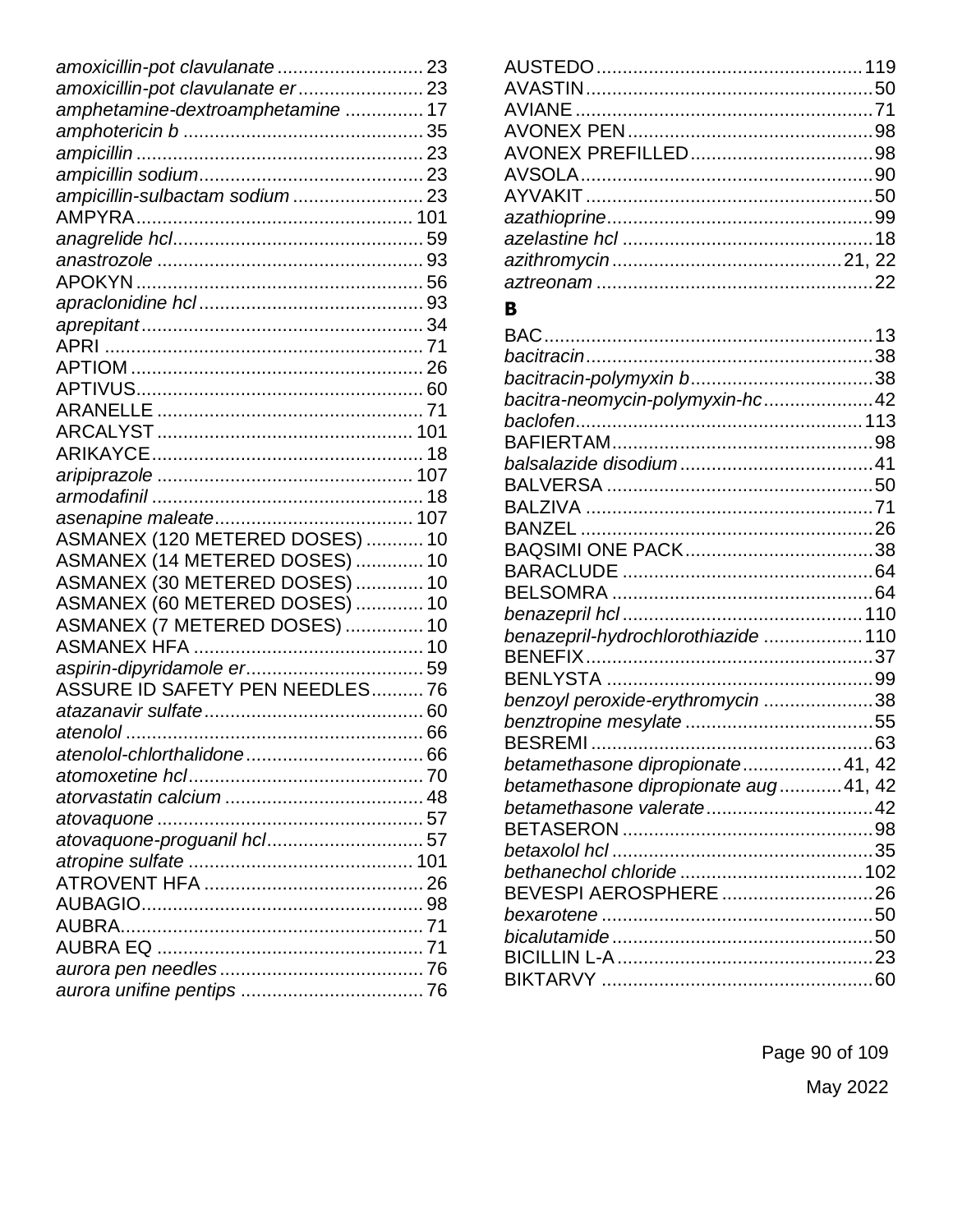*amoxicillin-pot clavulanate* ............................ 23
*amoxicillin-pot clavulanate er* ........................ 23
*amphetamine-dextroamphetamine* ............... 17
*amphotericin b* ............................................. 35
*ampicillin* ...................................................... 23
*ampicillin sodium*........................................... 23
*ampicillin-sulbactam sodium* ......................... 23
AMPYRA..................................................... 101
*anagrelide hcl*................................................ 59
*anastrozole* ................................................... 93
APOKYN....................................................... 56
*apraclonidine hcl* ........................................... 93
*aprepitant* ...................................................... 34
APRI ............................................................. 71
APTIOM ........................................................ 26
APTIVUS....................................................... 60
ARANELLE ................................................... 71
ARCALYST ................................................. 101
ARIKAYCE.................................................... 18
*aripiprazole* ................................................. 107
*armodafinil* .................................................... 18
*asenapine maleate*...................................... 107
ASMANEX (120 METERED DOSES) ........... 10
ASMANEX (14 METERED DOSES) ............. 10
ASMANEX (30 METERED DOSES) ............. 10
ASMANEX (60 METERED DOSES) ............. 10
ASMANEX (7 METERED DOSES) ............... 10
ASMANEX HFA ............................................ 10
*aspirin-dipyridamole er*.................................. 59
ASSURE ID SAFETY PEN NEEDLES.......... 76
*atazanavir sulfate*.......................................... 60
*atenolol* ......................................................... 66
*atenolol-chlorthalidone*.................................. 66
*atomoxetine hcl*............................................. 70
*atorvastatin calcium* ...................................... 48
*atovaquone* ................................................... 57
*atovaquone-proguanil hcl*.............................. 57
*atropine sulfate* ........................................... 101
ATROVENT HFA .......................................... 26
AUBAGIO...................................................... 98
AUBRA.......................................................... 71
AUBRA EQ ................................................... 71
*aurora pen needles* ....................................... 76
*aurora unifine pentips* ................................... 76
AUSTEDO.................................................. 119
AVASTIN....................................................... 50
AVIANE ......................................................... 71
AVONEX PEN ............................................... 98
AVONEX PREFILLED................................... 98
AVSOLA........................................................ 90
AYVAKIT ....................................................... 50
*azathioprine*................................................... 99
*azelastine hcl* ................................................ 18
*azithromycin* ............................................ 21, 22
*aztreonam* ..................................................... 22

## B

BAC............................................................... 13
*bacitracin*....................................................... 38
*bacitracin-polymyxin b*................................... 38
*bacitra-neomycin-polymyxin-hc*..................... 42
*baclofen*....................................................... 113
BAFIERTAM.................................................. 98
*balsalazide disodium* ..................................... 41
BALVERSA ................................................... 50
BALZIVA ....................................................... 71
BANZEL ........................................................ 26
BAQSIMI ONE PACK.................................... 38
BARACLUDE ................................................ 64
BELSOMRA .................................................. 64
*benazepril hcl* .............................................. 110
*benazepril-hydrochlorothiazide* ................... 110
BENEFIX....................................................... 37
BENLYSTA ................................................... 99
*benzoyl peroxide-erythromycin* ..................... 38
*benztropine mesylate* .................................... 55
BESREMI ...................................................... 63
*betamethasone dipropionate*................... 41, 42
*betamethasone dipropionate aug*............ 41, 42
*betamethasone valerate*................................ 42
BETASERON ................................................ 98
*betaxolol hcl* .................................................. 35
*bethanechol chloride* ................................... 102
BEVESPI AEROSPHERE ............................. 26
*bexarotene* .................................................... 50
*bicalutamide* .................................................. 50
BICILLIN L-A ................................................. 23
BIKTARVY .................................................... 60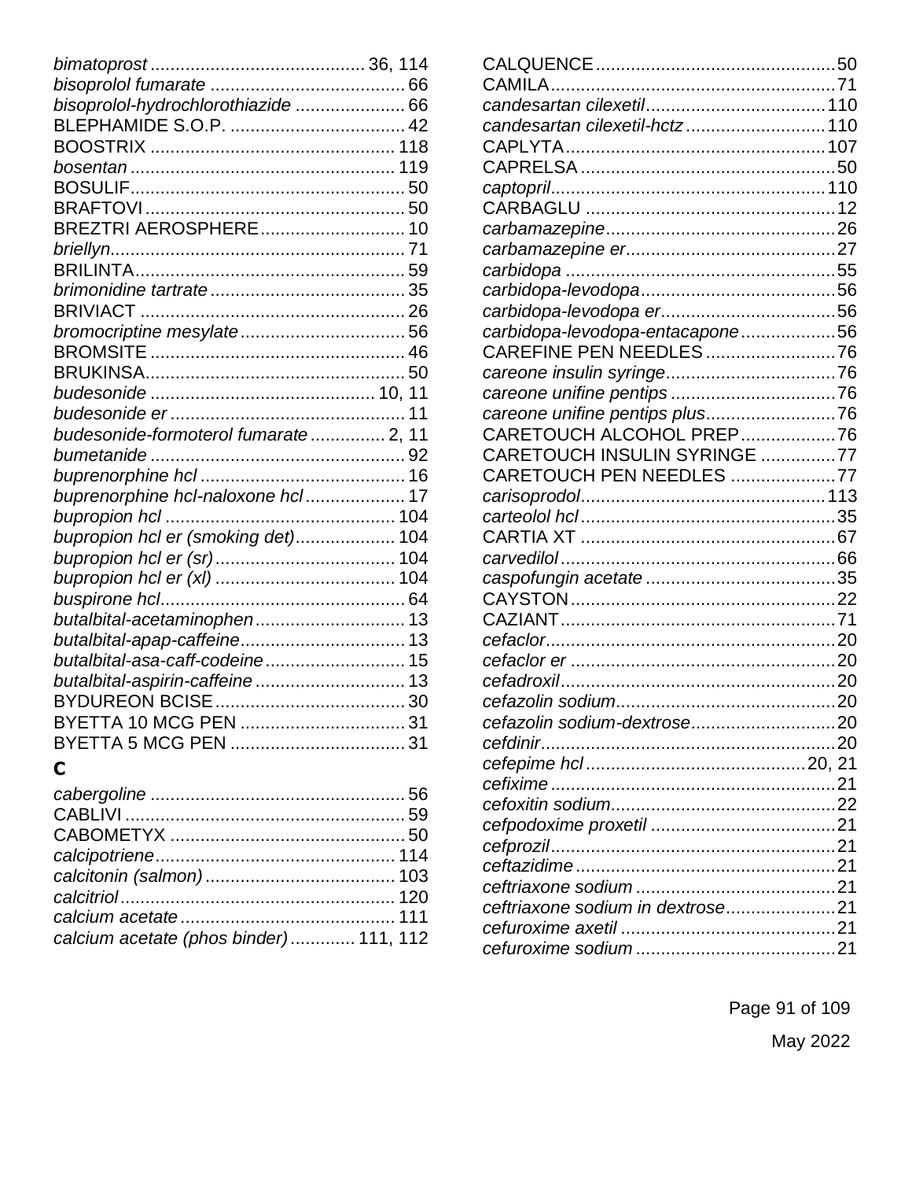*bimatoprost* ........................................... 36, 114
*bisoprolol fumarate* ....................................... 66
*bisoprolol-hydrochlorothiazide* ...................... 66
BLEPHAMIDE S.O.P. .................................... 42
BOOSTRIX ................................................. 118
*bosentan* ..................................................... 119
BOSULIF...................................................... 50
BRAFTOVI .................................................... 50
BREZTRI AEROSPHERE............................. 10
*briellyn*.......................................................... 71
BRILINTA...................................................... 59
*brimonidine tartrate* ....................................... 35
BRIVIACT ..................................................... 26
*bromocriptine mesylate* ................................. 56
BROMSITE ................................................... 46
BRUKINSA.................................................... 50
*budesonide* ............................................. 10, 11
*budesonide er* ............................................... 11
*budesonide-formoterol fumarate* ............... 2, 11
*bumetanide* ................................................... 92
*buprenorphine hcl* ......................................... 16
*buprenorphine hcl-naloxone hcl* .................... 17
*bupropion hcl* ............................................. 104
*bupropion hcl er (smoking det)*.................... 104
*bupropion hcl er (sr)* .................................... 104
*bupropion hcl er (xl)* .................................... 104
*buspirone hcl*................................................. 64
*butalbital-acetaminophen* .............................. 13
*butalbital-apap-caffeine*................................. 13
*butalbital-asa-caff-codeine* ............................ 15
*butalbital-aspirin-caffeine* .............................. 13
BYDUREON BCISE...................................... 30
BYETTA 10 MCG PEN ................................. 31
BYETTA 5 MCG PEN ................................... 31

## C

*cabergoline* ................................................... 56
CABLIVI ........................................................ 59
CABOMETYX ............................................... 50
*calcipotriene*................................................ 114
*calcitonin (salmon)* ...................................... 103
*calcitriol*....................................................... 120
*calcium acetate* ........................................... 111
*calcium acetate (phos binder)* ............. 111, 112
CALQUENCE................................................ 50
CAMILA......................................................... 71
*candesartan cilexetil*.................................... 110
*candesartan cilexetil-hctz* ............................ 110
CAPLYTA.................................................... 107
CAPRELSA ................................................... 50
*captopril*....................................................... 110
CARBAGLU .................................................. 12
*carbamazepine*.............................................. 26
*carbamazepine er*.......................................... 27
*carbidopa* ...................................................... 55
*carbidopa-levodopa*....................................... 56
*carbidopa-levodopa er*................................... 56
*carbidopa-levodopa-entacapone* ................... 56
CAREFINE PEN NEEDLES .......................... 76
*careone insulin syringe*.................................. 76
*careone unifine pentips* ................................. 76
*careone unifine pentips plus*.......................... 76
CARETOUCH ALCOHOL PREP................... 76
CARETOUCH INSULIN SYRINGE ............... 77
CARETOUCH PEN NEEDLES ..................... 77
*carisoprodol*................................................. 113
*carteolol hcl* ................................................... 35
CARTIA XT ................................................... 67
*carvedilol* ....................................................... 66
*caspofungin acetate* ...................................... 35
CAYSTON ..................................................... 22
CAZIANT ....................................................... 71
*cefaclor*.......................................................... 20
*cefaclor er* ..................................................... 20
*cefadroxil* ....................................................... 20
*cefazolin sodium*............................................ 20
*cefazolin sodium-dextrose*............................. 20
*cefdinir*........................................................... 20
*cefepime hcl* ............................................ 20, 21
*cefixime* ......................................................... 21
*cefoxitin sodium*............................................. 22
*cefpodoxime proxetil* ..................................... 21
*cefprozil*......................................................... 21
*ceftazidime* .................................................... 21
*ceftriaxone sodium* ........................................ 21
*ceftriaxone sodium in dextrose*...................... 21
*cefuroxime axetil* ........................................... 21
*cefuroxime sodium* ........................................ 21

May 2022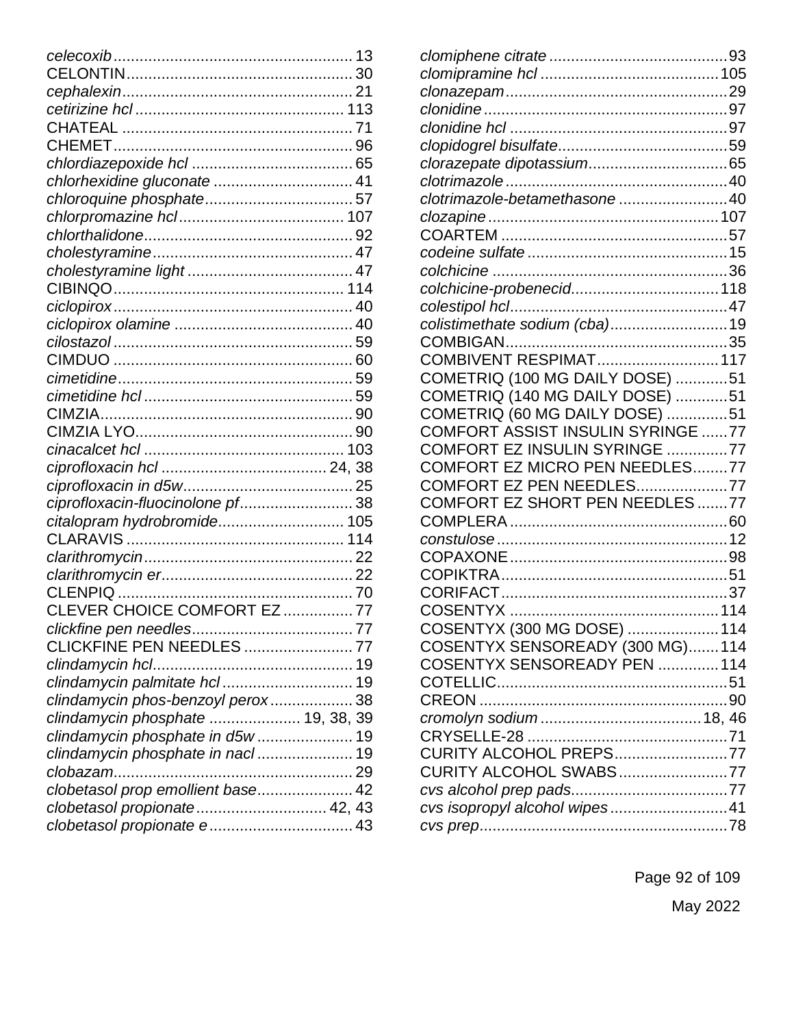*celecoxib* ........................................................ 13
CELONTIN ........................................................ 30
*cephalexin* ........................................................ 21
*cetirizine hcl* ........................................................ 113
CHATEAL ........................................................ 71
CHEMET ........................................................ 96
*chlordiazepoxide hcl* ........................................................ 65
*chlorhexidine gluconate* ........................................................ 41
*chloroquine phosphate* ........................................................ 57
*chlorpromazine hcl* ........................................................ 107
*chlorthalidone* ........................................................ 92
*cholestyramine* ........................................................ 47
*cholestyramine light* ........................................................ 47
CIBINQO ........................................................ 114
*ciclopirox* ........................................................ 40
*ciclopirox olamine* ........................................................ 40
*cilostazol* ........................................................ 59
CIMDUO ........................................................ 60
*cimetidine* ........................................................ 59
*cimetidine hcl* ........................................................ 59
CIMZIA ........................................................ 90
CIMZIA LYO ........................................................ 90
*cinacalcet hcl* ........................................................ 103
*ciprofloxacin hcl* ........................................................ 24, 38
*ciprofloxacin in d5w* ........................................................ 25
*ciprofloxacin-fluocinolone pf* ........................................................ 38
*citalopram hydrobromide* ........................................................ 105
CLARAVIS ........................................................ 114
*clarithromycin* ........................................................ 22
*clarithromycin er* ........................................................ 22
CLENPIQ ........................................................ 70
CLEVER CHOICE COMFORT EZ ........................................................ 77
*clickfine pen needles* ........................................................ 77
CLICKFINE PEN NEEDLES ........................................................ 77
*clindamycin hcl* ........................................................ 19
*clindamycin palmitate hcl* ........................................................ 19
*clindamycin phos-benzoyl perox* ........................................................ 38
*clindamycin phosphate* ........................................................ 19, 38, 39
*clindamycin phosphate in d5w* ........................................................ 19
*clindamycin phosphate in nacl* ........................................................ 19
*clobazam* ........................................................ 29
*clobetasol prop emollient base* ........................................................ 42
*clobetasol propionate* ........................................................ 42, 43
*clobetasol propionate e* ........................................................ 43
*clomiphene citrate* ........................................................ 93
*clomipramine hcl* ........................................................ 105
*clonazepam* ........................................................ 29
*clonidine* ........................................................ 97
*clonidine hcl* ........................................................ 97
*clopidogrel bisulfate* ........................................................ 59
*clorazepate dipotassium* ........................................................ 65
*clotrimazole* ........................................................ 40
*clotrimazole-betamethasone* ........................................................ 40
*clozapine* ........................................................ 107
COARTEM ........................................................ 57
*codeine sulfate* ........................................................ 15
*colchicine* ........................................................ 36
*colchicine-probenecid* ........................................................ 118
*colestipol hcl* ........................................................ 47
*colistimethate sodium (cba)* ........................................................ 19
COMBIGAN ........................................................ 35
COMBIVENT RESPIMAT ........................................................ 117
COMETRIQ (100 MG DAILY DOSE) ........................................................ 51
COMETRIQ (140 MG DAILY DOSE) ........................................................ 51
COMETRIQ (60 MG DAILY DOSE) ........................................................ 51
COMFORT ASSIST INSULIN SYRINGE ........................................................ 77
COMFORT EZ INSULIN SYRINGE ........................................................ 77
COMFORT EZ MICRO PEN NEEDLES ........................................................ 77
COMFORT EZ PEN NEEDLES ........................................................ 77
COMFORT EZ SHORT PEN NEEDLES ........................................................ 77
COMPLERA ........................................................ 60
*constulose* ........................................................ 12
COPAXONE ........................................................ 98
COPIKTRA ........................................................ 51
CORIFACT ........................................................ 37
COSENTYX ........................................................ 114
COSENTYX (300 MG DOSE) ........................................................ 114
COSENTYX SENSOREADY (300 MG) ........................................................ 114
COSENTYX SENSOREADY PEN ........................................................ 114
COTELLIC ........................................................ 51
CREON ........................................................ 90
*cromolyn sodium* ........................................................ 18, 46
CRYSELLE-28 ........................................................ 71
CURITY ALCOHOL PREPS ........................................................ 77
CURITY ALCOHOL SWABS ........................................................ 77
*cvs alcohol prep pads* ........................................................ 77
*cvs isopropyl alcohol wipes* ........................................................ 41
*cvs prep* ........................................................ 78

May 2022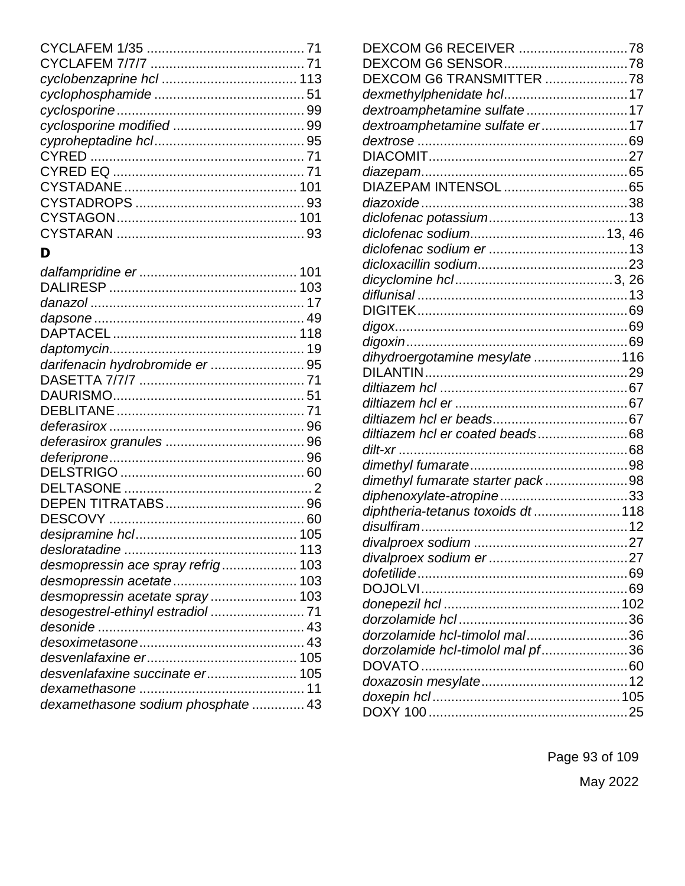CYCLAFEM 1/35 ........................................... 71
CYCLAFEM 7/7/7 ......................................... 71
*cyclobenzaprine hcl* .................................... 113
*cyclophosphamide* ........................................ 51
*cyclosporine* .................................................. 99
*cyclosporine modified* ................................... 99
*cyproheptadine hcl* ........................................ 95
CYRED ......................................................... 71
CYRED EQ ................................................... 71
CYSTADANE .............................................. 101
CYSTADROPS ............................................. 93
CYSTAGON ................................................ 101
CYSTARAN .................................................. 93

### D

*dalfampridine er* .......................................... 101
DALIRESP .................................................. 103
*danazol* ......................................................... 17
*dapsone* ........................................................ 49
DAPTACEL ................................................. 118
*daptomycin* .................................................... 19
*darifenacin hydrobromide er* ......................... 95
DASETTA 7/7/7 ............................................ 71
DAURISMO ................................................... 51
DEBLITANE .................................................. 71
*deferasirox* .................................................... 96
*deferasirox granules* ..................................... 96
*deferiprone* .................................................... 96
DELSTRIGO ................................................. 60
DELTASONE .................................................. 2
DEPEN TITRATABS ..................................... 96
DESCOVY .................................................... 60
*desipramine hcl* ........................................... 105
*desloratadine* .............................................. 113
*desmopressin ace spray refrig* .................... 103
*desmopressin acetate* ................................. 103
*desmopressin acetate spray* ....................... 103
*desogestrel-ethinyl estradiol* ......................... 71
*desonide* ....................................................... 43
*desoximetasone* ............................................ 43
*desvenlafaxine er* ........................................ 105
*desvenlafaxine succinate er* ........................ 105
*dexamethasone* ............................................ 11
*dexamethasone sodium phosphate* .............. 43
DEXCOM G6 RECEIVER ............................. 78
DEXCOM G6 SENSOR ................................. 78
DEXCOM G6 TRANSMITTER ...................... 78
*dexmethylphenidate hcl* ................................. 17
*dextroamphetamine sulfate* ........................... 17
*dextroamphetamine sulfate er* ....................... 17
*dextrose* ........................................................ 69
DIACOMIT ..................................................... 27
*diazepam* ...................................................... 65
DIAZEPAM INTENSOL ................................. 65
*diazoxide* ....................................................... 38
*diclofenac potassium* ..................................... 13
*diclofenac sodium* ................................... 13, 46
*diclofenac sodium er* ..................................... 13
*dicloxacillin sodium* ........................................ 23
*dicyclomine hcl* ........................................... 3, 26
*diflunisal* ........................................................ 13
DIGITEK ........................................................ 69
*digox* .............................................................. 69
*digoxin* ........................................................... 69
*dihydroergotamine mesylate* ....................... 116
DILANTIN ...................................................... 29
*diltiazem hcl* .................................................. 67
*diltiazem hcl er* .............................................. 67
*diltiazem hcl er beads* .................................... 67
*diltiazem hcl er coated beads* ........................ 68
*dilt-xr* ............................................................. 68
*dimethyl fumarate* .......................................... 98
*dimethyl fumarate starter pack* ...................... 98
*diphenoxylate-atropine* .................................. 33
*diphtheria-tetanus toxoids dt* ....................... 118
*disulfiram* ....................................................... 12
*divalproex sodium* ......................................... 27
*divalproex sodium er* ..................................... 27
*dofetilide* ........................................................ 69
DOJOLVI ....................................................... 69
*donepezil hcl* ............................................... 102
*dorzolamide hcl* ............................................. 36
*dorzolamide hcl-timolol mal* ........................... 36
*dorzolamide hcl-timolol mal pf* ....................... 36
DOVATO ....................................................... 60
*doxazosin mesylate* ....................................... 12
*doxepin hcl* .................................................. 105
DOXY 100 ..................................................... 25

May 2022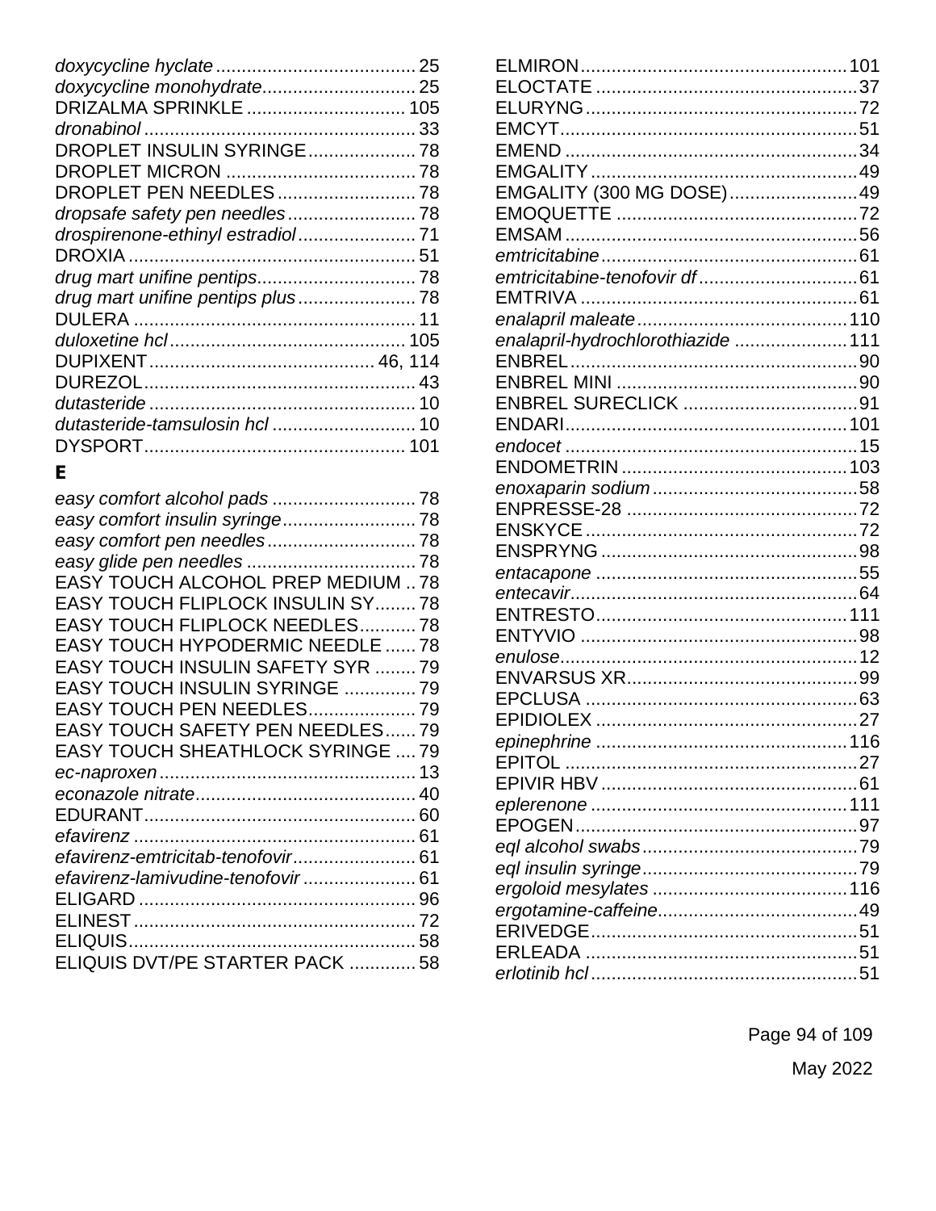*doxycycline hyclate* ....................................... 25
*doxycycline monohydrate*.............................. 25
DRIZALMA SPRINKLE ............................... 105
*dronabinol* ..................................................... 33
DROPLET INSULIN SYRINGE..................... 78
DROPLET MICRON ..................................... 78
DROPLET PEN NEEDLES........................... 78
*dropsafe safety pen needles*......................... 78
*drospirenone-ethinyl estradiol*....................... 71
DROXIA ........................................................ 51
*drug mart unifine pentips*................................ 78
*drug mart unifine pentips plus*....................... 78
DULERA ........................................................ 11
*duloxetine hcl* .............................................. 105
DUPIXENT ............................................ 46, 114
DUREZOL..................................................... 43
*dutasteride* .................................................... 10
*dutasteride-tamsulosin hcl* ............................ 10
DYSPORT................................................... 101

## E

*easy comfort alcohol pads* ............................ 78
*easy comfort insulin syringe*.......................... 78
*easy comfort pen needles*............................. 78
*easy glide pen needles* ................................. 78
EASY TOUCH ALCOHOL PREP MEDIUM .. 78
EASY TOUCH FLIPLOCK INSULIN SY........ 78
EASY TOUCH FLIPLOCK NEEDLES........... 78
EASY TOUCH HYPODERMIC NEEDLE ...... 78
EASY TOUCH INSULIN SAFETY SYR ........ 79
EASY TOUCH INSULIN SYRINGE .............. 79
EASY TOUCH PEN NEEDLES..................... 79
EASY TOUCH SAFETY PEN NEEDLES...... 79
EASY TOUCH SHEATHLOCK SYRINGE .... 79
*ec-naproxen* .................................................. 13
*econazole nitrate*........................................... 40
EDURANT..................................................... 60
*efavirenz* ....................................................... 61
*efavirenz-emtricitab-tenofovir*........................ 61
*efavirenz-lamivudine-tenofovir* ...................... 61
ELIGARD ...................................................... 96
ELINEST ....................................................... 72
ELIQUIS........................................................ 58
ELIQUIS DVT/PE STARTER PACK ............. 58
ELMIRON.................................................... 101
ELOCTATE ................................................... 37
ELURYNG..................................................... 72
EMCYT.......................................................... 51
EMEND ......................................................... 34
EMGALITY .................................................... 49
EMGALITY (300 MG DOSE).......................... 49
EMOQUETTE ............................................... 72
EMSAM ......................................................... 56
*emtricitabine* .................................................. 61
*emtricitabine-tenofovir df* ............................... 61
EMTRIVA ...................................................... 61
*enalapril maleate*......................................... 110
*enalapril-hydrochlorothiazide* ...................... 111
ENBREL ........................................................ 90
ENBREL MINI ............................................... 90
ENBREL SURECLICK .................................. 91
ENDARI....................................................... 101
*endocet* .......................................................... 15
ENDOMETRIN ............................................ 103
*enoxaparin sodium* ........................................ 58
ENPRESSE-28 ............................................. 72
ENSKYCE ..................................................... 72
ENSPRYNG .................................................. 98
*entacapone* ................................................... 55
*entecavir*........................................................ 64
ENTRESTO................................................. 111
ENTYVIO ...................................................... 98
*enulose*.......................................................... 12
ENVARSUS XR............................................. 99
EPCLUSA ..................................................... 63
EPIDIOLEX ................................................... 27
*epinephrine* ................................................. 116
EPITOL ......................................................... 27
EPIVIR HBV .................................................. 61
*eplerenone* .................................................. 111
EPOGEN....................................................... 97
*eql alcohol swabs*........................................... 79
*eql insulin syringe*.......................................... 79
*ergoloid mesylates* ...................................... 116
*ergotamine-caffeine*....................................... 49
ERIVEDGE.................................................... 51
ERLEADA ..................................................... 51
*erlotinib hcl* .................................................... 51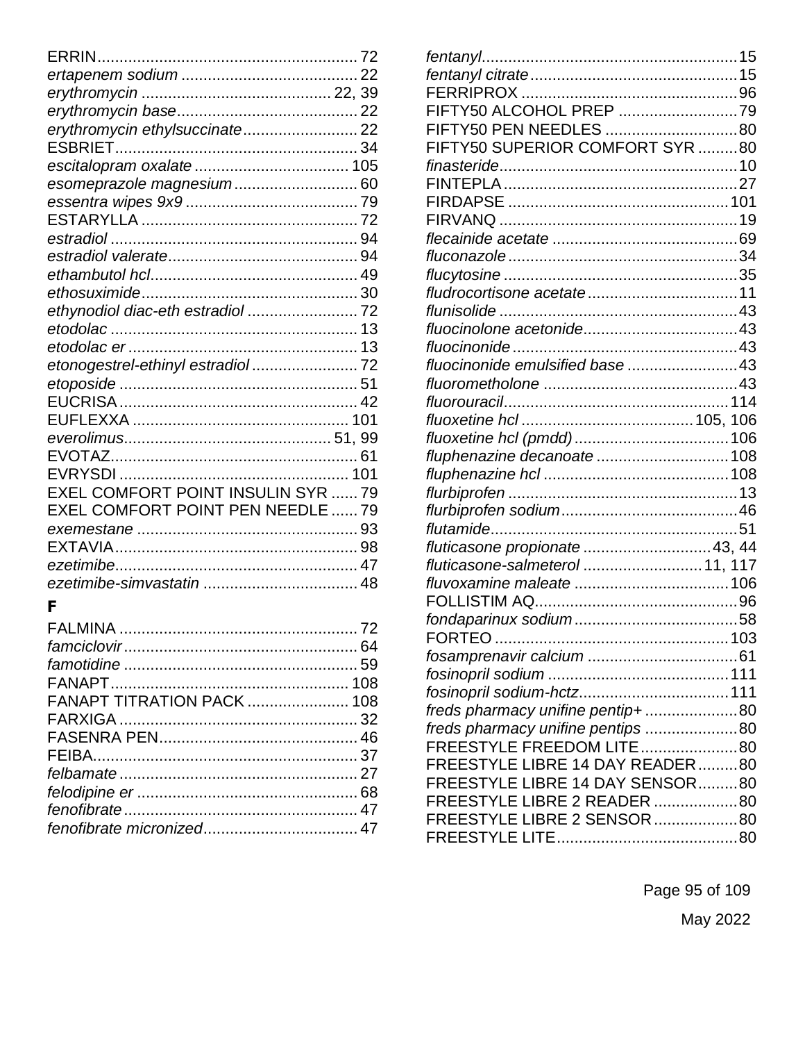ERRIN........................................................... 72
*ertapenem sodium* ........................................ 22
*erythromycin* ........................................... 22, 39
*erythromycin base*......................................... 22
*erythromycin ethylsuccinate*.......................... 22
ESBRIET....................................................... 34
*escitalopram oxalate* ................................... 105
*esomeprazole magnesium*............................ 60
*essentra wipes 9x9* ....................................... 79
ESTARYLLA ................................................. 72
*estradiol* ........................................................ 94
*estradiol valerate*........................................... 94
*ethambutol hcl*............................................... 49
*ethosuximide*................................................. 30
*ethynodiol diac-eth estradiol* ......................... 72
*etodolac* ........................................................ 13
*etodolac er* .................................................... 13
*etonogestrel-ethinyl estradiol* ........................ 72
*etoposide* ...................................................... 51
EUCRISA...................................................... 42
EUFLEXXA ................................................. 101
*everolimus*............................................... 51, 99
EVOTAZ........................................................ 61
EVRYSDI .................................................... 101
EXEL COMFORT POINT INSULIN SYR ...... 79
EXEL COMFORT POINT PEN NEEDLE ...... 79
*exemestane* .................................................. 93
EXTAVIA....................................................... 98
*ezetimibe*....................................................... 47
*ezetimibe-simvastatin* ................................... 48

## F

FALMINA ...................................................... 72
*famciclovir*..................................................... 64
*famotidine* ..................................................... 59
FANAPT...................................................... 108
FANAPT TITRATION PACK ....................... 108
FARXIGA ...................................................... 32
FASENRA PEN............................................. 46
FEIBA............................................................ 37
*felbamate* ...................................................... 27
*felodipine er* .................................................. 68
*fenofibrate*..................................................... 47
*fenofibrate micronized*................................... 47
*fentanyl*.......................................................... 15
*fentanyl citrate*............................................... 15
FERRIPROX ................................................. 96
FIFTY50 ALCOHOL PREP ........................... 79
FIFTY50 PEN NEEDLES .............................. 80
FIFTY50 SUPERIOR COMFORT SYR ......... 80
*finasteride*...................................................... 10
FINTEPLA ..................................................... 27
FIRDAPSE .................................................. 101
FIRVANQ ...................................................... 19
*flecainide acetate* .......................................... 69
*fluconazole* .................................................... 34
*flucytosine* ..................................................... 35
*fludrocortisone acetate* .................................. 11
*flunisolide* ...................................................... 43
*fluocinolone acetonide*................................... 43
*fluocinonide* ................................................... 43
*fluocinonide emulsified base* ......................... 43
*fluorometholone* ............................................ 43
*fluorouracil*................................................... 114
*fluoxetine hcl* ...................................... 105, 106
*fluoxetine hcl (pmdd)* ................................... 106
*fluphenazine decanoate* .............................. 108
*fluphenazine hcl* .......................................... 108
*flurbiprofen* .................................................... 13
*flurbiprofen sodium*........................................ 46
*flutamide*........................................................ 51
*fluticasone propionate* ............................ 43, 44
*fluticasone-salmeterol* ........................... 11, 117
*fluvoxamine maleate* ................................... 106
FOLLISTIM AQ.............................................. 96
*fondaparinux sodium* ..................................... 58
FORTEO ..................................................... 103
*fosamprenavir calcium* .................................. 61
*fosinopril sodium* ......................................... 111
*fosinopril sodium-hctz*.................................. 111
*freds pharmacy unifine pentip+* ..................... 80
*freds pharmacy unifine pentips* ..................... 80
FREESTYLE FREEDOM LITE...................... 80
FREESTYLE LIBRE 14 DAY READER......... 80
FREESTYLE LIBRE 14 DAY SENSOR......... 80
FREESTYLE LIBRE 2 READER ................... 80
FREESTYLE LIBRE 2 SENSOR................... 80
FREESTYLE LITE......................................... 80

May 2022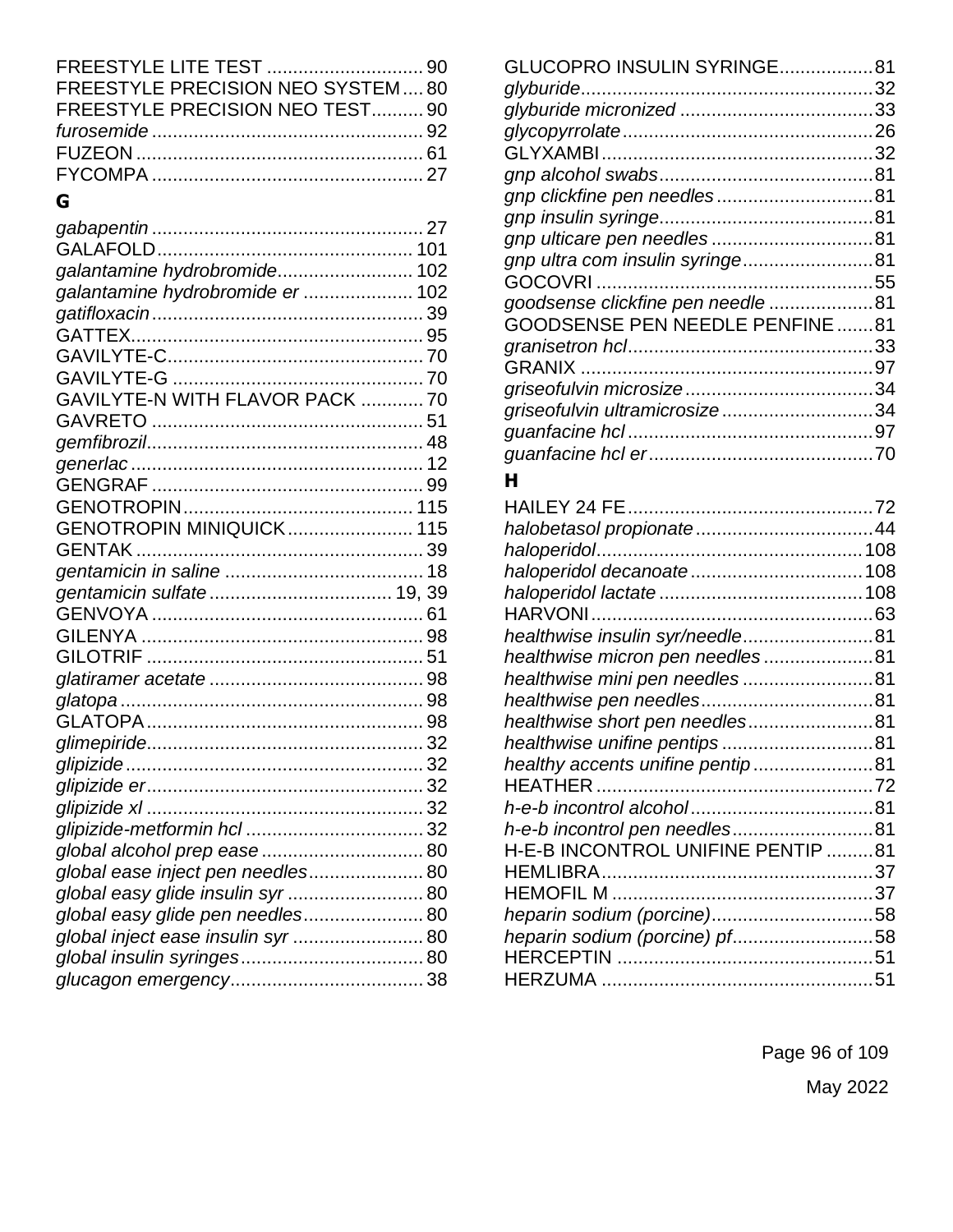FREESTYLE LITE TEST .............................. 90
FREESTYLE PRECISION NEO SYSTEM.... 80
FREESTYLE PRECISION NEO TEST.......... 90
*furosemide* .................................................... 92
FUZEON ....................................................... 61
FYCOMPA .................................................... 27

## G

*gabapentin* .................................................... 27
GALAFOLD................................................. 101
*galantamine hydrobromide*.......................... 102
*galantamine hydrobromide er* ..................... 102
*gatifloxacin* .................................................... 39
GATTEX........................................................ 95
GAVILYTE-C................................................. 70
GAVILYTE-G ................................................ 70
GAVILYTE-N WITH FLAVOR PACK ............ 70
GAVRETO .................................................... 51
*gemfibrozil*..................................................... 48
*generlac* ........................................................ 12
GENGRAF .................................................... 99
GENOTROPIN............................................ 115
GENOTROPIN MINIQUICK........................ 115
GENTAK ....................................................... 39
*gentamicin in saline* ...................................... 18
*gentamicin sulfate* ................................... 19, 39
GENVOYA .................................................... 61
GILENYA ...................................................... 98
GILOTRIF ..................................................... 51
*glatiramer acetate* ......................................... 98
*glatopa* .......................................................... 98
GLATOPA..................................................... 98
*glimepiride*..................................................... 32
*glipizide* ......................................................... 32
*glipizide er*..................................................... 32
*glipizide xl* ..................................................... 32
*glipizide-metformin hcl* .................................. 32
*global alcohol prep ease* ............................... 80
*global ease inject pen needles*...................... 80
*global easy glide insulin syr* .......................... 80
*global easy glide pen needles*....................... 80
*global inject ease insulin syr* ......................... 80
*global insulin syringes*................................... 80
*glucagon emergency*..................................... 38
GLUCOPRO INSULIN SYRINGE.................. 81
*glyburide*........................................................ 32
*glyburide micronized* ..................................... 33
*glycopyrrolate*................................................ 26
GLYXAMBI.................................................... 32
*gnp alcohol swabs*......................................... 81
*gnp clickfine pen needles*.............................. 81
*gnp insulin syringe*......................................... 81
*gnp ulticare pen needles* ............................... 81
*gnp ultra com insulin syringe*......................... 81
GOCOVRI ..................................................... 55
*goodsense clickfine pen needle* .................... 81
GOODSENSE PEN NEEDLE PENFINE ....... 81
*granisetron hcl*............................................... 33
GRANIX ........................................................ 97
*griseofulvin microsize* .................................... 34
*griseofulvin ultramicrosize* ............................. 34
*guanfacine hcl* ............................................... 97
*guanfacine hcl er*........................................... 70

## H

HAILEY 24 FE............................................... 72
*halobetasol propionate*.................................. 44
*haloperidol*................................................... 108
*haloperidol decanoate*................................. 108
*haloperidol lactate* ....................................... 108
HARVONI...................................................... 63
*healthwise insulin syr/needle*......................... 81
*healthwise micron pen needles* ..................... 81
*healthwise mini pen needles* ......................... 81
*healthwise pen needles*................................. 81
*healthwise short pen needles*........................ 81
*healthwise unifine pentips* ............................. 81
*healthy accents unifine pentip* ....................... 81
HEATHER ..................................................... 72
*h-e-b incontrol alcohol*................................... 81
*h-e-b incontrol pen needles*........................... 81
H-E-B INCONTROL UNIFINE PENTIP ......... 81
HEMLIBRA.................................................... 37
HEMOFIL M .................................................. 37
*heparin sodium (porcine)*............................... 58
*heparin sodium (porcine) pf*........................... 58
HERCEPTIN ................................................. 51
HERZUMA .................................................... 51

May 2022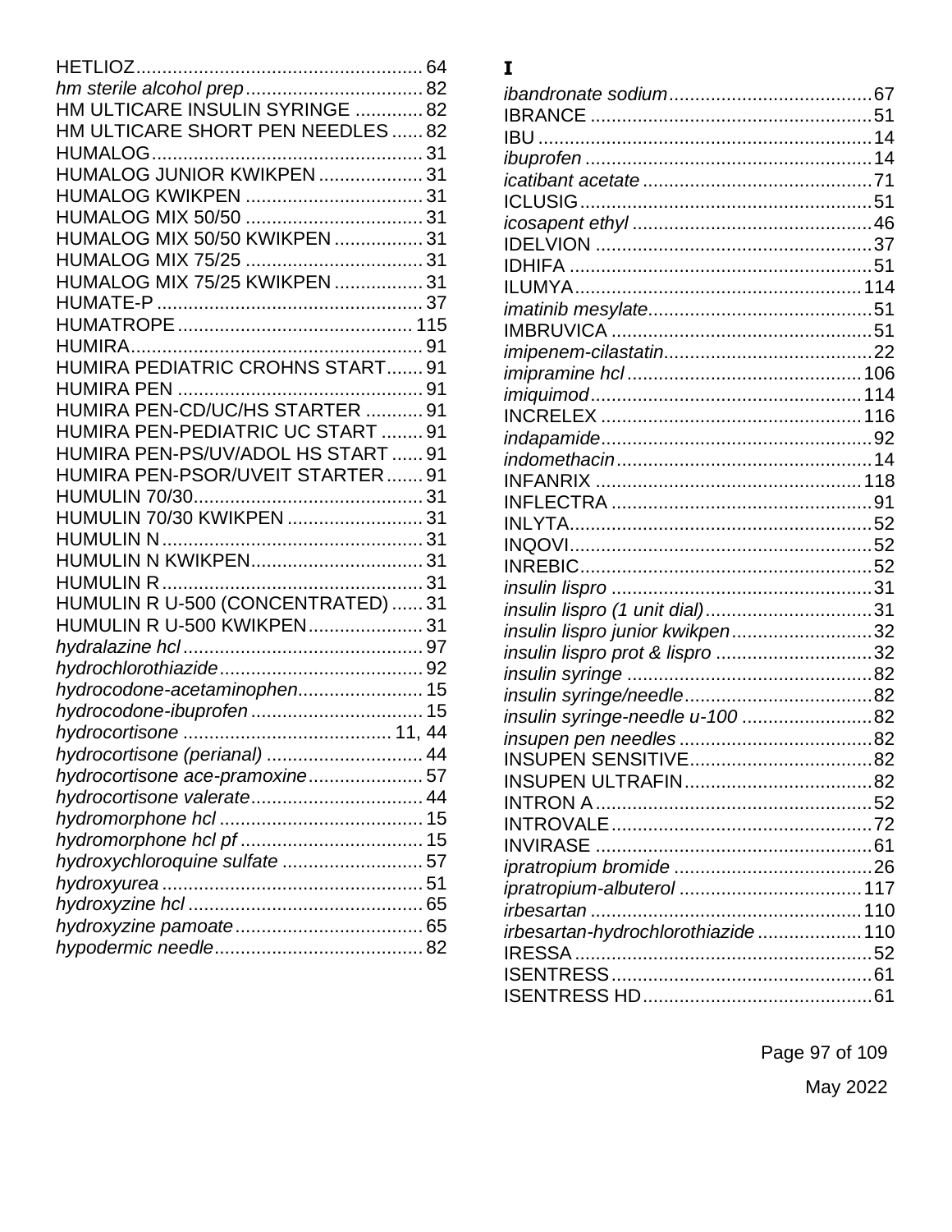HETLIOZ....................................................... 64
*hm sterile alcohol prep*.................................. 82
HM ULTICARE INSULIN SYRINGE ............. 82
HM ULTICARE SHORT PEN NEEDLES ...... 82
HUMALOG.................................................... 31
HUMALOG JUNIOR KWIKPEN .................... 31
HUMALOG KWIKPEN .................................. 31
HUMALOG MIX 50/50 .................................. 31
HUMALOG MIX 50/50 KWIKPEN ................. 31
HUMALOG MIX 75/25 .................................. 31
HUMALOG MIX 75/25 KWIKPEN ................. 31
HUMATE-P ................................................... 37
HUMATROPE ............................................. 115
HUMIRA........................................................ 91
HUMIRA PEDIATRIC CROHNS START....... 91
HUMIRA PEN .............................................. 91
HUMIRA PEN-CD/UC/HS STARTER ........... 91
HUMIRA PEN-PEDIATRIC UC START ........ 91
HUMIRA PEN-PS/UV/ADOL HS START ...... 91
HUMIRA PEN-PSOR/UVEIT STARTER ....... 91
HUMULIN 70/30............................................ 31
HUMULIN 70/30 KWIKPEN .......................... 31
HUMULIN N .................................................. 31
HUMULIN N KWIKPEN................................. 31
HUMULIN R .................................................. 31
HUMULIN R U-500 (CONCENTRATED) ...... 31
HUMULIN R U-500 KWIKPEN...................... 31
*hydralazine hcl*.............................................. 97
*hydrochlorothiazide*....................................... 92
*hydrocodone-acetaminophen*........................ 15
*hydrocodone-ibuprofen*................................. 15
*hydrocortisone* ........................................ 11, 44
*hydrocortisone (perianal)* .............................. 44
*hydrocortisone ace-pramoxine*...................... 57
*hydrocortisone valerate*................................. 44
*hydromorphone hcl* ....................................... 15
*hydromorphone hcl pf* ................................... 15
*hydroxychloroquine sulfate* ........................... 57
*hydroxyurea* .................................................. 51
*hydroxyzine hcl* ............................................. 65
*hydroxyzine pamoate*.................................... 65
*hypodermic needle*........................................ 82

# I

*ibandronate sodium*....................................... 67
IBRANCE ..................................................... 51
IBU ............................................................... 14
*ibuprofen* ...................................................... 14
*icatibant acetate* ............................................ 71
ICLUSIG........................................................ 51
*icosapent ethyl* .............................................. 46
IDELVION ..................................................... 37
IDHIFA .......................................................... 51
ILUMYA....................................................... 114
*imatinib mesylate*........................................... 51
IMBRUVICA .................................................. 51
*imipenem-cilastatin*........................................ 22
*imipramine hcl* ............................................ 106
*imiquimod*................................................... 114
INCRELEX .................................................. 116
*indapamide*................................................... 92
*indomethacin*................................................ 14
INFANRIX ................................................... 118
INFLECTRA .................................................. 91
INLYTA.......................................................... 52
INQOVI.......................................................... 52
INREBIC........................................................ 52
*insulin lispro* .................................................. 31
*insulin lispro (1 unit dial)*................................ 31
*insulin lispro junior kwikpen*........................... 32
*insulin lispro prot & lispro* .............................. 32
*insulin syringe* ............................................... 82
*insulin syringe/needle*.................................... 82
*insulin syringe-needle u-100* ......................... 82
*insupen pen needles* ..................................... 82
INSUPEN SENSITIVE................................... 82
INSUPEN ULTRAFIN.................................... 82
INTRON A ..................................................... 52
INTROVALE.................................................. 72
INVIRASE ..................................................... 61
*ipratropium bromide* ...................................... 26
*ipratropium-albuterol* ................................... 117
*irbesartan* ................................................... 110
*irbesartan-hydrochlorothiazide* .................... 110
IRESSA ......................................................... 52
ISENTRESS.................................................. 61
ISENTRESS HD............................................ 61

May 2022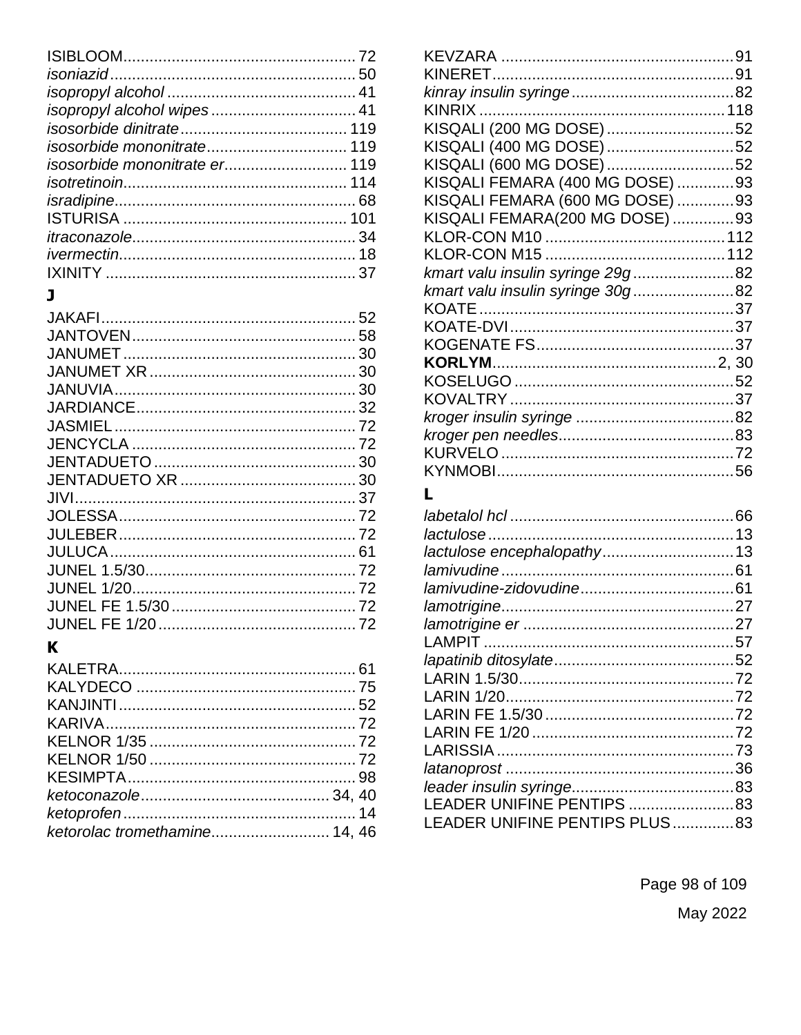ISIBLOOM ........ 72
*isoniazid* ........ 50
*isopropyl alcohol* ........ 41
*isopropyl alcohol wipes* ........ 41
*isosorbide dinitrate* ........ 119
*isosorbide mononitrate* ........ 119
*isosorbide mononitrate er* ........ 119
*isotretinoin* ........ 114
*isradipine* ........ 68
ISTURISA ........ 101
*itraconazole* ........ 34
*ivermectin* ........ 18
IXINITY ........ 37

## J

JAKAFI ........ 52
JANTOVEN ........ 58
JANUMET ........ 30
JANUMET XR ........ 30
JANUVIA ........ 30
JARDIANCE ........ 32
JASMIEL ........ 72
JENCYCLA ........ 72
JENTADUETO ........ 30
JENTADUETO XR ........ 30
JIVI ........ 37
JOLESSA ........ 72
JULEBER ........ 72
JULUCA ........ 61
JUNEL 1.5/30 ........ 72
JUNEL 1/20 ........ 72
JUNEL FE 1.5/30 ........ 72
JUNEL FE 1/20 ........ 72

## K

KALETRA ........ 61
KALYDECO ........ 75
KANJINTI ........ 52
KARIVA ........ 72
KELNOR 1/35 ........ 72
KELNOR 1/50 ........ 72
KESIMPTA ........ 98
*ketoconazole* ........ 34, 40
*ketoprofen* ........ 14
*ketorolac tromethamine* ........ 14, 46
KEVZARA ........ 91
KINERET ........ 91
*kinray insulin syringe* ........ 82
KINRIX ........ 118
KISQALI (200 MG DOSE) ........ 52
KISQALI (400 MG DOSE) ........ 52
KISQALI (600 MG DOSE) ........ 52
KISQALI FEMARA (400 MG DOSE) ........ 93
KISQALI FEMARA (600 MG DOSE) ........ 93
KISQALI FEMARA(200 MG DOSE) ........ 93
KLOR-CON M10 ........ 112
KLOR-CON M15 ........ 112
*kmart valu insulin syringe 29g* ........ 82
*kmart valu insulin syringe 30g* ........ 82
KOATE ........ 37
KOATE-DVI ........ 37
KOGENATE FS ........ 37
**KORLYM** ........ 2, 30
KOSELUGO ........ 52
KOVALTRY ........ 37
*kroger insulin syringe* ........ 82
*kroger pen needles* ........ 83
KURVELO ........ 72
KYNMOBI ........ 56

## L

*labetalol hcl* ........ 66
*lactulose* ........ 13
*lactulose encephalopathy* ........ 13
*lamivudine* ........ 61
*lamivudine-zidovudine* ........ 61
*lamotrigine* ........ 27
*lamotrigine er* ........ 27
LAMPIT ........ 57
*lapatinib ditosylate* ........ 52
LARIN 1.5/30 ........ 72
LARIN 1/20 ........ 72
LARIN FE 1.5/30 ........ 72
LARIN FE 1/20 ........ 72
LARISSIA ........ 73
*latanoprost* ........ 36
*leader insulin syringe* ........ 83
LEADER UNIFINE PENTIPS ........ 83
LEADER UNIFINE PENTIPS PLUS ........ 83

May 2022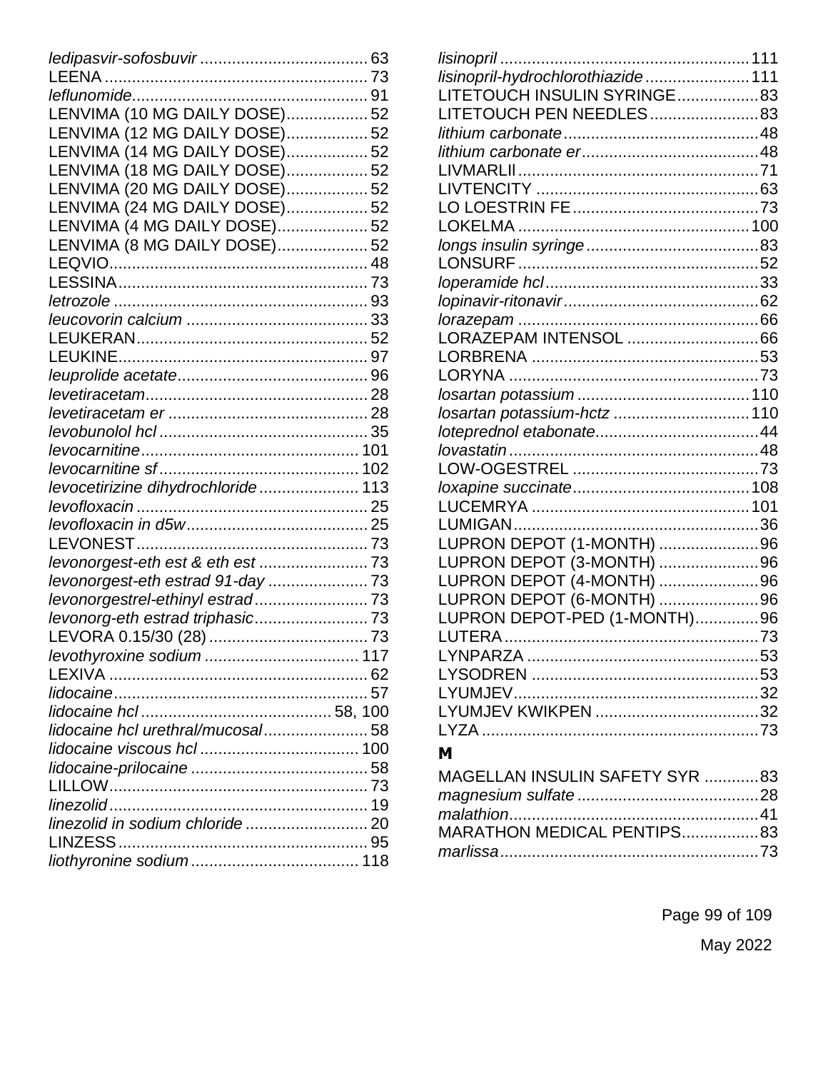*ledipasvir-sofosbuvir* ..................................... 63
LEENA .......................................................... 73
*leflunomide*.................................................... 91
LENVIMA (10 MG DAILY DOSE).................. 52
LENVIMA (12 MG DAILY DOSE).................. 52
LENVIMA (14 MG DAILY DOSE).................. 52
LENVIMA (18 MG DAILY DOSE).................. 52
LENVIMA (20 MG DAILY DOSE).................. 52
LENVIMA (24 MG DAILY DOSE).................. 52
LENVIMA (4 MG DAILY DOSE).................... 52
LENVIMA (8 MG DAILY DOSE).................... 52
LEQVIO......................................................... 48
LESSINA....................................................... 73
*letrozole* ........................................................ 93
*leucovorin calcium* ........................................ 33
LEUKERAN................................................... 52
LEUKINE....................................................... 97
*leuprolide acetate*.......................................... 96
*levetiracetam*................................................. 28
*levetiracetam er* ............................................ 28
*levobunolol hcl* .............................................. 35
*levocarnitine*............................................... 101
*levocarnitine sf* ........................................... 102
*levocetirizine dihydrochloride* ...................... 113
*levofloxacin* ................................................... 25
*levofloxacin in d5w*........................................ 25
LEVONEST................................................... 73
*levonorgest-eth est & eth est* ........................ 73
*levonorgest-eth estrad 91-day* ...................... 73
*levonorgestrel-ethinyl estrad*......................... 73
*levonorg-eth estrad triphasic*......................... 73
LEVORA 0.15/30 (28) ................................... 73
*levothyroxine sodium* .................................. 117
LEXIVA ......................................................... 62
*lidocaine*........................................................ 57
*lidocaine hcl* ......................................... 58, 100
*lidocaine hcl urethral/mucosal*....................... 58
*lidocaine viscous hcl* ................................... 100
*lidocaine-prilocaine* ....................................... 58
LILLOW......................................................... 73
*linezolid* ......................................................... 19
*linezolid in sodium chloride* ........................... 20
LINZESS....................................................... 95
*liothyronine sodium* ..................................... 118
*lisinopril* ...................................................... 111
*lisinopril-hydrochlorothiazide* ....................... 111
LITETOUCH INSULIN SYRINGE.................. 83
LITETOUCH PEN NEEDLES........................ 83
*lithium carbonate*........................................... 48
*lithium carbonate er*....................................... 48
LIVMARLI..................................................... 71
LIVTENCITY ................................................. 63
LO LOESTRIN FE......................................... 73
LOKELMA ................................................... 100
*longs insulin syringe* ...................................... 83
LONSURF ..................................................... 52
*loperamide hcl*............................................... 33
*lopinavir-ritonavir*........................................... 62
*lorazepam* ..................................................... 66
LORAZEPAM INTENSOL ............................. 66
LORBRENA .................................................. 53
LORYNA ....................................................... 73
*losartan potassium* ...................................... 110
*losartan potassium-hctz* .............................. 110
*loteprednol etabonate*.................................... 44
*lovastatin* ....................................................... 48
LOW-OGESTREL ......................................... 73
*loxapine succinate*....................................... 108
LUCEMRYA ................................................ 101
LUMIGAN...................................................... 36
LUPRON DEPOT (1-MONTH) ...................... 96
LUPRON DEPOT (3-MONTH) ...................... 96
LUPRON DEPOT (4-MONTH) ...................... 96
LUPRON DEPOT (6-MONTH) ...................... 96
LUPRON DEPOT-PED (1-MONTH).............. 96
LUTERA ........................................................ 73
LYNPARZA ................................................... 53
LYSODREN .................................................. 53
LYUMJEV...................................................... 32
LYUMJEV KWIKPEN .................................... 32
LYZA ............................................................. 73

**M**

MAGELLAN INSULIN SAFETY SYR ............ 83
*magnesium sulfate* ........................................ 28
*malathion*....................................................... 41
MARATHON MEDICAL PENTIPS................. 83
*marlissa* ......................................................... 73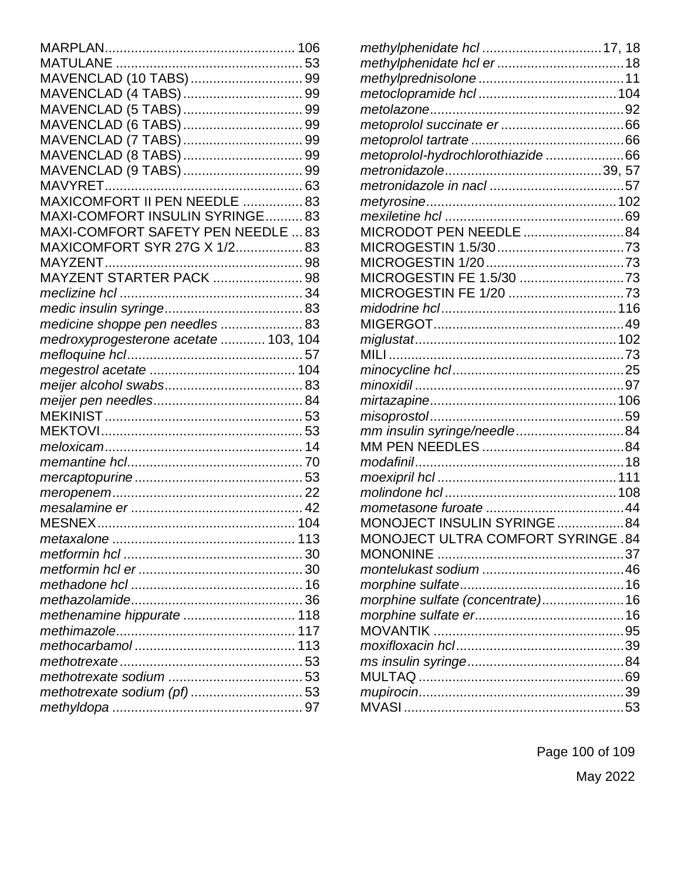MARPLAN ..... 106
MATULANE ..... 53
MAVENCLAD (10 TABS) ..... 99
MAVENCLAD (4 TABS) ..... 99
MAVENCLAD (5 TABS) ..... 99
MAVENCLAD (6 TABS) ..... 99
MAVENCLAD (7 TABS) ..... 99
MAVENCLAD (8 TABS) ..... 99
MAVENCLAD (9 TABS) ..... 99
MAVYRET ..... 63
MAXICOMFORT II PEN NEEDLE ..... 83
MAXI-COMFORT INSULIN SYRINGE ..... 83
MAXI-COMFORT SAFETY PEN NEEDLE ... 83
MAXICOMFORT SYR 27G X 1/2 ..... 83
MAYZENT ..... 98
MAYZENT STARTER PACK ..... 98
*meclizine hcl* ..... 34
*medic insulin syringe* ..... 83
*medicine shoppe pen needles* ..... 83
*medroxyprogesterone acetate* ..... 103, 104
*mefloquine hcl* ..... 57
*megestrol acetate* ..... 104
*meijer alcohol swabs* ..... 83
*meijer pen needles* ..... 84
MEKINIST ..... 53
MEKTOVI ..... 53
*meloxicam* ..... 14
*memantine hcl* ..... 70
*mercaptopurine* ..... 53
*meropenem* ..... 22
*mesalamine er* ..... 42
MESNEX ..... 104
*metaxalone* ..... 113
*metformin hcl* ..... 30
*metformin hcl er* ..... 30
*methadone hcl* ..... 16
*methazolamide* ..... 36
*methenamine hippurate* ..... 118
*methimazole* ..... 117
*methocarbamol* ..... 113
*methotrexate* ..... 53
*methotrexate sodium* ..... 53
*methotrexate sodium (pf)* ..... 53
*methyldopa* ..... 97
*methylphenidate hcl* ..... 17, 18
*methylphenidate hcl er* ..... 18
*methylprednisolone* ..... 11
*metoclopramide hcl* ..... 104
*metolazone* ..... 92
*metoprolol succinate er* ..... 66
*metoprolol tartrate* ..... 66
*metoprolol-hydrochlorothiazide* ..... 66
*metronidazole* ..... 39, 57
*metronidazole in nacl* ..... 57
*metyrosine* ..... 102
*mexiletine hcl* ..... 69
MICRODOT PEN NEEDLE ..... 84
MICROGESTIN 1.5/30 ..... 73
MICROGESTIN 1/20 ..... 73
MICROGESTIN FE 1.5/30 ..... 73
MICROGESTIN FE 1/20 ..... 73
*midodrine hcl* ..... 116
MIGERGOT ..... 49
*miglustat* ..... 102
MILI ..... 73
*minocycline hcl* ..... 25
*minoxidil* ..... 97
*mirtazapine* ..... 106
*misoprostol* ..... 59
*mm insulin syringe/needle* ..... 84
MM PEN NEEDLES ..... 84
*modafinil* ..... 18
*moexipril hcl* ..... 111
*molindone hcl* ..... 108
*mometasone furoate* ..... 44
MONOJECT INSULIN SYRINGE ..... 84
MONOJECT ULTRA COMFORT SYRINGE . 84
MONONINE ..... 37
*montelukast sodium* ..... 46
*morphine sulfate* ..... 16
*morphine sulfate (concentrate)* ..... 16
*morphine sulfate er* ..... 16
MOVANTIK ..... 95
*moxifloxacin hcl* ..... 39
*ms insulin syringe* ..... 84
MULTAQ ..... 69
*mupirocin* ..... 39
MVASI ..... 53

May 2022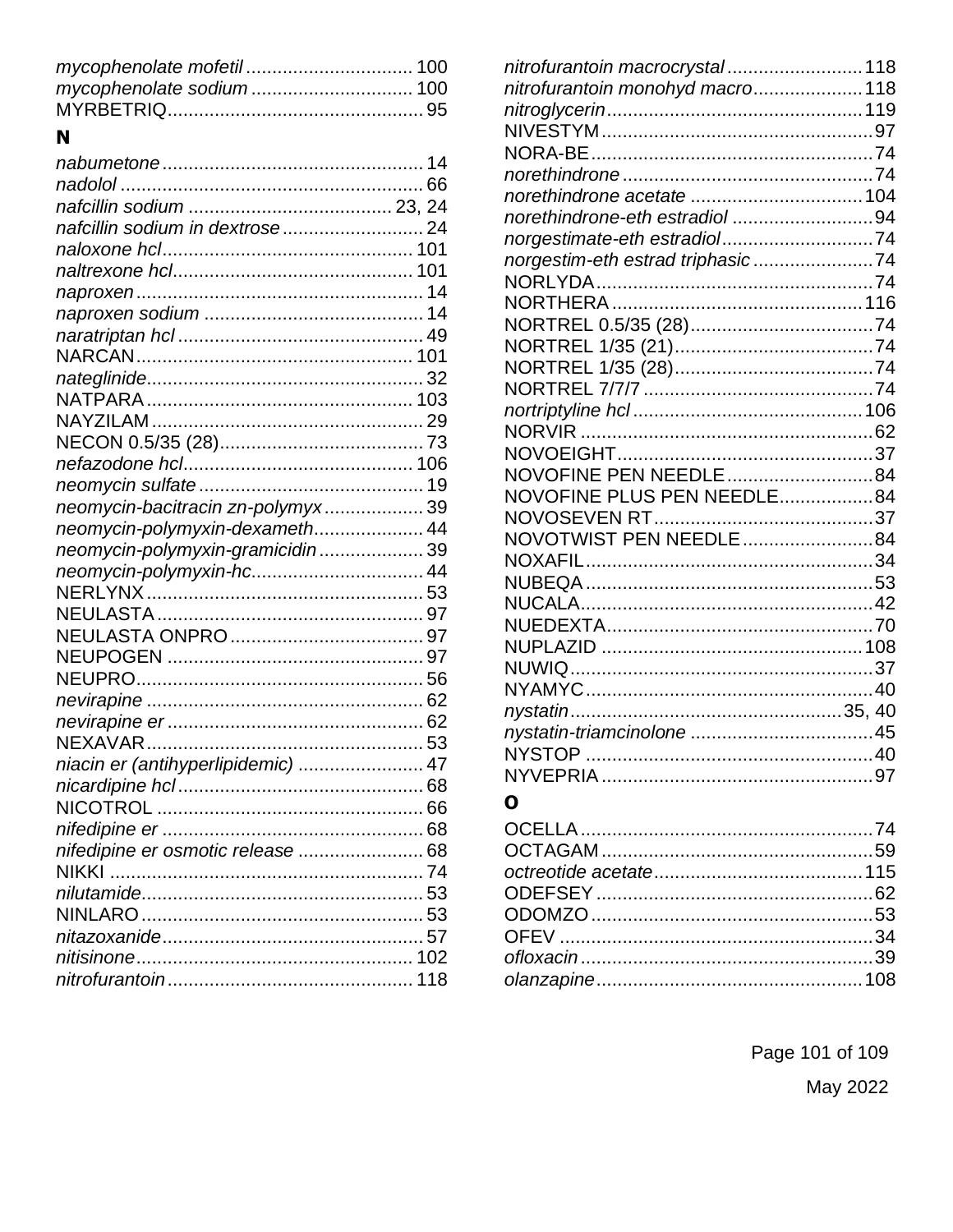*mycophenolate mofetil* ................................ 100
*mycophenolate sodium* ............................... 100
MYRBETRIQ................................................ 95

## N

*nabumetone* ................................................ 14
*nadolol* ......................................................... 66
*nafcillin sodium* ...................................... 23, 24
*nafcillin sodium in dextrose* .......................... 24
*naloxone hcl*............................................... 101
*naltrexone hcl*............................................. 101
*naproxen* ...................................................... 14
*naproxen sodium* .......................................... 14
*naratriptan hcl* .............................................. 49
NARCAN...................................................... 101
*nateglinide*..................................................... 32
NATPARA ..................................................... 103
NAYZILAM ...................................................... 29
NECON 0.5/35 (28)........................................ 73
*nefazodone hcl*............................................ 106
*neomycin sulfate* ............................................ 19
*neomycin-bacitracin zn-polymyx* ................... 39
*neomycin-polymyxin-dexameth*..................... 44
*neomycin-polymyxin-gramicidin* .................... 39
*neomycin-polymyxin-hc*................................. 44
NERLYNX ....................................................... 53
NEULASTA ..................................................... 97
NEULASTA ONPRO ........................................ 97
NEUPOGEN .................................................... 97
NEUPRO.......................................................... 56
*nevirapine* ...................................................... 62
*nevirapine er* .................................................. 62
NEXAVAR........................................................ 53
*niacin er (antihyperlipidemic)* ........................ 47
*nicardipine hcl* ............................................... 68
NICOTROL ..................................................... 66
*nifedipine er* .................................................. 68
*nifedipine er osmotic release* ........................ 68
NIKKI .............................................................. 74
*nilutamide*...................................................... 53
NINLARO ........................................................ 53
*nitazoxanide*................................................... 57
*nitisinone*...................................................... 102
*nitrofurantoin* ............................................... 118
*nitrofurantoin macrocrystal* ......................... 118
*nitrofurantoin monohyd macro*..................... 118
*nitroglycerin*................................................. 119
NIVESTYM...................................................... 97
NORA-BE........................................................ 74
*norethindrone* ................................................ 74
*norethindrone acetate* ................................. 104
*norethindrone-eth estradiol* ........................... 94
*norgestimate-eth estradiol*............................. 74
*norgestim-eth estrad triphasic* ....................... 74
NORLYDA ....................................................... 74
NORTHERA ................................................. 116
NORTREL 0.5/35 (28).................................... 74
NORTREL 1/35 (21)....................................... 74
NORTREL 1/35 (28)....................................... 74
NORTREL 7/7/7 ............................................. 74
*nortriptyline hcl* ............................................ 106
NORVIR .......................................................... 62
NOVOEIGHT................................................... 37
NOVOFINE PEN NEEDLE ............................. 84
NOVOFINE PLUS PEN NEEDLE.................. 84
NOVOSEVEN RT........................................... 37
NOVOTWIST PEN NEEDLE .......................... 84
NOXAFIL......................................................... 34
NUBEQA ......................................................... 53
NUCALA.......................................................... 42
NUEDEXTA..................................................... 70
NUPLAZID .................................................... 108
NUWIQ............................................................ 37
NYAMYC......................................................... 40
*nystatin* ................................................... 35, 40
*nystatin-triamcinolone* ................................... 45
NYSTOP ......................................................... 40
NYVEPRIA ...................................................... 97

## O

OCELLA .......................................................... 74
OCTAGAM ...................................................... 59
*octreotide acetate*......................................... 115
ODEFSEY ....................................................... 62
ODOMZO ........................................................ 53
OFEV .............................................................. 34
*ofloxacin* ........................................................ 39
*olanzapine*................................................... 108

May 2022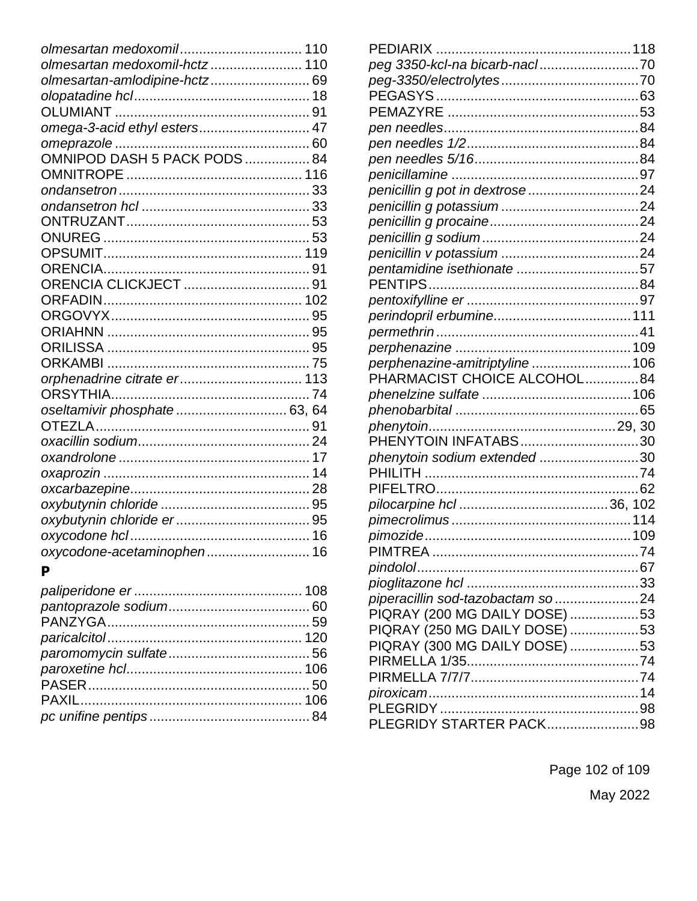*olmesartan medoxomil* ................................ 110
*olmesartan medoxomil-hctz* ........................ 110
*olmesartan-amlodipine-hctz* .......................... 69
*olopatadine hcl* .............................................. 18
OLUMIANT ................................................... 91
*omega-3-acid ethyl esters* ............................. 47
*omeprazole* .................................................. 60
OMNIPOD DASH 5 PACK PODS ................. 84
OMNITROPE ............................................. 116
*ondansetron* .................................................. 33
*ondansetron hcl* ............................................ 33
ONTRUZANT................................................ 53
ONUREG ...................................................... 53
OPSUMIT.................................................... 119
ORENCIA...................................................... 91
ORENCIA CLICKJECT ................................. 91
ORFADIN.................................................... 102
ORGOVYX.................................................... 95
ORIAHNN ..................................................... 95
ORILISSA ..................................................... 95
ORKAMBI ..................................................... 75
*orphenadrine citrate er* ................................ 113
ORSYTHIA.................................................... 74
*oseltamivir phosphate* ............................. 63, 64
OTEZLA........................................................ 91
*oxacillin sodium* ............................................. 24
*oxandrolone* .................................................. 17
*oxaprozin* ...................................................... 14
*oxcarbazepine* ............................................... 28
*oxybutynin chloride* ....................................... 95
*oxybutynin chloride er* ................................... 95
*oxycodone hcl* ............................................... 16
*oxycodone-acetaminophen* ........................... 16

## P

*paliperidone er* ............................................ 108
*pantoprazole sodium* ..................................... 60
PANZYGA..................................................... 59
*paricalcitol* ................................................... 120
*paromomycin sulfate* ..................................... 56
*paroxetine hcl* .............................................. 106
PASER.......................................................... 50
PAXIL.......................................................... 106
*pc unifine pentips* .......................................... 84
PEDIARIX .................................................. 118
*peg 3350-kcl-na bicarb-nacl* .......................... 70
*peg-3350/electrolytes* .................................... 70
PEGASYS .................................................... 63
PEMAZYRE ................................................. 53
*pen needles* ................................................... 84
*pen needles 1/2* ............................................. 84
*pen needles 5/16* ........................................... 84
*penicillamine* ................................................. 97
*penicillin g pot in dextrose* ............................. 24
*penicillin g potassium* .................................... 24
*penicillin g procaine* ....................................... 24
*penicillin g sodium* ......................................... 24
*penicillin v potassium* .................................... 24
*pentamidine isethionate* ................................. 57
PENTIPS....................................................... 84
*pentoxifylline er* ............................................. 97
*perindopril erbumine* .................................... 111
*permethrin* ..................................................... 41
*perphenazine* ............................................. 109
*perphenazine-amitriptyline* .......................... 106
PHARMACIST CHOICE ALCOHOL.............. 84
*phenelzine sulfate* ....................................... 106
*phenobarbital* ................................................ 65
*phenytoin* ................................................. 29, 30
PHENYTOIN INFATABS............................... 30
*phenytoin sodium extended* .......................... 30
PHILITH ....................................................... 74
PIFELTRO.................................................... 62
*pilocarpine hcl* ....................................... 36, 102
*pimecrolimus* ............................................... 114
*pimozide* ...................................................... 109
PIMTREA ..................................................... 74
*pindolol* .......................................................... 67
*pioglitazone hcl* ............................................. 33
*piperacillin sod-tazobactam so* ...................... 24
PIQRAY (200 MG DAILY DOSE) .................. 53
PIQRAY (250 MG DAILY DOSE) .................. 53
PIQRAY (300 MG DAILY DOSE) .................. 53
PIRMELLA 1/35............................................ 74
PIRMELLA 7/7/7........................................... 74
*piroxicam* ....................................................... 14
PLEGRIDY ................................................... 98
PLEGRIDY STARTER PACK........................ 98

May 2022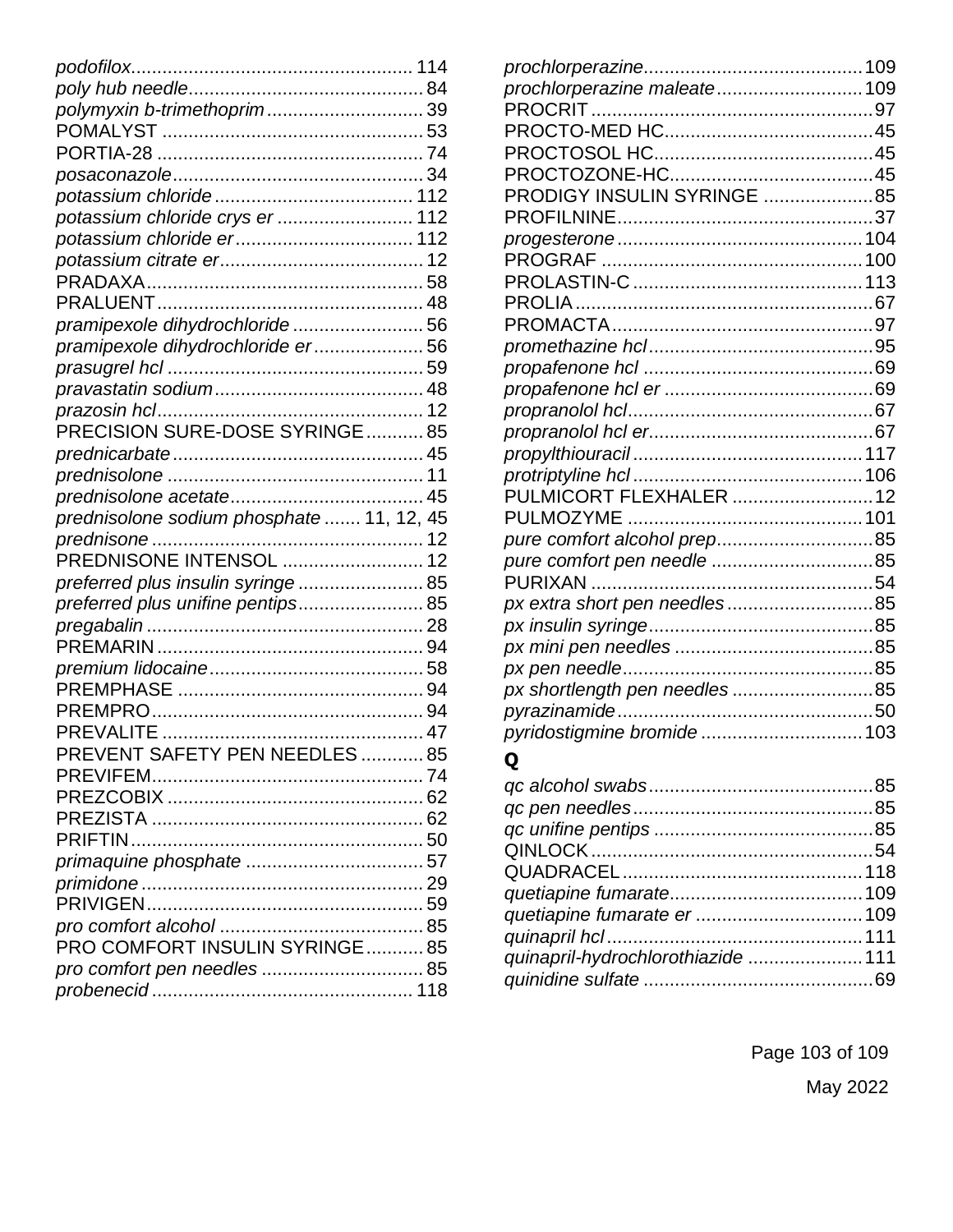*podofilox* ..... 114
*poly hub needle* ..... 84
*polymyxin b-trimethoprim* ..... 39
POMALYST ..... 53
PORTIA-28 ..... 74
*posaconazole* ..... 34
*potassium chloride* ..... 112
*potassium chloride crys er* ..... 112
*potassium chloride er* ..... 112
*potassium citrate er* ..... 12
PRADAXA ..... 58
PRALUENT ..... 48
*pramipexole dihydrochloride* ..... 56
*pramipexole dihydrochloride er* ..... 56
*prasugrel hcl* ..... 59
*pravastatin sodium* ..... 48
*prazosin hcl* ..... 12
PRECISION SURE-DOSE SYRINGE ..... 85
*prednicarbate* ..... 45
*prednisolone* ..... 11
*prednisolone acetate* ..... 45
*prednisolone sodium phosphate* ..... 11, 12, 45
*prednisone* ..... 12
PREDNISONE INTENSOL ..... 12
*preferred plus insulin syringe* ..... 85
*preferred plus unifine pentips* ..... 85
*pregabalin* ..... 28
PREMARIN ..... 94
*premium lidocaine* ..... 58
PREMPHASE ..... 94
PREMPRO ..... 94
PREVALITE ..... 47
PREVENT SAFETY PEN NEEDLES ..... 85
PREVIFEM ..... 74
PREZCOBIX ..... 62
PREZISTA ..... 62
PRIFTIN ..... 50
*primaquine phosphate* ..... 57
*primidone* ..... 29
PRIVIGEN ..... 59
*pro comfort alcohol* ..... 85
PRO COMFORT INSULIN SYRINGE ..... 85
*pro comfort pen needles* ..... 85
*probenecid* ..... 118
*prochlorperazine* ..... 109
*prochlorperazine maleate* ..... 109
PROCRIT ..... 97
PROCTO-MED HC ..... 45
PROCTOSOL HC ..... 45
PROCTOZONE-HC ..... 45
PRODIGY INSULIN SYRINGE ..... 85
PROFILNINE ..... 37
*progesterone* ..... 104
PROGRAF ..... 100
PROLASTIN-C ..... 113
PROLIA ..... 67
PROMACTA ..... 97
*promethazine hcl* ..... 95
*propafenone hcl* ..... 69
*propafenone hcl er* ..... 69
*propranolol hcl* ..... 67
*propranolol hcl er* ..... 67
*propylthiouracil* ..... 117
*protriptyline hcl* ..... 106
PULMICORT FLEXHALER ..... 12
PULMOZYME ..... 101
*pure comfort alcohol prep* ..... 85
*pure comfort pen needle* ..... 85
PURIXAN ..... 54
*px extra short pen needles* ..... 85
*px insulin syringe* ..... 85
*px mini pen needles* ..... 85
*px pen needle* ..... 85
*px shortlength pen needles* ..... 85
*pyrazinamide* ..... 50
*pyridostigmine bromide* ..... 103

## Q

*qc alcohol swabs* ..... 85
*qc pen needles* ..... 85
*qc unifine pentips* ..... 85
QINLOCK ..... 54
QUADRACEL ..... 118
*quetiapine fumarate* ..... 109
*quetiapine fumarate er* ..... 109
*quinapril hcl* ..... 111
*quinapril-hydrochlorothiazide* ..... 111
*quinidine sulfate* ..... 69

May 2022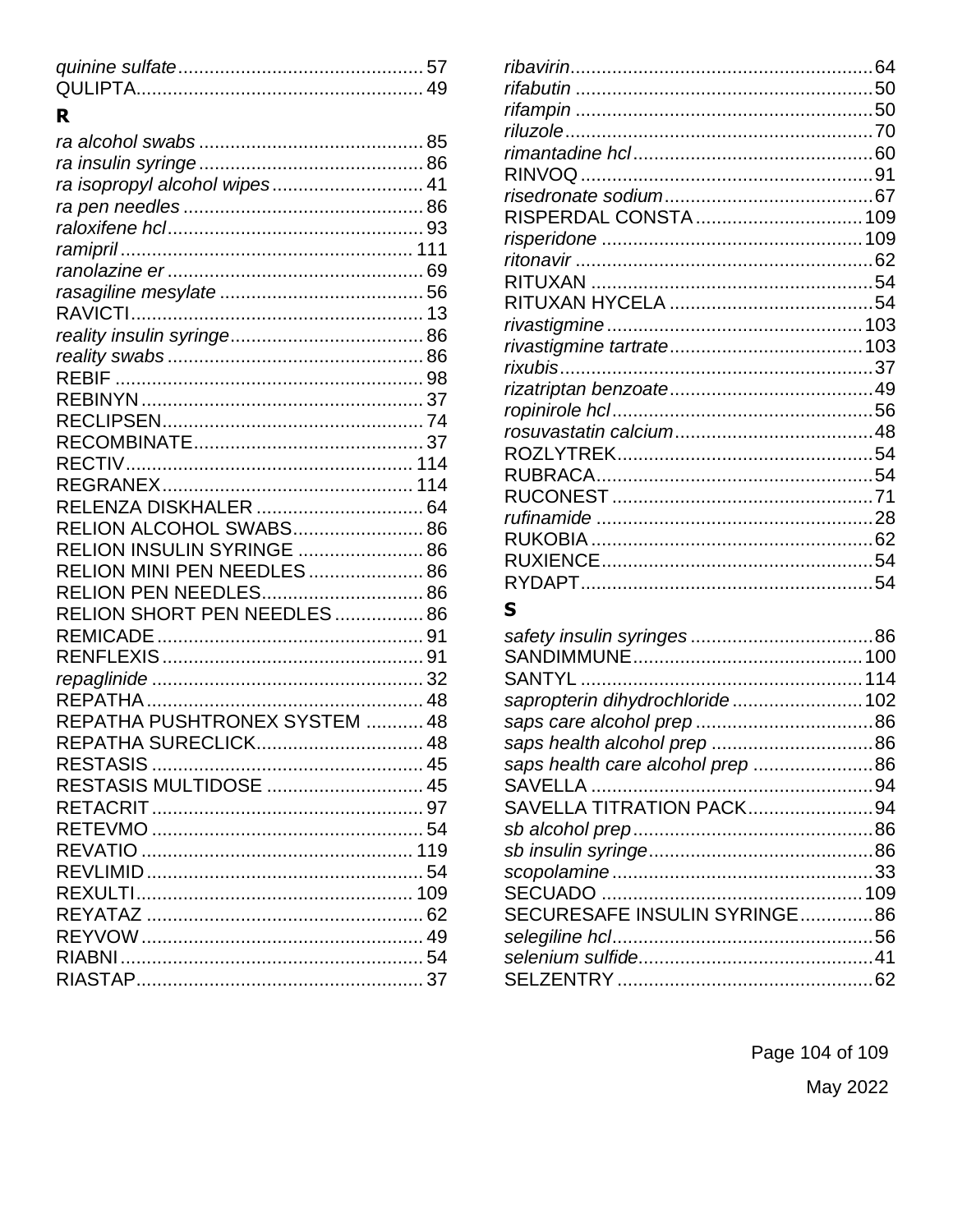*quinine sulfate* ............................................... 57
QULIPTA ....................................................... 49

## R

*ra alcohol swabs* ........................................... 85
*ra insulin syringe* ........................................... 86
*ra isopropyl alcohol wipes* ............................. 41
*ra pen needles* .............................................. 86
*raloxifene hcl* ................................................. 93
*ramipril* ........................................................ 111
*ranolazine er* ................................................. 69
*rasagiline mesylate* ....................................... 56
RAVICTI ......................................................... 13
*reality insulin syringe* ..................................... 86
*reality swabs* ................................................. 86
REBIF ............................................................ 98
REBINYN ....................................................... 37
RECLIPSEN .................................................. 74
RECOMBINATE ............................................. 37
RECTIV ........................................................ 114
REGRANEX ................................................. 114
RELENZA DISKHALER ................................. 64
RELION ALCOHOL SWABS ......................... 86
RELION INSULIN SYRINGE ........................ 86
RELION MINI PEN NEEDLES ...................... 86
RELION PEN NEEDLES ............................... 86
RELION SHORT PEN NEEDLES ................. 86
REMICADE ................................................... 91
RENFLEXIS .................................................. 91
*repaglinide* .................................................... 32
REPATHA ..................................................... 48
REPATHA PUSHTRONEX SYSTEM ........... 48
REPATHA SURECLICK ................................ 48
RESTASIS .................................................... 45
RESTASIS MULTIDOSE .............................. 45
RETACRIT .................................................... 97
RETEVMO .................................................... 54
REVATIO .................................................... 119
REVLIMID ..................................................... 54
REXULTI ..................................................... 109
REYATAZ ..................................................... 62
REYVOW ...................................................... 49
RIABNI .......................................................... 54
RIASTAP ....................................................... 37
*ribavirin* .......................................................... 64
*rifabutin* ......................................................... 50
*rifampin* ......................................................... 50
*riluzole* ........................................................... 70
*rimantadine hcl* .............................................. 60
RINVOQ ........................................................ 91
*risedronate sodium* ........................................ 67
RISPERDAL CONSTA ................................ 109
*risperidone* .................................................. 109
*ritonavir* ......................................................... 62
RITUXAN ...................................................... 54
RITUXAN HYCELA ....................................... 54
*rivastigmine* ................................................. 103
*rivastigmine tartrate* .................................... 103
*rixubis* ............................................................ 37
*rizatriptan benzoate* ........................................ 49
*ropinirole hcl* .................................................. 56
*rosuvastatin calcium* ...................................... 48
ROZLYTREK ................................................. 54
RUBRACA ..................................................... 54
RUCONEST .................................................. 71
*rufinamide* ..................................................... 28
RUKOBIA ...................................................... 62
RUXIENCE .................................................... 54
RYDAPT ........................................................ 54

## S

*safety insulin syringes* ................................... 86
SANDIMMUNE ............................................ 100
SANTYL ...................................................... 114
*sapropterin dihydrochloride* ......................... 102
*saps care alcohol prep* .................................. 86
*saps health alcohol prep* ............................... 86
*saps health care alcohol prep* ....................... 86
SAVELLA ...................................................... 94
SAVELLA TITRATION PACK ........................ 94
*sb alcohol prep* .............................................. 86
*sb insulin syringe* ........................................... 86
*scopolamine* .................................................. 33
SECUADO .................................................. 109
SECURESAFE INSULIN SYRINGE .............. 86
*selegiline hcl* .................................................. 56
*selenium sulfide* ............................................. 41
SELZENTRY ................................................. 62

May 2022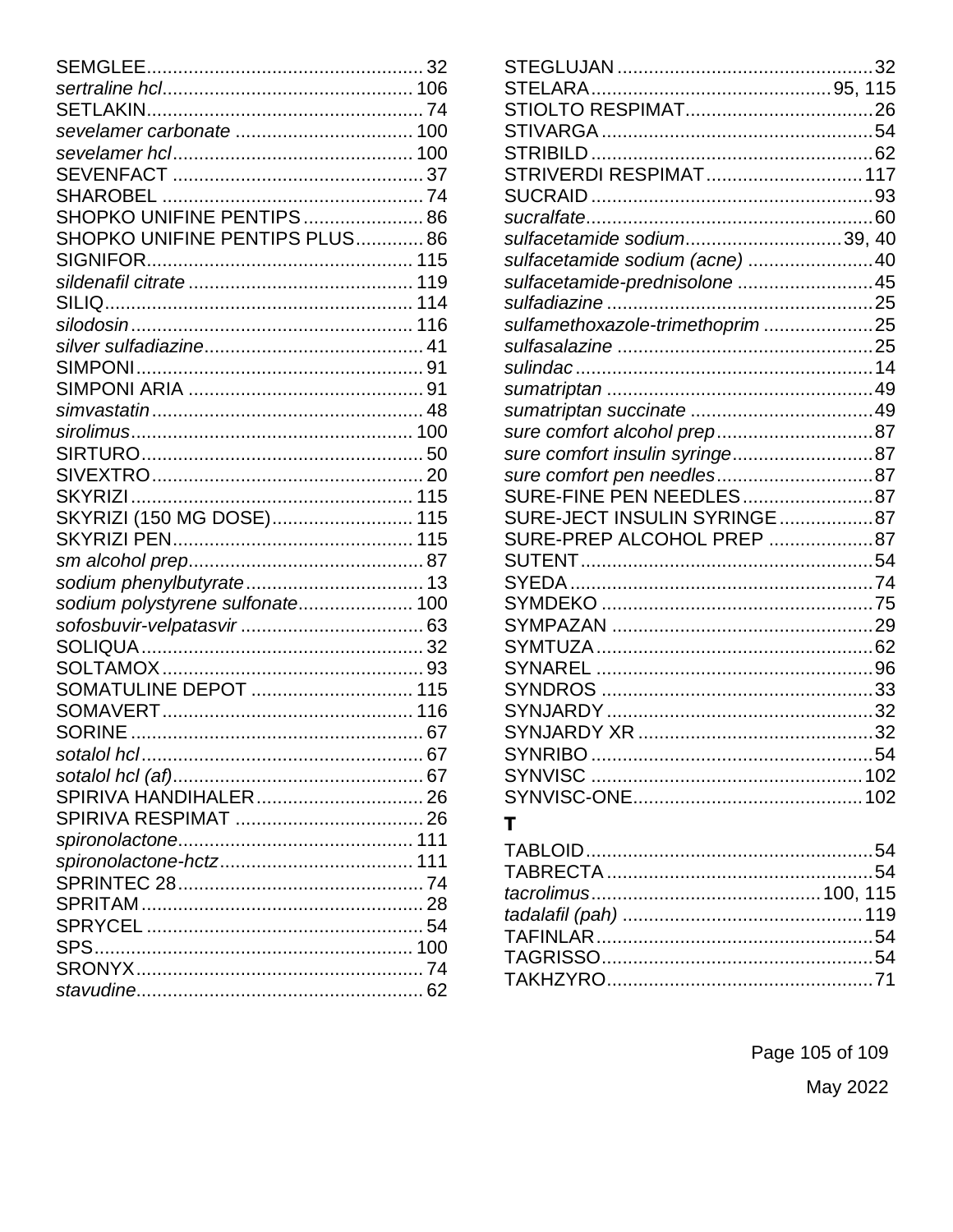SEMGLEE ..... 32
*sertraline hcl* ..... 106
SETLAKIN ..... 74
*sevelamer carbonate* ..... 100
*sevelamer hcl* ..... 100
SEVENFACT ..... 37
SHAROBEL ..... 74
SHOPKO UNIFINE PENTIPS ..... 86
SHOPKO UNIFINE PENTIPS PLUS ..... 86
SIGNIFOR ..... 115
*sildenafil citrate* ..... 119
SILIQ ..... 114
*silodosin* ..... 116
*silver sulfadiazine* ..... 41
SIMPONI ..... 91
SIMPONI ARIA ..... 91
*simvastatin* ..... 48
*sirolimus* ..... 100
SIRTURO ..... 50
SIVEXTRO ..... 20
SKYRIZI ..... 115
SKYRIZI (150 MG DOSE) ..... 115
SKYRIZI PEN ..... 115
*sm alcohol prep* ..... 87
*sodium phenylbutyrate* ..... 13
*sodium polystyrene sulfonate* ..... 100
*sofosbuvir-velpatasvir* ..... 63
SOLIQUA ..... 32
SOLTAMOX ..... 93
SOMATULINE DEPOT ..... 115
SOMAVERT ..... 116
SORINE ..... 67
*sotalol hcl* ..... 67
*sotalol hcl (af)* ..... 67
SPIRIVA HANDIHALER ..... 26
SPIRIVA RESPIMAT ..... 26
*spironolactone* ..... 111
*spironolactone-hctz* ..... 111
SPRINTEC 28 ..... 74
SPRITAM ..... 28
SPRYCEL ..... 54
SPS ..... 100
SRONYX ..... 74
*stavudine* ..... 62
STEGLUJAN ..... 32
STELARA ..... 95, 115
STIOLTO RESPIMAT ..... 26
STIVARGA ..... 54
STRIBILD ..... 62
STRIVERDI RESPIMAT ..... 117
SUCRAID ..... 93
*sucralfate* ..... 60
*sulfacetamide sodium* ..... 39, 40
*sulfacetamide sodium (acne)* ..... 40
*sulfacetamide-prednisolone* ..... 45
*sulfadiazine* ..... 25
*sulfamethoxazole-trimethoprim* ..... 25
*sulfasalazine* ..... 25
*sulindac* ..... 14
*sumatriptan* ..... 49
*sumatriptan succinate* ..... 49
*sure comfort alcohol prep* ..... 87
*sure comfort insulin syringe* ..... 87
*sure comfort pen needles* ..... 87
SURE-FINE PEN NEEDLES ..... 87
SURE-JECT INSULIN SYRINGE ..... 87
SURE-PREP ALCOHOL PREP ..... 87
SUTENT ..... 54
SYEDA ..... 74
SYMDEKO ..... 75
SYMPAZAN ..... 29
SYMTUZA ..... 62
SYNAREL ..... 96
SYNDROS ..... 33
SYNJARDY ..... 32
SYNJARDY XR ..... 32
SYNRIBO ..... 54
SYNVISC ..... 102
SYNVISC-ONE ..... 102

## T

TABLOID ..... 54
TABRECTA ..... 54
*tacrolimus* ..... 100, 115
*tadalafil (pah)* ..... 119
TAFINLAR ..... 54
TAGRISSO ..... 54
TAKHZYRO ..... 71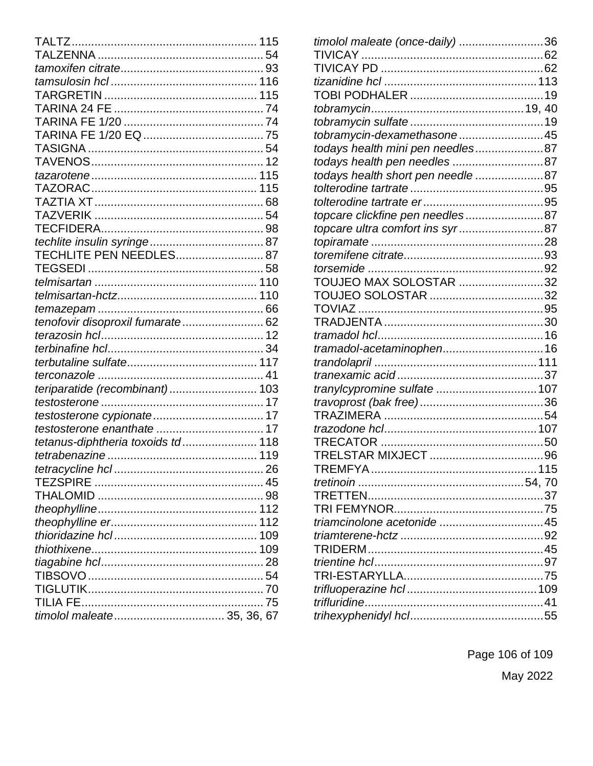TALTZ ........................................................ 115
TALZENNA .................................................. 54
*tamoxifen citrate* ............................................ 93
*tamsulosin hcl* ............................................. 116
TARGRETIN ............................................... 115
TARINA 24 FE .............................................. 74
TARINA FE 1/20 ........................................... 74
TARINA FE 1/20 EQ ..................................... 75
TASIGNA ...................................................... 54
TAVENOS ..................................................... 12
*tazarotene* .................................................. 115
TAZORAC .................................................. 115
TAZTIA XT .................................................... 68
TAZVERIK .................................................... 54
TECFIDERA .................................................. 98
*techlite insulin syringe* ................................... 87
TECHLITE PEN NEEDLES ........................... 87
TEGSEDI ...................................................... 58
*telmisartan* .................................................. 110
*telmisartan-hctz* ........................................... 110
*temazepam* ................................................... 66
*tenofovir disoproxil fumarate* ......................... 62
*terazosin hcl* .................................................. 12
*terbinafine hcl* ................................................ 34
*terbutaline sulfate* ........................................ 117
*terconazole* ................................................... 41
*teriparatide (recombinant)* ........................... 103
*testosterone* .................................................. 17
*testosterone cypionate* .................................. 17
*testosterone enanthate* ................................. 17
*tetanus-diphtheria toxoids td* ....................... 118
*tetrabenazine* .............................................. 119
*tetracycline hcl* .............................................. 26
TEZSPIRE .................................................... 45
THALOMID ................................................... 98
*theophylline* ................................................. 112
*theophylline er* ............................................. 112
*thioridazine hcl* ............................................ 109
*thiothixene* ................................................... 109
*tiagabine hcl* .................................................. 28
TIBSOVO ...................................................... 54
TIGLUTIK ...................................................... 70
TILIA FE ........................................................ 75
*timolol maleate* .................................. 35, 36, 67
*timolol maleate (once-daily)* .......................... 36
TIVICAY ........................................................ 62
TIVICAY PD .................................................. 62
*tizanidine hcl* ............................................... 113
TOBI PODHALER ......................................... 19
*tobramycin* ............................................... 19, 40
*tobramycin sulfate* ......................................... 19
*tobramycin-dexamethasone* .......................... 45
*todays health mini pen needles* ..................... 87
*todays health pen needles* ............................ 87
*todays health short pen needle* ..................... 87
*tolterodine tartrate* ......................................... 95
*tolterodine tartrate er* ..................................... 95
*topcare clickfine pen needles* ........................ 87
*topcare ultra comfort ins syr* .......................... 87
*topiramate* ..................................................... 28
*toremifene citrate* ........................................... 93
*torsemide* ...................................................... 92
TOUJEO MAX SOLOSTAR .......................... 32
TOUJEO SOLOSTAR ................................... 32
TOVIAZ ......................................................... 95
TRADJENTA ................................................. 30
*tramadol hcl* ................................................... 16
*tramadol-acetaminophen* ............................... 16
*trandolapril* ................................................... 111
*tranexamic acid* ............................................. 37
*tranylcypromine sulfate* ............................... 107
*travoprost (bak free)* ...................................... 36
TRAZIMERA ................................................. 54
*trazodone hcl* ............................................... 107
TRECATOR .................................................. 50
TRELSTAR MIXJECT ................................... 96
TREMFYA ................................................... 115
*tretinoin* ................................................... 54, 70
TRETTEN ...................................................... 37
TRI FEMYNOR .............................................. 75
*triamcinolone acetonide* ................................ 45
*triamterene-hctz* ............................................ 92
TRIDERM ...................................................... 45
*trientine hcl* .................................................... 97
TRI-ESTARYLLA ........................................... 75
*trifluoperazine hcl* ........................................ 109
*trifluridine* ....................................................... 41
*trihexyphenidyl hcl* ......................................... 55

May 2022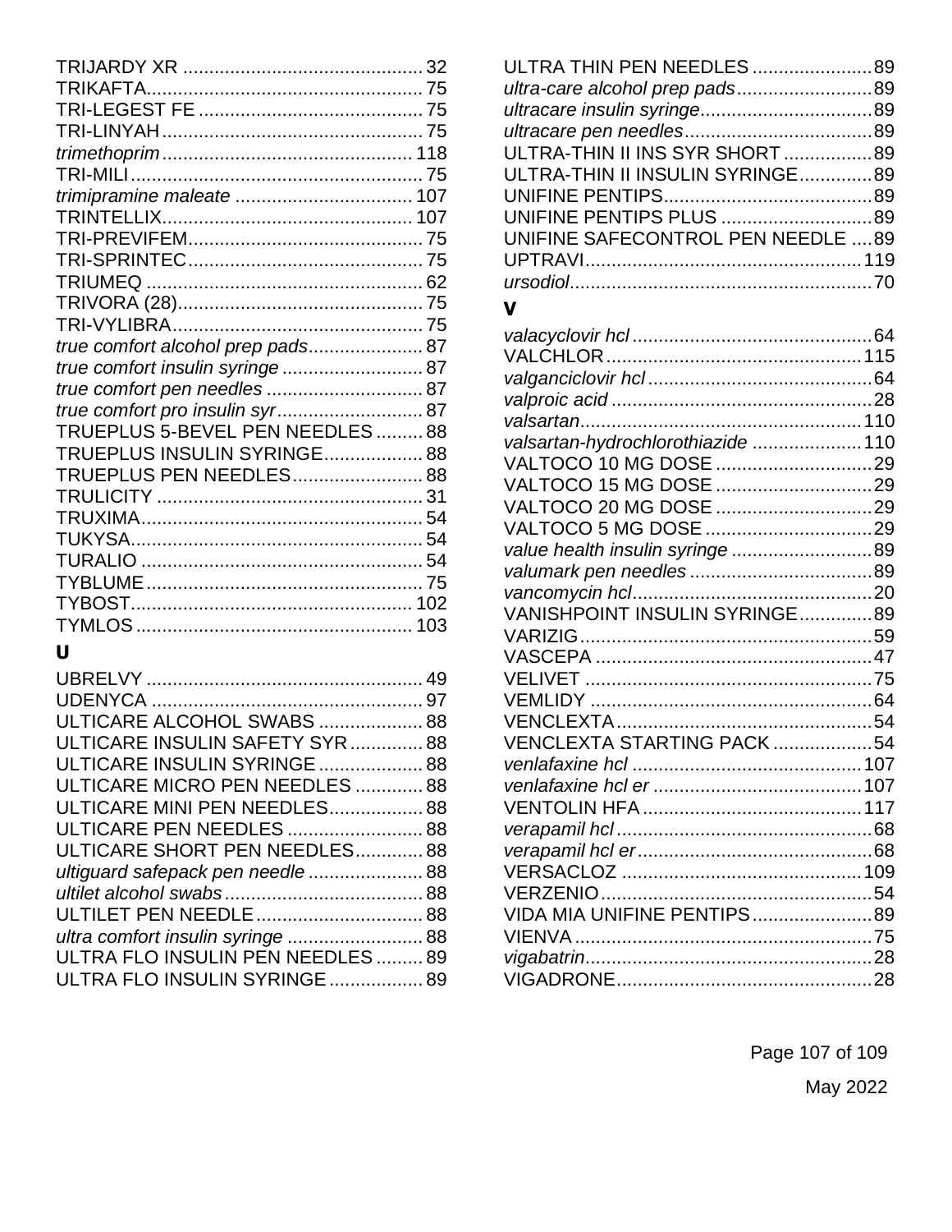TRIJARDY XR ............................................. 32
TRIKAFTA.................................................... 75
TRI-LEGEST FE .......................................... 75
TRI-LINYAH ................................................. 75
*trimethoprim* ............................................... 118
TRI-MILI ....................................................... 75
*trimipramine maleate* .................................. 107
TRINTELLIX................................................ 107
TRI-PREVIFEM............................................ 75
TRI-SPRINTEC............................................ 75
TRIUMEQ .................................................... 62
TRIVORA (28)............................................... 75
TRI-VYLIBRA............................................... 75
*true comfort alcohol prep pads*...................... 87
*true comfort insulin syringe* ........................... 87
*true comfort pen needles* .............................. 87
*true comfort pro insulin syr*............................ 87
TRUEPLUS 5-BEVEL PEN NEEDLES ......... 88
TRUEPLUS INSULIN SYRINGE................... 88
TRUEPLUS PEN NEEDLES......................... 88
TRULICITY .................................................. 31
TRUXIMA..................................................... 54
TUKYSA....................................................... 54
TURALIO ..................................................... 54
TYBLUME .................................................... 75
TYBOST..................................................... 102
TYMLOS .................................................... 103

## U

UBRELVY .................................................... 49
UDENYCA ................................................... 97
ULTICARE ALCOHOL SWABS .................... 88
ULTICARE INSULIN SAFETY SYR .............. 88
ULTICARE INSULIN SYRINGE.................... 88
ULTICARE MICRO PEN NEEDLES ............. 88
ULTICARE MINI PEN NEEDLES.................. 88
ULTICARE PEN NEEDLES .......................... 88
ULTICARE SHORT PEN NEEDLES............. 88
*ultiguard safepack pen needle* ...................... 88
*ultilet alcohol swabs* ...................................... 88
ULTILET PEN NEEDLE................................ 88
*ultra comfort insulin syringe* .......................... 88
ULTRA FLO INSULIN PEN NEEDLES ......... 89
ULTRA FLO INSULIN SYRINGE .................. 89
ULTRA THIN PEN NEEDLES ....................... 89
*ultra-care alcohol prep pads*.......................... 89
*ultracare insulin syringe*................................. 89
*ultracare pen needles*.................................... 89
ULTRA-THIN II INS SYR SHORT ................. 89
ULTRA-THIN II INSULIN SYRINGE.............. 89
UNIFINE PENTIPS........................................ 89
UNIFINE PENTIPS PLUS ............................. 89
UNIFINE SAFECONTROL PEN NEEDLE .... 89
UPTRAVI..................................................... 119
*ursodiol*......................................................... 70

## V

*valacyclovir hcl* .............................................. 64
VALCHLOR................................................. 115
*valganciclovir hcl* ........................................... 64
*valproic acid* .................................................. 28
*valsartan*...................................................... 110
*valsartan-hydrochlorothiazide* ..................... 110
VALTOCO 10 MG DOSE .............................. 29
VALTOCO 15 MG DOSE .............................. 29
VALTOCO 20 MG DOSE .............................. 29
VALTOCO 5 MG DOSE ................................ 29
*value health insulin syringe* ........................... 89
*valumark pen needles* ................................... 89
*vancomycin hcl*.............................................. 20
VANISHPOINT INSULIN SYRINGE.............. 89
VARIZIG........................................................ 59
VASCEPA .................................................... 47
VELIVET ...................................................... 75
VEMLIDY ...................................................... 64
VENCLEXTA ................................................ 54
VENCLEXTA STARTING PACK ................... 54
*venlafaxine hcl* ............................................ 107
*venlafaxine hcl er* ........................................ 107
VENTOLIN HFA .......................................... 117
*verapamil hcl* ................................................. 68
*verapamil hcl er* ............................................. 68
VERSACLOZ .............................................. 109
VERZENIO.................................................... 54
VIDA MIA UNIFINE PENTIPS....................... 89
VIENVA ......................................................... 75
*vigabatrin*...................................................... 28
VIGADRONE................................................. 28

May 2022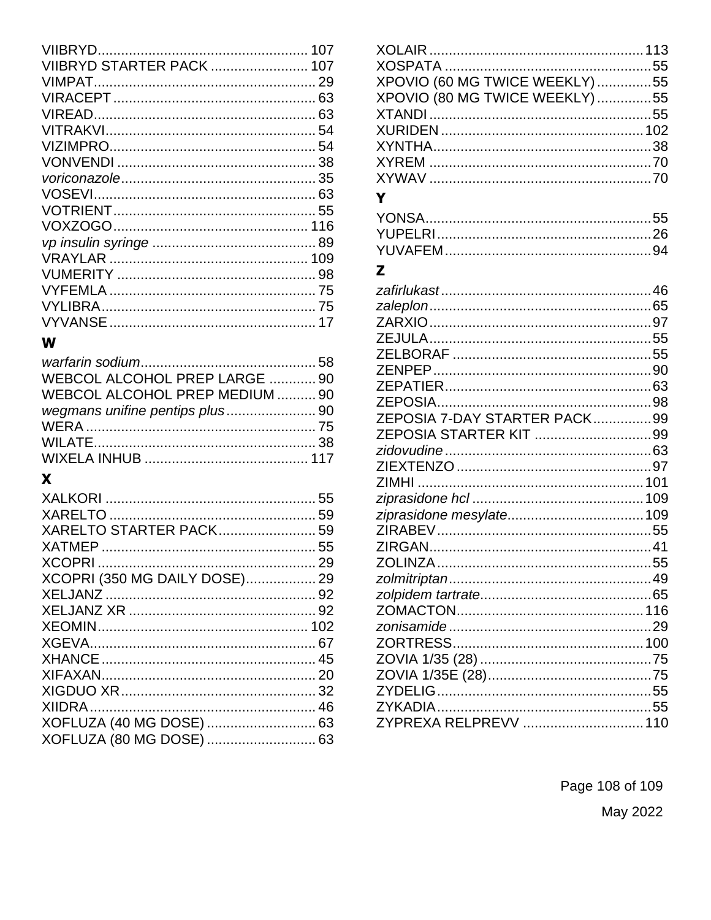VIIBRYD...................................................... 107
VIIBRYD STARTER PACK ......................... 107
VIMPAT........................................................ 29
VIRACEPT .................................................... 63
VIREAD........................................................ 63
VITRAKVI...................................................... 54
VIZIMPRO..................................................... 54
VONVENDI ................................................... 38
*voriconazole*.................................................. 35
VOSEVI........................................................ 63
VOTRIENT.................................................... 55
VOXZOGO.................................................. 116
*vp insulin syringe* .......................................... 89
VRAYLAR .................................................. 109
VUMERITY ................................................... 98
VYFEMLA ..................................................... 75
VYLIBRA....................................................... 75
VYVANSE ..................................................... 17

## W

*warfarin sodium*............................................. 58
WEBCOL ALCOHOL PREP LARGE ............ 90
WEBCOL ALCOHOL PREP MEDIUM .......... 90
*wegmans unifine pentips plus*....................... 90
WERA ........................................................... 75
WILATE......................................................... 38
WIXELA INHUB .......................................... 117

## X

XALKORI ...................................................... 55
XARELTO ..................................................... 59
XARELTO STARTER PACK......................... 59
XATMEP ....................................................... 55
XCOPRI ........................................................ 29
XCOPRI (350 MG DAILY DOSE).................. 29
XELJANZ ...................................................... 92
XELJANZ XR ................................................ 92
XEOMIN...................................................... 102
XGEVA.......................................................... 67
XHANCE ....................................................... 45
XIFAXAN....................................................... 20
XIGDUO XR.................................................. 32
XIIDRA.......................................................... 46
XOFLUZA (40 MG DOSE) ............................ 63
XOFLUZA (80 MG DOSE) ............................ 63
XOLAIR ...................................................... 113
XOSPATA ..................................................... 55
XPOVIO (60 MG TWICE WEEKLY) .............. 55
XPOVIO (80 MG TWICE WEEKLY) .............. 55
XTANDI ......................................................... 55
XURIDEN .................................................... 102
XYNTHA........................................................ 38
XYREM ......................................................... 70
XYWAV ......................................................... 70

## Y

YONSA.......................................................... 55
YUPELRI ....................................................... 26
YUVAFEM ..................................................... 94

## Z

*zafirlukast* ...................................................... 46
*zaleplon* ......................................................... 65
ZARXIO......................................................... 97
ZEJULA ......................................................... 55
ZELBORAF ................................................... 55
ZENPEP ........................................................ 90
ZEPATIER..................................................... 63
ZEPOSIA....................................................... 98
ZEPOSIA 7-DAY STARTER PACK............... 99
ZEPOSIA STARTER KIT .............................. 99
*zidovudine* ..................................................... 63
ZIEXTENZO .................................................. 97
ZIMHI .......................................................... 101
*ziprasidone hcl* ............................................ 109
*ziprasidone mesylate*................................... 109
ZIRABEV ....................................................... 55
ZIRGAN......................................................... 41
ZOLINZA ....................................................... 55
*zolmitriptan*.................................................... 49
*zolpidem tartrate*............................................ 65
ZOMACTON................................................ 116
*zonisamide* .................................................... 29
ZORTRESS................................................. 100
ZOVIA 1/35 (28) ............................................ 75
ZOVIA 1/35E (28).......................................... 75
ZYDELIG ....................................................... 55
ZYKADIA....................................................... 55
ZYPREXA RELPREVV ............................... 110

May 2022